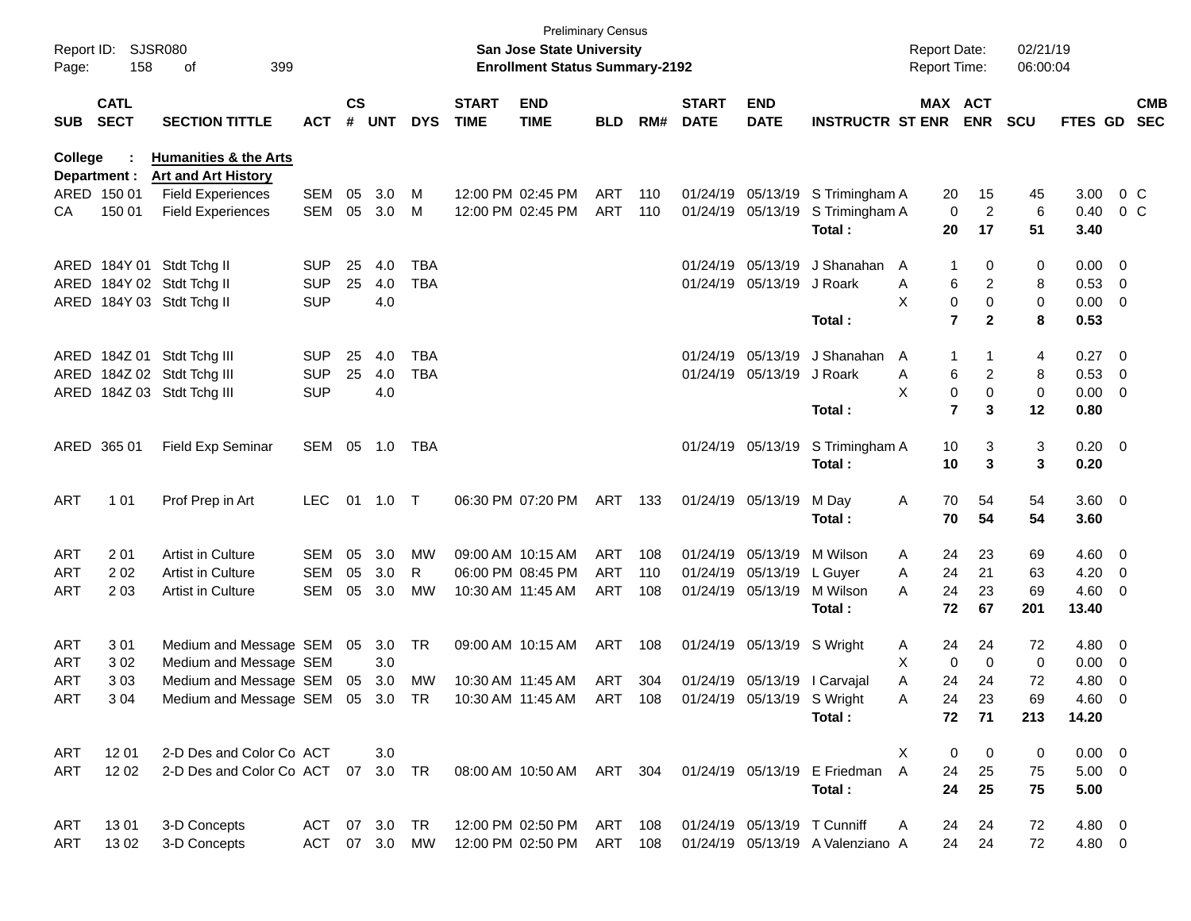Preliminary Census

Report ID: SJSR080

**San Jose State University**

**Enrollment Status Summary-2192**

Report Date: 02/21/19
Report Time: 06:00:04

**College : Humanities & the Arts**
**Department : Art and Art History**

| SUB | CATL SECT | SECTION TITTLE | ACT | CS # | UNT | DYS | START TIME | END TIME | BLD | RM# | START DATE | END DATE | INSTRUCTR | ST | MAX ENR | ACT ENR | SCU | FTES | GD | CMB SEC |
|---|---|---|---|---|---|---|---|---|---|---|---|---|---|---|---|---|---|---|---|---|
| ARED | 150 01 | Field Experiences | SEM | 05 | 3.0 | M | 12:00 PM | 02:45 PM | ART | 110 | 01/24/19 | 05/13/19 | S Trimingham | A | 20 | 15 | 45 | 3.00 | 0 | C |
| CA | 150 01 | Field Experiences | SEM | 05 | 3.0 | M | 12:00 PM | 02:45 PM | ART | 110 | 01/24/19 | 05/13/19 | S Trimingham | A | 0 | 2 | 6 | 0.40 | 0 | C |
| | | | | | | | | | | | | | **Total :** | | **20** | **17** | **51** | **3.40** | | |
| ARED | 184Y 01 | Stdt Tchg II | SUP | 25 | 4.0 | TBA | | | | | 01/24/19 | 05/13/19 | J Shanahan | A | 1 | 0 | 0 | 0.00 | 0 | |
| ARED | 184Y 02 | Stdt Tchg II | SUP | 25 | 4.0 | TBA | | | | | 01/24/19 | 05/13/19 | J Roark | A | 6 | 2 | 8 | 0.53 | 0 | |
| ARED | 184Y 03 | Stdt Tchg II | SUP | | 4.0 | | | | | | | | | X | 0 | 0 | 0 | 0.00 | 0 | |
| | | | | | | | | | | | | | **Total :** | | **7** | **2** | **8** | **0.53** | | |
| ARED | 184Z 01 | Stdt Tchg III | SUP | 25 | 4.0 | TBA | | | | | 01/24/19 | 05/13/19 | J Shanahan | A | 1 | 1 | 4 | 0.27 | 0 | |
| ARED | 184Z 02 | Stdt Tchg III | SUP | 25 | 4.0 | TBA | | | | | 01/24/19 | 05/13/19 | J Roark | A | 6 | 2 | 8 | 0.53 | 0 | |
| ARED | 184Z 03 | Stdt Tchg III | SUP | | 4.0 | | | | | | | | | X | 0 | 0 | 0 | 0.00 | 0 | |
| | | | | | | | | | | | | | **Total :** | | **7** | **3** | **12** | **0.80** | | |
| ARED | 365 01 | Field Exp Seminar | SEM | 05 | 1.0 | TBA | | | | | 01/24/19 | 05/13/19 | S Trimingham | A | 10 | 3 | 3 | 0.20 | 0 | |
| | | | | | | | | | | | | | **Total :** | | **10** | **3** | **3** | **0.20** | | |
| ART | 1 01 | Prof Prep in Art | LEC | 01 | 1.0 | T | 06:30 PM | 07:20 PM | ART | 133 | 01/24/19 | 05/13/19 | M Day | A | 70 | 54 | 54 | 3.60 | 0 | |
| | | | | | | | | | | | | | **Total :** | | **70** | **54** | **54** | **3.60** | | |
| ART | 2 01 | Artist in Culture | SEM | 05 | 3.0 | MW | 09:00 AM | 10:15 AM | ART | 108 | 01/24/19 | 05/13/19 | M Wilson | A | 24 | 23 | 69 | 4.60 | 0 | |
| ART | 2 02 | Artist in Culture | SEM | 05 | 3.0 | R | 06:00 PM | 08:45 PM | ART | 110 | 01/24/19 | 05/13/19 | L Guyer | A | 24 | 21 | 63 | 4.20 | 0 | |
| ART | 2 03 | Artist in Culture | SEM | 05 | 3.0 | MW | 10:30 AM | 11:45 AM | ART | 108 | 01/24/19 | 05/13/19 | M Wilson | A | 24 | 23 | 69 | 4.60 | 0 | |
| | | | | | | | | | | | | | **Total :** | | **72** | **67** | **201** | **13.40** | | |
| ART | 3 01 | Medium and Message | SEM | 05 | 3.0 | TR | 09:00 AM | 10:15 AM | ART | 108 | 01/24/19 | 05/13/19 | S Wright | A | 24 | 24 | 72 | 4.80 | 0 | |
| ART | 3 02 | Medium and Message | SEM | | 3.0 | | | | | | | | | X | 0 | 0 | 0 | 0.00 | 0 | |
| ART | 3 03 | Medium and Message | SEM | 05 | 3.0 | MW | 10:30 AM | 11:45 AM | ART | 304 | 01/24/19 | 05/13/19 | I Carvajal | A | 24 | 24 | 72 | 4.80 | 0 | |
| ART | 3 04 | Medium and Message | SEM | 05 | 3.0 | TR | 10:30 AM | 11:45 AM | ART | 108 | 01/24/19 | 05/13/19 | S Wright | A | 24 | 23 | 69 | 4.60 | 0 | |
| | | | | | | | | | | | | | **Total :** | | **72** | **71** | **213** | **14.20** | | |
| ART | 12 01 | 2-D Des and Color Co | ACT | | 3.0 | | | | | | | | | X | 0 | 0 | 0 | 0.00 | 0 | |
| ART | 12 02 | 2-D Des and Color Co | ACT | 07 | 3.0 | TR | 08:00 AM | 10:50 AM | ART | 304 | 01/24/19 | 05/13/19 | E Friedman | A | 24 | 25 | 75 | 5.00 | 0 | |
| | | | | | | | | | | | | | **Total :** | | **24** | **25** | **75** | **5.00** | | |
| ART | 13 01 | 3-D Concepts | ACT | 07 | 3.0 | TR | 12:00 PM | 02:50 PM | ART | 108 | 01/24/19 | 05/13/19 | T Cunniff | A | 24 | 24 | 72 | 4.80 | 0 | |
| ART | 13 02 | 3-D Concepts | ACT | 07 | 3.0 | MW | 12:00 PM | 02:50 PM | ART | 108 | 01/24/19 | 05/13/19 | A Valenziano | A | 24 | 24 | 72 | 4.80 | 0 | |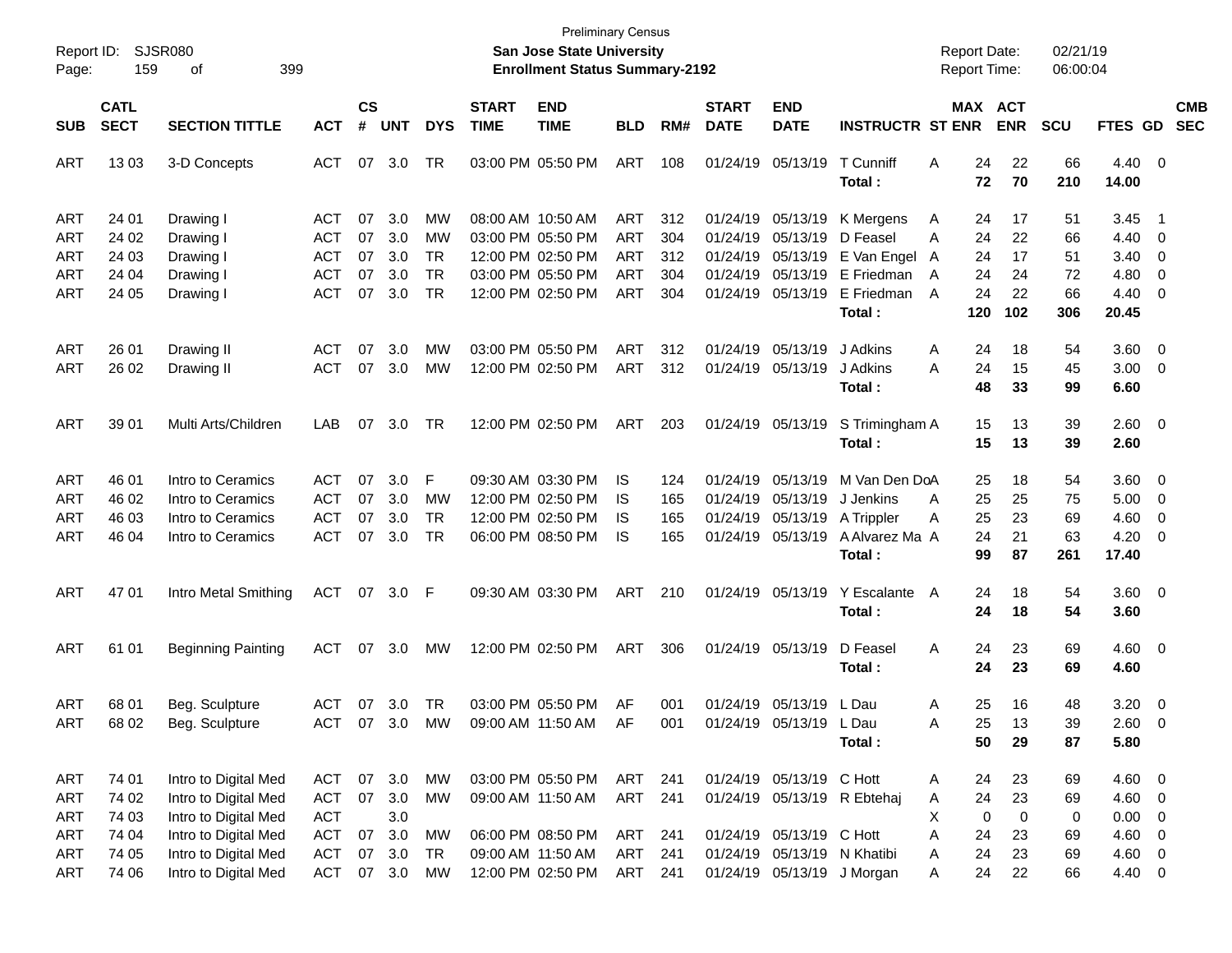Preliminary Census

**San Jose State University**

**Enrollment Status Summary-2192**

Report ID: SJSR080
Report Date: 02/21/19
Report Time: 06:00:04

| SUB | CATL SECT | SECTION TITTLE | ACT | CS # | UNT | DYS | START TIME | END TIME | BLD | RM# | START DATE | END DATE | INSTRUCTR | ST | MAX ENR | ACT ENR | SCU | FTES | GD | CMB SEC |
|---|---|---|---|---|---|---|---|---|---|---|---|---|---|---|---|---|---|---|---|---|
| ART | 13 03 | 3-D Concepts | ACT | 07 | 3.0 | TR | 03:00 PM | 05:50 PM | ART | 108 | 01/24/19 | 05/13/19 | T Cunniff | A | 24 | 22 | 66 | 4.40 | 0 | |
| | | | | | | | | | | | | | **Total :** | | **72** | **70** | **210** | **14.00** | | |
| ART | 24 01 | Drawing I | ACT | 07 | 3.0 | MW | 08:00 AM | 10:50 AM | ART | 312 | 01/24/19 | 05/13/19 | K Mergens | A | 24 | 17 | 51 | 3.45 | 1 | |
| ART | 24 02 | Drawing I | ACT | 07 | 3.0 | MW | 03:00 PM | 05:50 PM | ART | 304 | 01/24/19 | 05/13/19 | D Feasel | A | 24 | 22 | 66 | 4.40 | 0 | |
| ART | 24 03 | Drawing I | ACT | 07 | 3.0 | TR | 12:00 PM | 02:50 PM | ART | 312 | 01/24/19 | 05/13/19 | E Van Engel | A | 24 | 17 | 51 | 3.40 | 0 | |
| ART | 24 04 | Drawing I | ACT | 07 | 3.0 | TR | 03:00 PM | 05:50 PM | ART | 304 | 01/24/19 | 05/13/19 | E Friedman | A | 24 | 24 | 72 | 4.80 | 0 | |
| ART | 24 05 | Drawing I | ACT | 07 | 3.0 | TR | 12:00 PM | 02:50 PM | ART | 304 | 01/24/19 | 05/13/19 | E Friedman | A | 24 | 22 | 66 | 4.40 | 0 | |
| | | | | | | | | | | | | | **Total :** | | **120** | **102** | **306** | **20.45** | | |
| ART | 26 01 | Drawing II | ACT | 07 | 3.0 | MW | 03:00 PM | 05:50 PM | ART | 312 | 01/24/19 | 05/13/19 | J Adkins | A | 24 | 18 | 54 | 3.60 | 0 | |
| ART | 26 02 | Drawing II | ACT | 07 | 3.0 | MW | 12:00 PM | 02:50 PM | ART | 312 | 01/24/19 | 05/13/19 | J Adkins | A | 24 | 15 | 45 | 3.00 | 0 | |
| | | | | | | | | | | | | | **Total :** | | **48** | **33** | **99** | **6.60** | | |
| ART | 39 01 | Multi Arts/Children | LAB | 07 | 3.0 | TR | 12:00 PM | 02:50 PM | ART | 203 | 01/24/19 | 05/13/19 | S Trimingham | A | 15 | 13 | 39 | 2.60 | 0 | |
| | | | | | | | | | | | | | **Total :** | | **15** | **13** | **39** | **2.60** | | |
| ART | 46 01 | Intro to Ceramics | ACT | 07 | 3.0 | F | 09:30 AM | 03:30 PM | IS | 124 | 01/24/19 | 05/13/19 | M Van Den Do | A | 25 | 18 | 54 | 3.60 | 0 | |
| ART | 46 02 | Intro to Ceramics | ACT | 07 | 3.0 | MW | 12:00 PM | 02:50 PM | IS | 165 | 01/24/19 | 05/13/19 | J Jenkins | A | 25 | 25 | 75 | 5.00 | 0 | |
| ART | 46 03 | Intro to Ceramics | ACT | 07 | 3.0 | TR | 12:00 PM | 02:50 PM | IS | 165 | 01/24/19 | 05/13/19 | A Trippler | A | 25 | 23 | 69 | 4.60 | 0 | |
| ART | 46 04 | Intro to Ceramics | ACT | 07 | 3.0 | TR | 06:00 PM | 08:50 PM | IS | 165 | 01/24/19 | 05/13/19 | A Alvarez Ma | A | 24 | 21 | 63 | 4.20 | 0 | |
| | | | | | | | | | | | | | **Total :** | | **99** | **87** | **261** | **17.40** | | |
| ART | 47 01 | Intro Metal Smithing | ACT | 07 | 3.0 | F | 09:30 AM | 03:30 PM | ART | 210 | 01/24/19 | 05/13/19 | Y Escalante | A | 24 | 18 | 54 | 3.60 | 0 | |
| | | | | | | | | | | | | | **Total :** | | **24** | **18** | **54** | **3.60** | | |
| ART | 61 01 | Beginning Painting | ACT | 07 | 3.0 | MW | 12:00 PM | 02:50 PM | ART | 306 | 01/24/19 | 05/13/19 | D Feasel | A | 24 | 23 | 69 | 4.60 | 0 | |
| | | | | | | | | | | | | | **Total :** | | **24** | **23** | **69** | **4.60** | | |
| ART | 68 01 | Beg. Sculpture | ACT | 07 | 3.0 | TR | 03:00 PM | 05:50 PM | AF | 001 | 01/24/19 | 05/13/19 | L Dau | A | 25 | 16 | 48 | 3.20 | 0 | |
| ART | 68 02 | Beg. Sculpture | ACT | 07 | 3.0 | MW | 09:00 AM | 11:50 AM | AF | 001 | 01/24/19 | 05/13/19 | L Dau | A | 25 | 13 | 39 | 2.60 | 0 | |
| | | | | | | | | | | | | | **Total :** | | **50** | **29** | **87** | **5.80** | | |
| ART | 74 01 | Intro to Digital Med | ACT | 07 | 3.0 | MW | 03:00 PM | 05:50 PM | ART | 241 | 01/24/19 | 05/13/19 | C Hott | A | 24 | 23 | 69 | 4.60 | 0 | |
| ART | 74 02 | Intro to Digital Med | ACT | 07 | 3.0 | MW | 09:00 AM | 11:50 AM | ART | 241 | 01/24/19 | 05/13/19 | R Ebtehaj | A | 24 | 23 | 69 | 4.60 | 0 | |
| ART | 74 03 | Intro to Digital Med | ACT | | 3.0 | | | | | | | | | X | 0 | 0 | 0 | 0.00 | 0 | |
| ART | 74 04 | Intro to Digital Med | ACT | 07 | 3.0 | MW | 06:00 PM | 08:50 PM | ART | 241 | 01/24/19 | 05/13/19 | C Hott | A | 24 | 23 | 69 | 4.60 | 0 | |
| ART | 74 05 | Intro to Digital Med | ACT | 07 | 3.0 | TR | 09:00 AM | 11:50 AM | ART | 241 | 01/24/19 | 05/13/19 | N Khatibi | A | 24 | 23 | 69 | 4.60 | 0 | |
| ART | 74 06 | Intro to Digital Med | ACT | 07 | 3.0 | MW | 12:00 PM | 02:50 PM | ART | 241 | 01/24/19 | 05/13/19 | J Morgan | A | 24 | 22 | 66 | 4.40 | 0 | |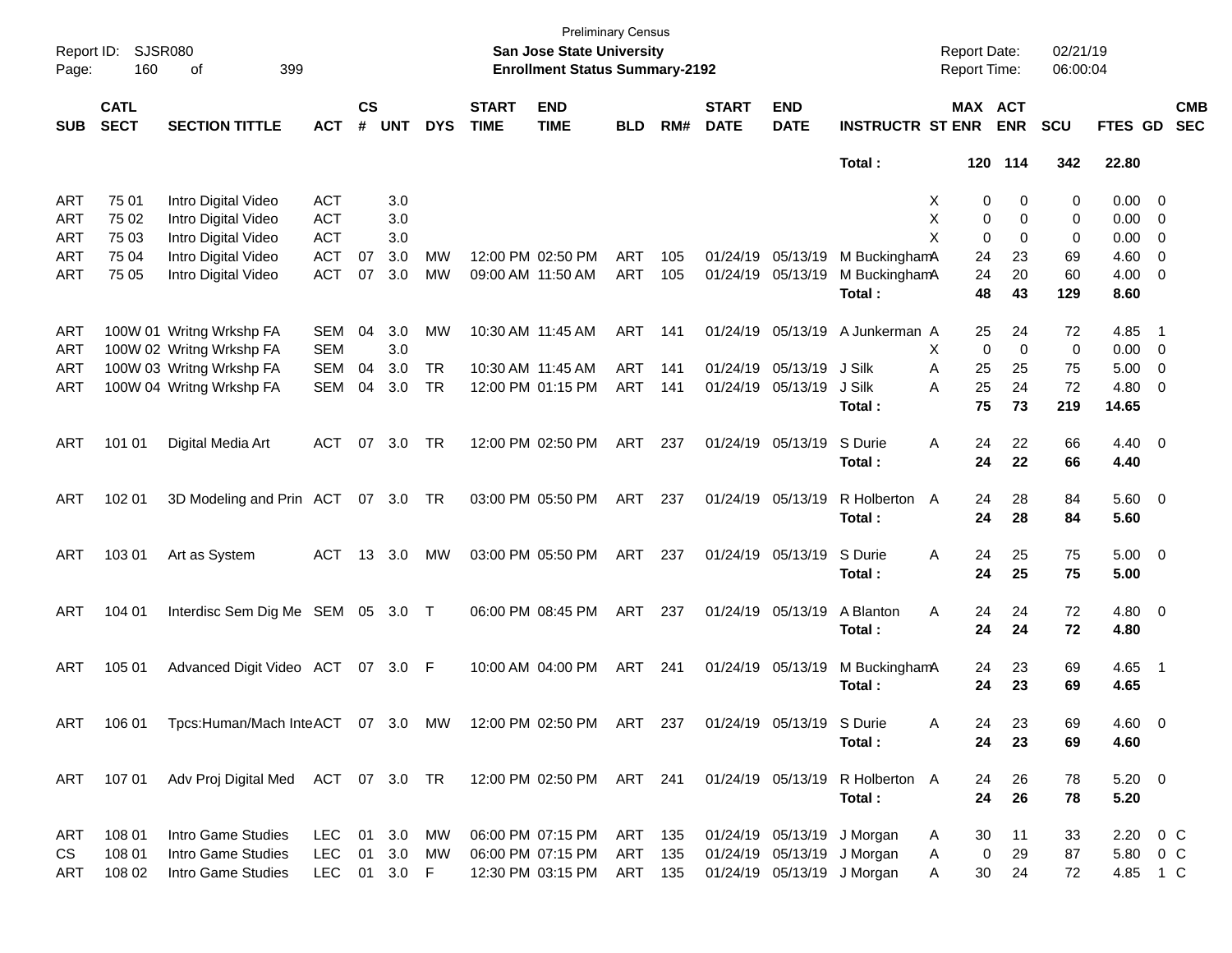Preliminary Census
**San Jose State University**
**Enrollment Status Summary-2192**

Report ID: SJSR080
Report Date: 02/21/19
Report Time: 06:00:04

| SUB | CATL SECT | SECTION TITTLE | ACT | CS # | UNT | DYS | START TIME | END TIME | BLD | RM# | START DATE | END DATE | INSTRUCTR | ST | MAX ENR | ACT ENR | SCU | FTES | GD | CMB SEC |
|---|---|---|---|---|---|---|---|---|---|---|---|---|---|---|---|---|---|---|---|---|
| | | | | | | | | | | | | | **Total :** | | **120** | **114** | **342** | **22.80** | | |
| ART | 75 01 | Intro Digital Video | ACT | | 3.0 | | | | | | | | | X | 0 | 0 | 0 | 0.00 | 0 | |
| ART | 75 02 | Intro Digital Video | ACT | | 3.0 | | | | | | | | | X | 0 | 0 | 0 | 0.00 | 0 | |
| ART | 75 03 | Intro Digital Video | ACT | | 3.0 | | | | | | | | | X | 0 | 0 | 0 | 0.00 | 0 | |
| ART | 75 04 | Intro Digital Video | ACT | 07 | 3.0 | MW | 12:00 PM | 02:50 PM | ART | 105 | 01/24/19 | 05/13/19 | M Buckingham | A | 24 | 23 | 69 | 4.60 | 0 | |
| ART | 75 05 | Intro Digital Video | ACT | 07 | 3.0 | MW | 09:00 AM | 11:50 AM | ART | 105 | 01/24/19 | 05/13/19 | M Buckingham | A | 24 | 20 | 60 | 4.00 | 0 | |
| | | | | | | | | | | | | | **Total :** | | **48** | **43** | **129** | **8.60** | | |
| ART | 100W 01 | Writng Wrkshp FA | SEM | 04 | 3.0 | MW | 10:30 AM | 11:45 AM | ART | 141 | 01/24/19 | 05/13/19 | A Junkerman | A | 25 | 24 | 72 | 4.85 | 1 | |
| ART | 100W 02 | Writng Wrkshp FA | SEM | | 3.0 | | | | | | | | | X | 0 | 0 | 0 | 0.00 | 0 | |
| ART | 100W 03 | Writng Wrkshp FA | SEM | 04 | 3.0 | TR | 10:30 AM | 11:45 AM | ART | 141 | 01/24/19 | 05/13/19 | J Silk | A | 25 | 25 | 75 | 5.00 | 0 | |
| ART | 100W 04 | Writng Wrkshp FA | SEM | 04 | 3.0 | TR | 12:00 PM | 01:15 PM | ART | 141 | 01/24/19 | 05/13/19 | J Silk | A | 25 | 24 | 72 | 4.80 | 0 | |
| | | | | | | | | | | | | | **Total :** | | **75** | **73** | **219** | **14.65** | | |
| ART | 101 01 | Digital Media Art | ACT | 07 | 3.0 | TR | 12:00 PM | 02:50 PM | ART | 237 | 01/24/19 | 05/13/19 | S Durie | A | 24 | 22 | 66 | 4.40 | 0 | |
| | | | | | | | | | | | | | **Total :** | | **24** | **22** | **66** | **4.40** | | |
| ART | 102 01 | 3D Modeling and Prin | ACT | 07 | 3.0 | TR | 03:00 PM | 05:50 PM | ART | 237 | 01/24/19 | 05/13/19 | R Holberton | A | 24 | 28 | 84 | 5.60 | 0 | |
| | | | | | | | | | | | | | **Total :** | | **24** | **28** | **84** | **5.60** | | |
| ART | 103 01 | Art as System | ACT | 13 | 3.0 | MW | 03:00 PM | 05:50 PM | ART | 237 | 01/24/19 | 05/13/19 | S Durie | A | 24 | 25 | 75 | 5.00 | 0 | |
| | | | | | | | | | | | | | **Total :** | | **24** | **25** | **75** | **5.00** | | |
| ART | 104 01 | Interdisc Sem Dig Me | SEM | 05 | 3.0 | T | 06:00 PM | 08:45 PM | ART | 237 | 01/24/19 | 05/13/19 | A Blanton | A | 24 | 24 | 72 | 4.80 | 0 | |
| | | | | | | | | | | | | | **Total :** | | **24** | **24** | **72** | **4.80** | | |
| ART | 105 01 | Advanced Digit Video | ACT | 07 | 3.0 | F | 10:00 AM | 04:00 PM | ART | 241 | 01/24/19 | 05/13/19 | M Buckingham | A | 24 | 23 | 69 | 4.65 | 1 | |
| | | | | | | | | | | | | | **Total :** | | **24** | **23** | **69** | **4.65** | | |
| ART | 106 01 | Tpcs:Human/Mach Inte | ACT | 07 | 3.0 | MW | 12:00 PM | 02:50 PM | ART | 237 | 01/24/19 | 05/13/19 | S Durie | A | 24 | 23 | 69 | 4.60 | 0 | |
| | | | | | | | | | | | | | **Total :** | | **24** | **23** | **69** | **4.60** | | |
| ART | 107 01 | Adv Proj Digital Med | ACT | 07 | 3.0 | TR | 12:00 PM | 02:50 PM | ART | 241 | 01/24/19 | 05/13/19 | R Holberton | A | 24 | 26 | 78 | 5.20 | 0 | |
| | | | | | | | | | | | | | **Total :** | | **24** | **26** | **78** | **5.20** | | |
| ART | 108 01 | Intro Game Studies | LEC | 01 | 3.0 | MW | 06:00 PM | 07:15 PM | ART | 135 | 01/24/19 | 05/13/19 | J Morgan | A | 30 | 11 | 33 | 2.20 | 0 | C |
| CS | 108 01 | Intro Game Studies | LEC | 01 | 3.0 | MW | 06:00 PM | 07:15 PM | ART | 135 | 01/24/19 | 05/13/19 | J Morgan | A | 0 | 29 | 87 | 5.80 | 0 | C |
| ART | 108 02 | Intro Game Studies | LEC | 01 | 3.0 | F | 12:30 PM | 03:15 PM | ART | 135 | 01/24/19 | 05/13/19 | J Morgan | A | 30 | 24 | 72 | 4.85 | 1 | C |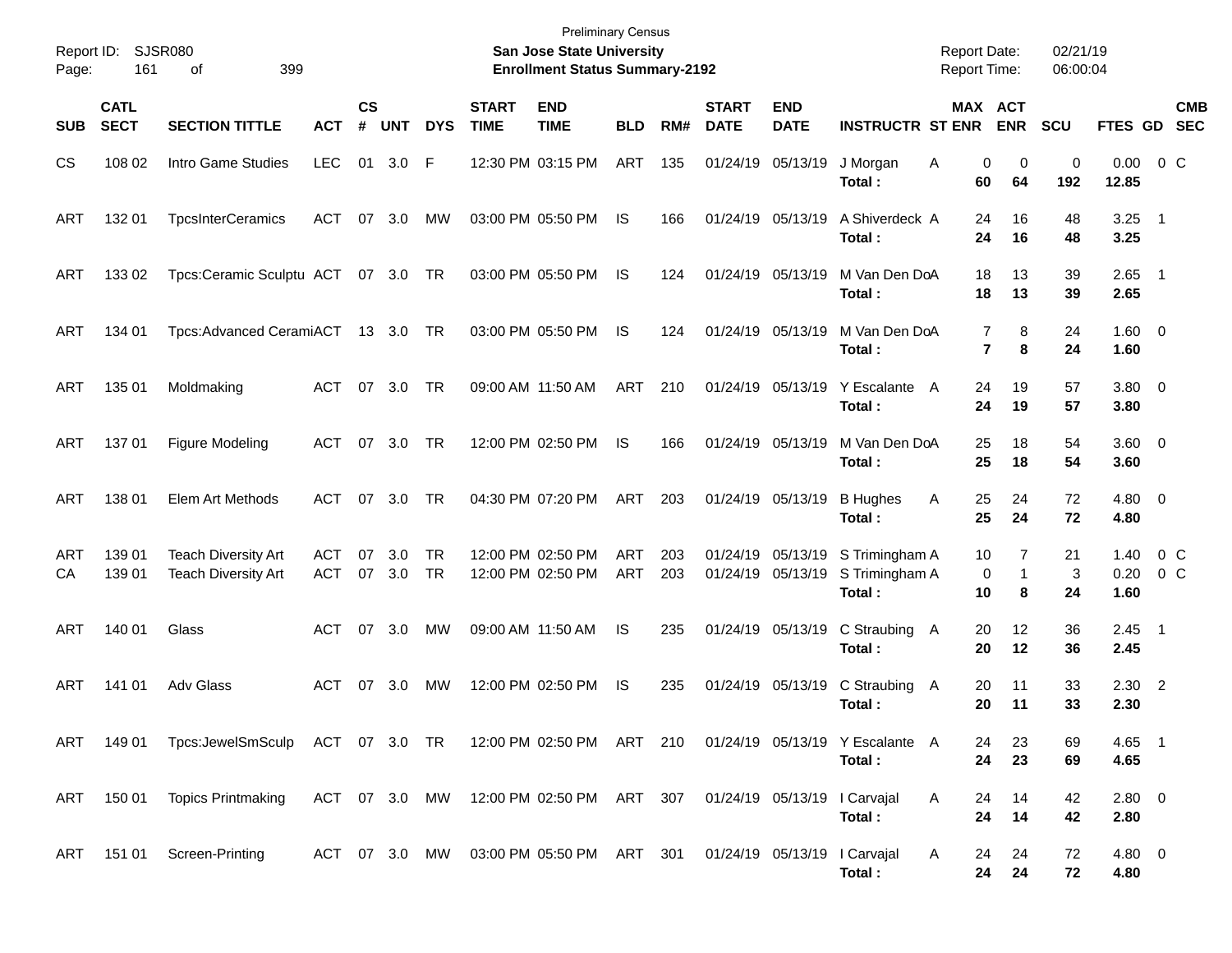Preliminary Census
**San Jose State University**
**Enrollment Status Summary-2192**

Report ID: SJSR080
Report Date: 02/21/19
Report Time: 06:00:04

| SUB | CATL SECT | SECTION TITTLE | ACT | CS # | UNT | DYS | START TIME | END TIME | BLD | RM# | START DATE | END DATE | INSTRUCTR | ST | MAX ENR | ACT ENR | SCU | FTES | GD | CMB SEC |
|---|---|---|---|---|---|---|---|---|---|---|---|---|---|---|---|---|---|---|---|---|
| CS | 108 02 | Intro Game Studies | LEC | 01 | 3.0 | F | 12:30 PM | 03:15 PM | ART | 135 | 01/24/19 | 05/13/19 | J Morgan | A | 0 | 0 | 0 | 0.00 | 0 | C |
| | | | | | | | | | | | | | **Total :** | | **60** | **64** | **192** | **12.85** | | |
| ART | 132 01 | TpcsInterCeramics | ACT | 07 | 3.0 | MW | 03:00 PM | 05:50 PM | IS | 166 | 01/24/19 | 05/13/19 | A Shiverdeck | A | 24 | 16 | 48 | 3.25 | 1 | |
| | | | | | | | | | | | | | **Total :** | | **24** | **16** | **48** | **3.25** | | |
| ART | 133 02 | Tpcs:Ceramic Sculptu | ACT | 07 | 3.0 | TR | 03:00 PM | 05:50 PM | IS | 124 | 01/24/19 | 05/13/19 | M Van Den Do | A | 18 | 13 | 39 | 2.65 | 1 | |
| | | | | | | | | | | | | | **Total :** | | **18** | **13** | **39** | **2.65** | | |
| ART | 134 01 | Tpcs:Advanced Cerami | ACT | 13 | 3.0 | TR | 03:00 PM | 05:50 PM | IS | 124 | 01/24/19 | 05/13/19 | M Van Den Do | A | 7 | 8 | 24 | 1.60 | 0 | |
| | | | | | | | | | | | | | **Total :** | | **7** | **8** | **24** | **1.60** | | |
| ART | 135 01 | Moldmaking | ACT | 07 | 3.0 | TR | 09:00 AM | 11:50 AM | ART | 210 | 01/24/19 | 05/13/19 | Y Escalante | A | 24 | 19 | 57 | 3.80 | 0 | |
| | | | | | | | | | | | | | **Total :** | | **24** | **19** | **57** | **3.80** | | |
| ART | 137 01 | Figure Modeling | ACT | 07 | 3.0 | TR | 12:00 PM | 02:50 PM | IS | 166 | 01/24/19 | 05/13/19 | M Van Den Do | A | 25 | 18 | 54 | 3.60 | 0 | |
| | | | | | | | | | | | | | **Total :** | | **25** | **18** | **54** | **3.60** | | |
| ART | 138 01 | Elem Art Methods | ACT | 07 | 3.0 | TR | 04:30 PM | 07:20 PM | ART | 203 | 01/24/19 | 05/13/19 | B Hughes | A | 25 | 24 | 72 | 4.80 | 0 | |
| | | | | | | | | | | | | | **Total :** | | **25** | **24** | **72** | **4.80** | | |
| ART | 139 01 | Teach Diversity Art | ACT | 07 | 3.0 | TR | 12:00 PM | 02:50 PM | ART | 203 | 01/24/19 | 05/13/19 | S Trimingham | A | 10 | 7 | 21 | 1.40 | 0 | C |
| CA | 139 01 | Teach Diversity Art | ACT | 07 | 3.0 | TR | 12:00 PM | 02:50 PM | ART | 203 | 01/24/19 | 05/13/19 | S Trimingham | A | 0 | 1 | 3 | 0.20 | 0 | C |
| | | | | | | | | | | | | | **Total :** | | **10** | **8** | **24** | **1.60** | | |
| ART | 140 01 | Glass | ACT | 07 | 3.0 | MW | 09:00 AM | 11:50 AM | IS | 235 | 01/24/19 | 05/13/19 | C Straubing | A | 20 | 12 | 36 | 2.45 | 1 | |
| | | | | | | | | | | | | | **Total :** | | **20** | **12** | **36** | **2.45** | | |
| ART | 141 01 | Adv Glass | ACT | 07 | 3.0 | MW | 12:00 PM | 02:50 PM | IS | 235 | 01/24/19 | 05/13/19 | C Straubing | A | 20 | 11 | 33 | 2.30 | 2 | |
| | | | | | | | | | | | | | **Total :** | | **20** | **11** | **33** | **2.30** | | |
| ART | 149 01 | Tpcs:JewelSmSculp | ACT | 07 | 3.0 | TR | 12:00 PM | 02:50 PM | ART | 210 | 01/24/19 | 05/13/19 | Y Escalante | A | 24 | 23 | 69 | 4.65 | 1 | |
| | | | | | | | | | | | | | **Total :** | | **24** | **23** | **69** | **4.65** | | |
| ART | 150 01 | Topics Printmaking | ACT | 07 | 3.0 | MW | 12:00 PM | 02:50 PM | ART | 307 | 01/24/19 | 05/13/19 | I Carvajal | A | 24 | 14 | 42 | 2.80 | 0 | |
| | | | | | | | | | | | | | **Total :** | | **24** | **14** | **42** | **2.80** | | |
| ART | 151 01 | Screen-Printing | ACT | 07 | 3.0 | MW | 03:00 PM | 05:50 PM | ART | 301 | 01/24/19 | 05/13/19 | I Carvajal | A | 24 | 24 | 72 | 4.80 | 0 | |
| | | | | | | | | | | | | | **Total :** | | **24** | **24** | **72** | **4.80** | | |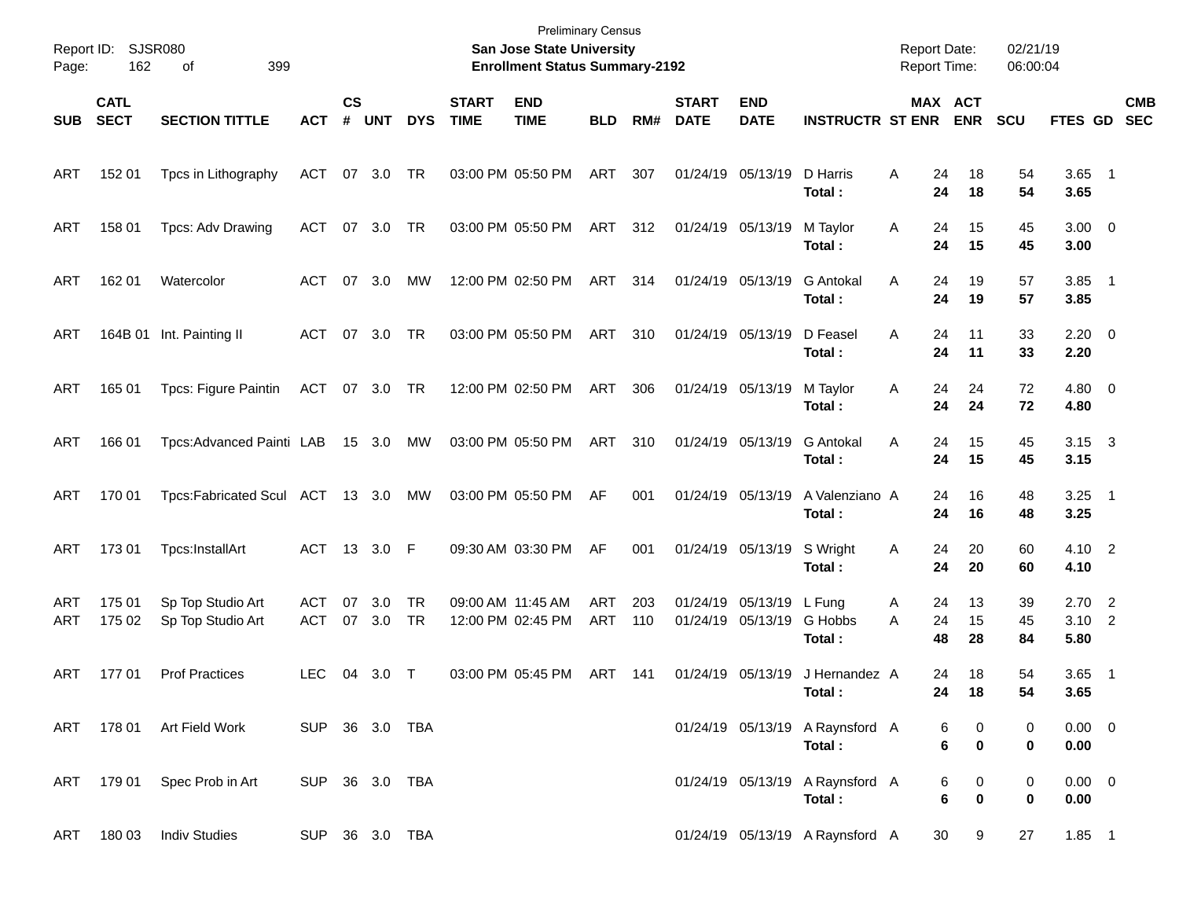Preliminary Census

**San Jose State University**

**Enrollment Status Summary-2192**

Report ID: SJSR080

Report Date: 02/21/19

Report Time: 06:00:04

| SUB | CATL SECT | SECTION TITTLE | ACT | CS # | UNT | DYS | START TIME | END TIME | BLD | RM# | START DATE | END DATE | INSTRUCTR | ST | MAX ENR | ACT ENR | SCU | FTES | GD | CMB SEC |
|---|---|---|---|---|---|---|---|---|---|---|---|---|---|---|---|---|---|---|---|---|
| ART | 152 01 | Tpcs in Lithography | ACT | 07 | 3.0 | TR | 03:00 PM | 05:50 PM | ART | 307 | 01/24/19 | 05/13/19 | D Harris | A | 24 | 18 | 54 | 3.65 | 1 | |
| | | | | | | | | | | | | | **Total :** | | **24** | **18** | **54** | **3.65** | | |
| ART | 158 01 | Tpcs: Adv Drawing | ACT | 07 | 3.0 | TR | 03:00 PM | 05:50 PM | ART | 312 | 01/24/19 | 05/13/19 | M Taylor | A | 24 | 15 | 45 | 3.00 | 0 | |
| | | | | | | | | | | | | | **Total :** | | **24** | **15** | **45** | **3.00** | | |
| ART | 162 01 | Watercolor | ACT | 07 | 3.0 | MW | 12:00 PM | 02:50 PM | ART | 314 | 01/24/19 | 05/13/19 | G Antokal | A | 24 | 19 | 57 | 3.85 | 1 | |
| | | | | | | | | | | | | | **Total :** | | **24** | **19** | **57** | **3.85** | | |
| ART | 164B 01 | Int. Painting II | ACT | 07 | 3.0 | TR | 03:00 PM | 05:50 PM | ART | 310 | 01/24/19 | 05/13/19 | D Feasel | A | 24 | 11 | 33 | 2.20 | 0 | |
| | | | | | | | | | | | | | **Total :** | | **24** | **11** | **33** | **2.20** | | |
| ART | 165 01 | Tpcs: Figure Paintin | ACT | 07 | 3.0 | TR | 12:00 PM | 02:50 PM | ART | 306 | 01/24/19 | 05/13/19 | M Taylor | A | 24 | 24 | 72 | 4.80 | 0 | |
| | | | | | | | | | | | | | **Total :** | | **24** | **24** | **72** | **4.80** | | |
| ART | 166 01 | Tpcs:Advanced Painti | LAB | 15 | 3.0 | MW | 03:00 PM | 05:50 PM | ART | 310 | 01/24/19 | 05/13/19 | G Antokal | A | 24 | 15 | 45 | 3.15 | 3 | |
| | | | | | | | | | | | | | **Total :** | | **24** | **15** | **45** | **3.15** | | |
| ART | 170 01 | Tpcs:Fabricated Scul | ACT | 13 | 3.0 | MW | 03:00 PM | 05:50 PM | AF | 001 | 01/24/19 | 05/13/19 | A Valenziano | A | 24 | 16 | 48 | 3.25 | 1 | |
| | | | | | | | | | | | | | **Total :** | | **24** | **16** | **48** | **3.25** | | |
| ART | 173 01 | Tpcs:InstallArt | ACT | 13 | 3.0 | F | 09:30 AM | 03:30 PM | AF | 001 | 01/24/19 | 05/13/19 | S Wright | A | 24 | 20 | 60 | 4.10 | 2 | |
| | | | | | | | | | | | | | **Total :** | | **24** | **20** | **60** | **4.10** | | |
| ART | 175 01 | Sp Top Studio Art | ACT | 07 | 3.0 | TR | 09:00 AM | 11:45 AM | ART | 203 | 01/24/19 | 05/13/19 | L Fung | A | 24 | 13 | 39 | 2.70 | 2 | |
| ART | 175 02 | Sp Top Studio Art | ACT | 07 | 3.0 | TR | 12:00 PM | 02:45 PM | ART | 110 | 01/24/19 | 05/13/19 | G Hobbs | A | 24 | 15 | 45 | 3.10 | 2 | |
| | | | | | | | | | | | | | **Total :** | | **48** | **28** | **84** | **5.80** | | |
| ART | 177 01 | Prof Practices | LEC | 04 | 3.0 | T | 03:00 PM | 05:45 PM | ART | 141 | 01/24/19 | 05/13/19 | J Hernandez | A | 24 | 18 | 54 | 3.65 | 1 | |
| | | | | | | | | | | | | | **Total :** | | **24** | **18** | **54** | **3.65** | | |
| ART | 178 01 | Art Field Work | SUP | 36 | 3.0 | TBA | | | | | 01/24/19 | 05/13/19 | A Raynsford | A | 6 | 0 | 0 | 0.00 | 0 | |
| | | | | | | | | | | | | | **Total :** | | **6** | **0** | **0** | **0.00** | | |
| ART | 179 01 | Spec Prob in Art | SUP | 36 | 3.0 | TBA | | | | | 01/24/19 | 05/13/19 | A Raynsford | A | 6 | 0 | 0 | 0.00 | 0 | |
| | | | | | | | | | | | | | **Total :** | | **6** | **0** | **0** | **0.00** | | |
| ART | 180 03 | Indiv Studies | SUP | 36 | 3.0 | TBA | | | | | 01/24/19 | 05/13/19 | A Raynsford | A | 30 | 9 | 27 | 1.85 | 1 | |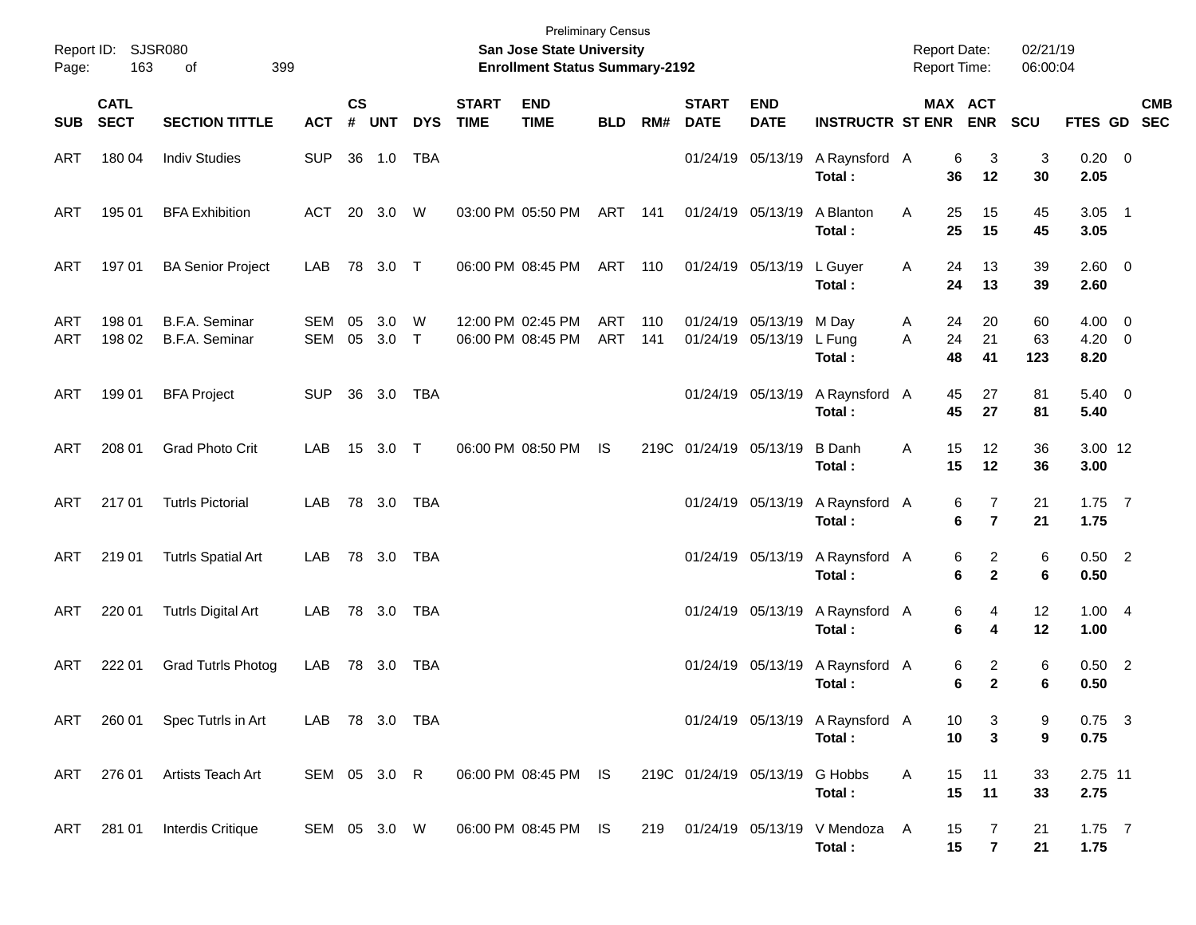Preliminary Census

**San Jose State University**

**Enrollment Status Summary-2192**

Report ID: SJSR080

Report Date: 02/21/19

Report Time: 06:00:04

| SUB | CATL SECT | SECTION TITTLE | ACT | CS # | UNT | DYS | START TIME | END TIME | BLD | RM# | START DATE | END DATE | INSTRUCTR | ST | MAX ENR | ACT ENR | SCU | FTES | GD | CMB SEC |
|---|---|---|---|---|---|---|---|---|---|---|---|---|---|---|---|---|---|---|---|---|
| ART | 180 04 | Indiv Studies | SUP | 36 | 1.0 | TBA | | | | | 01/24/19 | 05/13/19 | A Raynsford | A | 6 | 3 | 3 | 0.20 | 0 | |
| | | | | | | | | | | | | | **Total :** | | **36** | **12** | **30** | **2.05** | | |
| ART | 195 01 | BFA Exhibition | ACT | 20 | 3.0 | W | 03:00 PM | 05:50 PM | ART | 141 | 01/24/19 | 05/13/19 | A Blanton | A | 25 | 15 | 45 | 3.05 | 1 | |
| | | | | | | | | | | | | | **Total :** | | **25** | **15** | **45** | **3.05** | | |
| ART | 197 01 | BA Senior Project | LAB | 78 | 3.0 | T | 06:00 PM | 08:45 PM | ART | 110 | 01/24/19 | 05/13/19 | L Guyer | A | 24 | 13 | 39 | 2.60 | 0 | |
| | | | | | | | | | | | | | **Total :** | | **24** | **13** | **39** | **2.60** | | |
| ART | 198 01 | B.F.A. Seminar | SEM | 05 | 3.0 | W | 12:00 PM | 02:45 PM | ART | 110 | 01/24/19 | 05/13/19 | M Day | A | 24 | 20 | 60 | 4.00 | 0 | |
| ART | 198 02 | B.F.A. Seminar | SEM | 05 | 3.0 | T | 06:00 PM | 08:45 PM | ART | 141 | 01/24/19 | 05/13/19 | L Fung | A | 24 | 21 | 63 | 4.20 | 0 | |
| | | | | | | | | | | | | | **Total :** | | **48** | **41** | **123** | **8.20** | | |
| ART | 199 01 | BFA Project | SUP | 36 | 3.0 | TBA | | | | | 01/24/19 | 05/13/19 | A Raynsford | A | 45 | 27 | 81 | 5.40 | 0 | |
| | | | | | | | | | | | | | **Total :** | | **45** | **27** | **81** | **5.40** | | |
| ART | 208 01 | Grad Photo Crit | LAB | 15 | 3.0 | T | 06:00 PM | 08:50 PM | IS | 219C | 01/24/19 | 05/13/19 | B Danh | A | 15 | 12 | 36 | 3.00 | 12 | |
| | | | | | | | | | | | | | **Total :** | | **15** | **12** | **36** | **3.00** | | |
| ART | 217 01 | Tutrls Pictorial | LAB | 78 | 3.0 | TBA | | | | | 01/24/19 | 05/13/19 | A Raynsford | A | 6 | 7 | 21 | 1.75 | 7 | |
| | | | | | | | | | | | | | **Total :** | | **6** | **7** | **21** | **1.75** | | |
| ART | 219 01 | Tutrls Spatial Art | LAB | 78 | 3.0 | TBA | | | | | 01/24/19 | 05/13/19 | A Raynsford | A | 6 | 2 | 6 | 0.50 | 2 | |
| | | | | | | | | | | | | | **Total :** | | **6** | **2** | **6** | **0.50** | | |
| ART | 220 01 | Tutrls Digital Art | LAB | 78 | 3.0 | TBA | | | | | 01/24/19 | 05/13/19 | A Raynsford | A | 6 | 4 | 12 | 1.00 | 4 | |
| | | | | | | | | | | | | | **Total :** | | **6** | **4** | **12** | **1.00** | | |
| ART | 222 01 | Grad Tutrls Photog | LAB | 78 | 3.0 | TBA | | | | | 01/24/19 | 05/13/19 | A Raynsford | A | 6 | 2 | 6 | 0.50 | 2 | |
| | | | | | | | | | | | | | **Total :** | | **6** | **2** | **6** | **0.50** | | |
| ART | 260 01 | Spec Tutrls in Art | LAB | 78 | 3.0 | TBA | | | | | 01/24/19 | 05/13/19 | A Raynsford | A | 10 | 3 | 9 | 0.75 | 3 | |
| | | | | | | | | | | | | | **Total :** | | **10** | **3** | **9** | **0.75** | | |
| ART | 276 01 | Artists Teach Art | SEM | 05 | 3.0 | R | 06:00 PM | 08:45 PM | IS | 219C | 01/24/19 | 05/13/19 | G Hobbs | A | 15 | 11 | 33 | 2.75 | 11 | |
| | | | | | | | | | | | | | **Total :** | | **15** | **11** | **33** | **2.75** | | |
| ART | 281 01 | Interdis Critique | SEM | 05 | 3.0 | W | 06:00 PM | 08:45 PM | IS | 219 | 01/24/19 | 05/13/19 | V Mendoza | A | 15 | 7 | 21 | 1.75 | 7 | |
| | | | | | | | | | | | | | **Total :** | | **15** | **7** | **21** | **1.75** | | |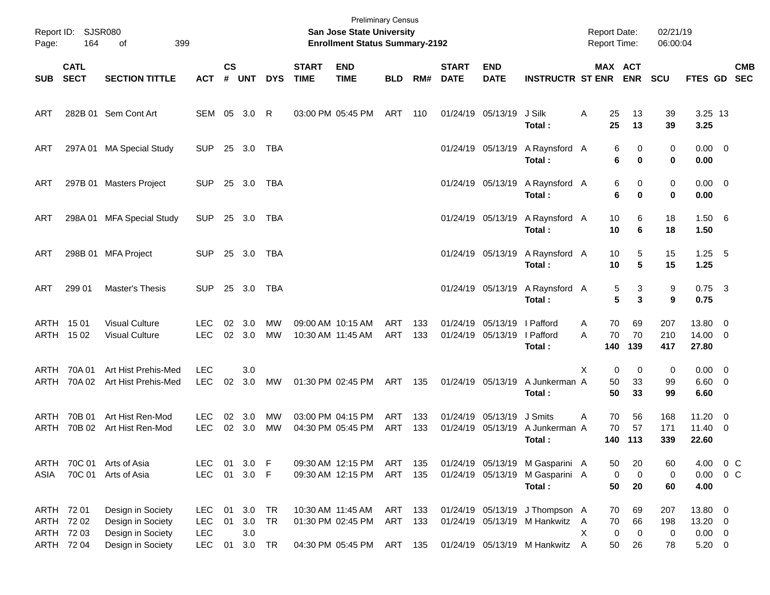Preliminary Census

**San Jose State University**

**Enrollment Status Summary-2192**

Report ID: SJSR080

Report Date: 02/21/19

Report Time: 06:00:04

| SUB | CATL SECT | SECTION TITTLE | ACT | CS # | UNT | DYS | START TIME | END TIME | BLD | RM# | START DATE | END DATE | INSTRUCTR | ST | MAX ENR | ACT ENR | SCU | FTES | GD | CMB SEC |
|---|---|---|---|---|---|---|---|---|---|---|---|---|---|---|---|---|---|---|---|---|
| ART | 282B 01 | Sem Cont Art | SEM | 05 | 3.0 | R | 03:00 PM | 05:45 PM | ART | 110 | 01/24/19 | 05/13/19 | J Silk | A | 25 | 13 | 39 | 3.25 | 13 | |
| | | | | | | | | | | | | | **Total :** | | **25** | **13** | **39** | **3.25** | | |
| ART | 297A 01 | MA Special Study | SUP | 25 | 3.0 | TBA | | | | | 01/24/19 | 05/13/19 | A Raynsford | A | 6 | 0 | 0 | 0.00 | 0 | |
| | | | | | | | | | | | | | **Total :** | | **6** | **0** | **0** | **0.00** | | |
| ART | 297B 01 | Masters Project | SUP | 25 | 3.0 | TBA | | | | | 01/24/19 | 05/13/19 | A Raynsford | A | 6 | 0 | 0 | 0.00 | 0 | |
| | | | | | | | | | | | | | **Total :** | | **6** | **0** | **0** | **0.00** | | |
| ART | 298A 01 | MFA Special Study | SUP | 25 | 3.0 | TBA | | | | | 01/24/19 | 05/13/19 | A Raynsford | A | 10 | 6 | 18 | 1.50 | 6 | |
| | | | | | | | | | | | | | **Total :** | | **10** | **6** | **18** | **1.50** | | |
| ART | 298B 01 | MFA Project | SUP | 25 | 3.0 | TBA | | | | | 01/24/19 | 05/13/19 | A Raynsford | A | 10 | 5 | 15 | 1.25 | 5 | |
| | | | | | | | | | | | | | **Total :** | | **10** | **5** | **15** | **1.25** | | |
| ART | 299 01 | Master's Thesis | SUP | 25 | 3.0 | TBA | | | | | 01/24/19 | 05/13/19 | A Raynsford | A | 5 | 3 | 9 | 0.75 | 3 | |
| | | | | | | | | | | | | | **Total :** | | **5** | **3** | **9** | **0.75** | | |
| ARTH | 15 01 | Visual Culture | LEC | 02 | 3.0 | MW | 09:00 AM | 10:15 AM | ART | 133 | 01/24/19 | 05/13/19 | I Pafford | A | 70 | 69 | 207 | 13.80 | 0 | |
| ARTH | 15 02 | Visual Culture | LEC | 02 | 3.0 | MW | 10:30 AM | 11:45 AM | ART | 133 | 01/24/19 | 05/13/19 | I Pafford | A | 70 | 70 | 210 | 14.00 | 0 | |
| | | | | | | | | | | | | | **Total :** | | **140** | **139** | **417** | **27.80** | | |
| ARTH | 70A 01 | Art Hist Prehis-Med | LEC | | 3.0 | | | | | | | | | X | 0 | 0 | 0 | 0.00 | 0 | |
| ARTH | 70A 02 | Art Hist Prehis-Med | LEC | 02 | 3.0 | MW | 01:30 PM | 02:45 PM | ART | 135 | 01/24/19 | 05/13/19 | A Junkerman | A | 50 | 33 | 99 | 6.60 | 0 | |
| | | | | | | | | | | | | | **Total :** | | **50** | **33** | **99** | **6.60** | | |
| ARTH | 70B 01 | Art Hist Ren-Mod | LEC | 02 | 3.0 | MW | 03:00 PM | 04:15 PM | ART | 133 | 01/24/19 | 05/13/19 | J Smits | A | 70 | 56 | 168 | 11.20 | 0 | |
| ARTH | 70B 02 | Art Hist Ren-Mod | LEC | 02 | 3.0 | MW | 04:30 PM | 05:45 PM | ART | 133 | 01/24/19 | 05/13/19 | A Junkerman | A | 70 | 57 | 171 | 11.40 | 0 | |
| | | | | | | | | | | | | | **Total :** | | **140** | **113** | **339** | **22.60** | | |
| ARTH | 70C 01 | Arts of Asia | LEC | 01 | 3.0 | F | 09:30 AM | 12:15 PM | ART | 135 | 01/24/19 | 05/13/19 | M Gasparini | A | 50 | 20 | 60 | 4.00 | 0 | C |
| ASIA | 70C 01 | Arts of Asia | LEC | 01 | 3.0 | F | 09:30 AM | 12:15 PM | ART | 135 | 01/24/19 | 05/13/19 | M Gasparini | A | 0 | 0 | 0 | 0.00 | 0 | C |
| | | | | | | | | | | | | | **Total :** | | **50** | **20** | **60** | **4.00** | | |
| ARTH | 72 01 | Design in Society | LEC | 01 | 3.0 | TR | 10:30 AM | 11:45 AM | ART | 133 | 01/24/19 | 05/13/19 | J Thompson | A | 70 | 69 | 207 | 13.80 | 0 | |
| ARTH | 72 02 | Design in Society | LEC | 01 | 3.0 | TR | 01:30 PM | 02:45 PM | ART | 133 | 01/24/19 | 05/13/19 | M Hankwitz | A | 70 | 66 | 198 | 13.20 | 0 | |
| ARTH | 72 03 | Design in Society | LEC | | 3.0 | | | | | | | | | X | 0 | 0 | 0 | 0.00 | 0 | |
| ARTH | 72 04 | Design in Society | LEC | 01 | 3.0 | TR | 04:30 PM | 05:45 PM | ART | 135 | 01/24/19 | 05/13/19 | M Hankwitz | A | 50 | 26 | 78 | 5.20 | 0 | |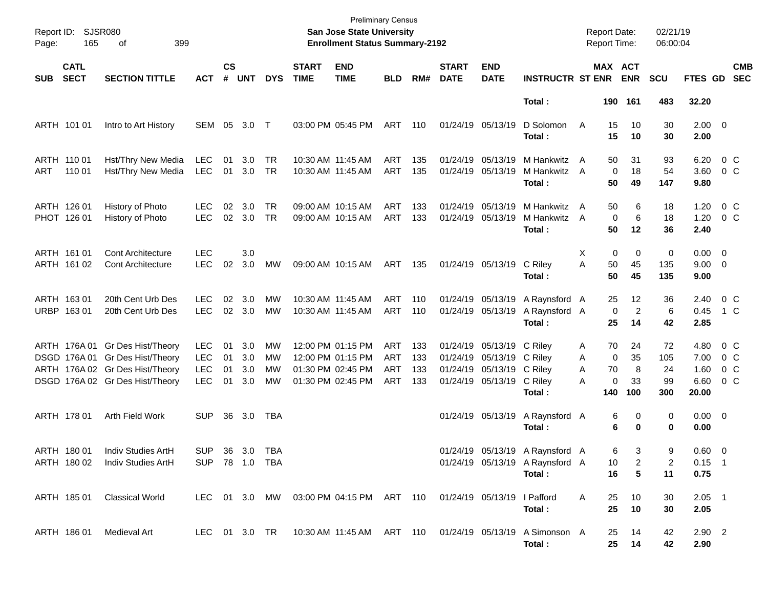Preliminary Census
San Jose State University
Enrollment Status Summary-2192

Report ID: SJSR080
Report Date: 02/21/19
Report Time: 06:00:04

| SUB | CATL SECT | SECTION TITTLE | ACT | CS # | UNT | DYS | START TIME | END TIME | BLD | RM# | START DATE | END DATE | INSTRUCTR | ST | MAX ENR | ACT ENR | SCU | FTES | GD | CMB SEC |
|---|---|---|---|---|---|---|---|---|---|---|---|---|---|---|---|---|---|---|---|---|
| | | | | | | | | | | | | | Total : | | 190 | 161 | 483 | 32.20 | | |
| ARTH | 101 01 | Intro to Art History | SEM | 05 | 3.0 | T | 03:00 PM | 05:45 PM | ART | 110 | 01/24/19 | 05/13/19 | D Solomon | A | 15 | 10 | 30 | 2.00 | 0 | |
| | | | | | | | | | | | | | Total : | | 15 | 10 | 30 | 2.00 | | |
| ARTH | 110 01 | Hst/Thry New Media | LEC | 01 | 3.0 | TR | 10:30 AM | 11:45 AM | ART | 135 | 01/24/19 | 05/13/19 | M Hankwitz | A | 50 | 31 | 93 | 6.20 | 0 | C |
| ART | 110 01 | Hst/Thry New Media | LEC | 01 | 3.0 | TR | 10:30 AM | 11:45 AM | ART | 135 | 01/24/19 | 05/13/19 | M Hankwitz | A | 0 | 18 | 54 | 3.60 | 0 | C |
| | | | | | | | | | | | | | Total : | | 50 | 49 | 147 | 9.80 | | |
| ARTH | 126 01 | History of Photo | LEC | 02 | 3.0 | TR | 09:00 AM | 10:15 AM | ART | 133 | 01/24/19 | 05/13/19 | M Hankwitz | A | 50 | 6 | 18 | 1.20 | 0 | C |
| PHOT | 126 01 | History of Photo | LEC | 02 | 3.0 | TR | 09:00 AM | 10:15 AM | ART | 133 | 01/24/19 | 05/13/19 | M Hankwitz | A | 0 | 6 | 18 | 1.20 | 0 | C |
| | | | | | | | | | | | | | Total : | | 50 | 12 | 36 | 2.40 | | |
| ARTH | 161 01 | Cont Architecture | LEC | | 3.0 | | | | | | | | | X | 0 | 0 | 0 | 0.00 | 0 | |
| ARTH | 161 02 | Cont Architecture | LEC | 02 | 3.0 | MW | 09:00 AM | 10:15 AM | ART | 135 | 01/24/19 | 05/13/19 | C Riley | A | 50 | 45 | 135 | 9.00 | 0 | |
| | | | | | | | | | | | | | Total : | | 50 | 45 | 135 | 9.00 | | |
| ARTH | 163 01 | 20th Cent Urb Des | LEC | 02 | 3.0 | MW | 10:30 AM | 11:45 AM | ART | 110 | 01/24/19 | 05/13/19 | A Raynsford | A | 25 | 12 | 36 | 2.40 | 0 | C |
| URBP | 163 01 | 20th Cent Urb Des | LEC | 02 | 3.0 | MW | 10:30 AM | 11:45 AM | ART | 110 | 01/24/19 | 05/13/19 | A Raynsford | A | 0 | 2 | 6 | 0.45 | 1 | C |
| | | | | | | | | | | | | | Total : | | 25 | 14 | 42 | 2.85 | | |
| ARTH | 176A 01 | Gr Des Hist/Theory | LEC | 01 | 3.0 | MW | 12:00 PM | 01:15 PM | ART | 133 | 01/24/19 | 05/13/19 | C Riley | A | 70 | 24 | 72 | 4.80 | 0 | C |
| DSGD | 176A 01 | Gr Des Hist/Theory | LEC | 01 | 3.0 | MW | 12:00 PM | 01:15 PM | ART | 133 | 01/24/19 | 05/13/19 | C Riley | A | 0 | 35 | 105 | 7.00 | 0 | C |
| ARTH | 176A 02 | Gr Des Hist/Theory | LEC | 01 | 3.0 | MW | 01:30 PM | 02:45 PM | ART | 133 | 01/24/19 | 05/13/19 | C Riley | A | 70 | 8 | 24 | 1.60 | 0 | C |
| DSGD | 176A 02 | Gr Des Hist/Theory | LEC | 01 | 3.0 | MW | 01:30 PM | 02:45 PM | ART | 133 | 01/24/19 | 05/13/19 | C Riley | A | 0 | 33 | 99 | 6.60 | 0 | C |
| | | | | | | | | | | | | | Total : | | 140 | 100 | 300 | 20.00 | | |
| ARTH | 178 01 | Arth Field Work | SUP | 36 | 3.0 | TBA | | | | | 01/24/19 | 05/13/19 | A Raynsford | A | 6 | 0 | 0 | 0.00 | 0 | |
| | | | | | | | | | | | | | Total : | | 6 | 0 | 0 | 0.00 | | |
| ARTH | 180 01 | Indiv Studies ArtH | SUP | 36 | 3.0 | TBA | | | | | 01/24/19 | 05/13/19 | A Raynsford | A | 6 | 3 | 9 | 0.60 | 0 | |
| ARTH | 180 02 | Indiv Studies ArtH | SUP | 78 | 1.0 | TBA | | | | | 01/24/19 | 05/13/19 | A Raynsford | A | 10 | 2 | 2 | 0.15 | 1 | |
| | | | | | | | | | | | | | Total : | | 16 | 5 | 11 | 0.75 | | |
| ARTH | 185 01 | Classical World | LEC | 01 | 3.0 | MW | 03:00 PM | 04:15 PM | ART | 110 | 01/24/19 | 05/13/19 | I Pafford | A | 25 | 10 | 30 | 2.05 | 1 | |
| | | | | | | | | | | | | | Total : | | 25 | 10 | 30 | 2.05 | | |
| ARTH | 186 01 | Medieval Art | LEC | 01 | 3.0 | TR | 10:30 AM | 11:45 AM | ART | 110 | 01/24/19 | 05/13/19 | A Simonson | A | 25 | 14 | 42 | 2.90 | 2 | |
| | | | | | | | | | | | | | Total : | | 25 | 14 | 42 | 2.90 | | |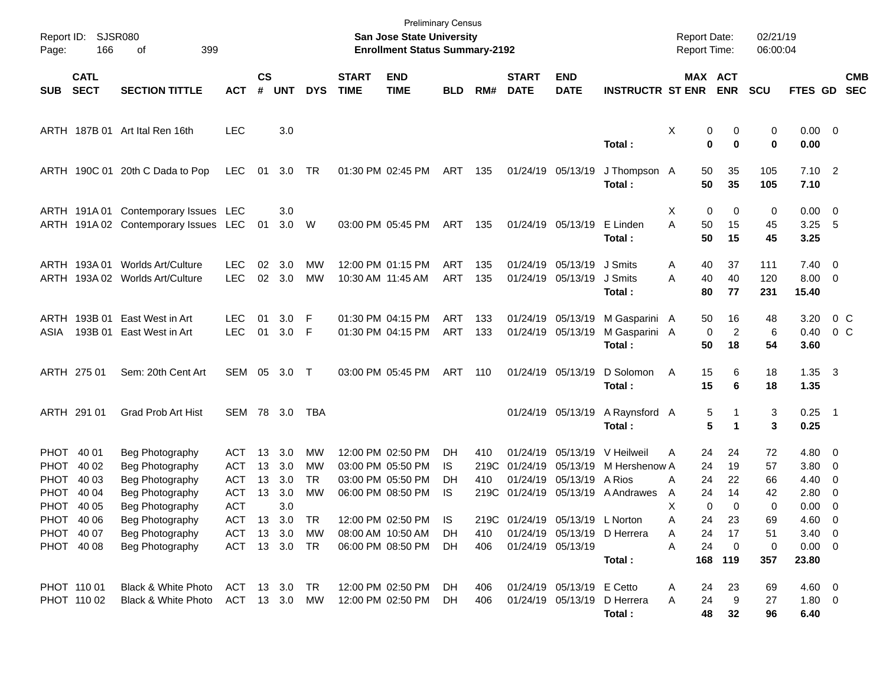Preliminary Census

**San Jose State University**

**Enrollment Status Summary-2192**

Report ID: SJSR080

Report Date: 02/21/19

Report Time: 06:00:04

| SUB | CATL SECT | SECTION TITTLE | ACT | CS # | UNT | DYS | START TIME | END TIME | BLD | RM# | START DATE | END DATE | INSTRUCTR | ST | MAX ENR | ACT ENR | SCU | FTES | GD | CMB SEC |
|---|---|---|---|---|---|---|---|---|---|---|---|---|---|---|---|---|---|---|---|---|
| ARTH | 187B 01 | Art Ital Ren 16th | LEC | | 3.0 | | | | | | | | | X | 0 | 0 | 0 | 0.00 | 0 | |
| | | | | | | | | | | | | | **Total :** | | **0** | **0** | **0** | **0.00** | | |
| ARTH | 190C 01 | 20th C Dada to Pop | LEC | 01 | 3.0 | TR | 01:30 PM | 02:45 PM | ART | 135 | 01/24/19 | 05/13/19 | J Thompson | A | 50 | 35 | 105 | 7.10 | 2 | |
| | | | | | | | | | | | | | **Total :** | | **50** | **35** | **105** | **7.10** | | |
| ARTH | 191A 01 | Contemporary Issues | LEC | | 3.0 | | | | | | | | | X | 0 | 0 | 0 | 0.00 | 0 | |
| ARTH | 191A 02 | Contemporary Issues | LEC | 01 | 3.0 | W | 03:00 PM | 05:45 PM | ART | 135 | 01/24/19 | 05/13/19 | E Linden | A | 50 | 15 | 45 | 3.25 | 5 | |
| | | | | | | | | | | | | | **Total :** | | **50** | **15** | **45** | **3.25** | | |
| ARTH | 193A 01 | Worlds Art/Culture | LEC | 02 | 3.0 | MW | 12:00 PM | 01:15 PM | ART | 135 | 01/24/19 | 05/13/19 | J Smits | A | 40 | 37 | 111 | 7.40 | 0 | |
| ARTH | 193A 02 | Worlds Art/Culture | LEC | 02 | 3.0 | MW | 10:30 AM | 11:45 AM | ART | 135 | 01/24/19 | 05/13/19 | J Smits | A | 40 | 40 | 120 | 8.00 | 0 | |
| | | | | | | | | | | | | | **Total :** | | **80** | **77** | **231** | **15.40** | | |
| ARTH | 193B 01 | East West in Art | LEC | 01 | 3.0 | F | 01:30 PM | 04:15 PM | ART | 133 | 01/24/19 | 05/13/19 | M Gasparini | A | 50 | 16 | 48 | 3.20 | 0 | C |
| ASIA | 193B 01 | East West in Art | LEC | 01 | 3.0 | F | 01:30 PM | 04:15 PM | ART | 133 | 01/24/19 | 05/13/19 | M Gasparini | A | 0 | 2 | 6 | 0.40 | 0 | C |
| | | | | | | | | | | | | | **Total :** | | **50** | **18** | **54** | **3.60** | | |
| ARTH | 275 01 | Sem: 20th Cent Art | SEM | 05 | 3.0 | T | 03:00 PM | 05:45 PM | ART | 110 | 01/24/19 | 05/13/19 | D Solomon | A | 15 | 6 | 18 | 1.35 | 3 | |
| | | | | | | | | | | | | | **Total :** | | **15** | **6** | **18** | **1.35** | | |
| ARTH | 291 01 | Grad Prob Art Hist | SEM | 78 | 3.0 | TBA | | | | | 01/24/19 | 05/13/19 | A Raynsford | A | 5 | 1 | 3 | 0.25 | 1 | |
| | | | | | | | | | | | | | **Total :** | | **5** | **1** | **3** | **0.25** | | |
| PHOT | 40 01 | Beg Photography | ACT | 13 | 3.0 | MW | 12:00 PM | 02:50 PM | DH | 410 | 01/24/19 | 05/13/19 | V Heilweil | A | 24 | 24 | 72 | 4.80 | 0 | |
| PHOT | 40 02 | Beg Photography | ACT | 13 | 3.0 | MW | 03:00 PM | 05:50 PM | IS | 219C | 01/24/19 | 05/13/19 | M Hershenow | A | 24 | 19 | 57 | 3.80 | 0 | |
| PHOT | 40 03 | Beg Photography | ACT | 13 | 3.0 | TR | 03:00 PM | 05:50 PM | DH | 410 | 01/24/19 | 05/13/19 | A Rios | A | 24 | 22 | 66 | 4.40 | 0 | |
| PHOT | 40 04 | Beg Photography | ACT | 13 | 3.0 | MW | 06:00 PM | 08:50 PM | IS | 219C | 01/24/19 | 05/13/19 | A Andrawes | A | 24 | 14 | 42 | 2.80 | 0 | |
| PHOT | 40 05 | Beg Photography | ACT | | 3.0 | | | | | | | | | X | 0 | 0 | 0 | 0.00 | 0 | |
| PHOT | 40 06 | Beg Photography | ACT | 13 | 3.0 | TR | 12:00 PM | 02:50 PM | IS | 219C | 01/24/19 | 05/13/19 | L Norton | A | 24 | 23 | 69 | 4.60 | 0 | |
| PHOT | 40 07 | Beg Photography | ACT | 13 | 3.0 | MW | 08:00 AM | 10:50 AM | DH | 410 | 01/24/19 | 05/13/19 | D Herrera | A | 24 | 17 | 51 | 3.40 | 0 | |
| PHOT | 40 08 | Beg Photography | ACT | 13 | 3.0 | TR | 06:00 PM | 08:50 PM | DH | 406 | 01/24/19 | 05/13/19 | | A | 24 | 0 | 0 | 0.00 | 0 | |
| | | | | | | | | | | | | | **Total :** | | **168** | **119** | **357** | **23.80** | | |
| PHOT | 110 01 | Black & White Photo | ACT | 13 | 3.0 | TR | 12:00 PM | 02:50 PM | DH | 406 | 01/24/19 | 05/13/19 | E Cetto | A | 24 | 23 | 69 | 4.60 | 0 | |
| PHOT | 110 02 | Black & White Photo | ACT | 13 | 3.0 | MW | 12:00 PM | 02:50 PM | DH | 406 | 01/24/19 | 05/13/19 | D Herrera | A | 24 | 9 | 27 | 1.80 | 0 | |
| | | | | | | | | | | | | | **Total :** | | **48** | **32** | **96** | **6.40** | | |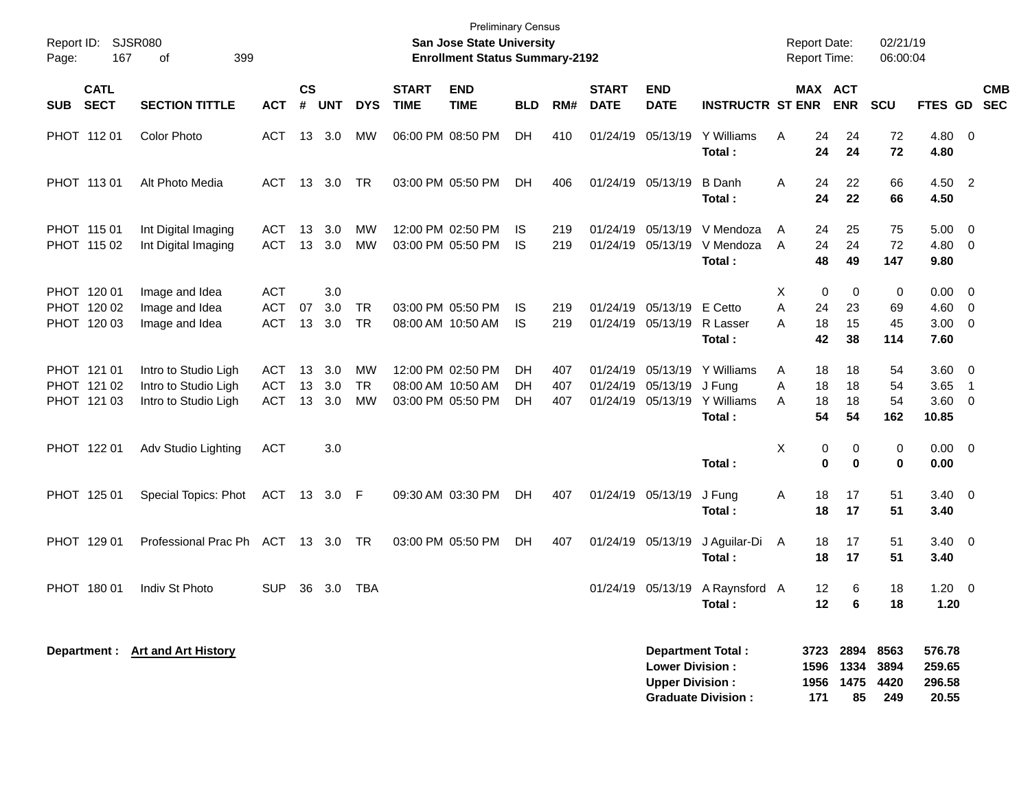Preliminary Census

**San Jose State University**

**Enrollment Status Summary-2192**

Report ID: SJSR080
Page: 167 of 399

Report Date: 02/21/19
Report Time: 06:00:04

| SUB | CATL SECT | SECTION TITTLE | ACT | CS # | UNT | DYS | START TIME | END TIME | BLD | RM# | START DATE | END DATE | INSTRUCTR | ST | MAX ENR | ACT ENR | SCU | FTES | GD | CMB SEC |
|---|---|---|---|---|---|---|---|---|---|---|---|---|---|---|---|---|---|---|---|---|
| PHOT | 112 01 | Color Photo | ACT | 13 | 3.0 | MW | 06:00 PM | 08:50 PM | DH | 410 | 01/24/19 | 05/13/19 | Y Williams | A | 24 | 24 | 72 | 4.80 | 0 | |
| | | | | | | | | | | | | | **Total :** | | **24** | **24** | **72** | **4.80** | | |
| PHOT | 113 01 | Alt Photo Media | ACT | 13 | 3.0 | TR | 03:00 PM | 05:50 PM | DH | 406 | 01/24/19 | 05/13/19 | B Danh | A | 24 | 22 | 66 | 4.50 | 2 | |
| | | | | | | | | | | | | | **Total :** | | **24** | **22** | **66** | **4.50** | | |
| PHOT | 115 01 | Int Digital Imaging | ACT | 13 | 3.0 | MW | 12:00 PM | 02:50 PM | IS | 219 | 01/24/19 | 05/13/19 | V Mendoza | A | 24 | 25 | 75 | 5.00 | 0 | |
| PHOT | 115 02 | Int Digital Imaging | ACT | 13 | 3.0 | MW | 03:00 PM | 05:50 PM | IS | 219 | 01/24/19 | 05/13/19 | V Mendoza | A | 24 | 24 | 72 | 4.80 | 0 | |
| | | | | | | | | | | | | | **Total :** | | **48** | **49** | **147** | **9.80** | | |
| PHOT | 120 01 | Image and Idea | ACT | | 3.0 | | | | | | | | | X | 0 | 0 | 0 | 0.00 | 0 | |
| PHOT | 120 02 | Image and Idea | ACT | 07 | 3.0 | TR | 03:00 PM | 05:50 PM | IS | 219 | 01/24/19 | 05/13/19 | E Cetto | A | 24 | 23 | 69 | 4.60 | 0 | |
| PHOT | 120 03 | Image and Idea | ACT | 13 | 3.0 | TR | 08:00 AM | 10:50 AM | IS | 219 | 01/24/19 | 05/13/19 | R Lasser | A | 18 | 15 | 45 | 3.00 | 0 | |
| | | | | | | | | | | | | | **Total :** | | **42** | **38** | **114** | **7.60** | | |
| PHOT | 121 01 | Intro to Studio Ligh | ACT | 13 | 3.0 | MW | 12:00 PM | 02:50 PM | DH | 407 | 01/24/19 | 05/13/19 | Y Williams | A | 18 | 18 | 54 | 3.60 | 0 | |
| PHOT | 121 02 | Intro to Studio Ligh | ACT | 13 | 3.0 | TR | 08:00 AM | 10:50 AM | DH | 407 | 01/24/19 | 05/13/19 | J Fung | A | 18 | 18 | 54 | 3.65 | 1 | |
| PHOT | 121 03 | Intro to Studio Ligh | ACT | 13 | 3.0 | MW | 03:00 PM | 05:50 PM | DH | 407 | 01/24/19 | 05/13/19 | Y Williams | A | 18 | 18 | 54 | 3.60 | 0 | |
| | | | | | | | | | | | | | **Total :** | | **54** | **54** | **162** | **10.85** | | |
| PHOT | 122 01 | Adv Studio Lighting | ACT | | 3.0 | | | | | | | | | X | 0 | 0 | 0 | 0.00 | 0 | |
| | | | | | | | | | | | | | **Total :** | | **0** | **0** | **0** | **0.00** | | |
| PHOT | 125 01 | Special Topics: Phot | ACT | 13 | 3.0 | F | 09:30 AM | 03:30 PM | DH | 407 | 01/24/19 | 05/13/19 | J Fung | A | 18 | 17 | 51 | 3.40 | 0 | |
| | | | | | | | | | | | | | **Total :** | | **18** | **17** | **51** | **3.40** | | |
| PHOT | 129 01 | Professional Prac Ph | ACT | 13 | 3.0 | TR | 03:00 PM | 05:50 PM | DH | 407 | 01/24/19 | 05/13/19 | J Aguilar-Di | A | 18 | 17 | 51 | 3.40 | 0 | |
| | | | | | | | | | | | | | **Total :** | | **18** | **17** | **51** | **3.40** | | |
| PHOT | 180 01 | Indiv St Photo | SUP | 36 | 3.0 | TBA | | | | | 01/24/19 | 05/13/19 | A Raynsford | A | 12 | 6 | 18 | 1.20 | 0 | |
| | | | | | | | | | | | | | **Total :** | | **12** | **6** | **18** | **1.20** | | |

**Department : Art and Art History**

| | MAX ENR | ACT ENR | SCU | FTES |
|---|---|---|---|---|
| **Department Total :** | **3723** | **2894** | **8563** | **576.78** |
| **Lower Division :** | **1596** | **1334** | **3894** | **259.65** |
| **Upper Division :** | **1956** | **1475** | **4420** | **296.58** |
| **Graduate Division :** | **171** | **85** | **249** | **20.55** |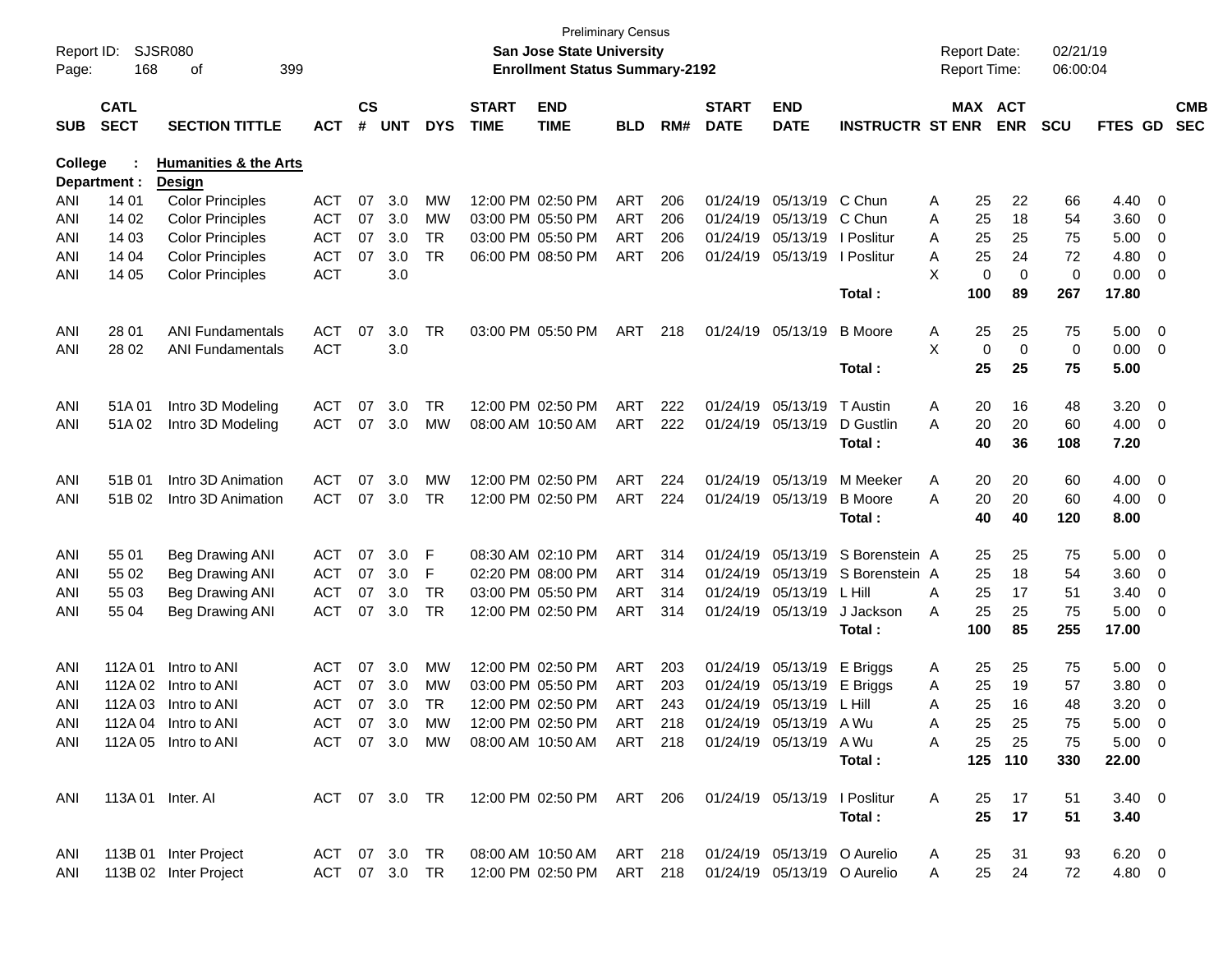Preliminary Census

**San Jose State University**

**Enrollment Status Summary-2192**

Report ID: SJSR080
Report Date: 02/21/19
Report Time: 06:00:04

**College : Humanities & the Arts**
**Department : Design**

| SUB | CATL SECT | SECTION TITTLE | ACT | CS # | UNT | DYS | START TIME | END TIME | BLD | RM# | START DATE | END DATE | INSTRUCTR | ST | MAX ENR | ACT ENR | SCU | FTES | GD | CMB SEC |
|---|---|---|---|---|---|---|---|---|---|---|---|---|---|---|---|---|---|---|---|---|
| ANI | 14 01 | Color Principles | ACT | 07 | 3.0 | MW | 12:00 PM | 02:50 PM | ART | 206 | 01/24/19 | 05/13/19 | C Chun | A | 25 | 22 | 66 | 4.40 | 0 | |
| ANI | 14 02 | Color Principles | ACT | 07 | 3.0 | MW | 03:00 PM | 05:50 PM | ART | 206 | 01/24/19 | 05/13/19 | C Chun | A | 25 | 18 | 54 | 3.60 | 0 | |
| ANI | 14 03 | Color Principles | ACT | 07 | 3.0 | TR | 03:00 PM | 05:50 PM | ART | 206 | 01/24/19 | 05/13/19 | I Poslitur | A | 25 | 25 | 75 | 5.00 | 0 | |
| ANI | 14 04 | Color Principles | ACT | 07 | 3.0 | TR | 06:00 PM | 08:50 PM | ART | 206 | 01/24/19 | 05/13/19 | I Poslitur | A | 25 | 24 | 72 | 4.80 | 0 | |
| ANI | 14 05 | Color Principles | ACT | | 3.0 | | | | | | | | | X | 0 | 0 | 0 | 0.00 | 0 | |
| | | | | | | | | | | | | | **Total :** | | **100** | **89** | **267** | **17.80** | | |
| ANI | 28 01 | ANI Fundamentals | ACT | 07 | 3.0 | TR | 03:00 PM | 05:50 PM | ART | 218 | 01/24/19 | 05/13/19 | B Moore | A | 25 | 25 | 75 | 5.00 | 0 | |
| ANI | 28 02 | ANI Fundamentals | ACT | | 3.0 | | | | | | | | | X | 0 | 0 | 0 | 0.00 | 0 | |
| | | | | | | | | | | | | | **Total :** | | **25** | **25** | **75** | **5.00** | | |
| ANI | 51A 01 | Intro 3D Modeling | ACT | 07 | 3.0 | TR | 12:00 PM | 02:50 PM | ART | 222 | 01/24/19 | 05/13/19 | T Austin | A | 20 | 16 | 48 | 3.20 | 0 | |
| ANI | 51A 02 | Intro 3D Modeling | ACT | 07 | 3.0 | MW | 08:00 AM | 10:50 AM | ART | 222 | 01/24/19 | 05/13/19 | D Gustlin | A | 20 | 20 | 60 | 4.00 | 0 | |
| | | | | | | | | | | | | | **Total :** | | **40** | **36** | **108** | **7.20** | | |
| ANI | 51B 01 | Intro 3D Animation | ACT | 07 | 3.0 | MW | 12:00 PM | 02:50 PM | ART | 224 | 01/24/19 | 05/13/19 | M Meeker | A | 20 | 20 | 60 | 4.00 | 0 | |
| ANI | 51B 02 | Intro 3D Animation | ACT | 07 | 3.0 | TR | 12:00 PM | 02:50 PM | ART | 224 | 01/24/19 | 05/13/19 | B Moore | A | 20 | 20 | 60 | 4.00 | 0 | |
| | | | | | | | | | | | | | **Total :** | | **40** | **40** | **120** | **8.00** | | |
| ANI | 55 01 | Beg Drawing ANI | ACT | 07 | 3.0 | F | 08:30 AM | 02:10 PM | ART | 314 | 01/24/19 | 05/13/19 | S Borenstein | A | 25 | 25 | 75 | 5.00 | 0 | |
| ANI | 55 02 | Beg Drawing ANI | ACT | 07 | 3.0 | F | 02:20 PM | 08:00 PM | ART | 314 | 01/24/19 | 05/13/19 | S Borenstein | A | 25 | 18 | 54 | 3.60 | 0 | |
| ANI | 55 03 | Beg Drawing ANI | ACT | 07 | 3.0 | TR | 03:00 PM | 05:50 PM | ART | 314 | 01/24/19 | 05/13/19 | L Hill | A | 25 | 17 | 51 | 3.40 | 0 | |
| ANI | 55 04 | Beg Drawing ANI | ACT | 07 | 3.0 | TR | 12:00 PM | 02:50 PM | ART | 314 | 01/24/19 | 05/13/19 | J Jackson | A | 25 | 25 | 75 | 5.00 | 0 | |
| | | | | | | | | | | | | | **Total :** | | **100** | **85** | **255** | **17.00** | | |
| ANI | 112A 01 | Intro to ANI | ACT | 07 | 3.0 | MW | 12:00 PM | 02:50 PM | ART | 203 | 01/24/19 | 05/13/19 | E Briggs | A | 25 | 25 | 75 | 5.00 | 0 | |
| ANI | 112A 02 | Intro to ANI | ACT | 07 | 3.0 | MW | 03:00 PM | 05:50 PM | ART | 203 | 01/24/19 | 05/13/19 | E Briggs | A | 25 | 19 | 57 | 3.80 | 0 | |
| ANI | 112A 03 | Intro to ANI | ACT | 07 | 3.0 | TR | 12:00 PM | 02:50 PM | ART | 243 | 01/24/19 | 05/13/19 | L Hill | A | 25 | 16 | 48 | 3.20 | 0 | |
| ANI | 112A 04 | Intro to ANI | ACT | 07 | 3.0 | MW | 12:00 PM | 02:50 PM | ART | 218 | 01/24/19 | 05/13/19 | A Wu | A | 25 | 25 | 75 | 5.00 | 0 | |
| ANI | 112A 05 | Intro to ANI | ACT | 07 | 3.0 | MW | 08:00 AM | 10:50 AM | ART | 218 | 01/24/19 | 05/13/19 | A Wu | A | 25 | 25 | 75 | 5.00 | 0 | |
| | | | | | | | | | | | | | **Total :** | | **125** | **110** | **330** | **22.00** | | |
| ANI | 113A 01 | Inter. AI | ACT | 07 | 3.0 | TR | 12:00 PM | 02:50 PM | ART | 206 | 01/24/19 | 05/13/19 | I Poslitur | A | 25 | 17 | 51 | 3.40 | 0 | |
| | | | | | | | | | | | | | **Total :** | | **25** | **17** | **51** | **3.40** | | |
| ANI | 113B 01 | Inter Project | ACT | 07 | 3.0 | TR | 08:00 AM | 10:50 AM | ART | 218 | 01/24/19 | 05/13/19 | O Aurelio | A | 25 | 31 | 93 | 6.20 | 0 | |
| ANI | 113B 02 | Inter Project | ACT | 07 | 3.0 | TR | 12:00 PM | 02:50 PM | ART | 218 | 01/24/19 | 05/13/19 | O Aurelio | A | 25 | 24 | 72 | 4.80 | 0 | |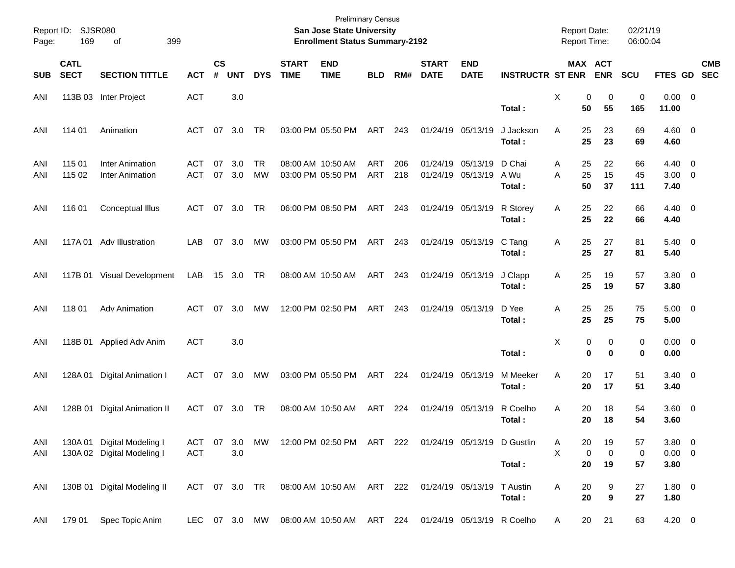Preliminary Census

**San Jose State University**

**Enrollment Status Summary-2192**

Report ID: SJSR080

Report Date: 02/21/19
Report Time: 06:00:04

| SUB | CATL SECT | SECTION TITTLE | ACT | CS # | UNT | DYS | START TIME | END TIME | BLD | RM# | START DATE | END DATE | INSTRUCTR | ST | MAX ENR | ACT ENR | SCU | FTES | GD | CMB SEC |
|---|---|---|---|---|---|---|---|---|---|---|---|---|---|---|---|---|---|---|---|---|
| ANI | 113B 03 | Inter Project | ACT | | 3.0 | | | | | | | | | X | 0 | 0 | 0 | 0.00 | 0 | |
| | | | | | | | | | | | | | **Total :** | | **50** | **55** | **165** | **11.00** | | |
| ANI | 114 01 | Animation | ACT | 07 | 3.0 | TR | 03:00 PM | 05:50 PM | ART | 243 | 01/24/19 | 05/13/19 | J Jackson | A | 25 | 23 | 69 | 4.60 | 0 | |
| | | | | | | | | | | | | | **Total :** | | **25** | **23** | **69** | **4.60** | | |
| ANI | 115 01 | Inter Animation | ACT | 07 | 3.0 | TR | 08:00 AM | 10:50 AM | ART | 206 | 01/24/19 | 05/13/19 | D Chai | A | 25 | 22 | 66 | 4.40 | 0 | |
| ANI | 115 02 | Inter Animation | ACT | 07 | 3.0 | MW | 03:00 PM | 05:50 PM | ART | 218 | 01/24/19 | 05/13/19 | A Wu | A | 25 | 15 | 45 | 3.00 | 0 | |
| | | | | | | | | | | | | | **Total :** | | **50** | **37** | **111** | **7.40** | | |
| ANI | 116 01 | Conceptual Illus | ACT | 07 | 3.0 | TR | 06:00 PM | 08:50 PM | ART | 243 | 01/24/19 | 05/13/19 | R Storey | A | 25 | 22 | 66 | 4.40 | 0 | |
| | | | | | | | | | | | | | **Total :** | | **25** | **22** | **66** | **4.40** | | |
| ANI | 117A 01 | Adv Illustration | LAB | 07 | 3.0 | MW | 03:00 PM | 05:50 PM | ART | 243 | 01/24/19 | 05/13/19 | C Tang | A | 25 | 27 | 81 | 5.40 | 0 | |
| | | | | | | | | | | | | | **Total :** | | **25** | **27** | **81** | **5.40** | | |
| ANI | 117B 01 | Visual Development | LAB | 15 | 3.0 | TR | 08:00 AM | 10:50 AM | ART | 243 | 01/24/19 | 05/13/19 | J Clapp | A | 25 | 19 | 57 | 3.80 | 0 | |
| | | | | | | | | | | | | | **Total :** | | **25** | **19** | **57** | **3.80** | | |
| ANI | 118 01 | Adv Animation | ACT | 07 | 3.0 | MW | 12:00 PM | 02:50 PM | ART | 243 | 01/24/19 | 05/13/19 | D Yee | A | 25 | 25 | 75 | 5.00 | 0 | |
| | | | | | | | | | | | | | **Total :** | | **25** | **25** | **75** | **5.00** | | |
| ANI | 118B 01 | Applied Adv Anim | ACT | | 3.0 | | | | | | | | | X | 0 | 0 | 0 | 0.00 | 0 | |
| | | | | | | | | | | | | | **Total :** | | **0** | **0** | **0** | **0.00** | | |
| ANI | 128A 01 | Digital Animation I | ACT | 07 | 3.0 | MW | 03:00 PM | 05:50 PM | ART | 224 | 01/24/19 | 05/13/19 | M Meeker | A | 20 | 17 | 51 | 3.40 | 0 | |
| | | | | | | | | | | | | | **Total :** | | **20** | **17** | **51** | **3.40** | | |
| ANI | 128B 01 | Digital Animation II | ACT | 07 | 3.0 | TR | 08:00 AM | 10:50 AM | ART | 224 | 01/24/19 | 05/13/19 | R Coelho | A | 20 | 18 | 54 | 3.60 | 0 | |
| | | | | | | | | | | | | | **Total :** | | **20** | **18** | **54** | **3.60** | | |
| ANI | 130A 01 | Digital Modeling I | ACT | 07 | 3.0 | MW | 12:00 PM | 02:50 PM | ART | 222 | 01/24/19 | 05/13/19 | D Gustlin | A | 20 | 19 | 57 | 3.80 | 0 | |
| ANI | 130A 02 | Digital Modeling I | ACT | | 3.0 | | | | | | | | | X | 0 | 0 | 0 | 0.00 | 0 | |
| | | | | | | | | | | | | | **Total :** | | **20** | **19** | **57** | **3.80** | | |
| ANI | 130B 01 | Digital Modeling II | ACT | 07 | 3.0 | TR | 08:00 AM | 10:50 AM | ART | 222 | 01/24/19 | 05/13/19 | T Austin | A | 20 | 9 | 27 | 1.80 | 0 | |
| | | | | | | | | | | | | | **Total :** | | **20** | **9** | **27** | **1.80** | | |
| ANI | 179 01 | Spec Topic Anim | LEC | 07 | 3.0 | MW | 08:00 AM | 10:50 AM | ART | 224 | 01/24/19 | 05/13/19 | R Coelho | A | 20 | 21 | 63 | 4.20 | 0 | |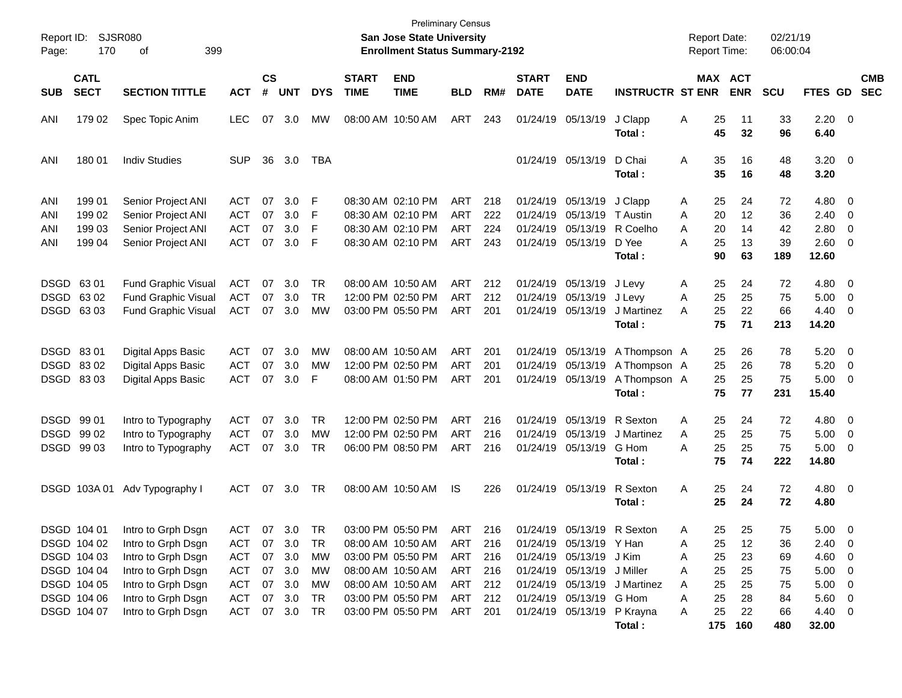Preliminary Census

**San Jose State University**

**Enrollment Status Summary-2192**

Report ID: SJSR080

Report Date: 02/21/19
Report Time: 06:00:04

| SUB | CATL SECT | SECTION TITTLE | ACT | CS # | UNT | DYS | START TIME | END TIME | BLD | RM# | START DATE | END DATE | INSTRUCTR | ST | MAX ENR | ACT ENR | SCU | FTES | GD | CMB SEC |
|---|---|---|---|---|---|---|---|---|---|---|---|---|---|---|---|---|---|---|---|---|
| ANI | 179 02 | Spec Topic Anim | LEC | 07 | 3.0 | MW | 08:00 AM | 10:50 AM | ART | 243 | 01/24/19 | 05/13/19 | J Clapp | A | 25 | 11 | 33 | 2.20 | 0 | |
| | | | | | | | | | | | | | **Total :** | | **45** | **32** | **96** | **6.40** | | |
| ANI | 180 01 | Indiv Studies | SUP | 36 | 3.0 | TBA | | | | | 01/24/19 | 05/13/19 | D Chai | A | 35 | 16 | 48 | 3.20 | 0 | |
| | | | | | | | | | | | | | **Total :** | | **35** | **16** | **48** | **3.20** | | |
| ANI | 199 01 | Senior Project ANI | ACT | 07 | 3.0 | F | 08:30 AM | 02:10 PM | ART | 218 | 01/24/19 | 05/13/19 | J Clapp | A | 25 | 24 | 72 | 4.80 | 0 | |
| ANI | 199 02 | Senior Project ANI | ACT | 07 | 3.0 | F | 08:30 AM | 02:10 PM | ART | 222 | 01/24/19 | 05/13/19 | T Austin | A | 20 | 12 | 36 | 2.40 | 0 | |
| ANI | 199 03 | Senior Project ANI | ACT | 07 | 3.0 | F | 08:30 AM | 02:10 PM | ART | 224 | 01/24/19 | 05/13/19 | R Coelho | A | 20 | 14 | 42 | 2.80 | 0 | |
| ANI | 199 04 | Senior Project ANI | ACT | 07 | 3.0 | F | 08:30 AM | 02:10 PM | ART | 243 | 01/24/19 | 05/13/19 | D Yee | A | 25 | 13 | 39 | 2.60 | 0 | |
| | | | | | | | | | | | | | **Total :** | | **90** | **63** | **189** | **12.60** | | |
| DSGD | 63 01 | Fund Graphic Visual | ACT | 07 | 3.0 | TR | 08:00 AM | 10:50 AM | ART | 212 | 01/24/19 | 05/13/19 | J Levy | A | 25 | 24 | 72 | 4.80 | 0 | |
| DSGD | 63 02 | Fund Graphic Visual | ACT | 07 | 3.0 | TR | 12:00 PM | 02:50 PM | ART | 212 | 01/24/19 | 05/13/19 | J Levy | A | 25 | 25 | 75 | 5.00 | 0 | |
| DSGD | 63 03 | Fund Graphic Visual | ACT | 07 | 3.0 | MW | 03:00 PM | 05:50 PM | ART | 201 | 01/24/19 | 05/13/19 | J Martinez | A | 25 | 22 | 66 | 4.40 | 0 | |
| | | | | | | | | | | | | | **Total :** | | **75** | **71** | **213** | **14.20** | | |
| DSGD | 83 01 | Digital Apps Basic | ACT | 07 | 3.0 | MW | 08:00 AM | 10:50 AM | ART | 201 | 01/24/19 | 05/13/19 | A Thompson | A | 25 | 26 | 78 | 5.20 | 0 | |
| DSGD | 83 02 | Digital Apps Basic | ACT | 07 | 3.0 | MW | 12:00 PM | 02:50 PM | ART | 201 | 01/24/19 | 05/13/19 | A Thompson | A | 25 | 26 | 78 | 5.20 | 0 | |
| DSGD | 83 03 | Digital Apps Basic | ACT | 07 | 3.0 | F | 08:00 AM | 01:50 PM | ART | 201 | 01/24/19 | 05/13/19 | A Thompson | A | 25 | 25 | 75 | 5.00 | 0 | |
| | | | | | | | | | | | | | **Total :** | | **75** | **77** | **231** | **15.40** | | |
| DSGD | 99 01 | Intro to Typography | ACT | 07 | 3.0 | TR | 12:00 PM | 02:50 PM | ART | 216 | 01/24/19 | 05/13/19 | R Sexton | A | 25 | 24 | 72 | 4.80 | 0 | |
| DSGD | 99 02 | Intro to Typography | ACT | 07 | 3.0 | MW | 12:00 PM | 02:50 PM | ART | 216 | 01/24/19 | 05/13/19 | J Martinez | A | 25 | 25 | 75 | 5.00 | 0 | |
| DSGD | 99 03 | Intro to Typography | ACT | 07 | 3.0 | TR | 06:00 PM | 08:50 PM | ART | 216 | 01/24/19 | 05/13/19 | G Hom | A | 25 | 25 | 75 | 5.00 | 0 | |
| | | | | | | | | | | | | | **Total :** | | **75** | **74** | **222** | **14.80** | | |
| DSGD | 103A 01 | Adv Typography I | ACT | 07 | 3.0 | TR | 08:00 AM | 10:50 AM | IS | 226 | 01/24/19 | 05/13/19 | R Sexton | A | 25 | 24 | 72 | 4.80 | 0 | |
| | | | | | | | | | | | | | **Total :** | | **25** | **24** | **72** | **4.80** | | |
| DSGD | 104 01 | Intro to Grph Dsgn | ACT | 07 | 3.0 | TR | 03:00 PM | 05:50 PM | ART | 216 | 01/24/19 | 05/13/19 | R Sexton | A | 25 | 25 | 75 | 5.00 | 0 | |
| DSGD | 104 02 | Intro to Grph Dsgn | ACT | 07 | 3.0 | TR | 08:00 AM | 10:50 AM | ART | 216 | 01/24/19 | 05/13/19 | Y Han | A | 25 | 12 | 36 | 2.40 | 0 | |
| DSGD | 104 03 | Intro to Grph Dsgn | ACT | 07 | 3.0 | MW | 03:00 PM | 05:50 PM | ART | 216 | 01/24/19 | 05/13/19 | J Kim | A | 25 | 23 | 69 | 4.60 | 0 | |
| DSGD | 104 04 | Intro to Grph Dsgn | ACT | 07 | 3.0 | MW | 08:00 AM | 10:50 AM | ART | 216 | 01/24/19 | 05/13/19 | J Miller | A | 25 | 25 | 75 | 5.00 | 0 | |
| DSGD | 104 05 | Intro to Grph Dsgn | ACT | 07 | 3.0 | MW | 08:00 AM | 10:50 AM | ART | 212 | 01/24/19 | 05/13/19 | J Martinez | A | 25 | 25 | 75 | 5.00 | 0 | |
| DSGD | 104 06 | Intro to Grph Dsgn | ACT | 07 | 3.0 | TR | 03:00 PM | 05:50 PM | ART | 212 | 01/24/19 | 05/13/19 | G Hom | A | 25 | 28 | 84 | 5.60 | 0 | |
| DSGD | 104 07 | Intro to Grph Dsgn | ACT | 07 | 3.0 | TR | 03:00 PM | 05:50 PM | ART | 201 | 01/24/19 | 05/13/19 | P Krayna | A | 25 | 22 | 66 | 4.40 | 0 | |
| | | | | | | | | | | | | | **Total :** | | **175** | **160** | **480** | **32.00** | | |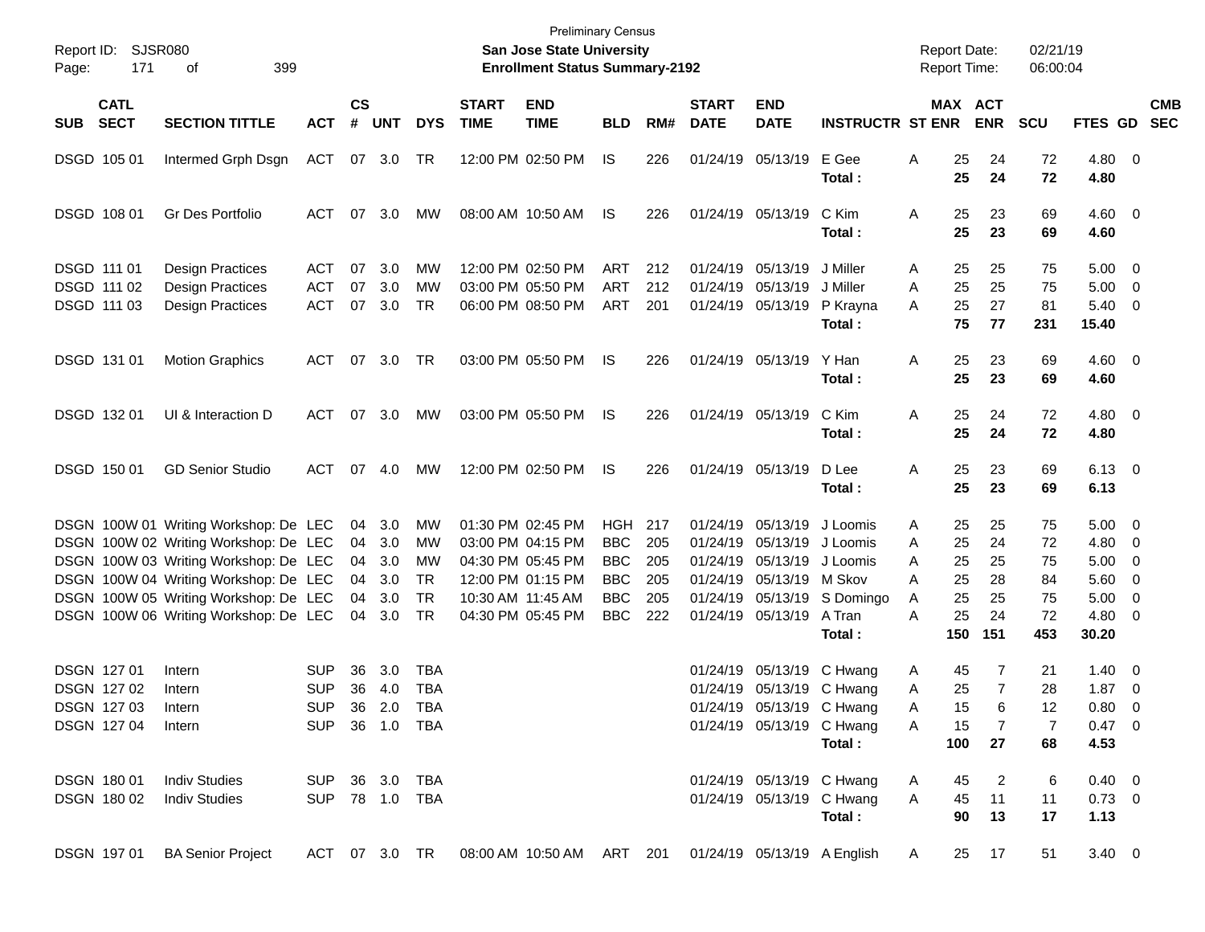Preliminary Census
**San Jose State University**
**Enrollment Status Summary-2192**

Report ID: SJSR080
Report Date: 02/21/19
Report Time: 06:00:04

| SUB | CATL SECT | SECTION TITTLE | ACT | CS # | UNT | DYS | START TIME | END TIME | BLD | RM# | START DATE | END DATE | INSTRUCTR | ST | MAX ENR | ACT ENR | SCU | FTES | GD | CMB SEC |
|---|---|---|---|---|---|---|---|---|---|---|---|---|---|---|---|---|---|---|---|---|
| DSGD | 105 01 | Intermed Grph Dsgn | ACT | 07 | 3.0 | TR | 12:00 PM | 02:50 PM | IS | 226 | 01/24/19 | 05/13/19 | E Gee | A | 25 | 24 | 72 | 4.80 | 0 | |
| | | | | | | | | | | | | | **Total :** | | **25** | **24** | **72** | **4.80** | | |
| DSGD | 108 01 | Gr Des Portfolio | ACT | 07 | 3.0 | MW | 08:00 AM | 10:50 AM | IS | 226 | 01/24/19 | 05/13/19 | C Kim | A | 25 | 23 | 69 | 4.60 | 0 | |
| | | | | | | | | | | | | | **Total :** | | **25** | **23** | **69** | **4.60** | | |
| DSGD | 111 01 | Design Practices | ACT | 07 | 3.0 | MW | 12:00 PM | 02:50 PM | ART | 212 | 01/24/19 | 05/13/19 | J Miller | A | 25 | 25 | 75 | 5.00 | 0 | |
| DSGD | 111 02 | Design Practices | ACT | 07 | 3.0 | MW | 03:00 PM | 05:50 PM | ART | 212 | 01/24/19 | 05/13/19 | J Miller | A | 25 | 25 | 75 | 5.00 | 0 | |
| DSGD | 111 03 | Design Practices | ACT | 07 | 3.0 | TR | 06:00 PM | 08:50 PM | ART | 201 | 01/24/19 | 05/13/19 | P Krayna | A | 25 | 27 | 81 | 5.40 | 0 | |
| | | | | | | | | | | | | | **Total :** | | **75** | **77** | **231** | **15.40** | | |
| DSGD | 131 01 | Motion Graphics | ACT | 07 | 3.0 | TR | 03:00 PM | 05:50 PM | IS | 226 | 01/24/19 | 05/13/19 | Y Han | A | 25 | 23 | 69 | 4.60 | 0 | |
| | | | | | | | | | | | | | **Total :** | | **25** | **23** | **69** | **4.60** | | |
| DSGD | 132 01 | UI & Interaction D | ACT | 07 | 3.0 | MW | 03:00 PM | 05:50 PM | IS | 226 | 01/24/19 | 05/13/19 | C Kim | A | 25 | 24 | 72 | 4.80 | 0 | |
| | | | | | | | | | | | | | **Total :** | | **25** | **24** | **72** | **4.80** | | |
| DSGD | 150 01 | GD Senior Studio | ACT | 07 | 4.0 | MW | 12:00 PM | 02:50 PM | IS | 226 | 01/24/19 | 05/13/19 | D Lee | A | 25 | 23 | 69 | 6.13 | 0 | |
| | | | | | | | | | | | | | **Total :** | | **25** | **23** | **69** | **6.13** | | |
| DSGN | 100W 01 | Writing Workshop: De | LEC | 04 | 3.0 | MW | 01:30 PM | 02:45 PM | HGH | 217 | 01/24/19 | 05/13/19 | J Loomis | A | 25 | 25 | 75 | 5.00 | 0 | |
| DSGN | 100W 02 | Writing Workshop: De | LEC | 04 | 3.0 | MW | 03:00 PM | 04:15 PM | BBC | 205 | 01/24/19 | 05/13/19 | J Loomis | A | 25 | 24 | 72 | 4.80 | 0 | |
| DSGN | 100W 03 | Writing Workshop: De | LEC | 04 | 3.0 | MW | 04:30 PM | 05:45 PM | BBC | 205 | 01/24/19 | 05/13/19 | J Loomis | A | 25 | 25 | 75 | 5.00 | 0 | |
| DSGN | 100W 04 | Writing Workshop: De | LEC | 04 | 3.0 | TR | 12:00 PM | 01:15 PM | BBC | 205 | 01/24/19 | 05/13/19 | M Skov | A | 25 | 28 | 84 | 5.60 | 0 | |
| DSGN | 100W 05 | Writing Workshop: De | LEC | 04 | 3.0 | TR | 10:30 AM | 11:45 AM | BBC | 205 | 01/24/19 | 05/13/19 | S Domingo | A | 25 | 25 | 75 | 5.00 | 0 | |
| DSGN | 100W 06 | Writing Workshop: De | LEC | 04 | 3.0 | TR | 04:30 PM | 05:45 PM | BBC | 222 | 01/24/19 | 05/13/19 | A Tran | A | 25 | 24 | 72 | 4.80 | 0 | |
| | | | | | | | | | | | | | **Total :** | | **150** | **151** | **453** | **30.20** | | |
| DSGN | 127 01 | Intern | SUP | 36 | 3.0 | TBA | | | | | 01/24/19 | 05/13/19 | C Hwang | A | 45 | 7 | 21 | 1.40 | 0 | |
| DSGN | 127 02 | Intern | SUP | 36 | 4.0 | TBA | | | | | 01/24/19 | 05/13/19 | C Hwang | A | 25 | 7 | 28 | 1.87 | 0 | |
| DSGN | 127 03 | Intern | SUP | 36 | 2.0 | TBA | | | | | 01/24/19 | 05/13/19 | C Hwang | A | 15 | 6 | 12 | 0.80 | 0 | |
| DSGN | 127 04 | Intern | SUP | 36 | 1.0 | TBA | | | | | 01/24/19 | 05/13/19 | C Hwang | A | 15 | 7 | 7 | 0.47 | 0 | |
| | | | | | | | | | | | | | **Total :** | | **100** | **27** | **68** | **4.53** | | |
| DSGN | 180 01 | Indiv Studies | SUP | 36 | 3.0 | TBA | | | | | 01/24/19 | 05/13/19 | C Hwang | A | 45 | 2 | 6 | 0.40 | 0 | |
| DSGN | 180 02 | Indiv Studies | SUP | 78 | 1.0 | TBA | | | | | 01/24/19 | 05/13/19 | C Hwang | A | 45 | 11 | 11 | 0.73 | 0 | |
| | | | | | | | | | | | | | **Total :** | | **90** | **13** | **17** | **1.13** | | |
| DSGN | 197 01 | BA Senior Project | ACT | 07 | 3.0 | TR | 08:00 AM | 10:50 AM | ART | 201 | 01/24/19 | 05/13/19 | A English | A | 25 | 17 | 51 | 3.40 | 0 | |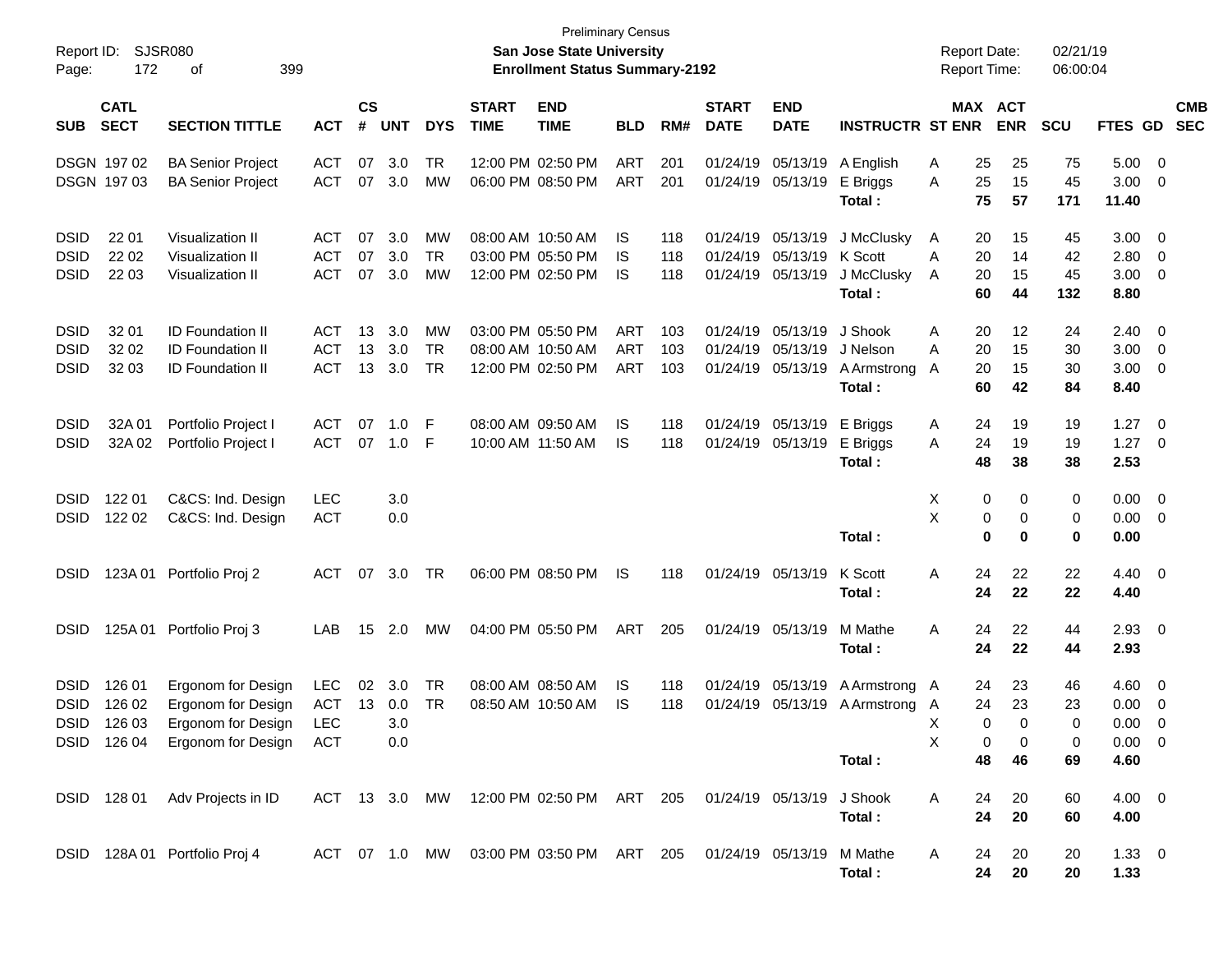Preliminary Census

**San Jose State University**

**Enrollment Status Summary-2192**

Report ID: SJSR080
Report Date: 02/21/19
Report Time: 06:00:04

| SUB | CATL SECT | SECTION TITTLE | ACT | CS # | UNT | DYS | START TIME | END TIME | BLD | RM# | START DATE | END DATE | INSTRUCTR | ST | MAX ENR | ACT ENR | SCU | FTES | GD | CMB SEC |
|---|---|---|---|---|---|---|---|---|---|---|---|---|---|---|---|---|---|---|---|---|
| DSGN | 197 02 | BA Senior Project | ACT | 07 | 3.0 | TR | 12:00 PM | 02:50 PM | ART | 201 | 01/24/19 | 05/13/19 | A English | A | 25 | 25 | 75 | 5.00 | 0 | |
| DSGN | 197 03 | BA Senior Project | ACT | 07 | 3.0 | MW | 06:00 PM | 08:50 PM | ART | 201 | 01/24/19 | 05/13/19 | E Briggs | A | 25 | 15 | 45 | 3.00 | 0 | |
| | | | | | | | | | | | | | **Total :** | | **75** | **57** | **171** | **11.40** | | |
| DSID | 22 01 | Visualization II | ACT | 07 | 3.0 | MW | 08:00 AM | 10:50 AM | IS | 118 | 01/24/19 | 05/13/19 | J McClusky | A | 20 | 15 | 45 | 3.00 | 0 | |
| DSID | 22 02 | Visualization II | ACT | 07 | 3.0 | TR | 03:00 PM | 05:50 PM | IS | 118 | 01/24/19 | 05/13/19 | K Scott | A | 20 | 14 | 42 | 2.80 | 0 | |
| DSID | 22 03 | Visualization II | ACT | 07 | 3.0 | MW | 12:00 PM | 02:50 PM | IS | 118 | 01/24/19 | 05/13/19 | J McClusky | A | 20 | 15 | 45 | 3.00 | 0 | |
| | | | | | | | | | | | | | **Total :** | | **60** | **44** | **132** | **8.80** | | |
| DSID | 32 01 | ID Foundation II | ACT | 13 | 3.0 | MW | 03:00 PM | 05:50 PM | ART | 103 | 01/24/19 | 05/13/19 | J Shook | A | 20 | 12 | 24 | 2.40 | 0 | |
| DSID | 32 02 | ID Foundation II | ACT | 13 | 3.0 | TR | 08:00 AM | 10:50 AM | ART | 103 | 01/24/19 | 05/13/19 | J Nelson | A | 20 | 15 | 30 | 3.00 | 0 | |
| DSID | 32 03 | ID Foundation II | ACT | 13 | 3.0 | TR | 12:00 PM | 02:50 PM | ART | 103 | 01/24/19 | 05/13/19 | A Armstrong | A | 20 | 15 | 30 | 3.00 | 0 | |
| | | | | | | | | | | | | | **Total :** | | **60** | **42** | **84** | **8.40** | | |
| DSID | 32A 01 | Portfolio Project I | ACT | 07 | 1.0 | F | 08:00 AM | 09:50 AM | IS | 118 | 01/24/19 | 05/13/19 | E Briggs | A | 24 | 19 | 19 | 1.27 | 0 | |
| DSID | 32A 02 | Portfolio Project I | ACT | 07 | 1.0 | F | 10:00 AM | 11:50 AM | IS | 118 | 01/24/19 | 05/13/19 | E Briggs | A | 24 | 19 | 19 | 1.27 | 0 | |
| | | | | | | | | | | | | | **Total :** | | **48** | **38** | **38** | **2.53** | | |
| DSID | 122 01 | C&CS: Ind. Design | LEC | | 3.0 | | | | | | | | | X | 0 | 0 | 0 | 0.00 | 0 | |
| DSID | 122 02 | C&CS: Ind. Design | ACT | | 0.0 | | | | | | | | | X | 0 | 0 | 0 | 0.00 | 0 | |
| | | | | | | | | | | | | | **Total :** | | **0** | **0** | **0** | **0.00** | | |
| DSID | 123A 01 | Portfolio Proj 2 | ACT | 07 | 3.0 | TR | 06:00 PM | 08:50 PM | IS | 118 | 01/24/19 | 05/13/19 | K Scott | A | 24 | 22 | 22 | 4.40 | 0 | |
| | | | | | | | | | | | | | **Total :** | | **24** | **22** | **22** | **4.40** | | |
| DSID | 125A 01 | Portfolio Proj 3 | LAB | 15 | 2.0 | MW | 04:00 PM | 05:50 PM | ART | 205 | 01/24/19 | 05/13/19 | M Mathe | A | 24 | 22 | 44 | 2.93 | 0 | |
| | | | | | | | | | | | | | **Total :** | | **24** | **22** | **44** | **2.93** | | |
| DSID | 126 01 | Ergonom for Design | LEC | 02 | 3.0 | TR | 08:00 AM | 08:50 AM | IS | 118 | 01/24/19 | 05/13/19 | A Armstrong | A | 24 | 23 | 46 | 4.60 | 0 | |
| DSID | 126 02 | Ergonom for Design | ACT | 13 | 0.0 | TR | 08:50 AM | 10:50 AM | IS | 118 | 01/24/19 | 05/13/19 | A Armstrong | A | 24 | 23 | 23 | 0.00 | 0 | |
| DSID | 126 03 | Ergonom for Design | LEC | | 3.0 | | | | | | | | | X | 0 | 0 | 0 | 0.00 | 0 | |
| DSID | 126 04 | Ergonom for Design | ACT | | 0.0 | | | | | | | | | X | 0 | 0 | 0 | 0.00 | 0 | |
| | | | | | | | | | | | | | **Total :** | | **48** | **46** | **69** | **4.60** | | |
| DSID | 128 01 | Adv Projects in ID | ACT | 13 | 3.0 | MW | 12:00 PM | 02:50 PM | ART | 205 | 01/24/19 | 05/13/19 | J Shook | A | 24 | 20 | 60 | 4.00 | 0 | |
| | | | | | | | | | | | | | **Total :** | | **24** | **20** | **60** | **4.00** | | |
| DSID | 128A 01 | Portfolio Proj 4 | ACT | 07 | 1.0 | MW | 03:00 PM | 03:50 PM | ART | 205 | 01/24/19 | 05/13/19 | M Mathe | A | 24 | 20 | 20 | 1.33 | 0 | |
| | | | | | | | | | | | | | **Total :** | | **24** | **20** | **20** | **1.33** | | |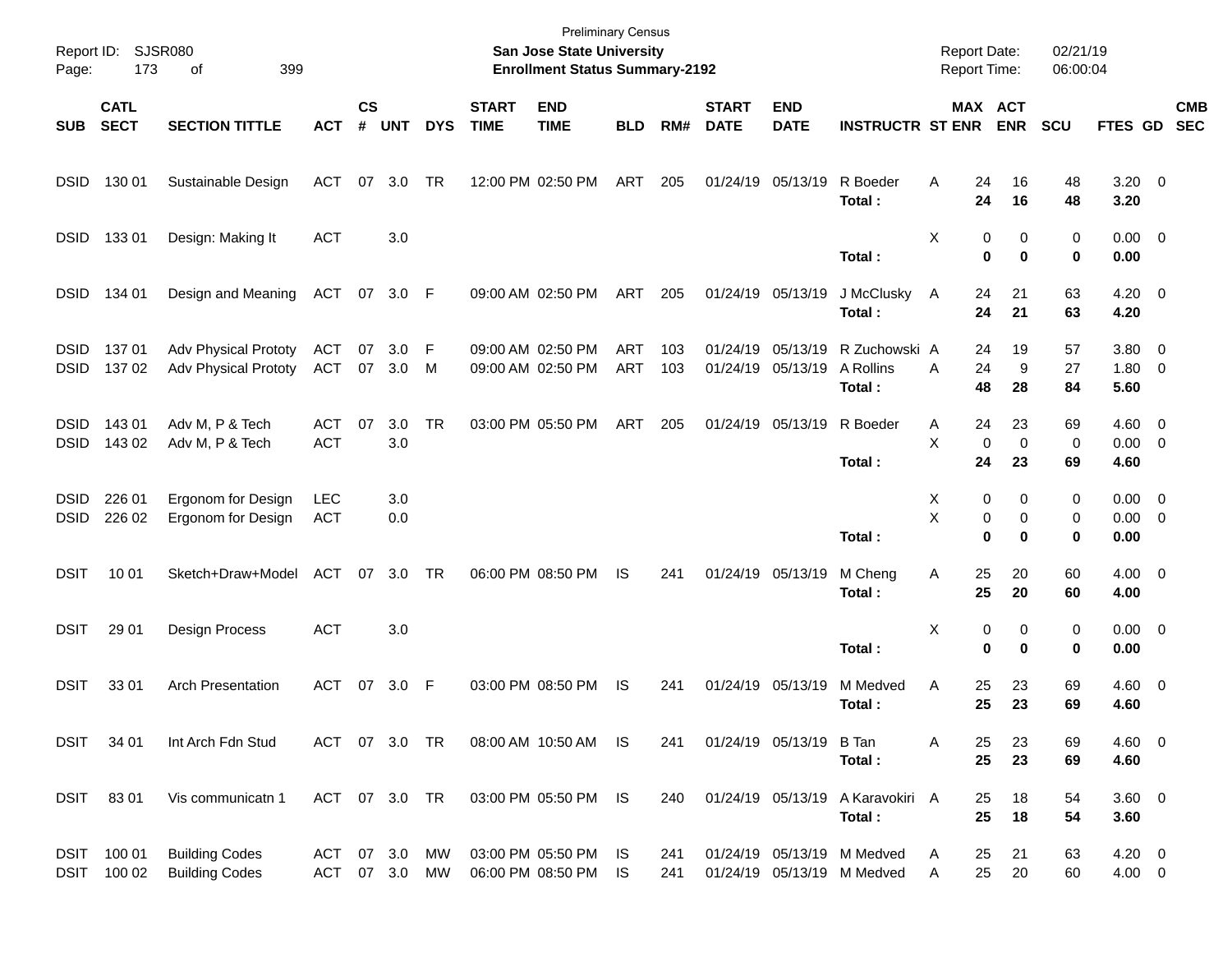Preliminary Census
**San Jose State University**
**Enrollment Status Summary-2192**

Report ID: SJSR080
Report Date: 02/21/19
Report Time: 06:00:04

| SUB | CATL SECT | SECTION TITTLE | ACT | CS # | UNT | DYS | START TIME | END TIME | BLD | RM# | START DATE | END DATE | INSTRUCTR | ST | MAX ENR | ACT ENR | SCU | FTES | GD | CMB SEC |
|---|---|---|---|---|---|---|---|---|---|---|---|---|---|---|---|---|---|---|---|---|
| DSID | 130 01 | Sustainable Design | ACT | 07 | 3.0 | TR | 12:00 PM | 02:50 PM | ART | 205 | 01/24/19 | 05/13/19 | R Boeder | A | 24 | 16 | 48 | 3.20 | 0 | |
| | | | | | | | | | | | | | **Total :** | | **24** | **16** | **48** | **3.20** | | |
| DSID | 133 01 | Design: Making It | ACT | | 3.0 | | | | | | | | | X | 0 | 0 | 0 | 0.00 | 0 | |
| | | | | | | | | | | | | | **Total :** | | **0** | **0** | **0** | **0.00** | | |
| DSID | 134 01 | Design and Meaning | ACT | 07 | 3.0 | F | 09:00 AM | 02:50 PM | ART | 205 | 01/24/19 | 05/13/19 | J McClusky | A | 24 | 21 | 63 | 4.20 | 0 | |
| | | | | | | | | | | | | | **Total :** | | **24** | **21** | **63** | **4.20** | | |
| DSID | 137 01 | Adv Physical Prototy | ACT | 07 | 3.0 | F | 09:00 AM | 02:50 PM | ART | 103 | 01/24/19 | 05/13/19 | R Zuchowski | A | 24 | 19 | 57 | 3.80 | 0 | |
| DSID | 137 02 | Adv Physical Prototy | ACT | 07 | 3.0 | M | 09:00 AM | 02:50 PM | ART | 103 | 01/24/19 | 05/13/19 | A Rollins | A | 24 | 9 | 27 | 1.80 | 0 | |
| | | | | | | | | | | | | | **Total :** | | **48** | **28** | **84** | **5.60** | | |
| DSID | 143 01 | Adv M, P & Tech | ACT | 07 | 3.0 | TR | 03:00 PM | 05:50 PM | ART | 205 | 01/24/19 | 05/13/19 | R Boeder | A | 24 | 23 | 69 | 4.60 | 0 | |
| DSID | 143 02 | Adv M, P & Tech | ACT | | 3.0 | | | | | | | | | X | 0 | 0 | 0 | 0.00 | 0 | |
| | | | | | | | | | | | | | **Total :** | | **24** | **23** | **69** | **4.60** | | |
| DSID | 226 01 | Ergonom for Design | LEC | | 3.0 | | | | | | | | | X | 0 | 0 | 0 | 0.00 | 0 | |
| DSID | 226 02 | Ergonom for Design | ACT | | 0.0 | | | | | | | | | X | 0 | 0 | 0 | 0.00 | 0 | |
| | | | | | | | | | | | | | **Total :** | | **0** | **0** | **0** | **0.00** | | |
| DSIT | 10 01 | Sketch+Draw+Model | ACT | 07 | 3.0 | TR | 06:00 PM | 08:50 PM | IS | 241 | 01/24/19 | 05/13/19 | M Cheng | A | 25 | 20 | 60 | 4.00 | 0 | |
| | | | | | | | | | | | | | **Total :** | | **25** | **20** | **60** | **4.00** | | |
| DSIT | 29 01 | Design Process | ACT | | 3.0 | | | | | | | | | X | 0 | 0 | 0 | 0.00 | 0 | |
| | | | | | | | | | | | | | **Total :** | | **0** | **0** | **0** | **0.00** | | |
| DSIT | 33 01 | Arch Presentation | ACT | 07 | 3.0 | F | 03:00 PM | 08:50 PM | IS | 241 | 01/24/19 | 05/13/19 | M Medved | A | 25 | 23 | 69 | 4.60 | 0 | |
| | | | | | | | | | | | | | **Total :** | | **25** | **23** | **69** | **4.60** | | |
| DSIT | 34 01 | Int Arch Fdn Stud | ACT | 07 | 3.0 | TR | 08:00 AM | 10:50 AM | IS | 241 | 01/24/19 | 05/13/19 | B Tan | A | 25 | 23 | 69 | 4.60 | 0 | |
| | | | | | | | | | | | | | **Total :** | | **25** | **23** | **69** | **4.60** | | |
| DSIT | 83 01 | Vis communicatn 1 | ACT | 07 | 3.0 | TR | 03:00 PM | 05:50 PM | IS | 240 | 01/24/19 | 05/13/19 | A Karavokiri | A | 25 | 18 | 54 | 3.60 | 0 | |
| | | | | | | | | | | | | | **Total :** | | **25** | **18** | **54** | **3.60** | | |
| DSIT | 100 01 | Building Codes | ACT | 07 | 3.0 | MW | 03:00 PM | 05:50 PM | IS | 241 | 01/24/19 | 05/13/19 | M Medved | A | 25 | 21 | 63 | 4.20 | 0 | |
| DSIT | 100 02 | Building Codes | ACT | 07 | 3.0 | MW | 06:00 PM | 08:50 PM | IS | 241 | 01/24/19 | 05/13/19 | M Medved | A | 25 | 20 | 60 | 4.00 | 0 | |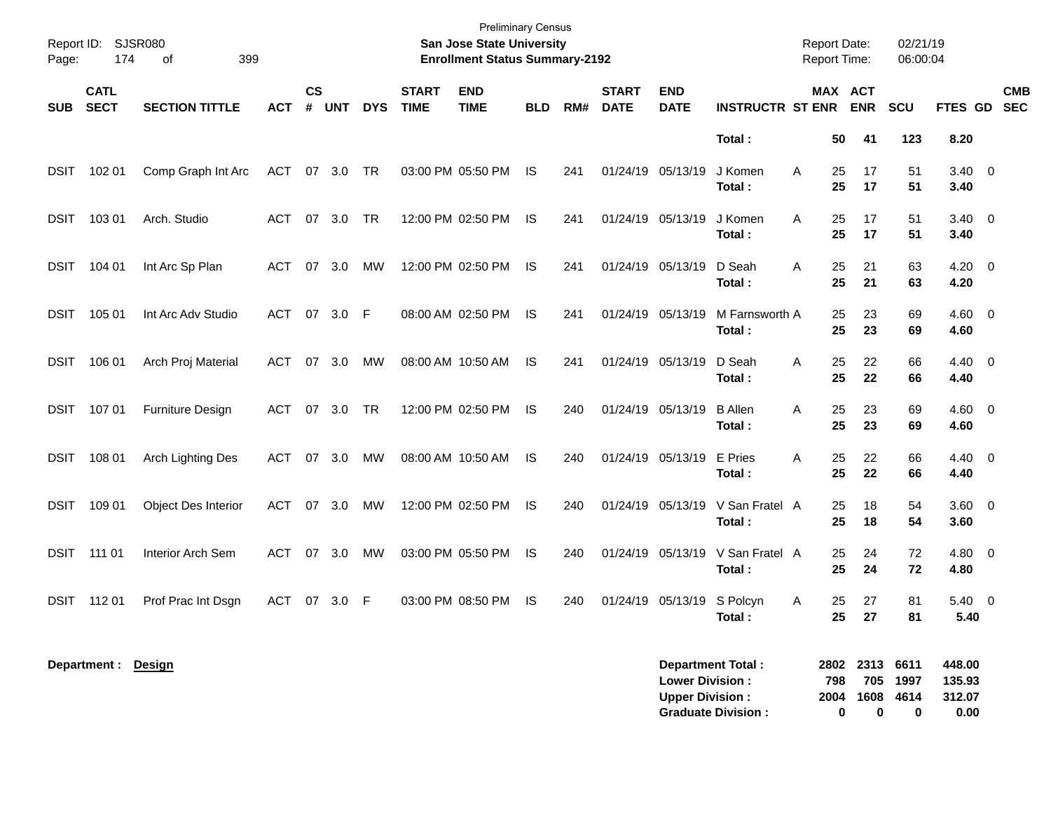Preliminary Census

**San Jose State University**

**Enrollment Status Summary-2192**

| SUB | CATL SECT | SECTION TITTLE | ACT | CS # | UNT | DYS | START TIME | END TIME | BLD | RM# | START DATE | END DATE | INSTRUCTR | ST | MAX ENR | ACT ENR | SCU | FTES | GD | CMB SEC |
|---|---|---|---|---|---|---|---|---|---|---|---|---|---|---|---|---|---|---|---|---|
| | | | | | | | | | | | | | **Total :** | | **50** | **41** | **123** | **8.20** | | |
| DSIT | 102 01 | Comp Graph Int Arc | ACT | 07 | 3.0 | TR | 03:00 PM | 05:50 PM | IS | 241 | 01/24/19 | 05/13/19 | J Komen | A | 25 | 17 | 51 | 3.40 | 0 | |
| | | | | | | | | | | | | | **Total :** | | **25** | **17** | **51** | **3.40** | | |
| DSIT | 103 01 | Arch. Studio | ACT | 07 | 3.0 | TR | 12:00 PM | 02:50 PM | IS | 241 | 01/24/19 | 05/13/19 | J Komen | A | 25 | 17 | 51 | 3.40 | 0 | |
| | | | | | | | | | | | | | **Total :** | | **25** | **17** | **51** | **3.40** | | |
| DSIT | 104 01 | Int Arc Sp Plan | ACT | 07 | 3.0 | MW | 12:00 PM | 02:50 PM | IS | 241 | 01/24/19 | 05/13/19 | D Seah | A | 25 | 21 | 63 | 4.20 | 0 | |
| | | | | | | | | | | | | | **Total :** | | **25** | **21** | **63** | **4.20** | | |
| DSIT | 105 01 | Int Arc Adv Studio | ACT | 07 | 3.0 | F | 08:00 AM | 02:50 PM | IS | 241 | 01/24/19 | 05/13/19 | M Farnsworth | A | 25 | 23 | 69 | 4.60 | 0 | |
| | | | | | | | | | | | | | **Total :** | | **25** | **23** | **69** | **4.60** | | |
| DSIT | 106 01 | Arch Proj Material | ACT | 07 | 3.0 | MW | 08:00 AM | 10:50 AM | IS | 241 | 01/24/19 | 05/13/19 | D Seah | A | 25 | 22 | 66 | 4.40 | 0 | |
| | | | | | | | | | | | | | **Total :** | | **25** | **22** | **66** | **4.40** | | |
| DSIT | 107 01 | Furniture Design | ACT | 07 | 3.0 | TR | 12:00 PM | 02:50 PM | IS | 240 | 01/24/19 | 05/13/19 | B Allen | A | 25 | 23 | 69 | 4.60 | 0 | |
| | | | | | | | | | | | | | **Total :** | | **25** | **23** | **69** | **4.60** | | |
| DSIT | 108 01 | Arch Lighting Des | ACT | 07 | 3.0 | MW | 08:00 AM | 10:50 AM | IS | 240 | 01/24/19 | 05/13/19 | E Pries | A | 25 | 22 | 66 | 4.40 | 0 | |
| | | | | | | | | | | | | | **Total :** | | **25** | **22** | **66** | **4.40** | | |
| DSIT | 109 01 | Object Des Interior | ACT | 07 | 3.0 | MW | 12:00 PM | 02:50 PM | IS | 240 | 01/24/19 | 05/13/19 | V San Fratel | A | 25 | 18 | 54 | 3.60 | 0 | |
| | | | | | | | | | | | | | **Total :** | | **25** | **18** | **54** | **3.60** | | |
| DSIT | 111 01 | Interior Arch Sem | ACT | 07 | 3.0 | MW | 03:00 PM | 05:50 PM | IS | 240 | 01/24/19 | 05/13/19 | V San Fratel | A | 25 | 24 | 72 | 4.80 | 0 | |
| | | | | | | | | | | | | | **Total :** | | **25** | **24** | **72** | **4.80** | | |
| DSIT | 112 01 | Prof Prac Int Dsgn | ACT | 07 | 3.0 | F | 03:00 PM | 08:50 PM | IS | 240 | 01/24/19 | 05/13/19 | S Polcyn | A | 25 | 27 | 81 | 5.40 | 0 | |
| | | | | | | | | | | | | | **Total :** | | **25** | **27** | **81** | **5.40** | | |

**Department :** **Design**

| | MAX ENR | ACT ENR | SCU | FTES |
|---|---|---|---|---|
| **Department Total :** | **2802** | **2313** | **6611** | **448.00** |
| **Lower Division :** | **798** | **705** | **1997** | **135.93** |
| **Upper Division :** | **2004** | **1608** | **4614** | **312.07** |
| **Graduate Division :** | **0** | **0** | **0** | **0.00** |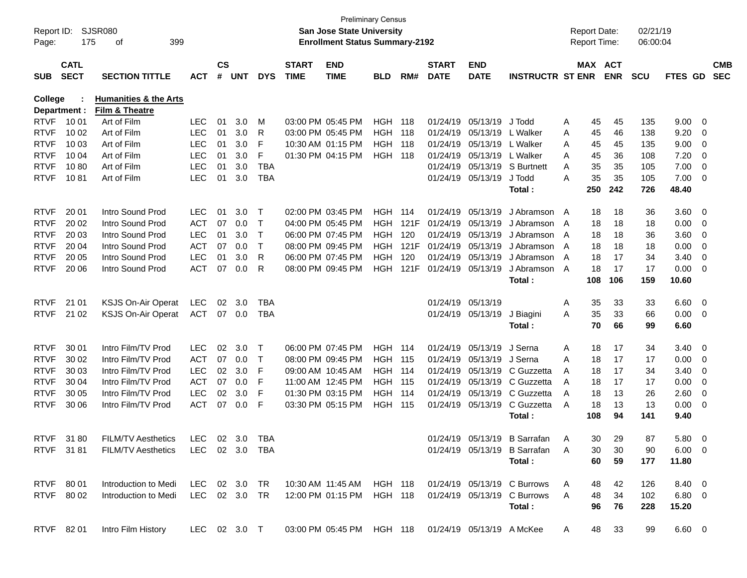Preliminary Census
**San Jose State University**
**Enrollment Status Summary-2192**

Report ID: SJSR080
Report Date: 02/21/19
Report Time: 06:00:04

| SUB | CATL SECT | SECTION TITTLE | ACT | CS # | UNT | DYS | START TIME | END TIME | BLD | RM# | START DATE | END DATE | INSTRUCTR | ST | MAX ENR | ACT ENR | SCU | FTES | GD | CMB SEC |
|---|---|---|---|---|---|---|---|---|---|---|---|---|---|---|---|---|---|---|---|---|
| **College :** | | **Humanities & the Arts** | | | | | | | | | | | | | | | | | | |
| **Department :** | | **Film & Theatre** | | | | | | | | | | | | | | | | | | |
| RTVF | 10 01 | Art of Film | LEC | 01 | 3.0 | M | 03:00 PM | 05:45 PM | HGH | 118 | 01/24/19 | 05/13/19 | J Todd | A | 45 | 45 | 135 | 9.00 | 0 | |
| RTVF | 10 02 | Art of Film | LEC | 01 | 3.0 | R | 03:00 PM | 05:45 PM | HGH | 118 | 01/24/19 | 05/13/19 | L Walker | A | 45 | 46 | 138 | 9.20 | 0 | |
| RTVF | 10 03 | Art of Film | LEC | 01 | 3.0 | F | 10:30 AM | 01:15 PM | HGH | 118 | 01/24/19 | 05/13/19 | L Walker | A | 45 | 45 | 135 | 9.00 | 0 | |
| RTVF | 10 04 | Art of Film | LEC | 01 | 3.0 | F | 01:30 PM | 04:15 PM | HGH | 118 | 01/24/19 | 05/13/19 | L Walker | A | 45 | 36 | 108 | 7.20 | 0 | |
| RTVF | 10 80 | Art of Film | LEC | 01 | 3.0 | TBA | | | | | 01/24/19 | 05/13/19 | S Burtnett | A | 35 | 35 | 105 | 7.00 | 0 | |
| RTVF | 10 81 | Art of Film | LEC | 01 | 3.0 | TBA | | | | | 01/24/19 | 05/13/19 | J Todd | A | 35 | 35 | 105 | 7.00 | 0 | |
| | | | | | | | | | | | | | **Total :** | | **250** | **242** | **726** | **48.40** | | |
| RTVF | 20 01 | Intro Sound Prod | LEC | 01 | 3.0 | T | 02:00 PM | 03:45 PM | HGH | 114 | 01/24/19 | 05/13/19 | J Abramson | A | 18 | 18 | 36 | 3.60 | 0 | |
| RTVF | 20 02 | Intro Sound Prod | ACT | 07 | 0.0 | T | 04:00 PM | 05:45 PM | HGH | 121F | 01/24/19 | 05/13/19 | J Abramson | A | 18 | 18 | 18 | 0.00 | 0 | |
| RTVF | 20 03 | Intro Sound Prod | LEC | 01 | 3.0 | T | 06:00 PM | 07:45 PM | HGH | 120 | 01/24/19 | 05/13/19 | J Abramson | A | 18 | 18 | 36 | 3.60 | 0 | |
| RTVF | 20 04 | Intro Sound Prod | ACT | 07 | 0.0 | T | 08:00 PM | 09:45 PM | HGH | 121F | 01/24/19 | 05/13/19 | J Abramson | A | 18 | 18 | 18 | 0.00 | 0 | |
| RTVF | 20 05 | Intro Sound Prod | LEC | 01 | 3.0 | R | 06:00 PM | 07:45 PM | HGH | 120 | 01/24/19 | 05/13/19 | J Abramson | A | 18 | 17 | 34 | 3.40 | 0 | |
| RTVF | 20 06 | Intro Sound Prod | ACT | 07 | 0.0 | R | 08:00 PM | 09:45 PM | HGH | 121F | 01/24/19 | 05/13/19 | J Abramson | A | 18 | 17 | 17 | 0.00 | 0 | |
| | | | | | | | | | | | | | **Total :** | | **108** | **106** | **159** | **10.60** | | |
| RTVF | 21 01 | KSJS On-Air Operat | LEC | 02 | 3.0 | TBA | | | | | 01/24/19 | 05/13/19 | | A | 35 | 33 | 33 | 6.60 | 0 | |
| RTVF | 21 02 | KSJS On-Air Operat | ACT | 07 | 0.0 | TBA | | | | | 01/24/19 | 05/13/19 | J Biagini | A | 35 | 33 | 66 | 0.00 | 0 | |
| | | | | | | | | | | | | | **Total :** | | **70** | **66** | **99** | **6.60** | | |
| RTVF | 30 01 | Intro Film/TV Prod | LEC | 02 | 3.0 | T | 06:00 PM | 07:45 PM | HGH | 114 | 01/24/19 | 05/13/19 | J Serna | A | 18 | 17 | 34 | 3.40 | 0 | |
| RTVF | 30 02 | Intro Film/TV Prod | ACT | 07 | 0.0 | T | 08:00 PM | 09:45 PM | HGH | 115 | 01/24/19 | 05/13/19 | J Serna | A | 18 | 17 | 17 | 0.00 | 0 | |
| RTVF | 30 03 | Intro Film/TV Prod | LEC | 02 | 3.0 | F | 09:00 AM | 10:45 AM | HGH | 114 | 01/24/19 | 05/13/19 | C Guzzetta | A | 18 | 17 | 34 | 3.40 | 0 | |
| RTVF | 30 04 | Intro Film/TV Prod | ACT | 07 | 0.0 | F | 11:00 AM | 12:45 PM | HGH | 115 | 01/24/19 | 05/13/19 | C Guzzetta | A | 18 | 17 | 17 | 0.00 | 0 | |
| RTVF | 30 05 | Intro Film/TV Prod | LEC | 02 | 3.0 | F | 01:30 PM | 03:15 PM | HGH | 114 | 01/24/19 | 05/13/19 | C Guzzetta | A | 18 | 13 | 26 | 2.60 | 0 | |
| RTVF | 30 06 | Intro Film/TV Prod | ACT | 07 | 0.0 | F | 03:30 PM | 05:15 PM | HGH | 115 | 01/24/19 | 05/13/19 | C Guzzetta | A | 18 | 13 | 13 | 0.00 | 0 | |
| | | | | | | | | | | | | | **Total :** | | **108** | **94** | **141** | **9.40** | | |
| RTVF | 31 80 | FILM/TV Aesthetics | LEC | 02 | 3.0 | TBA | | | | | 01/24/19 | 05/13/19 | B Sarrafan | A | 30 | 29 | 87 | 5.80 | 0 | |
| RTVF | 31 81 | FILM/TV Aesthetics | LEC | 02 | 3.0 | TBA | | | | | 01/24/19 | 05/13/19 | B Sarrafan | A | 30 | 30 | 90 | 6.00 | 0 | |
| | | | | | | | | | | | | | **Total :** | | **60** | **59** | **177** | **11.80** | | |
| RTVF | 80 01 | Introduction to Medi | LEC | 02 | 3.0 | TR | 10:30 AM | 11:45 AM | HGH | 118 | 01/24/19 | 05/13/19 | C Burrows | A | 48 | 42 | 126 | 8.40 | 0 | |
| RTVF | 80 02 | Introduction to Medi | LEC | 02 | 3.0 | TR | 12:00 PM | 01:15 PM | HGH | 118 | 01/24/19 | 05/13/19 | C Burrows | A | 48 | 34 | 102 | 6.80 | 0 | |
| | | | | | | | | | | | | | **Total :** | | **96** | **76** | **228** | **15.20** | | |
| RTVF | 82 01 | Intro Film History | LEC | 02 | 3.0 | T | 03:00 PM | 05:45 PM | HGH | 118 | 01/24/19 | 05/13/19 | A McKee | A | 48 | 33 | 99 | 6.60 | 0 | |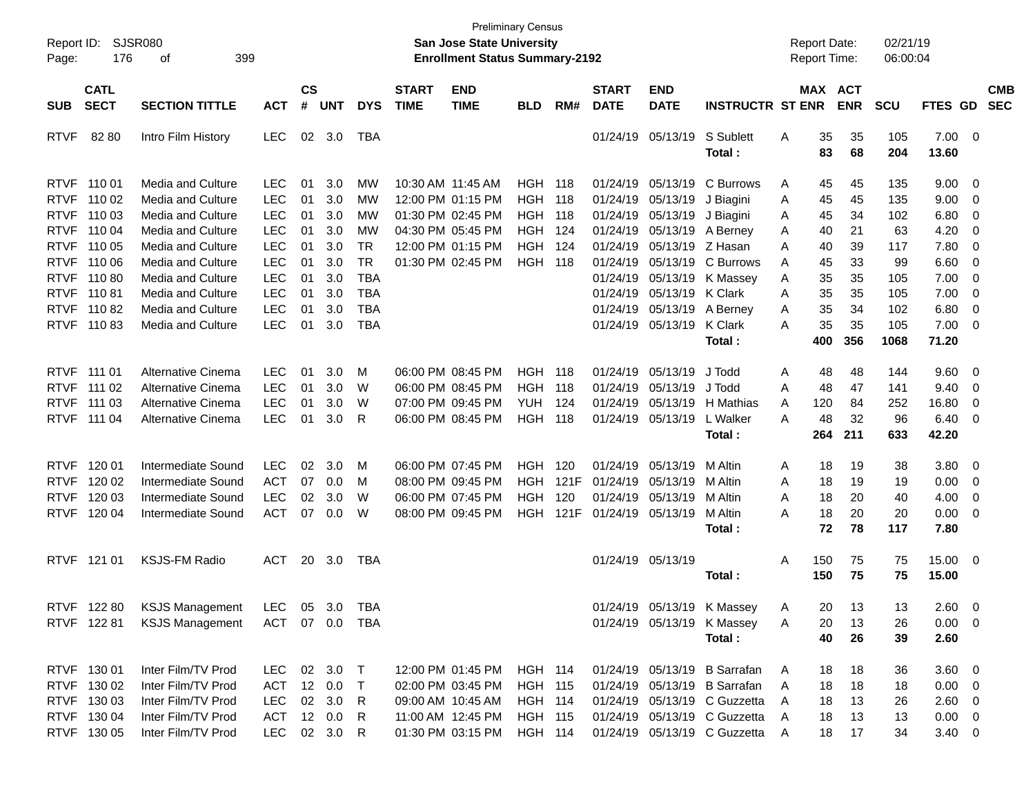Preliminary Census
San Jose State University
Enrollment Status Summary-2192

Report ID: SJSR080
Report Date: 02/21/19
Report Time: 06:00:04

| SUB | CATL SECT | SECTION TITTLE | ACT | CS # | UNT | DYS | START TIME | END TIME | BLD | RM# | START DATE | END DATE | INSTRUCTR | ST | MAX ENR | ACT ENR | SCU | FTES | GD | CMB SEC |
|---|---|---|---|---|---|---|---|---|---|---|---|---|---|---|---|---|---|---|---|---|
| RTVF | 82 80 | Intro Film History | LEC | 02 | 3.0 | TBA | | | | | 01/24/19 | 05/13/19 | S Sublett | A | 35 | 35 | 105 | 7.00 | 0 | |
| | | | | | | | | | | | | | **Total :** | | **83** | **68** | **204** | **13.60** | | |
| RTVF | 110 01 | Media and Culture | LEC | 01 | 3.0 | MW | 10:30 AM | 11:45 AM | HGH | 118 | 01/24/19 | 05/13/19 | C Burrows | A | 45 | 45 | 135 | 9.00 | 0 | |
| RTVF | 110 02 | Media and Culture | LEC | 01 | 3.0 | MW | 12:00 PM | 01:15 PM | HGH | 118 | 01/24/19 | 05/13/19 | J Biagini | A | 45 | 45 | 135 | 9.00 | 0 | |
| RTVF | 110 03 | Media and Culture | LEC | 01 | 3.0 | MW | 01:30 PM | 02:45 PM | HGH | 118 | 01/24/19 | 05/13/19 | J Biagini | A | 45 | 34 | 102 | 6.80 | 0 | |
| RTVF | 110 04 | Media and Culture | LEC | 01 | 3.0 | MW | 04:30 PM | 05:45 PM | HGH | 124 | 01/24/19 | 05/13/19 | A Berney | A | 40 | 21 | 63 | 4.20 | 0 | |
| RTVF | 110 05 | Media and Culture | LEC | 01 | 3.0 | TR | 12:00 PM | 01:15 PM | HGH | 124 | 01/24/19 | 05/13/19 | Z Hasan | A | 40 | 39 | 117 | 7.80 | 0 | |
| RTVF | 110 06 | Media and Culture | LEC | 01 | 3.0 | TR | 01:30 PM | 02:45 PM | HGH | 118 | 01/24/19 | 05/13/19 | C Burrows | A | 45 | 33 | 99 | 6.60 | 0 | |
| RTVF | 110 80 | Media and Culture | LEC | 01 | 3.0 | TBA | | | | | 01/24/19 | 05/13/19 | K Massey | A | 35 | 35 | 105 | 7.00 | 0 | |
| RTVF | 110 81 | Media and Culture | LEC | 01 | 3.0 | TBA | | | | | 01/24/19 | 05/13/19 | K Clark | A | 35 | 35 | 105 | 7.00 | 0 | |
| RTVF | 110 82 | Media and Culture | LEC | 01 | 3.0 | TBA | | | | | 01/24/19 | 05/13/19 | A Berney | A | 35 | 34 | 102 | 6.80 | 0 | |
| RTVF | 110 83 | Media and Culture | LEC | 01 | 3.0 | TBA | | | | | 01/24/19 | 05/13/19 | K Clark | A | 35 | 35 | 105 | 7.00 | 0 | |
| | | | | | | | | | | | | | **Total :** | | **400** | **356** | **1068** | **71.20** | | |
| RTVF | 111 01 | Alternative Cinema | LEC | 01 | 3.0 | M | 06:00 PM | 08:45 PM | HGH | 118 | 01/24/19 | 05/13/19 | J Todd | A | 48 | 48 | 144 | 9.60 | 0 | |
| RTVF | 111 02 | Alternative Cinema | LEC | 01 | 3.0 | W | 06:00 PM | 08:45 PM | HGH | 118 | 01/24/19 | 05/13/19 | J Todd | A | 48 | 47 | 141 | 9.40 | 0 | |
| RTVF | 111 03 | Alternative Cinema | LEC | 01 | 3.0 | W | 07:00 PM | 09:45 PM | YUH | 124 | 01/24/19 | 05/13/19 | H Mathias | A | 120 | 84 | 252 | 16.80 | 0 | |
| RTVF | 111 04 | Alternative Cinema | LEC | 01 | 3.0 | R | 06:00 PM | 08:45 PM | HGH | 118 | 01/24/19 | 05/13/19 | L Walker | A | 48 | 32 | 96 | 6.40 | 0 | |
| | | | | | | | | | | | | | **Total :** | | **264** | **211** | **633** | **42.20** | | |
| RTVF | 120 01 | Intermediate Sound | LEC | 02 | 3.0 | M | 06:00 PM | 07:45 PM | HGH | 120 | 01/24/19 | 05/13/19 | M Altin | A | 18 | 19 | 38 | 3.80 | 0 | |
| RTVF | 120 02 | Intermediate Sound | ACT | 07 | 0.0 | M | 08:00 PM | 09:45 PM | HGH | 121F | 01/24/19 | 05/13/19 | M Altin | A | 18 | 19 | 19 | 0.00 | 0 | |
| RTVF | 120 03 | Intermediate Sound | LEC | 02 | 3.0 | W | 06:00 PM | 07:45 PM | HGH | 120 | 01/24/19 | 05/13/19 | M Altin | A | 18 | 20 | 40 | 4.00 | 0 | |
| RTVF | 120 04 | Intermediate Sound | ACT | 07 | 0.0 | W | 08:00 PM | 09:45 PM | HGH | 121F | 01/24/19 | 05/13/19 | M Altin | A | 18 | 20 | 20 | 0.00 | 0 | |
| | | | | | | | | | | | | | **Total :** | | **72** | **78** | **117** | **7.80** | | |
| RTVF | 121 01 | KSJS-FM Radio | ACT | 20 | 3.0 | TBA | | | | | 01/24/19 | 05/13/19 | | A | 150 | 75 | 75 | 15.00 | 0 | |
| | | | | | | | | | | | | | **Total :** | | **150** | **75** | **75** | **15.00** | | |
| RTVF | 122 80 | KSJS Management | LEC | 05 | 3.0 | TBA | | | | | 01/24/19 | 05/13/19 | K Massey | A | 20 | 13 | 13 | 2.60 | 0 | |
| RTVF | 122 81 | KSJS Management | ACT | 07 | 0.0 | TBA | | | | | 01/24/19 | 05/13/19 | K Massey | A | 20 | 13 | 26 | 0.00 | 0 | |
| | | | | | | | | | | | | | **Total :** | | **40** | **26** | **39** | **2.60** | | |
| RTVF | 130 01 | Inter Film/TV Prod | LEC | 02 | 3.0 | T | 12:00 PM | 01:45 PM | HGH | 114 | 01/24/19 | 05/13/19 | B Sarrafan | A | 18 | 18 | 36 | 3.60 | 0 | |
| RTVF | 130 02 | Inter Film/TV Prod | ACT | 12 | 0.0 | T | 02:00 PM | 03:45 PM | HGH | 115 | 01/24/19 | 05/13/19 | B Sarrafan | A | 18 | 18 | 18 | 0.00 | 0 | |
| RTVF | 130 03 | Inter Film/TV Prod | LEC | 02 | 3.0 | R | 09:00 AM | 10:45 AM | HGH | 114 | 01/24/19 | 05/13/19 | C Guzzetta | A | 18 | 13 | 26 | 2.60 | 0 | |
| RTVF | 130 04 | Inter Film/TV Prod | ACT | 12 | 0.0 | R | 11:00 AM | 12:45 PM | HGH | 115 | 01/24/19 | 05/13/19 | C Guzzetta | A | 18 | 13 | 13 | 0.00 | 0 | |
| RTVF | 130 05 | Inter Film/TV Prod | LEC | 02 | 3.0 | R | 01:30 PM | 03:15 PM | HGH | 114 | 01/24/19 | 05/13/19 | C Guzzetta | A | 18 | 17 | 34 | 3.40 | 0 | |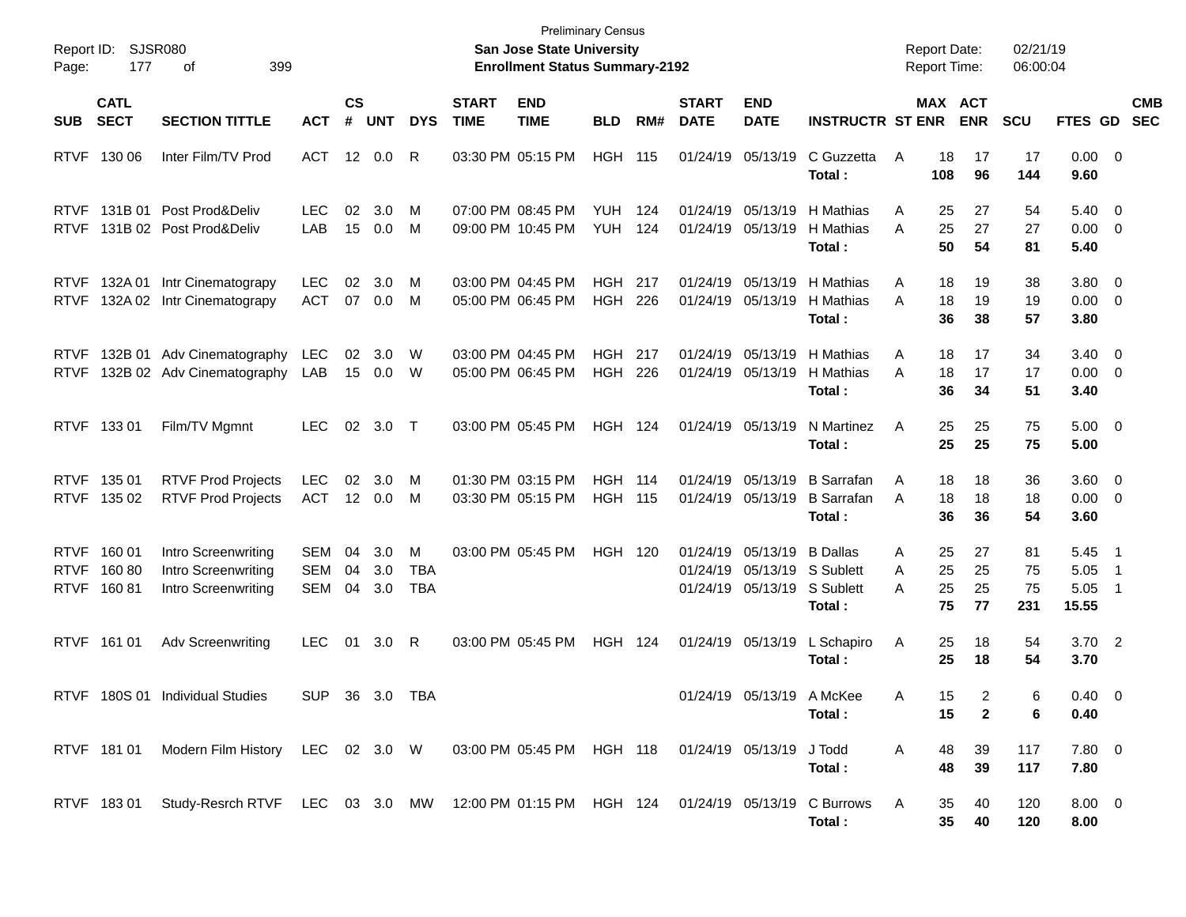Preliminary Census
**San Jose State University**
**Enrollment Status Summary-2192**

Report ID: SJSR080
Report Date: 02/21/19
Report Time: 06:00:04

| SUB | CATL SECT | SECTION TITTLE | ACT | CS # | UNT | DYS | START TIME | END TIME | BLD | RM# | START DATE | END DATE | INSTRUCTR | ST | MAX ENR | ACT ENR | SCU | FTES | GD | CMB SEC |
|---|---|---|---|---|---|---|---|---|---|---|---|---|---|---|---|---|---|---|---|---|
| RTVF | 130 06 | Inter Film/TV Prod | ACT | 12 | 0.0 | R | 03:30 PM | 05:15 PM | HGH | 115 | 01/24/19 | 05/13/19 | C Guzzetta | A | 18 | 17 | 17 | 0.00 | 0 | |
| | | | | | | | | | | | | | **Total :** | | **108** | **96** | **144** | **9.60** | | |
| RTVF | 131B 01 | Post Prod&Deliv | LEC | 02 | 3.0 | M | 07:00 PM | 08:45 PM | YUH | 124 | 01/24/19 | 05/13/19 | H Mathias | A | 25 | 27 | 54 | 5.40 | 0 | |
| RTVF | 131B 02 | Post Prod&Deliv | LAB | 15 | 0.0 | M | 09:00 PM | 10:45 PM | YUH | 124 | 01/24/19 | 05/13/19 | H Mathias | A | 25 | 27 | 27 | 0.00 | 0 | |
| | | | | | | | | | | | | | **Total :** | | **50** | **54** | **81** | **5.40** | | |
| RTVF | 132A 01 | Intr Cinematograpy | LEC | 02 | 3.0 | M | 03:00 PM | 04:45 PM | HGH | 217 | 01/24/19 | 05/13/19 | H Mathias | A | 18 | 19 | 38 | 3.80 | 0 | |
| RTVF | 132A 02 | Intr Cinematograpy | ACT | 07 | 0.0 | M | 05:00 PM | 06:45 PM | HGH | 226 | 01/24/19 | 05/13/19 | H Mathias | A | 18 | 19 | 19 | 0.00 | 0 | |
| | | | | | | | | | | | | | **Total :** | | **36** | **38** | **57** | **3.80** | | |
| RTVF | 132B 01 | Adv Cinematography | LEC | 02 | 3.0 | W | 03:00 PM | 04:45 PM | HGH | 217 | 01/24/19 | 05/13/19 | H Mathias | A | 18 | 17 | 34 | 3.40 | 0 | |
| RTVF | 132B 02 | Adv Cinematography | LAB | 15 | 0.0 | W | 05:00 PM | 06:45 PM | HGH | 226 | 01/24/19 | 05/13/19 | H Mathias | A | 18 | 17 | 17 | 0.00 | 0 | |
| | | | | | | | | | | | | | **Total :** | | **36** | **34** | **51** | **3.40** | | |
| RTVF | 133 01 | Film/TV Mgmnt | LEC | 02 | 3.0 | T | 03:00 PM | 05:45 PM | HGH | 124 | 01/24/19 | 05/13/19 | N Martinez | A | 25 | 25 | 75 | 5.00 | 0 | |
| | | | | | | | | | | | | | **Total :** | | **25** | **25** | **75** | **5.00** | | |
| RTVF | 135 01 | RTVF Prod Projects | LEC | 02 | 3.0 | M | 01:30 PM | 03:15 PM | HGH | 114 | 01/24/19 | 05/13/19 | B Sarrafan | A | 18 | 18 | 36 | 3.60 | 0 | |
| RTVF | 135 02 | RTVF Prod Projects | ACT | 12 | 0.0 | M | 03:30 PM | 05:15 PM | HGH | 115 | 01/24/19 | 05/13/19 | B Sarrafan | A | 18 | 18 | 18 | 0.00 | 0 | |
| | | | | | | | | | | | | | **Total :** | | **36** | **36** | **54** | **3.60** | | |
| RTVF | 160 01 | Intro Screenwriting | SEM | 04 | 3.0 | M | 03:00 PM | 05:45 PM | HGH | 120 | 01/24/19 | 05/13/19 | B Dallas | A | 25 | 27 | 81 | 5.45 | 1 | |
| RTVF | 160 80 | Intro Screenwriting | SEM | 04 | 3.0 | TBA | | | | | 01/24/19 | 05/13/19 | S Sublett | A | 25 | 25 | 75 | 5.05 | 1 | |
| RTVF | 160 81 | Intro Screenwriting | SEM | 04 | 3.0 | TBA | | | | | 01/24/19 | 05/13/19 | S Sublett | A | 25 | 25 | 75 | 5.05 | 1 | |
| | | | | | | | | | | | | | **Total :** | | **75** | **77** | **231** | **15.55** | | |
| RTVF | 161 01 | Adv Screenwriting | LEC | 01 | 3.0 | R | 03:00 PM | 05:45 PM | HGH | 124 | 01/24/19 | 05/13/19 | L Schapiro | A | 25 | 18 | 54 | 3.70 | 2 | |
| | | | | | | | | | | | | | **Total :** | | **25** | **18** | **54** | **3.70** | | |
| RTVF | 180S 01 | Individual Studies | SUP | 36 | 3.0 | TBA | | | | | 01/24/19 | 05/13/19 | A McKee | A | 15 | 2 | 6 | 0.40 | 0 | |
| | | | | | | | | | | | | | **Total :** | | **15** | **2** | **6** | **0.40** | | |
| RTVF | 181 01 | Modern Film History | LEC | 02 | 3.0 | W | 03:00 PM | 05:45 PM | HGH | 118 | 01/24/19 | 05/13/19 | J Todd | A | 48 | 39 | 117 | 7.80 | 0 | |
| | | | | | | | | | | | | | **Total :** | | **48** | **39** | **117** | **7.80** | | |
| RTVF | 183 01 | Study-Resrch RTVF | LEC | 03 | 3.0 | MW | 12:00 PM | 01:15 PM | HGH | 124 | 01/24/19 | 05/13/19 | C Burrows | A | 35 | 40 | 120 | 8.00 | 0 | |
| | | | | | | | | | | | | | **Total :** | | **35** | **40** | **120** | **8.00** | | |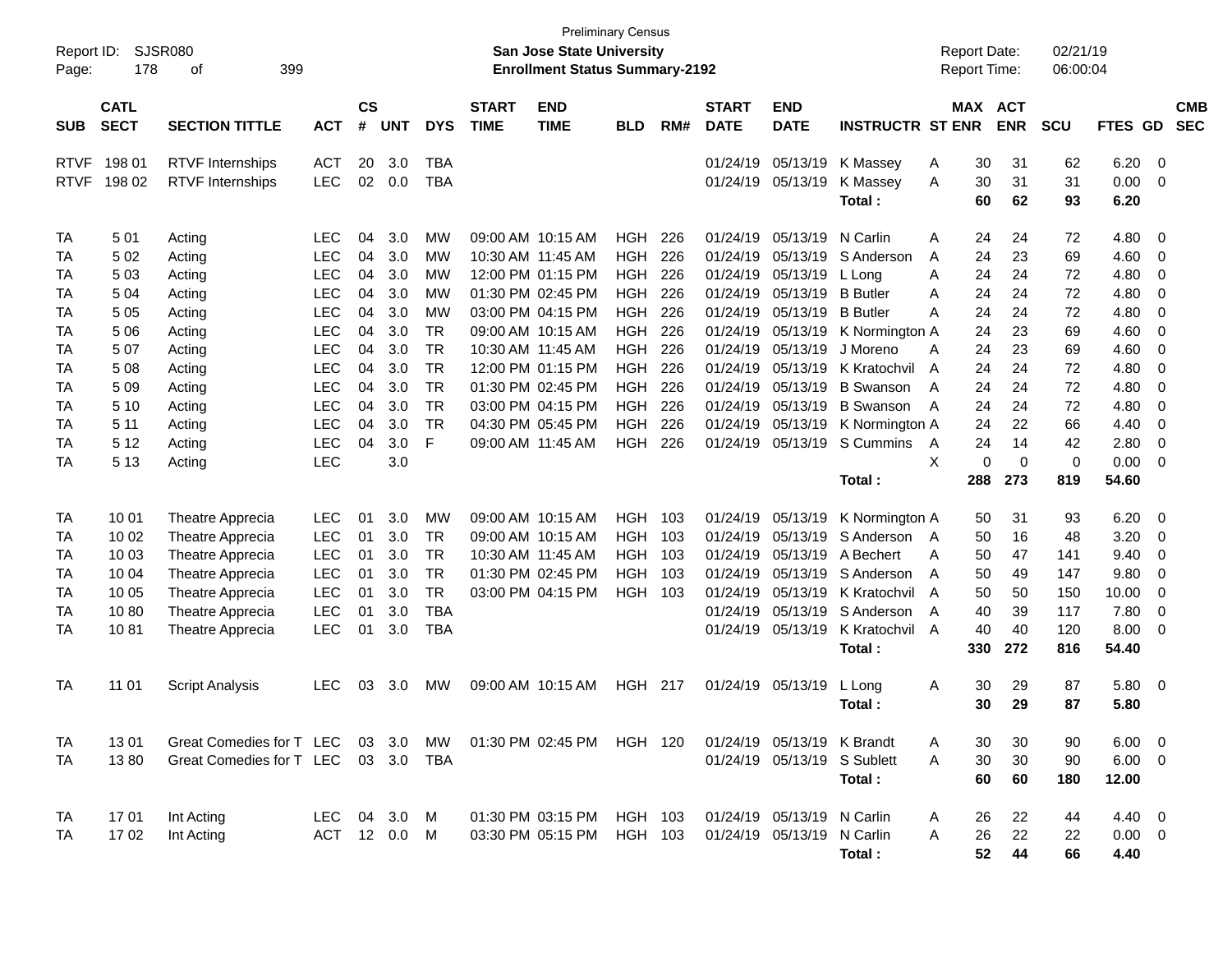Preliminary Census

Report ID: SJSR080

**San Jose State University**

**Enrollment Status Summary-2192**

Report Date: 02/21/19

Report Time: 06:00:04

| SUB | CATL SECT | SECTION TITTLE | ACT | CS # | UNT | DYS | START TIME | END TIME | BLD | RM# | START DATE | END DATE | INSTRUCTR | ST | MAX ENR | ACT ENR | SCU | FTES | GD | CMB SEC |
|---|---|---|---|---|---|---|---|---|---|---|---|---|---|---|---|---|---|---|---|---|
| RTVF | 198 01 | RTVF Internships | ACT | 20 | 3.0 | TBA | | | | | 01/24/19 | 05/13/19 | K Massey | A | 30 | 31 | 62 | 6.20 | 0 | |
| RTVF | 198 02 | RTVF Internships | LEC | 02 | 0.0 | TBA | | | | | 01/24/19 | 05/13/19 | K Massey | A | 30 | 31 | 31 | 0.00 | 0 | |
| | | | | | | | | | | | | | **Total :** | | **60** | **62** | **93** | **6.20** | | |
| TA | 5 01 | Acting | LEC | 04 | 3.0 | MW | 09:00 AM | 10:15 AM | HGH | 226 | 01/24/19 | 05/13/19 | N Carlin | A | 24 | 24 | 72 | 4.80 | 0 | |
| TA | 5 02 | Acting | LEC | 04 | 3.0 | MW | 10:30 AM | 11:45 AM | HGH | 226 | 01/24/19 | 05/13/19 | S Anderson | A | 24 | 23 | 69 | 4.60 | 0 | |
| TA | 5 03 | Acting | LEC | 04 | 3.0 | MW | 12:00 PM | 01:15 PM | HGH | 226 | 01/24/19 | 05/13/19 | L Long | A | 24 | 24 | 72 | 4.80 | 0 | |
| TA | 5 04 | Acting | LEC | 04 | 3.0 | MW | 01:30 PM | 02:45 PM | HGH | 226 | 01/24/19 | 05/13/19 | B Butler | A | 24 | 24 | 72 | 4.80 | 0 | |
| TA | 5 05 | Acting | LEC | 04 | 3.0 | MW | 03:00 PM | 04:15 PM | HGH | 226 | 01/24/19 | 05/13/19 | B Butler | A | 24 | 24 | 72 | 4.80 | 0 | |
| TA | 5 06 | Acting | LEC | 04 | 3.0 | TR | 09:00 AM | 10:15 AM | HGH | 226 | 01/24/19 | 05/13/19 | K Normington | A | 24 | 23 | 69 | 4.60 | 0 | |
| TA | 5 07 | Acting | LEC | 04 | 3.0 | TR | 10:30 AM | 11:45 AM | HGH | 226 | 01/24/19 | 05/13/19 | J Moreno | A | 24 | 23 | 69 | 4.60 | 0 | |
| TA | 5 08 | Acting | LEC | 04 | 3.0 | TR | 12:00 PM | 01:15 PM | HGH | 226 | 01/24/19 | 05/13/19 | K Kratochvil | A | 24 | 24 | 72 | 4.80 | 0 | |
| TA | 5 09 | Acting | LEC | 04 | 3.0 | TR | 01:30 PM | 02:45 PM | HGH | 226 | 01/24/19 | 05/13/19 | B Swanson | A | 24 | 24 | 72 | 4.80 | 0 | |
| TA | 5 10 | Acting | LEC | 04 | 3.0 | TR | 03:00 PM | 04:15 PM | HGH | 226 | 01/24/19 | 05/13/19 | B Swanson | A | 24 | 24 | 72 | 4.80 | 0 | |
| TA | 5 11 | Acting | LEC | 04 | 3.0 | TR | 04:30 PM | 05:45 PM | HGH | 226 | 01/24/19 | 05/13/19 | K Normington | A | 24 | 22 | 66 | 4.40 | 0 | |
| TA | 5 12 | Acting | LEC | 04 | 3.0 | F | 09:00 AM | 11:45 AM | HGH | 226 | 01/24/19 | 05/13/19 | S Cummins | A | 24 | 14 | 42 | 2.80 | 0 | |
| TA | 5 13 | Acting | LEC | | 3.0 | | | | | | | | | X | 0 | 0 | 0 | 0.00 | 0 | |
| | | | | | | | | | | | | | **Total :** | | **288** | **273** | **819** | **54.60** | | |
| TA | 10 01 | Theatre Apprecia | LEC | 01 | 3.0 | MW | 09:00 AM | 10:15 AM | HGH | 103 | 01/24/19 | 05/13/19 | K Normington | A | 50 | 31 | 93 | 6.20 | 0 | |
| TA | 10 02 | Theatre Apprecia | LEC | 01 | 3.0 | TR | 09:00 AM | 10:15 AM | HGH | 103 | 01/24/19 | 05/13/19 | S Anderson | A | 50 | 16 | 48 | 3.20 | 0 | |
| TA | 10 03 | Theatre Apprecia | LEC | 01 | 3.0 | TR | 10:30 AM | 11:45 AM | HGH | 103 | 01/24/19 | 05/13/19 | A Bechert | A | 50 | 47 | 141 | 9.40 | 0 | |
| TA | 10 04 | Theatre Apprecia | LEC | 01 | 3.0 | TR | 01:30 PM | 02:45 PM | HGH | 103 | 01/24/19 | 05/13/19 | S Anderson | A | 50 | 49 | 147 | 9.80 | 0 | |
| TA | 10 05 | Theatre Apprecia | LEC | 01 | 3.0 | TR | 03:00 PM | 04:15 PM | HGH | 103 | 01/24/19 | 05/13/19 | K Kratochvil | A | 50 | 50 | 150 | 10.00 | 0 | |
| TA | 10 80 | Theatre Apprecia | LEC | 01 | 3.0 | TBA | | | | | 01/24/19 | 05/13/19 | S Anderson | A | 40 | 39 | 117 | 7.80 | 0 | |
| TA | 10 81 | Theatre Apprecia | LEC | 01 | 3.0 | TBA | | | | | 01/24/19 | 05/13/19 | K Kratochvil | A | 40 | 40 | 120 | 8.00 | 0 | |
| | | | | | | | | | | | | | **Total :** | | **330** | **272** | **816** | **54.40** | | |
| TA | 11 01 | Script Analysis | LEC | 03 | 3.0 | MW | 09:00 AM | 10:15 AM | HGH | 217 | 01/24/19 | 05/13/19 | L Long | A | 30 | 29 | 87 | 5.80 | 0 | |
| | | | | | | | | | | | | | **Total :** | | **30** | **29** | **87** | **5.80** | | |
| TA | 13 01 | Great Comedies for T | LEC | 03 | 3.0 | MW | 01:30 PM | 02:45 PM | HGH | 120 | 01/24/19 | 05/13/19 | K Brandt | A | 30 | 30 | 90 | 6.00 | 0 | |
| TA | 13 80 | Great Comedies for T | LEC | 03 | 3.0 | TBA | | | | | 01/24/19 | 05/13/19 | S Sublett | A | 30 | 30 | 90 | 6.00 | 0 | |
| | | | | | | | | | | | | | **Total :** | | **60** | **60** | **180** | **12.00** | | |
| TA | 17 01 | Int Acting | LEC | 04 | 3.0 | M | 01:30 PM | 03:15 PM | HGH | 103 | 01/24/19 | 05/13/19 | N Carlin | A | 26 | 22 | 44 | 4.40 | 0 | |
| TA | 17 02 | Int Acting | ACT | 12 | 0.0 | M | 03:30 PM | 05:15 PM | HGH | 103 | 01/24/19 | 05/13/19 | N Carlin | A | 26 | 22 | 22 | 0.00 | 0 | |
| | | | | | | | | | | | | | **Total :** | | **52** | **44** | **66** | **4.40** | | |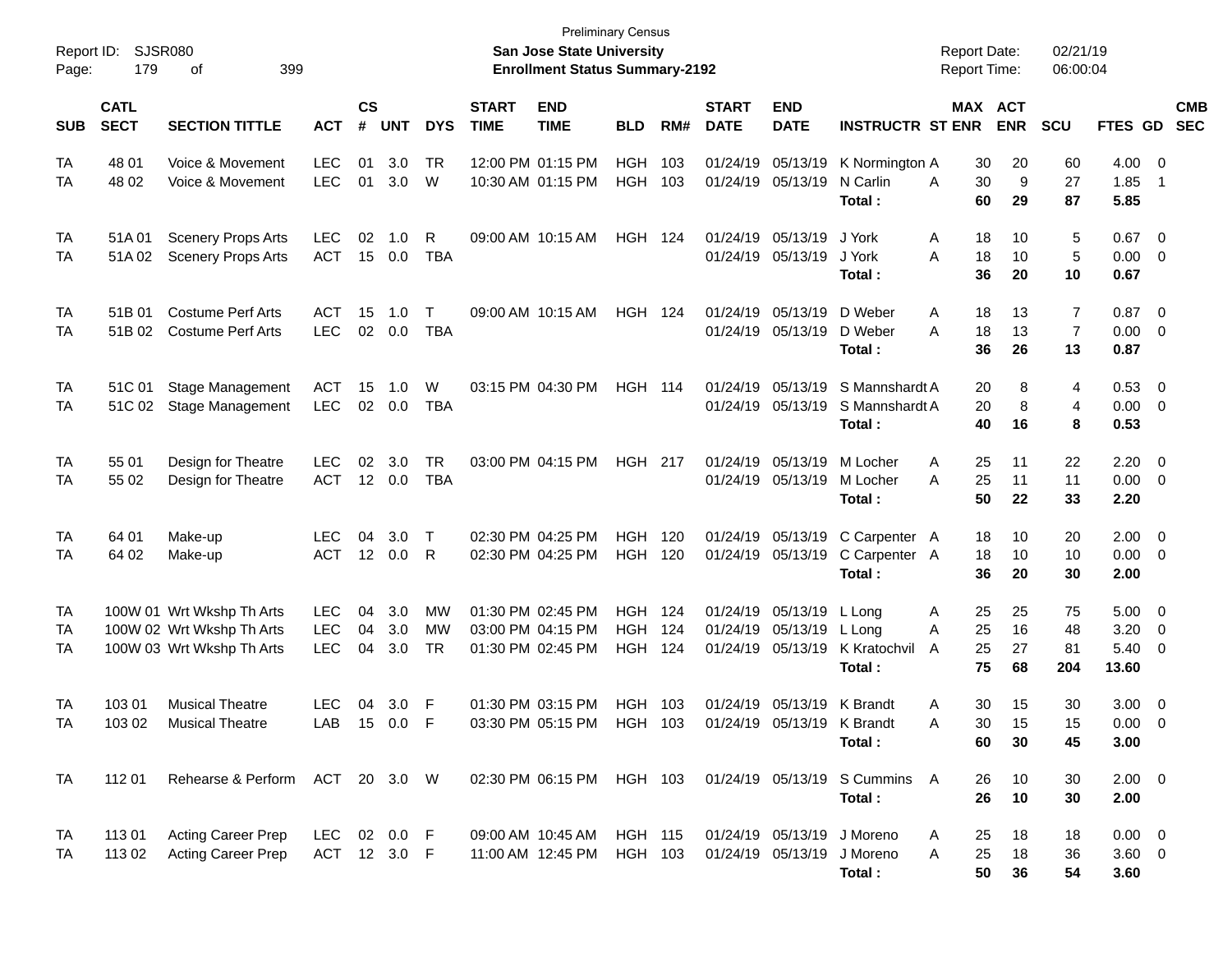Preliminary Census

**San Jose State University**

**Enrollment Status Summary-2192**

Report ID: SJSR080

Report Date: 02/21/19

Report Time: 06:00:04

| SUB | CATL SECT | SECTION TITTLE | ACT | CS # | UNT | DYS | START TIME | END TIME | BLD | RM# | START DATE | END DATE | INSTRUCTR | ST | MAX ENR | ACT ENR | SCU | FTES | GD | CMB SEC |
|---|---|---|---|---|---|---|---|---|---|---|---|---|---|---|---|---|---|---|---|---|
| TA | 48 01 | Voice & Movement | LEC | 01 | 3.0 | TR | 12:00 PM | 01:15 PM | HGH | 103 | 01/24/19 | 05/13/19 | K Normington | A | 30 | 20 | 60 | 4.00 | 0 | |
| TA | 48 02 | Voice & Movement | LEC | 01 | 3.0 | W | 10:30 AM | 01:15 PM | HGH | 103 | 01/24/19 | 05/13/19 | N Carlin | A | 30 | 9 | 27 | 1.85 | 1 | |
| | | | | | | | | | | | | | **Total :** | | **60** | **29** | **87** | **5.85** | | |
| TA | 51A 01 | Scenery Props Arts | LEC | 02 | 1.0 | R | 09:00 AM | 10:15 AM | HGH | 124 | 01/24/19 | 05/13/19 | J York | A | 18 | 10 | 5 | 0.67 | 0 | |
| TA | 51A 02 | Scenery Props Arts | ACT | 15 | 0.0 | TBA | | | | | 01/24/19 | 05/13/19 | J York | A | 18 | 10 | 5 | 0.00 | 0 | |
| | | | | | | | | | | | | | **Total :** | | **36** | **20** | **10** | **0.67** | | |
| TA | 51B 01 | Costume Perf Arts | ACT | 15 | 1.0 | T | 09:00 AM | 10:15 AM | HGH | 124 | 01/24/19 | 05/13/19 | D Weber | A | 18 | 13 | 7 | 0.87 | 0 | |
| TA | 51B 02 | Costume Perf Arts | LEC | 02 | 0.0 | TBA | | | | | 01/24/19 | 05/13/19 | D Weber | A | 18 | 13 | 7 | 0.00 | 0 | |
| | | | | | | | | | | | | | **Total :** | | **36** | **26** | **13** | **0.87** | | |
| TA | 51C 01 | Stage Management | ACT | 15 | 1.0 | W | 03:15 PM | 04:30 PM | HGH | 114 | 01/24/19 | 05/13/19 | S Mannshardt | A | 20 | 8 | 4 | 0.53 | 0 | |
| TA | 51C 02 | Stage Management | LEC | 02 | 0.0 | TBA | | | | | 01/24/19 | 05/13/19 | S Mannshardt | A | 20 | 8 | 4 | 0.00 | 0 | |
| | | | | | | | | | | | | | **Total :** | | **40** | **16** | **8** | **0.53** | | |
| TA | 55 01 | Design for Theatre | LEC | 02 | 3.0 | TR | 03:00 PM | 04:15 PM | HGH | 217 | 01/24/19 | 05/13/19 | M Locher | A | 25 | 11 | 22 | 2.20 | 0 | |
| TA | 55 02 | Design for Theatre | ACT | 12 | 0.0 | TBA | | | | | 01/24/19 | 05/13/19 | M Locher | A | 25 | 11 | 11 | 0.00 | 0 | |
| | | | | | | | | | | | | | **Total :** | | **50** | **22** | **33** | **2.20** | | |
| TA | 64 01 | Make-up | LEC | 04 | 3.0 | T | 02:30 PM | 04:25 PM | HGH | 120 | 01/24/19 | 05/13/19 | C Carpenter | A | 18 | 10 | 20 | 2.00 | 0 | |
| TA | 64 02 | Make-up | ACT | 12 | 0.0 | R | 02:30 PM | 04:25 PM | HGH | 120 | 01/24/19 | 05/13/19 | C Carpenter | A | 18 | 10 | 10 | 0.00 | 0 | |
| | | | | | | | | | | | | | **Total :** | | **36** | **20** | **30** | **2.00** | | |
| TA | 100W 01 | Wrt Wkshp Th Arts | LEC | 04 | 3.0 | MW | 01:30 PM | 02:45 PM | HGH | 124 | 01/24/19 | 05/13/19 | L Long | A | 25 | 25 | 75 | 5.00 | 0 | |
| TA | 100W 02 | Wrt Wkshp Th Arts | LEC | 04 | 3.0 | MW | 03:00 PM | 04:15 PM | HGH | 124 | 01/24/19 | 05/13/19 | L Long | A | 25 | 16 | 48 | 3.20 | 0 | |
| TA | 100W 03 | Wrt Wkshp Th Arts | LEC | 04 | 3.0 | TR | 01:30 PM | 02:45 PM | HGH | 124 | 01/24/19 | 05/13/19 | K Kratochvil | A | 25 | 27 | 81 | 5.40 | 0 | |
| | | | | | | | | | | | | | **Total :** | | **75** | **68** | **204** | **13.60** | | |
| TA | 103 01 | Musical Theatre | LEC | 04 | 3.0 | F | 01:30 PM | 03:15 PM | HGH | 103 | 01/24/19 | 05/13/19 | K Brandt | A | 30 | 15 | 30 | 3.00 | 0 | |
| TA | 103 02 | Musical Theatre | LAB | 15 | 0.0 | F | 03:30 PM | 05:15 PM | HGH | 103 | 01/24/19 | 05/13/19 | K Brandt | A | 30 | 15 | 15 | 0.00 | 0 | |
| | | | | | | | | | | | | | **Total :** | | **60** | **30** | **45** | **3.00** | | |
| TA | 112 01 | Rehearse & Perform | ACT | 20 | 3.0 | W | 02:30 PM | 06:15 PM | HGH | 103 | 01/24/19 | 05/13/19 | S Cummins | A | 26 | 10 | 30 | 2.00 | 0 | |
| | | | | | | | | | | | | | **Total :** | | **26** | **10** | **30** | **2.00** | | |
| TA | 113 01 | Acting Career Prep | LEC | 02 | 0.0 | F | 09:00 AM | 10:45 AM | HGH | 115 | 01/24/19 | 05/13/19 | J Moreno | A | 25 | 18 | 18 | 0.00 | 0 | |
| TA | 113 02 | Acting Career Prep | ACT | 12 | 3.0 | F | 11:00 AM | 12:45 PM | HGH | 103 | 01/24/19 | 05/13/19 | J Moreno | A | 25 | 18 | 36 | 3.60 | 0 | |
| | | | | | | | | | | | | | **Total :** | | **50** | **36** | **54** | **3.60** | | |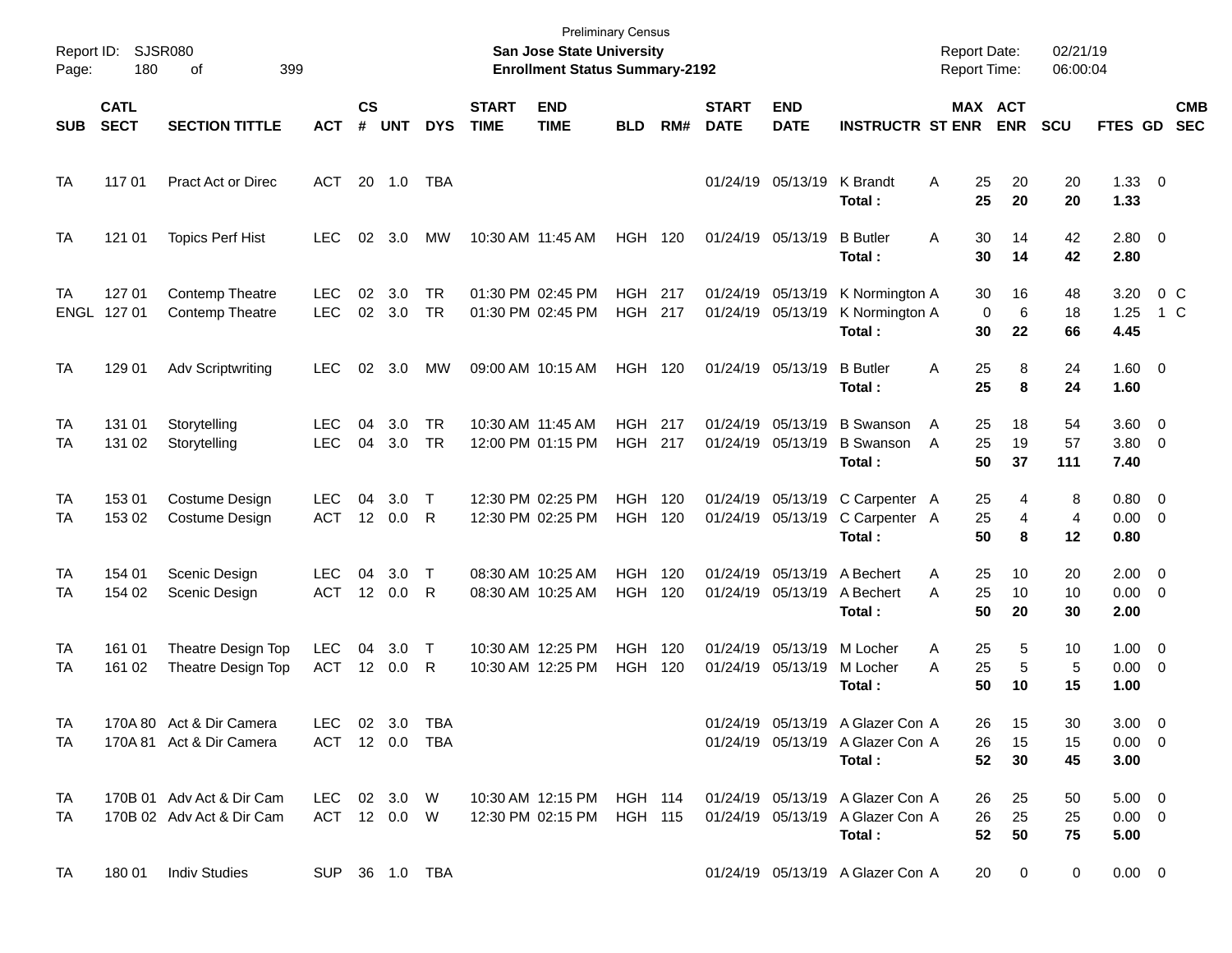Preliminary Census

**San Jose State University**

**Enrollment Status Summary-2192**

| SUB | CATL SECT | SECTION TITTLE | ACT | CS # | UNT | DYS | START TIME | END TIME | BLD | RM# | START DATE | END DATE | INSTRUCTR | ST | MAX ENR | ACT ENR | SCU | FTES | GD | CMB SEC |
|---|---|---|---|---|---|---|---|---|---|---|---|---|---|---|---|---|---|---|---|---|
| TA | 117 01 | Pract Act or Direc | ACT | 20 | 1.0 | TBA | | | | | 01/24/19 | 05/13/19 | K Brandt | A | 25 | 20 | 20 | 1.33 | 0 | |
| | | | | | | | | | | | | | **Total :** | | **25** | **20** | **20** | **1.33** | | |
| TA | 121 01 | Topics Perf Hist | LEC | 02 | 3.0 | MW | 10:30 AM | 11:45 AM | HGH | 120 | 01/24/19 | 05/13/19 | B Butler | A | 30 | 14 | 42 | 2.80 | 0 | |
| | | | | | | | | | | | | | **Total :** | | **30** | **14** | **42** | **2.80** | | |
| TA | 127 01 | Contemp Theatre | LEC | 02 | 3.0 | TR | 01:30 PM | 02:45 PM | HGH | 217 | 01/24/19 | 05/13/19 | K Normington | A | 30 | 16 | 48 | 3.20 | 0 | C |
| ENGL | 127 01 | Contemp Theatre | LEC | 02 | 3.0 | TR | 01:30 PM | 02:45 PM | HGH | 217 | 01/24/19 | 05/13/19 | K Normington | A | 0 | 6 | 18 | 1.25 | 1 | C |
| | | | | | | | | | | | | | **Total :** | | **30** | **22** | **66** | **4.45** | | |
| TA | 129 01 | Adv Scriptwriting | LEC | 02 | 3.0 | MW | 09:00 AM | 10:15 AM | HGH | 120 | 01/24/19 | 05/13/19 | B Butler | A | 25 | 8 | 24 | 1.60 | 0 | |
| | | | | | | | | | | | | | **Total :** | | **25** | **8** | **24** | **1.60** | | |
| TA | 131 01 | Storytelling | LEC | 04 | 3.0 | TR | 10:30 AM | 11:45 AM | HGH | 217 | 01/24/19 | 05/13/19 | B Swanson | A | 25 | 18 | 54 | 3.60 | 0 | |
| TA | 131 02 | Storytelling | LEC | 04 | 3.0 | TR | 12:00 PM | 01:15 PM | HGH | 217 | 01/24/19 | 05/13/19 | B Swanson | A | 25 | 19 | 57 | 3.80 | 0 | |
| | | | | | | | | | | | | | **Total :** | | **50** | **37** | **111** | **7.40** | | |
| TA | 153 01 | Costume Design | LEC | 04 | 3.0 | T | 12:30 PM | 02:25 PM | HGH | 120 | 01/24/19 | 05/13/19 | C Carpenter | A | 25 | 4 | 8 | 0.80 | 0 | |
| TA | 153 02 | Costume Design | ACT | 12 | 0.0 | R | 12:30 PM | 02:25 PM | HGH | 120 | 01/24/19 | 05/13/19 | C Carpenter | A | 25 | 4 | 4 | 0.00 | 0 | |
| | | | | | | | | | | | | | **Total :** | | **50** | **8** | **12** | **0.80** | | |
| TA | 154 01 | Scenic Design | LEC | 04 | 3.0 | T | 08:30 AM | 10:25 AM | HGH | 120 | 01/24/19 | 05/13/19 | A Bechert | A | 25 | 10 | 20 | 2.00 | 0 | |
| TA | 154 02 | Scenic Design | ACT | 12 | 0.0 | R | 08:30 AM | 10:25 AM | HGH | 120 | 01/24/19 | 05/13/19 | A Bechert | A | 25 | 10 | 10 | 0.00 | 0 | |
| | | | | | | | | | | | | | **Total :** | | **50** | **20** | **30** | **2.00** | | |
| TA | 161 01 | Theatre Design Top | LEC | 04 | 3.0 | T | 10:30 AM | 12:25 PM | HGH | 120 | 01/24/19 | 05/13/19 | M Locher | A | 25 | 5 | 10 | 1.00 | 0 | |
| TA | 161 02 | Theatre Design Top | ACT | 12 | 0.0 | R | 10:30 AM | 12:25 PM | HGH | 120 | 01/24/19 | 05/13/19 | M Locher | A | 25 | 5 | 5 | 0.00 | 0 | |
| | | | | | | | | | | | | | **Total :** | | **50** | **10** | **15** | **1.00** | | |
| TA | 170A 80 | Act & Dir Camera | LEC | 02 | 3.0 | TBA | | | | | 01/24/19 | 05/13/19 | A Glazer Con | A | 26 | 15 | 30 | 3.00 | 0 | |
| TA | 170A 81 | Act & Dir Camera | ACT | 12 | 0.0 | TBA | | | | | 01/24/19 | 05/13/19 | A Glazer Con | A | 26 | 15 | 15 | 0.00 | 0 | |
| | | | | | | | | | | | | | **Total :** | | **52** | **30** | **45** | **3.00** | | |
| TA | 170B 01 | Adv Act & Dir Cam | LEC | 02 | 3.0 | W | 10:30 AM | 12:15 PM | HGH | 114 | 01/24/19 | 05/13/19 | A Glazer Con | A | 26 | 25 | 50 | 5.00 | 0 | |
| TA | 170B 02 | Adv Act & Dir Cam | ACT | 12 | 0.0 | W | 12:30 PM | 02:15 PM | HGH | 115 | 01/24/19 | 05/13/19 | A Glazer Con | A | 26 | 25 | 25 | 0.00 | 0 | |
| | | | | | | | | | | | | | **Total :** | | **52** | **50** | **75** | **5.00** | | |
| TA | 180 01 | Indiv Studies | SUP | 36 | 1.0 | TBA | | | | | 01/24/19 | 05/13/19 | A Glazer Con | A | 20 | 0 | 0 | 0.00 | 0 | |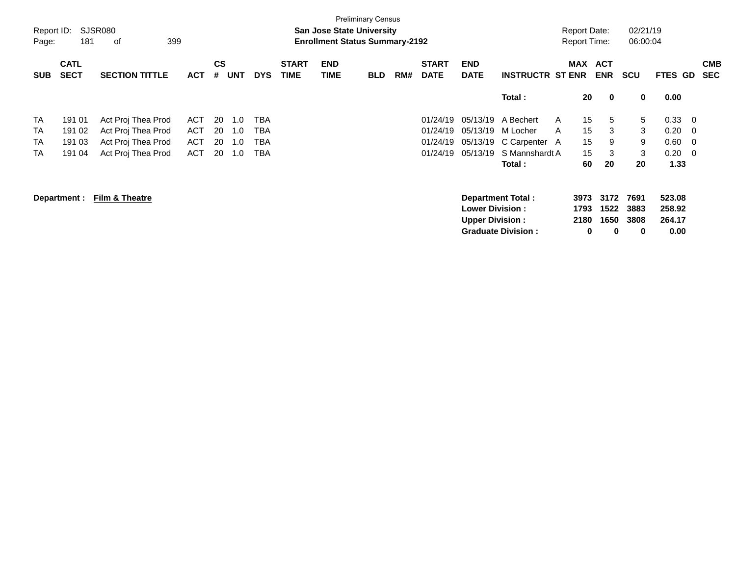Preliminary Census

Report ID: SJSR080

**San Jose State University**

**Enrollment Status Summary-2192**

Report Date: 02/21/19

Report Time: 06:00:04

| SUB | CATL SECT | SECTION TITTLE | ACT | CS # | UNT | DYS | START TIME | END TIME | BLD | RM# | START DATE | END DATE | INSTRUCTR | ST | MAX ENR | ACT ENR | SCU | FTES | GD | CMB SEC |
|---|---|---|---|---|---|---|---|---|---|---|---|---|---|---|---|---|---|---|---|---|
| | | | | | | | | | | | | | **Total :** | | **20** | **0** | **0** | **0.00** | | |
| TA | 191 01 | Act Proj Thea Prod | ACT | 20 | 1.0 | TBA | | | | | 01/24/19 | 05/13/19 | A Bechert | A | 15 | 5 | 5 | 0.33 | 0 | |
| TA | 191 02 | Act Proj Thea Prod | ACT | 20 | 1.0 | TBA | | | | | 01/24/19 | 05/13/19 | M Locher | A | 15 | 3 | 3 | 0.20 | 0 | |
| TA | 191 03 | Act Proj Thea Prod | ACT | 20 | 1.0 | TBA | | | | | 01/24/19 | 05/13/19 | C Carpenter | A | 15 | 9 | 9 | 0.60 | 0 | |
| TA | 191 04 | Act Proj Thea Prod | ACT | 20 | 1.0 | TBA | | | | | 01/24/19 | 05/13/19 | S Mannshardt | A | 15 | 3 | 3 | 0.20 | 0 | |
| | | | | | | | | | | | | | **Total :** | | **60** | **20** | **20** | **1.33** | | |

**Department :** **Film & Theatre**

| | MAX ENR | ACT ENR | SCU | FTES |
|---|---|---|---|---|
| **Department Total :** | **3973** | **3172** | **7691** | **523.08** |
| **Lower Division :** | **1793** | **1522** | **3883** | **258.92** |
| **Upper Division :** | **2180** | **1650** | **3808** | **264.17** |
| **Graduate Division :** | **0** | **0** | **0** | **0.00** |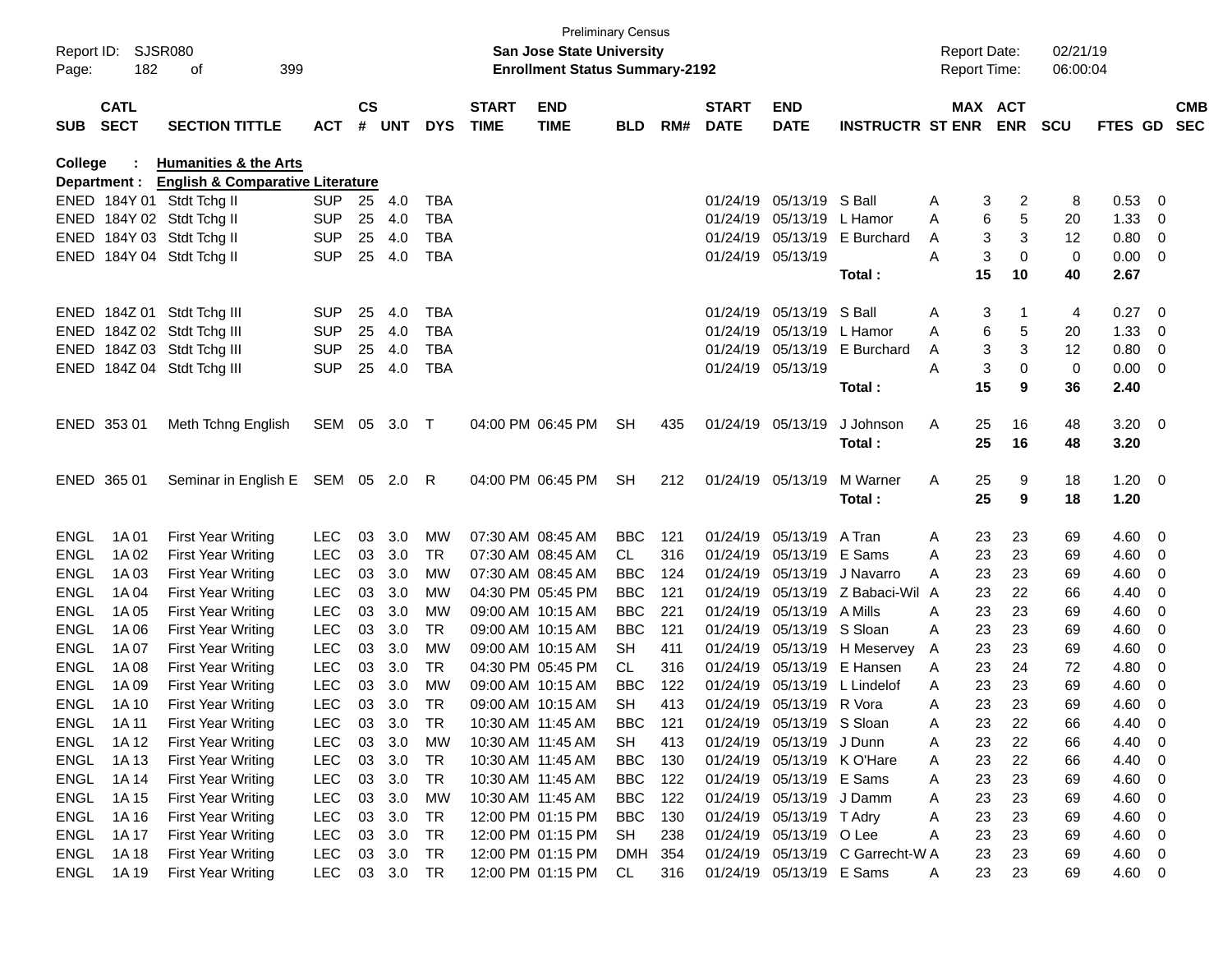Preliminary Census
**San Jose State University**
**Enrollment Status Summary-2192**

Report ID: SJSR080
Report Date: 02/21/19
Report Time: 06:00:04

**College : Humanities & the Arts**
**Department : English & Comparative Literature**

| SUB | CATL SECT | SECTION TITTLE | ACT | CS # | UNT | DYS | START TIME | END TIME | BLD | RM# | START DATE | END DATE | INSTRUCTR | ST | MAX ENR | ACT ENR | SCU | FTES | GD | CMB SEC |
|---|---|---|---|---|---|---|---|---|---|---|---|---|---|---|---|---|---|---|---|---|
| ENED | 184Y 01 | Stdt Tchg II | SUP | 25 | 4.0 | TBA | | | | | 01/24/19 | 05/13/19 | S Ball | A | 3 | 2 | 8 | 0.53 | 0 | |
| ENED | 184Y 02 | Stdt Tchg II | SUP | 25 | 4.0 | TBA | | | | | 01/24/19 | 05/13/19 | L Hamor | A | 6 | 5 | 20 | 1.33 | 0 | |
| ENED | 184Y 03 | Stdt Tchg II | SUP | 25 | 4.0 | TBA | | | | | 01/24/19 | 05/13/19 | E Burchard | A | 3 | 3 | 12 | 0.80 | 0 | |
| ENED | 184Y 04 | Stdt Tchg II | SUP | 25 | 4.0 | TBA | | | | | 01/24/19 | 05/13/19 | | A | 3 | 0 | 0 | 0.00 | 0 | |
| | | | | | | | | | | | | | **Total :** | | **15** | **10** | **40** | **2.67** | | |
| ENED | 184Z 01 | Stdt Tchg III | SUP | 25 | 4.0 | TBA | | | | | 01/24/19 | 05/13/19 | S Ball | A | 3 | 1 | 4 | 0.27 | 0 | |
| ENED | 184Z 02 | Stdt Tchg III | SUP | 25 | 4.0 | TBA | | | | | 01/24/19 | 05/13/19 | L Hamor | A | 6 | 5 | 20 | 1.33 | 0 | |
| ENED | 184Z 03 | Stdt Tchg III | SUP | 25 | 4.0 | TBA | | | | | 01/24/19 | 05/13/19 | E Burchard | A | 3 | 3 | 12 | 0.80 | 0 | |
| ENED | 184Z 04 | Stdt Tchg III | SUP | 25 | 4.0 | TBA | | | | | 01/24/19 | 05/13/19 | | A | 3 | 0 | 0 | 0.00 | 0 | |
| | | | | | | | | | | | | | **Total :** | | **15** | **9** | **36** | **2.40** | | |
| ENED | 353 01 | Meth Tchng English | SEM | 05 | 3.0 | T | 04:00 PM | 06:45 PM | SH | 435 | 01/24/19 | 05/13/19 | J Johnson | A | 25 | 16 | 48 | 3.20 | 0 | |
| | | | | | | | | | | | | | **Total :** | | **25** | **16** | **48** | **3.20** | | |
| ENED | 365 01 | Seminar in English E | SEM | 05 | 2.0 | R | 04:00 PM | 06:45 PM | SH | 212 | 01/24/19 | 05/13/19 | M Warner | A | 25 | 9 | 18 | 1.20 | 0 | |
| | | | | | | | | | | | | | **Total :** | | **25** | **9** | **18** | **1.20** | | |
| ENGL | 1A 01 | First Year Writing | LEC | 03 | 3.0 | MW | 07:30 AM | 08:45 AM | BBC | 121 | 01/24/19 | 05/13/19 | A Tran | A | 23 | 23 | 69 | 4.60 | 0 | |
| ENGL | 1A 02 | First Year Writing | LEC | 03 | 3.0 | TR | 07:30 AM | 08:45 AM | CL | 316 | 01/24/19 | 05/13/19 | E Sams | A | 23 | 23 | 69 | 4.60 | 0 | |
| ENGL | 1A 03 | First Year Writing | LEC | 03 | 3.0 | MW | 07:30 AM | 08:45 AM | BBC | 124 | 01/24/19 | 05/13/19 | J Navarro | A | 23 | 23 | 69 | 4.60 | 0 | |
| ENGL | 1A 04 | First Year Writing | LEC | 03 | 3.0 | MW | 04:30 PM | 05:45 PM | BBC | 121 | 01/24/19 | 05/13/19 | Z Babaci-Wil | A | 23 | 22 | 66 | 4.40 | 0 | |
| ENGL | 1A 05 | First Year Writing | LEC | 03 | 3.0 | MW | 09:00 AM | 10:15 AM | BBC | 221 | 01/24/19 | 05/13/19 | A Mills | A | 23 | 23 | 69 | 4.60 | 0 | |
| ENGL | 1A 06 | First Year Writing | LEC | 03 | 3.0 | TR | 09:00 AM | 10:15 AM | BBC | 121 | 01/24/19 | 05/13/19 | S Sloan | A | 23 | 23 | 69 | 4.60 | 0 | |
| ENGL | 1A 07 | First Year Writing | LEC | 03 | 3.0 | MW | 09:00 AM | 10:15 AM | SH | 411 | 01/24/19 | 05/13/19 | H Meservey | A | 23 | 23 | 69 | 4.60 | 0 | |
| ENGL | 1A 08 | First Year Writing | LEC | 03 | 3.0 | TR | 04:30 PM | 05:45 PM | CL | 316 | 01/24/19 | 05/13/19 | E Hansen | A | 23 | 24 | 72 | 4.80 | 0 | |
| ENGL | 1A 09 | First Year Writing | LEC | 03 | 3.0 | MW | 09:00 AM | 10:15 AM | BBC | 122 | 01/24/19 | 05/13/19 | L Lindelof | A | 23 | 23 | 69 | 4.60 | 0 | |
| ENGL | 1A 10 | First Year Writing | LEC | 03 | 3.0 | TR | 09:00 AM | 10:15 AM | SH | 413 | 01/24/19 | 05/13/19 | R Vora | A | 23 | 23 | 69 | 4.60 | 0 | |
| ENGL | 1A 11 | First Year Writing | LEC | 03 | 3.0 | TR | 10:30 AM | 11:45 AM | BBC | 121 | 01/24/19 | 05/13/19 | S Sloan | A | 23 | 22 | 66 | 4.40 | 0 | |
| ENGL | 1A 12 | First Year Writing | LEC | 03 | 3.0 | MW | 10:30 AM | 11:45 AM | SH | 413 | 01/24/19 | 05/13/19 | J Dunn | A | 23 | 22 | 66 | 4.40 | 0 | |
| ENGL | 1A 13 | First Year Writing | LEC | 03 | 3.0 | TR | 10:30 AM | 11:45 AM | BBC | 130 | 01/24/19 | 05/13/19 | K O'Hare | A | 23 | 22 | 66 | 4.40 | 0 | |
| ENGL | 1A 14 | First Year Writing | LEC | 03 | 3.0 | TR | 10:30 AM | 11:45 AM | BBC | 122 | 01/24/19 | 05/13/19 | E Sams | A | 23 | 23 | 69 | 4.60 | 0 | |
| ENGL | 1A 15 | First Year Writing | LEC | 03 | 3.0 | MW | 10:30 AM | 11:45 AM | BBC | 122 | 01/24/19 | 05/13/19 | J Damm | A | 23 | 23 | 69 | 4.60 | 0 | |
| ENGL | 1A 16 | First Year Writing | LEC | 03 | 3.0 | TR | 12:00 PM | 01:15 PM | BBC | 130 | 01/24/19 | 05/13/19 | T Adry | A | 23 | 23 | 69 | 4.60 | 0 | |
| ENGL | 1A 17 | First Year Writing | LEC | 03 | 3.0 | TR | 12:00 PM | 01:15 PM | SH | 238 | 01/24/19 | 05/13/19 | O Lee | A | 23 | 23 | 69 | 4.60 | 0 | |
| ENGL | 1A 18 | First Year Writing | LEC | 03 | 3.0 | TR | 12:00 PM | 01:15 PM | DMH | 354 | 01/24/19 | 05/13/19 | C Garrecht-W | A | 23 | 23 | 69 | 4.60 | 0 | |
| ENGL | 1A 19 | First Year Writing | LEC | 03 | 3.0 | TR | 12:00 PM | 01:15 PM | CL | 316 | 01/24/19 | 05/13/19 | E Sams | A | 23 | 23 | 69 | 4.60 | 0 | |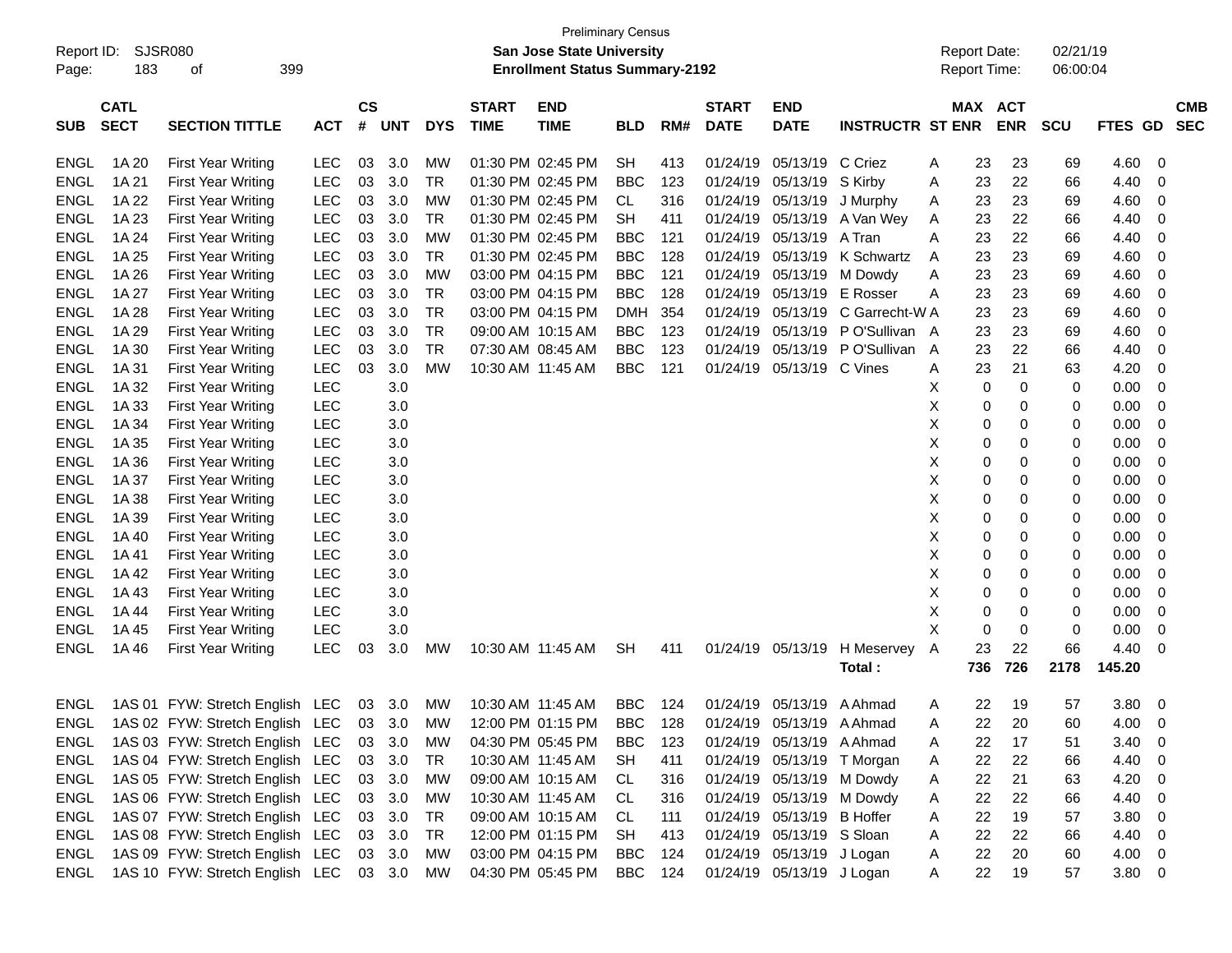Preliminary Census

Report ID: SJSR080

**San Jose State University**

**Enrollment Status Summary-2192**

Report Date: 02/21/19

Report Time: 06:00:04

| SUB | CATL SECT | SECTION TITTLE | ACT | CS # | UNT | DYS | START TIME | END TIME | BLD | RM# | START DATE | END DATE | INSTRUCTR | ST | MAX ENR | ACT ENR | SCU | FTES | GD | CMB SEC |
|---|---|---|---|---|---|---|---|---|---|---|---|---|---|---|---|---|---|---|---|---|
| ENGL | 1A 20 | First Year Writing | LEC | 03 | 3.0 | MW | 01:30 PM | 02:45 PM | SH | 413 | 01/24/19 | 05/13/19 | C Criez | A | 23 | 23 | 69 | 4.60 | 0 | |
| ENGL | 1A 21 | First Year Writing | LEC | 03 | 3.0 | TR | 01:30 PM | 02:45 PM | BBC | 123 | 01/24/19 | 05/13/19 | S Kirby | A | 23 | 22 | 66 | 4.40 | 0 | |
| ENGL | 1A 22 | First Year Writing | LEC | 03 | 3.0 | MW | 01:30 PM | 02:45 PM | CL | 316 | 01/24/19 | 05/13/19 | J Murphy | A | 23 | 23 | 69 | 4.60 | 0 | |
| ENGL | 1A 23 | First Year Writing | LEC | 03 | 3.0 | TR | 01:30 PM | 02:45 PM | SH | 411 | 01/24/19 | 05/13/19 | A Van Wey | A | 23 | 22 | 66 | 4.40 | 0 | |
| ENGL | 1A 24 | First Year Writing | LEC | 03 | 3.0 | MW | 01:30 PM | 02:45 PM | BBC | 121 | 01/24/19 | 05/13/19 | A Tran | A | 23 | 22 | 66 | 4.40 | 0 | |
| ENGL | 1A 25 | First Year Writing | LEC | 03 | 3.0 | TR | 01:30 PM | 02:45 PM | BBC | 128 | 01/24/19 | 05/13/19 | K Schwartz | A | 23 | 23 | 69 | 4.60 | 0 | |
| ENGL | 1A 26 | First Year Writing | LEC | 03 | 3.0 | MW | 03:00 PM | 04:15 PM | BBC | 121 | 01/24/19 | 05/13/19 | M Dowdy | A | 23 | 23 | 69 | 4.60 | 0 | |
| ENGL | 1A 27 | First Year Writing | LEC | 03 | 3.0 | TR | 03:00 PM | 04:15 PM | BBC | 128 | 01/24/19 | 05/13/19 | E Rosser | A | 23 | 23 | 69 | 4.60 | 0 | |
| ENGL | 1A 28 | First Year Writing | LEC | 03 | 3.0 | TR | 03:00 PM | 04:15 PM | DMH | 354 | 01/24/19 | 05/13/19 | C Garrecht-W | A | 23 | 23 | 69 | 4.60 | 0 | |
| ENGL | 1A 29 | First Year Writing | LEC | 03 | 3.0 | TR | 09:00 AM | 10:15 AM | BBC | 123 | 01/24/19 | 05/13/19 | P O'Sullivan | A | 23 | 23 | 69 | 4.60 | 0 | |
| ENGL | 1A 30 | First Year Writing | LEC | 03 | 3.0 | TR | 07:30 AM | 08:45 AM | BBC | 123 | 01/24/19 | 05/13/19 | P O'Sullivan | A | 23 | 22 | 66 | 4.40 | 0 | |
| ENGL | 1A 31 | First Year Writing | LEC | 03 | 3.0 | MW | 10:30 AM | 11:45 AM | BBC | 121 | 01/24/19 | 05/13/19 | C Vines | A | 23 | 21 | 63 | 4.20 | 0 | |
| ENGL | 1A 32 | First Year Writing | LEC | | 3.0 | | | | | | | | | X | 0 | 0 | 0 | 0.00 | 0 | |
| ENGL | 1A 33 | First Year Writing | LEC | | 3.0 | | | | | | | | | X | 0 | 0 | 0 | 0.00 | 0 | |
| ENGL | 1A 34 | First Year Writing | LEC | | 3.0 | | | | | | | | | X | 0 | 0 | 0 | 0.00 | 0 | |
| ENGL | 1A 35 | First Year Writing | LEC | | 3.0 | | | | | | | | | X | 0 | 0 | 0 | 0.00 | 0 | |
| ENGL | 1A 36 | First Year Writing | LEC | | 3.0 | | | | | | | | | X | 0 | 0 | 0 | 0.00 | 0 | |
| ENGL | 1A 37 | First Year Writing | LEC | | 3.0 | | | | | | | | | X | 0 | 0 | 0 | 0.00 | 0 | |
| ENGL | 1A 38 | First Year Writing | LEC | | 3.0 | | | | | | | | | X | 0 | 0 | 0 | 0.00 | 0 | |
| ENGL | 1A 39 | First Year Writing | LEC | | 3.0 | | | | | | | | | X | 0 | 0 | 0 | 0.00 | 0 | |
| ENGL | 1A 40 | First Year Writing | LEC | | 3.0 | | | | | | | | | X | 0 | 0 | 0 | 0.00 | 0 | |
| ENGL | 1A 41 | First Year Writing | LEC | | 3.0 | | | | | | | | | X | 0 | 0 | 0 | 0.00 | 0 | |
| ENGL | 1A 42 | First Year Writing | LEC | | 3.0 | | | | | | | | | X | 0 | 0 | 0 | 0.00 | 0 | |
| ENGL | 1A 43 | First Year Writing | LEC | | 3.0 | | | | | | | | | X | 0 | 0 | 0 | 0.00 | 0 | |
| ENGL | 1A 44 | First Year Writing | LEC | | 3.0 | | | | | | | | | X | 0 | 0 | 0 | 0.00 | 0 | |
| ENGL | 1A 45 | First Year Writing | LEC | | 3.0 | | | | | | | | | X | 0 | 0 | 0 | 0.00 | 0 | |
| ENGL | 1A 46 | First Year Writing | LEC | 03 | 3.0 | MW | 10:30 AM | 11:45 AM | SH | 411 | 01/24/19 | 05/13/19 | H Meservey | A | 23 | 22 | 66 | 4.40 | 0 | |
| | | | | | | | | | | | | | **Total :** | | **736** | **726** | **2178** | **145.20** | | |
| ENGL | 1AS 01 | FYW: Stretch English | LEC | 03 | 3.0 | MW | 10:30 AM | 11:45 AM | BBC | 124 | 01/24/19 | 05/13/19 | A Ahmad | A | 22 | 19 | 57 | 3.80 | 0 | |
| ENGL | 1AS 02 | FYW: Stretch English | LEC | 03 | 3.0 | MW | 12:00 PM | 01:15 PM | BBC | 128 | 01/24/19 | 05/13/19 | A Ahmad | A | 22 | 20 | 60 | 4.00 | 0 | |
| ENGL | 1AS 03 | FYW: Stretch English | LEC | 03 | 3.0 | MW | 04:30 PM | 05:45 PM | BBC | 123 | 01/24/19 | 05/13/19 | A Ahmad | A | 22 | 17 | 51 | 3.40 | 0 | |
| ENGL | 1AS 04 | FYW: Stretch English | LEC | 03 | 3.0 | TR | 10:30 AM | 11:45 AM | SH | 411 | 01/24/19 | 05/13/19 | T Morgan | A | 22 | 22 | 66 | 4.40 | 0 | |
| ENGL | 1AS 05 | FYW: Stretch English | LEC | 03 | 3.0 | MW | 09:00 AM | 10:15 AM | CL | 316 | 01/24/19 | 05/13/19 | M Dowdy | A | 22 | 21 | 63 | 4.20 | 0 | |
| ENGL | 1AS 06 | FYW: Stretch English | LEC | 03 | 3.0 | MW | 10:30 AM | 11:45 AM | CL | 316 | 01/24/19 | 05/13/19 | M Dowdy | A | 22 | 22 | 66 | 4.40 | 0 | |
| ENGL | 1AS 07 | FYW: Stretch English | LEC | 03 | 3.0 | TR | 09:00 AM | 10:15 AM | CL | 111 | 01/24/19 | 05/13/19 | B Hoffer | A | 22 | 19 | 57 | 3.80 | 0 | |
| ENGL | 1AS 08 | FYW: Stretch English | LEC | 03 | 3.0 | TR | 12:00 PM | 01:15 PM | SH | 413 | 01/24/19 | 05/13/19 | S Sloan | A | 22 | 22 | 66 | 4.40 | 0 | |
| ENGL | 1AS 09 | FYW: Stretch English | LEC | 03 | 3.0 | MW | 03:00 PM | 04:15 PM | BBC | 124 | 01/24/19 | 05/13/19 | J Logan | A | 22 | 20 | 60 | 4.00 | 0 | |
| ENGL | 1AS 10 | FYW: Stretch English | LEC | 03 | 3.0 | MW | 04:30 PM | 05:45 PM | BBC | 124 | 01/24/19 | 05/13/19 | J Logan | A | 22 | 19 | 57 | 3.80 | 0 | |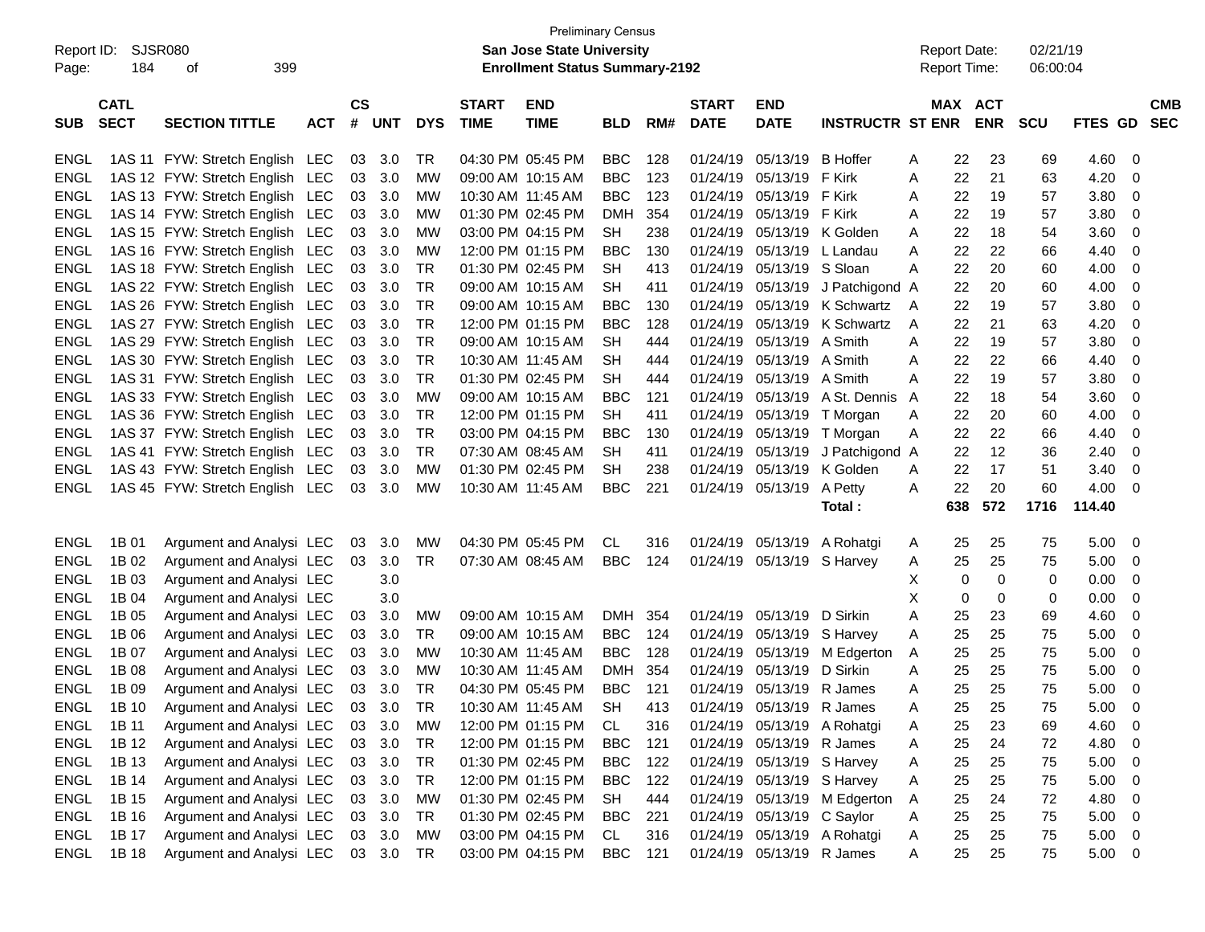Preliminary Census

**San Jose State University**

**Enrollment Status Summary-2192**

Report ID: SJSR080
Report Date: 02/21/19
Report Time: 06:00:04

| SUB | CATL SECT | SECTION TITTLE | ACT | CS # | UNT | DYS | START TIME | END TIME | BLD | RM# | START DATE | END DATE | INSTRUCTR | ST | MAX ENR | ACT ENR | SCU | FTES | GD | CMB SEC |
|---|---|---|---|---|---|---|---|---|---|---|---|---|---|---|---|---|---|---|---|---|
| ENGL | 1AS 11 | FYW: Stretch English | LEC | 03 | 3.0 | TR | 04:30 PM | 05:45 PM | BBC | 128 | 01/24/19 | 05/13/19 | B Hoffer | A | 22 | 23 | 69 | 4.60 | 0 | |
| ENGL | 1AS 12 | FYW: Stretch English | LEC | 03 | 3.0 | MW | 09:00 AM | 10:15 AM | BBC | 123 | 01/24/19 | 05/13/19 | F Kirk | A | 22 | 21 | 63 | 4.20 | 0 | |
| ENGL | 1AS 13 | FYW: Stretch English | LEC | 03 | 3.0 | MW | 10:30 AM | 11:45 AM | BBC | 123 | 01/24/19 | 05/13/19 | F Kirk | A | 22 | 19 | 57 | 3.80 | 0 | |
| ENGL | 1AS 14 | FYW: Stretch English | LEC | 03 | 3.0 | MW | 01:30 PM | 02:45 PM | DMH | 354 | 01/24/19 | 05/13/19 | F Kirk | A | 22 | 19 | 57 | 3.80 | 0 | |
| ENGL | 1AS 15 | FYW: Stretch English | LEC | 03 | 3.0 | MW | 03:00 PM | 04:15 PM | SH | 238 | 01/24/19 | 05/13/19 | K Golden | A | 22 | 18 | 54 | 3.60 | 0 | |
| ENGL | 1AS 16 | FYW: Stretch English | LEC | 03 | 3.0 | MW | 12:00 PM | 01:15 PM | BBC | 130 | 01/24/19 | 05/13/19 | L Landau | A | 22 | 22 | 66 | 4.40 | 0 | |
| ENGL | 1AS 18 | FYW: Stretch English | LEC | 03 | 3.0 | TR | 01:30 PM | 02:45 PM | SH | 413 | 01/24/19 | 05/13/19 | S Sloan | A | 22 | 20 | 60 | 4.00 | 0 | |
| ENGL | 1AS 22 | FYW: Stretch English | LEC | 03 | 3.0 | TR | 09:00 AM | 10:15 AM | SH | 411 | 01/24/19 | 05/13/19 | J Patchigond | A | 22 | 20 | 60 | 4.00 | 0 | |
| ENGL | 1AS 26 | FYW: Stretch English | LEC | 03 | 3.0 | TR | 09:00 AM | 10:15 AM | BBC | 130 | 01/24/19 | 05/13/19 | K Schwartz | A | 22 | 19 | 57 | 3.80 | 0 | |
| ENGL | 1AS 27 | FYW: Stretch English | LEC | 03 | 3.0 | TR | 12:00 PM | 01:15 PM | BBC | 128 | 01/24/19 | 05/13/19 | K Schwartz | A | 22 | 21 | 63 | 4.20 | 0 | |
| ENGL | 1AS 29 | FYW: Stretch English | LEC | 03 | 3.0 | TR | 09:00 AM | 10:15 AM | SH | 444 | 01/24/19 | 05/13/19 | A Smith | A | 22 | 19 | 57 | 3.80 | 0 | |
| ENGL | 1AS 30 | FYW: Stretch English | LEC | 03 | 3.0 | TR | 10:30 AM | 11:45 AM | SH | 444 | 01/24/19 | 05/13/19 | A Smith | A | 22 | 22 | 66 | 4.40 | 0 | |
| ENGL | 1AS 31 | FYW: Stretch English | LEC | 03 | 3.0 | TR | 01:30 PM | 02:45 PM | SH | 444 | 01/24/19 | 05/13/19 | A Smith | A | 22 | 19 | 57 | 3.80 | 0 | |
| ENGL | 1AS 33 | FYW: Stretch English | LEC | 03 | 3.0 | MW | 09:00 AM | 10:15 AM | BBC | 121 | 01/24/19 | 05/13/19 | A St. Dennis | A | 22 | 18 | 54 | 3.60 | 0 | |
| ENGL | 1AS 36 | FYW: Stretch English | LEC | 03 | 3.0 | TR | 12:00 PM | 01:15 PM | SH | 411 | 01/24/19 | 05/13/19 | T Morgan | A | 22 | 20 | 60 | 4.00 | 0 | |
| ENGL | 1AS 37 | FYW: Stretch English | LEC | 03 | 3.0 | TR | 03:00 PM | 04:15 PM | BBC | 130 | 01/24/19 | 05/13/19 | T Morgan | A | 22 | 22 | 66 | 4.40 | 0 | |
| ENGL | 1AS 41 | FYW: Stretch English | LEC | 03 | 3.0 | TR | 07:30 AM | 08:45 AM | SH | 411 | 01/24/19 | 05/13/19 | J Patchigond | A | 22 | 12 | 36 | 2.40 | 0 | |
| ENGL | 1AS 43 | FYW: Stretch English | LEC | 03 | 3.0 | MW | 01:30 PM | 02:45 PM | SH | 238 | 01/24/19 | 05/13/19 | K Golden | A | 22 | 17 | 51 | 3.40 | 0 | |
| ENGL | 1AS 45 | FYW: Stretch English | LEC | 03 | 3.0 | MW | 10:30 AM | 11:45 AM | BBC | 221 | 01/24/19 | 05/13/19 | A Petty | A | 22 | 20 | 60 | 4.00 | 0 | |
| | | | | | | | | | | | | | **Total :** | | **638** | **572** | **1716** | **114.40** | | |
| ENGL | 1B 01 | Argument and Analysi | LEC | 03 | 3.0 | MW | 04:30 PM | 05:45 PM | CL | 316 | 01/24/19 | 05/13/19 | A Rohatgi | A | 25 | 25 | 75 | 5.00 | 0 | |
| ENGL | 1B 02 | Argument and Analysi | LEC | 03 | 3.0 | TR | 07:30 AM | 08:45 AM | BBC | 124 | 01/24/19 | 05/13/19 | S Harvey | A | 25 | 25 | 75 | 5.00 | 0 | |
| ENGL | 1B 03 | Argument and Analysi | LEC | | 3.0 | | | | | | | | | X | 0 | 0 | 0 | 0.00 | 0 | |
| ENGL | 1B 04 | Argument and Analysi | LEC | | 3.0 | | | | | | | | | X | 0 | 0 | 0 | 0.00 | 0 | |
| ENGL | 1B 05 | Argument and Analysi | LEC | 03 | 3.0 | MW | 09:00 AM | 10:15 AM | DMH | 354 | 01/24/19 | 05/13/19 | D Sirkin | A | 25 | 23 | 69 | 4.60 | 0 | |
| ENGL | 1B 06 | Argument and Analysi | LEC | 03 | 3.0 | TR | 09:00 AM | 10:15 AM | BBC | 124 | 01/24/19 | 05/13/19 | S Harvey | A | 25 | 25 | 75 | 5.00 | 0 | |
| ENGL | 1B 07 | Argument and Analysi | LEC | 03 | 3.0 | MW | 10:30 AM | 11:45 AM | BBC | 128 | 01/24/19 | 05/13/19 | M Edgerton | A | 25 | 25 | 75 | 5.00 | 0 | |
| ENGL | 1B 08 | Argument and Analysi | LEC | 03 | 3.0 | MW | 10:30 AM | 11:45 AM | DMH | 354 | 01/24/19 | 05/13/19 | D Sirkin | A | 25 | 25 | 75 | 5.00 | 0 | |
| ENGL | 1B 09 | Argument and Analysi | LEC | 03 | 3.0 | TR | 04:30 PM | 05:45 PM | BBC | 121 | 01/24/19 | 05/13/19 | R James | A | 25 | 25 | 75 | 5.00 | 0 | |
| ENGL | 1B 10 | Argument and Analysi | LEC | 03 | 3.0 | TR | 10:30 AM | 11:45 AM | SH | 413 | 01/24/19 | 05/13/19 | R James | A | 25 | 25 | 75 | 5.00 | 0 | |
| ENGL | 1B 11 | Argument and Analysi | LEC | 03 | 3.0 | MW | 12:00 PM | 01:15 PM | CL | 316 | 01/24/19 | 05/13/19 | A Rohatgi | A | 25 | 23 | 69 | 4.60 | 0 | |
| ENGL | 1B 12 | Argument and Analysi | LEC | 03 | 3.0 | TR | 12:00 PM | 01:15 PM | BBC | 121 | 01/24/19 | 05/13/19 | R James | A | 25 | 24 | 72 | 4.80 | 0 | |
| ENGL | 1B 13 | Argument and Analysi | LEC | 03 | 3.0 | TR | 01:30 PM | 02:45 PM | BBC | 122 | 01/24/19 | 05/13/19 | S Harvey | A | 25 | 25 | 75 | 5.00 | 0 | |
| ENGL | 1B 14 | Argument and Analysi | LEC | 03 | 3.0 | TR | 12:00 PM | 01:15 PM | BBC | 122 | 01/24/19 | 05/13/19 | S Harvey | A | 25 | 25 | 75 | 5.00 | 0 | |
| ENGL | 1B 15 | Argument and Analysi | LEC | 03 | 3.0 | MW | 01:30 PM | 02:45 PM | SH | 444 | 01/24/19 | 05/13/19 | M Edgerton | A | 25 | 24 | 72 | 4.80 | 0 | |
| ENGL | 1B 16 | Argument and Analysi | LEC | 03 | 3.0 | TR | 01:30 PM | 02:45 PM | BBC | 221 | 01/24/19 | 05/13/19 | C Saylor | A | 25 | 25 | 75 | 5.00 | 0 | |
| ENGL | 1B 17 | Argument and Analysi | LEC | 03 | 3.0 | MW | 03:00 PM | 04:15 PM | CL | 316 | 01/24/19 | 05/13/19 | A Rohatgi | A | 25 | 25 | 75 | 5.00 | 0 | |
| ENGL | 1B 18 | Argument and Analysi | LEC | 03 | 3.0 | TR | 03:00 PM | 04:15 PM | BBC | 121 | 01/24/19 | 05/13/19 | R James | A | 25 | 25 | 75 | 5.00 | 0 | |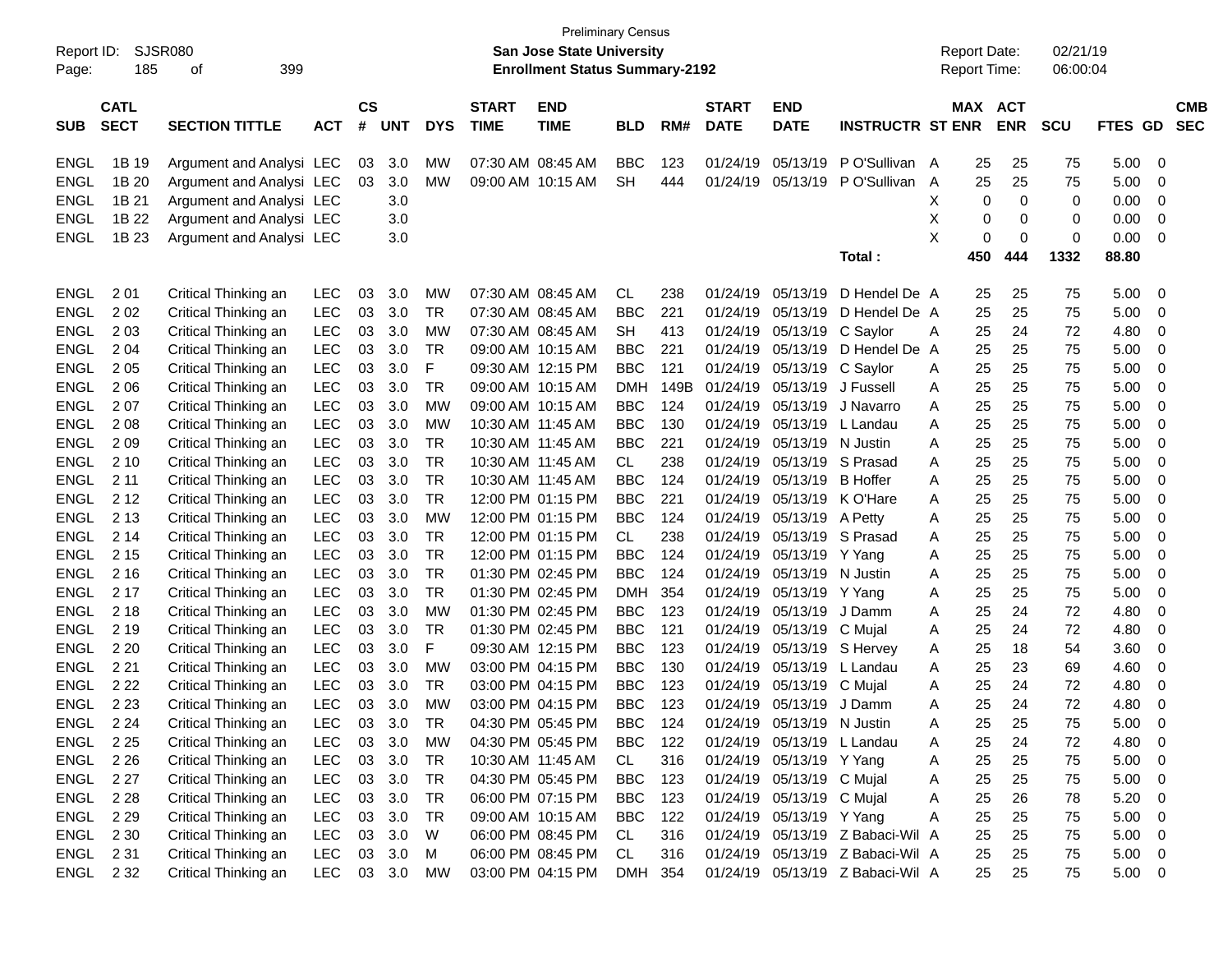Preliminary Census

Report ID: SJSR080 | **San Jose State University** | Report Date: 02/21/19
Page: 185 of 399 | **Enrollment Status Summary-2192** | Report Time: 06:00:04

| SUB | CATL SECT | SECTION TITTLE | ACT | CS # | UNT | DYS | START TIME | END TIME | BLD | RM# | START DATE | END DATE | INSTRUCTR | ST | MAX ENR | ACT ENR | SCU | FTES | GD | CMB SEC |
|---|---|---|---|---|---|---|---|---|---|---|---|---|---|---|---|---|---|---|---|---|
| ENGL | 1B 19 | Argument and Analysi | LEC | 03 | 3.0 | MW | 07:30 AM | 08:45 AM | BBC | 123 | 01/24/19 | 05/13/19 | P O'Sullivan | A | 25 | 25 | 75 | 5.00 | 0 | |
| ENGL | 1B 20 | Argument and Analysi | LEC | 03 | 3.0 | MW | 09:00 AM | 10:15 AM | SH | 444 | 01/24/19 | 05/13/19 | P O'Sullivan | A | 25 | 25 | 75 | 5.00 | 0 | |
| ENGL | 1B 21 | Argument and Analysi | LEC | | 3.0 | | | | | | | | | X | 0 | 0 | 0 | 0.00 | 0 | |
| ENGL | 1B 22 | Argument and Analysi | LEC | | 3.0 | | | | | | | | | X | 0 | 0 | 0 | 0.00 | 0 | |
| ENGL | 1B 23 | Argument and Analysi | LEC | | 3.0 | | | | | | | | | X | 0 | 0 | 0 | 0.00 | 0 | |
| | | | | | | | | | | | | | **Total :** | | **450** | **444** | **1332** | **88.80** | | |
| ENGL | 2 01 | Critical Thinking an | LEC | 03 | 3.0 | MW | 07:30 AM | 08:45 AM | CL | 238 | 01/24/19 | 05/13/19 | D Hendel De | A | 25 | 25 | 75 | 5.00 | 0 | |
| ENGL | 2 02 | Critical Thinking an | LEC | 03 | 3.0 | TR | 07:30 AM | 08:45 AM | BBC | 221 | 01/24/19 | 05/13/19 | D Hendel De | A | 25 | 25 | 75 | 5.00 | 0 | |
| ENGL | 2 03 | Critical Thinking an | LEC | 03 | 3.0 | MW | 07:30 AM | 08:45 AM | SH | 413 | 01/24/19 | 05/13/19 | C Saylor | A | 25 | 24 | 72 | 4.80 | 0 | |
| ENGL | 2 04 | Critical Thinking an | LEC | 03 | 3.0 | TR | 09:00 AM | 10:15 AM | BBC | 221 | 01/24/19 | 05/13/19 | D Hendel De | A | 25 | 25 | 75 | 5.00 | 0 | |
| ENGL | 2 05 | Critical Thinking an | LEC | 03 | 3.0 | F | 09:30 AM | 12:15 PM | BBC | 121 | 01/24/19 | 05/13/19 | C Saylor | A | 25 | 25 | 75 | 5.00 | 0 | |
| ENGL | 2 06 | Critical Thinking an | LEC | 03 | 3.0 | TR | 09:00 AM | 10:15 AM | DMH | 149B | 01/24/19 | 05/13/19 | J Fussell | A | 25 | 25 | 75 | 5.00 | 0 | |
| ENGL | 2 07 | Critical Thinking an | LEC | 03 | 3.0 | MW | 09:00 AM | 10:15 AM | BBC | 124 | 01/24/19 | 05/13/19 | J Navarro | A | 25 | 25 | 75 | 5.00 | 0 | |
| ENGL | 2 08 | Critical Thinking an | LEC | 03 | 3.0 | MW | 10:30 AM | 11:45 AM | BBC | 130 | 01/24/19 | 05/13/19 | L Landau | A | 25 | 25 | 75 | 5.00 | 0 | |
| ENGL | 2 09 | Critical Thinking an | LEC | 03 | 3.0 | TR | 10:30 AM | 11:45 AM | BBC | 221 | 01/24/19 | 05/13/19 | N Justin | A | 25 | 25 | 75 | 5.00 | 0 | |
| ENGL | 2 10 | Critical Thinking an | LEC | 03 | 3.0 | TR | 10:30 AM | 11:45 AM | CL | 238 | 01/24/19 | 05/13/19 | S Prasad | A | 25 | 25 | 75 | 5.00 | 0 | |
| ENGL | 2 11 | Critical Thinking an | LEC | 03 | 3.0 | TR | 10:30 AM | 11:45 AM | BBC | 124 | 01/24/19 | 05/13/19 | B Hoffer | A | 25 | 25 | 75 | 5.00 | 0 | |
| ENGL | 2 12 | Critical Thinking an | LEC | 03 | 3.0 | TR | 12:00 PM | 01:15 PM | BBC | 221 | 01/24/19 | 05/13/19 | K O'Hare | A | 25 | 25 | 75 | 5.00 | 0 | |
| ENGL | 2 13 | Critical Thinking an | LEC | 03 | 3.0 | MW | 12:00 PM | 01:15 PM | BBC | 124 | 01/24/19 | 05/13/19 | A Petty | A | 25 | 25 | 75 | 5.00 | 0 | |
| ENGL | 2 14 | Critical Thinking an | LEC | 03 | 3.0 | TR | 12:00 PM | 01:15 PM | CL | 238 | 01/24/19 | 05/13/19 | S Prasad | A | 25 | 25 | 75 | 5.00 | 0 | |
| ENGL | 2 15 | Critical Thinking an | LEC | 03 | 3.0 | TR | 12:00 PM | 01:15 PM | BBC | 124 | 01/24/19 | 05/13/19 | Y Yang | A | 25 | 25 | 75 | 5.00 | 0 | |
| ENGL | 2 16 | Critical Thinking an | LEC | 03 | 3.0 | TR | 01:30 PM | 02:45 PM | BBC | 124 | 01/24/19 | 05/13/19 | N Justin | A | 25 | 25 | 75 | 5.00 | 0 | |
| ENGL | 2 17 | Critical Thinking an | LEC | 03 | 3.0 | TR | 01:30 PM | 02:45 PM | DMH | 354 | 01/24/19 | 05/13/19 | Y Yang | A | 25 | 25 | 75 | 5.00 | 0 | |
| ENGL | 2 18 | Critical Thinking an | LEC | 03 | 3.0 | MW | 01:30 PM | 02:45 PM | BBC | 123 | 01/24/19 | 05/13/19 | J Damm | A | 25 | 24 | 72 | 4.80 | 0 | |
| ENGL | 2 19 | Critical Thinking an | LEC | 03 | 3.0 | TR | 01:30 PM | 02:45 PM | BBC | 121 | 01/24/19 | 05/13/19 | C Mujal | A | 25 | 24 | 72 | 4.80 | 0 | |
| ENGL | 2 20 | Critical Thinking an | LEC | 03 | 3.0 | F | 09:30 AM | 12:15 PM | BBC | 123 | 01/24/19 | 05/13/19 | S Hervey | A | 25 | 18 | 54 | 3.60 | 0 | |
| ENGL | 2 21 | Critical Thinking an | LEC | 03 | 3.0 | MW | 03:00 PM | 04:15 PM | BBC | 130 | 01/24/19 | 05/13/19 | L Landau | A | 25 | 23 | 69 | 4.60 | 0 | |
| ENGL | 2 22 | Critical Thinking an | LEC | 03 | 3.0 | TR | 03:00 PM | 04:15 PM | BBC | 123 | 01/24/19 | 05/13/19 | C Mujal | A | 25 | 24 | 72 | 4.80 | 0 | |
| ENGL | 2 23 | Critical Thinking an | LEC | 03 | 3.0 | MW | 03:00 PM | 04:15 PM | BBC | 123 | 01/24/19 | 05/13/19 | J Damm | A | 25 | 24 | 72 | 4.80 | 0 | |
| ENGL | 2 24 | Critical Thinking an | LEC | 03 | 3.0 | TR | 04:30 PM | 05:45 PM | BBC | 124 | 01/24/19 | 05/13/19 | N Justin | A | 25 | 25 | 75 | 5.00 | 0 | |
| ENGL | 2 25 | Critical Thinking an | LEC | 03 | 3.0 | MW | 04:30 PM | 05:45 PM | BBC | 122 | 01/24/19 | 05/13/19 | L Landau | A | 25 | 24 | 72 | 4.80 | 0 | |
| ENGL | 2 26 | Critical Thinking an | LEC | 03 | 3.0 | TR | 10:30 AM | 11:45 AM | CL | 316 | 01/24/19 | 05/13/19 | Y Yang | A | 25 | 25 | 75 | 5.00 | 0 | |
| ENGL | 2 27 | Critical Thinking an | LEC | 03 | 3.0 | TR | 04:30 PM | 05:45 PM | BBC | 123 | 01/24/19 | 05/13/19 | C Mujal | A | 25 | 25 | 75 | 5.00 | 0 | |
| ENGL | 2 28 | Critical Thinking an | LEC | 03 | 3.0 | TR | 06:00 PM | 07:15 PM | BBC | 123 | 01/24/19 | 05/13/19 | C Mujal | A | 25 | 26 | 78 | 5.20 | 0 | |
| ENGL | 2 29 | Critical Thinking an | LEC | 03 | 3.0 | TR | 09:00 AM | 10:15 AM | BBC | 122 | 01/24/19 | 05/13/19 | Y Yang | A | 25 | 25 | 75 | 5.00 | 0 | |
| ENGL | 2 30 | Critical Thinking an | LEC | 03 | 3.0 | W | 06:00 PM | 08:45 PM | CL | 316 | 01/24/19 | 05/13/19 | Z Babaci-Wil | A | 25 | 25 | 75 | 5.00 | 0 | |
| ENGL | 2 31 | Critical Thinking an | LEC | 03 | 3.0 | M | 06:00 PM | 08:45 PM | CL | 316 | 01/24/19 | 05/13/19 | Z Babaci-Wil | A | 25 | 25 | 75 | 5.00 | 0 | |
| ENGL | 2 32 | Critical Thinking an | LEC | 03 | 3.0 | MW | 03:00 PM | 04:15 PM | DMH | 354 | 01/24/19 | 05/13/19 | Z Babaci-Wil | A | 25 | 25 | 75 | 5.00 | 0 | |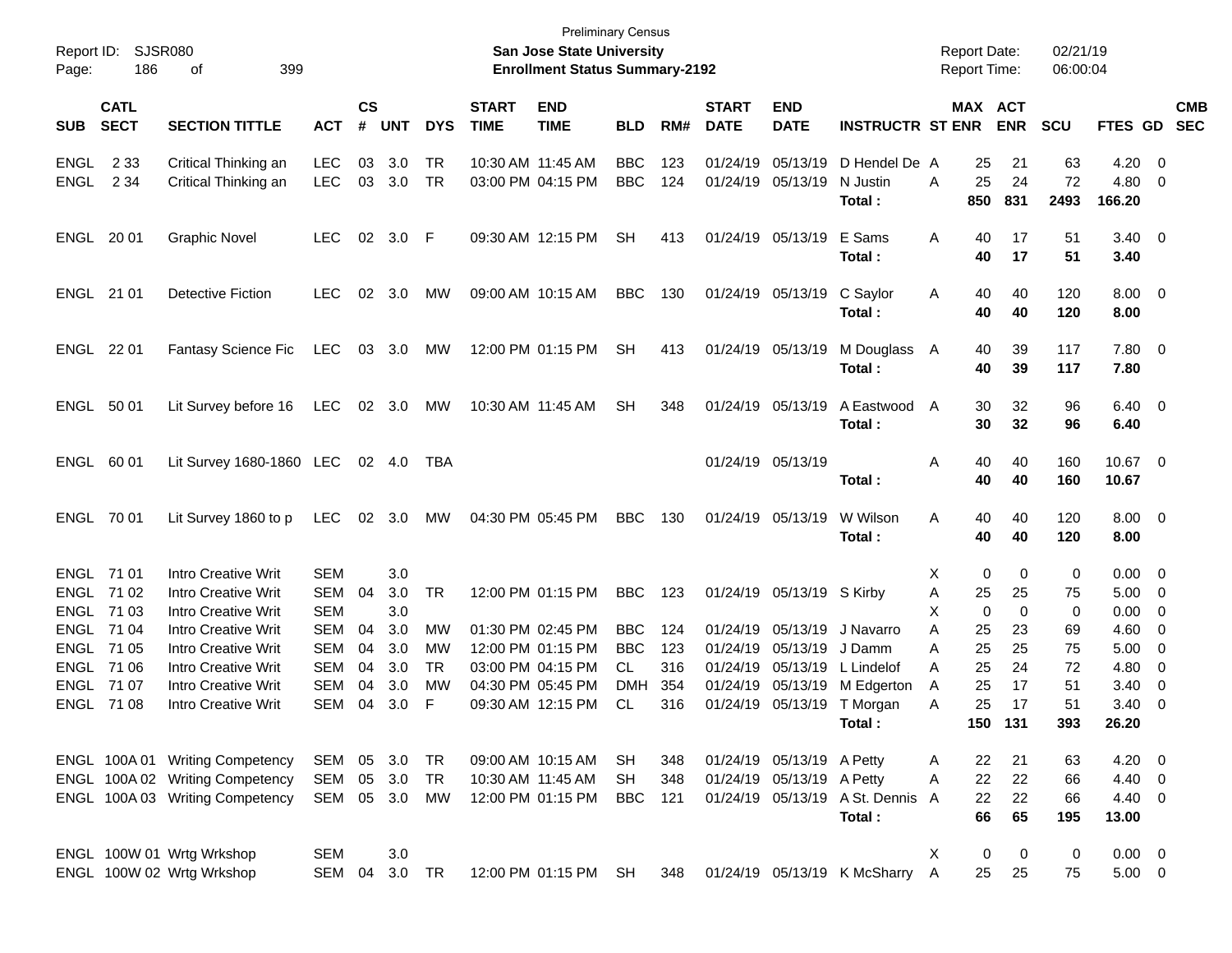Preliminary Census

**San Jose State University**

**Enrollment Status Summary-2192**

Report ID: SJSR080

Report Date: 02/21/19

Report Time: 06:00:04

| SUB | CATL SECT | SECTION TITTLE | ACT | CS # | UNT | DYS | START TIME | END TIME | BLD | RM# | START DATE | END DATE | INSTRUCTR | ST | MAX ENR | ACT ENR | SCU | FTES | GD | CMB SEC |
|---|---|---|---|---|---|---|---|---|---|---|---|---|---|---|---|---|---|---|---|---|
| ENGL | 2 33 | Critical Thinking an | LEC | 03 | 3.0 | TR | 10:30 AM | 11:45 AM | BBC | 123 | 01/24/19 | 05/13/19 | D Hendel De | A | 25 | 21 | 63 | 4.20 | 0 | |
| ENGL | 2 34 | Critical Thinking an | LEC | 03 | 3.0 | TR | 03:00 PM | 04:15 PM | BBC | 124 | 01/24/19 | 05/13/19 | N Justin | A | 25 | 24 | 72 | 4.80 | 0 | |
| | | | | | | | | | | | | | **Total :** | | **850** | **831** | **2493** | **166.20** | | |
| ENGL | 20 01 | Graphic Novel | LEC | 02 | 3.0 | F | 09:30 AM | 12:15 PM | SH | 413 | 01/24/19 | 05/13/19 | E Sams | A | 40 | 17 | 51 | 3.40 | 0 | |
| | | | | | | | | | | | | | **Total :** | | **40** | **17** | **51** | **3.40** | | |
| ENGL | 21 01 | Detective Fiction | LEC | 02 | 3.0 | MW | 09:00 AM | 10:15 AM | BBC | 130 | 01/24/19 | 05/13/19 | C Saylor | A | 40 | 40 | 120 | 8.00 | 0 | |
| | | | | | | | | | | | | | **Total :** | | **40** | **40** | **120** | **8.00** | | |
| ENGL | 22 01 | Fantasy Science Fic | LEC | 03 | 3.0 | MW | 12:00 PM | 01:15 PM | SH | 413 | 01/24/19 | 05/13/19 | M Douglass | A | 40 | 39 | 117 | 7.80 | 0 | |
| | | | | | | | | | | | | | **Total :** | | **40** | **39** | **117** | **7.80** | | |
| ENGL | 50 01 | Lit Survey before 16 | LEC | 02 | 3.0 | MW | 10:30 AM | 11:45 AM | SH | 348 | 01/24/19 | 05/13/19 | A Eastwood | A | 30 | 32 | 96 | 6.40 | 0 | |
| | | | | | | | | | | | | | **Total :** | | **30** | **32** | **96** | **6.40** | | |
| ENGL | 60 01 | Lit Survey 1680-1860 | LEC | 02 | 4.0 | TBA | | | | | 01/24/19 | 05/13/19 | | A | 40 | 40 | 160 | 10.67 | 0 | |
| | | | | | | | | | | | | | **Total :** | | **40** | **40** | **160** | **10.67** | | |
| ENGL | 70 01 | Lit Survey 1860 to p | LEC | 02 | 3.0 | MW | 04:30 PM | 05:45 PM | BBC | 130 | 01/24/19 | 05/13/19 | W Wilson | A | 40 | 40 | 120 | 8.00 | 0 | |
| | | | | | | | | | | | | | **Total :** | | **40** | **40** | **120** | **8.00** | | |
| ENGL | 71 01 | Intro Creative Writ | SEM | | 3.0 | | | | | | | | | X | 0 | 0 | 0 | 0.00 | 0 | |
| ENGL | 71 02 | Intro Creative Writ | SEM | 04 | 3.0 | TR | 12:00 PM | 01:15 PM | BBC | 123 | 01/24/19 | 05/13/19 | S Kirby | A | 25 | 25 | 75 | 5.00 | 0 | |
| ENGL | 71 03 | Intro Creative Writ | SEM | | 3.0 | | | | | | | | | X | 0 | 0 | 0 | 0.00 | 0 | |
| ENGL | 71 04 | Intro Creative Writ | SEM | 04 | 3.0 | MW | 01:30 PM | 02:45 PM | BBC | 124 | 01/24/19 | 05/13/19 | J Navarro | A | 25 | 23 | 69 | 4.60 | 0 | |
| ENGL | 71 05 | Intro Creative Writ | SEM | 04 | 3.0 | MW | 12:00 PM | 01:15 PM | BBC | 123 | 01/24/19 | 05/13/19 | J Damm | A | 25 | 25 | 75 | 5.00 | 0 | |
| ENGL | 71 06 | Intro Creative Writ | SEM | 04 | 3.0 | TR | 03:00 PM | 04:15 PM | CL | 316 | 01/24/19 | 05/13/19 | L Lindelof | A | 25 | 24 | 72 | 4.80 | 0 | |
| ENGL | 71 07 | Intro Creative Writ | SEM | 04 | 3.0 | MW | 04:30 PM | 05:45 PM | DMH | 354 | 01/24/19 | 05/13/19 | M Edgerton | A | 25 | 17 | 51 | 3.40 | 0 | |
| ENGL | 71 08 | Intro Creative Writ | SEM | 04 | 3.0 | F | 09:30 AM | 12:15 PM | CL | 316 | 01/24/19 | 05/13/19 | T Morgan | A | 25 | 17 | 51 | 3.40 | 0 | |
| | | | | | | | | | | | | | **Total :** | | **150** | **131** | **393** | **26.20** | | |
| ENGL | 100A 01 | Writing Competency | SEM | 05 | 3.0 | TR | 09:00 AM | 10:15 AM | SH | 348 | 01/24/19 | 05/13/19 | A Petty | A | 22 | 21 | 63 | 4.20 | 0 | |
| ENGL | 100A 02 | Writing Competency | SEM | 05 | 3.0 | TR | 10:30 AM | 11:45 AM | SH | 348 | 01/24/19 | 05/13/19 | A Petty | A | 22 | 22 | 66 | 4.40 | 0 | |
| ENGL | 100A 03 | Writing Competency | SEM | 05 | 3.0 | MW | 12:00 PM | 01:15 PM | BBC | 121 | 01/24/19 | 05/13/19 | A St. Dennis | A | 22 | 22 | 66 | 4.40 | 0 | |
| | | | | | | | | | | | | | **Total :** | | **66** | **65** | **195** | **13.00** | | |
| ENGL | 100W 01 | Wrtg Wrkshop | SEM | | 3.0 | | | | | | | | | X | 0 | 0 | 0 | 0.00 | 0 | |
| ENGL | 100W 02 | Wrtg Wrkshop | SEM | 04 | 3.0 | TR | 12:00 PM | 01:15 PM | SH | 348 | 01/24/19 | 05/13/19 | K McSharry | A | 25 | 25 | 75 | 5.00 | 0 | |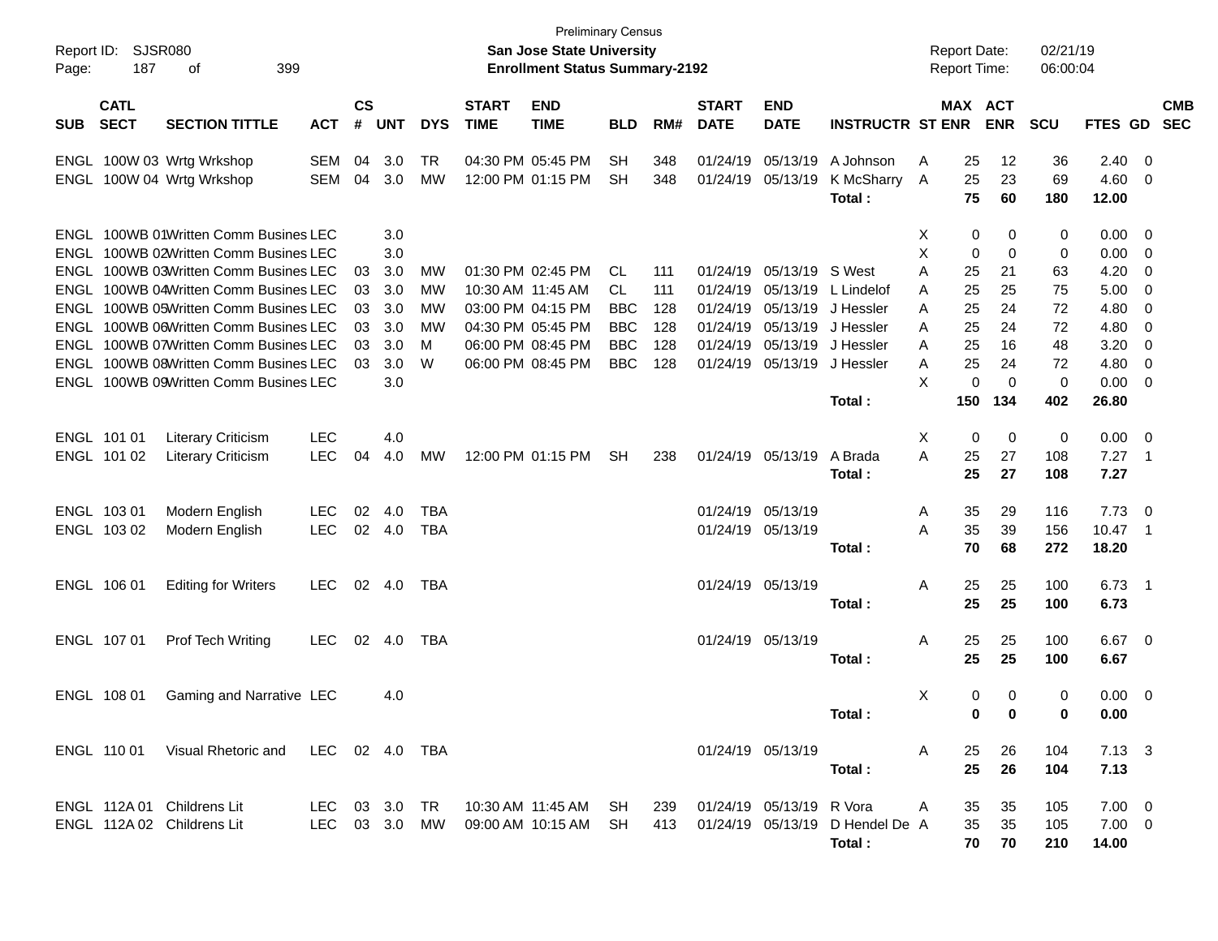Preliminary Census

**San Jose State University**
**Enrollment Status Summary-2192**

Report ID: SJSR080
Report Date: 02/21/19
Report Time: 06:00:04

| SUB | CATL SECT | SECTION TITTLE | ACT | CS # | UNT | DYS | START TIME | END TIME | BLD | RM# | START DATE | END DATE | INSTRUCTR | ST | MAX ENR | ACT ENR | SCU | FTES | GD | CMB SEC |
|---|---|---|---|---|---|---|---|---|---|---|---|---|---|---|---|---|---|---|---|---|
| ENGL | 100W 03 | Wrtg Wrkshop | SEM | 04 | 3.0 | TR | 04:30 PM | 05:45 PM | SH | 348 | 01/24/19 | 05/13/19 | A Johnson | A | 25 | 12 | 36 | 2.40 | 0 | |
| ENGL | 100W 04 | Wrtg Wrkshop | SEM | 04 | 3.0 | MW | 12:00 PM | 01:15 PM | SH | 348 | 01/24/19 | 05/13/19 | K McSharry | A | 25 | 23 | 69 | 4.60 | 0 | |
| | | | | | | | | | | | | | **Total :** | | **75** | **60** | **180** | **12.00** | | |
| ENGL | 100WB 01 | Written Comm Busines | LEC | | 3.0 | | | | | | | | | X | 0 | 0 | 0 | 0.00 | 0 | |
| ENGL | 100WB 02 | Written Comm Busines | LEC | | 3.0 | | | | | | | | | X | 0 | 0 | 0 | 0.00 | 0 | |
| ENGL | 100WB 03 | Written Comm Busines | LEC | 03 | 3.0 | MW | 01:30 PM | 02:45 PM | CL | 111 | 01/24/19 | 05/13/19 | S West | A | 25 | 21 | 63 | 4.20 | 0 | |
| ENGL | 100WB 04 | Written Comm Busines | LEC | 03 | 3.0 | MW | 10:30 AM | 11:45 AM | CL | 111 | 01/24/19 | 05/13/19 | L Lindelof | A | 25 | 25 | 75 | 5.00 | 0 | |
| ENGL | 100WB 05 | Written Comm Busines | LEC | 03 | 3.0 | MW | 03:00 PM | 04:15 PM | BBC | 128 | 01/24/19 | 05/13/19 | J Hessler | A | 25 | 24 | 72 | 4.80 | 0 | |
| ENGL | 100WB 06 | Written Comm Busines | LEC | 03 | 3.0 | MW | 04:30 PM | 05:45 PM | BBC | 128 | 01/24/19 | 05/13/19 | J Hessler | A | 25 | 24 | 72 | 4.80 | 0 | |
| ENGL | 100WB 07 | Written Comm Busines | LEC | 03 | 3.0 | M | 06:00 PM | 08:45 PM | BBC | 128 | 01/24/19 | 05/13/19 | J Hessler | A | 25 | 16 | 48 | 3.20 | 0 | |
| ENGL | 100WB 08 | Written Comm Busines | LEC | 03 | 3.0 | W | 06:00 PM | 08:45 PM | BBC | 128 | 01/24/19 | 05/13/19 | J Hessler | A | 25 | 24 | 72 | 4.80 | 0 | |
| ENGL | 100WB 09 | Written Comm Busines | LEC | | 3.0 | | | | | | | | | X | 0 | 0 | 0 | 0.00 | 0 | |
| | | | | | | | | | | | | | **Total :** | | **150** | **134** | **402** | **26.80** | | |
| ENGL | 101 01 | Literary Criticism | LEC | | 4.0 | | | | | | | | | X | 0 | 0 | 0 | 0.00 | 0 | |
| ENGL | 101 02 | Literary Criticism | LEC | 04 | 4.0 | MW | 12:00 PM | 01:15 PM | SH | 238 | 01/24/19 | 05/13/19 | A Brada | A | 25 | 27 | 108 | 7.27 | 1 | |
| | | | | | | | | | | | | | **Total :** | | **25** | **27** | **108** | **7.27** | | |
| ENGL | 103 01 | Modern English | LEC | 02 | 4.0 | TBA | | | | | 01/24/19 | 05/13/19 | | A | 35 | 29 | 116 | 7.73 | 0 | |
| ENGL | 103 02 | Modern English | LEC | 02 | 4.0 | TBA | | | | | 01/24/19 | 05/13/19 | | A | 35 | 39 | 156 | 10.47 | 1 | |
| | | | | | | | | | | | | | **Total :** | | **70** | **68** | **272** | **18.20** | | |
| ENGL | 106 01 | Editing for Writers | LEC | 02 | 4.0 | TBA | | | | | 01/24/19 | 05/13/19 | | A | 25 | 25 | 100 | 6.73 | 1 | |
| | | | | | | | | | | | | | **Total :** | | **25** | **25** | **100** | **6.73** | | |
| ENGL | 107 01 | Prof Tech Writing | LEC | 02 | 4.0 | TBA | | | | | 01/24/19 | 05/13/19 | | A | 25 | 25 | 100 | 6.67 | 0 | |
| | | | | | | | | | | | | | **Total :** | | **25** | **25** | **100** | **6.67** | | |
| ENGL | 108 01 | Gaming and Narrative | LEC | | 4.0 | | | | | | | | | X | 0 | 0 | 0 | 0.00 | 0 | |
| | | | | | | | | | | | | | **Total :** | | **0** | **0** | **0** | **0.00** | | |
| ENGL | 110 01 | Visual Rhetoric and | LEC | 02 | 4.0 | TBA | | | | | 01/24/19 | 05/13/19 | | A | 25 | 26 | 104 | 7.13 | 3 | |
| | | | | | | | | | | | | | **Total :** | | **25** | **26** | **104** | **7.13** | | |
| ENGL | 112A 01 | Childrens Lit | LEC | 03 | 3.0 | TR | 10:30 AM | 11:45 AM | SH | 239 | 01/24/19 | 05/13/19 | R Vora | A | 35 | 35 | 105 | 7.00 | 0 | |
| ENGL | 112A 02 | Childrens Lit | LEC | 03 | 3.0 | MW | 09:00 AM | 10:15 AM | SH | 413 | 01/24/19 | 05/13/19 | D Hendel De | A | 35 | 35 | 105 | 7.00 | 0 | |
| | | | | | | | | | | | | | **Total :** | | **70** | **70** | **210** | **14.00** | | |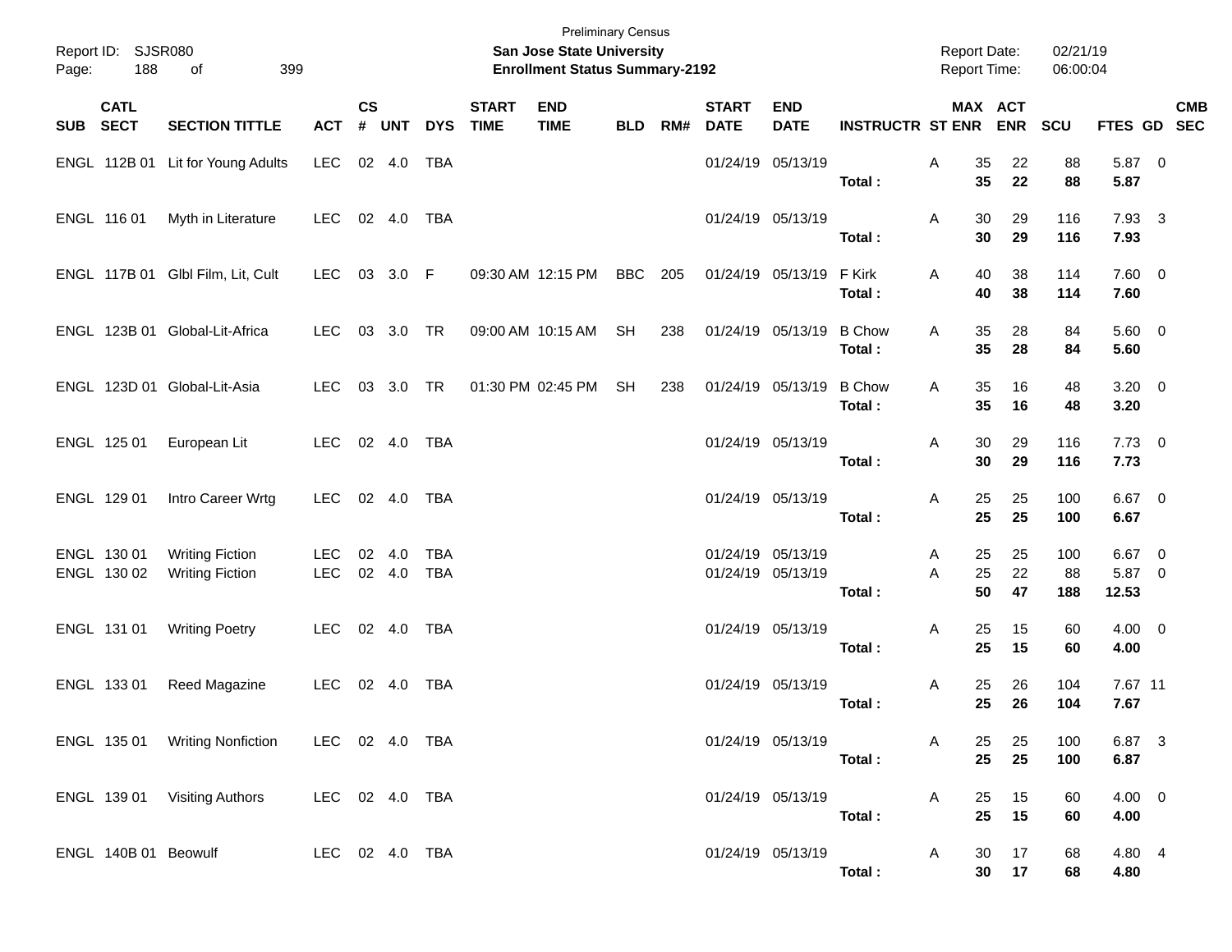Preliminary Census

**San Jose State University**

**Enrollment Status Summary-2192**

Report ID: SJSR080

Report Date: 02/21/19

Report Time: 06:00:04

| SUB | CATL SECT | SECTION TITTLE | ACT | CS # | UNT | DYS | START TIME | END TIME | BLD | RM# | START DATE | END DATE | INSTRUCTR | ST | MAX ENR | ACT ENR | SCU | FTES | GD | CMB SEC |
|---|---|---|---|---|---|---|---|---|---|---|---|---|---|---|---|---|---|---|---|---|
| ENGL | 112B 01 | Lit for Young Adults | LEC | 02 | 4.0 | TBA | | | | | 01/24/19 | 05/13/19 | | A | 35 | 22 | 88 | 5.87 | 0 | |
| | | | | | | | | | | | | | **Total :** | | **35** | **22** | **88** | **5.87** | | |
| ENGL | 116 01 | Myth in Literature | LEC | 02 | 4.0 | TBA | | | | | 01/24/19 | 05/13/19 | | A | 30 | 29 | 116 | 7.93 | 3 | |
| | | | | | | | | | | | | | **Total :** | | **30** | **29** | **116** | **7.93** | | |
| ENGL | 117B 01 | Glbl Film, Lit, Cult | LEC | 03 | 3.0 | F | 09:30 AM | 12:15 PM | BBC | 205 | 01/24/19 | 05/13/19 | F Kirk | A | 40 | 38 | 114 | 7.60 | 0 | |
| | | | | | | | | | | | | | **Total :** | | **40** | **38** | **114** | **7.60** | | |
| ENGL | 123B 01 | Global-Lit-Africa | LEC | 03 | 3.0 | TR | 09:00 AM | 10:15 AM | SH | 238 | 01/24/19 | 05/13/19 | B Chow | A | 35 | 28 | 84 | 5.60 | 0 | |
| | | | | | | | | | | | | | **Total :** | | **35** | **28** | **84** | **5.60** | | |
| ENGL | 123D 01 | Global-Lit-Asia | LEC | 03 | 3.0 | TR | 01:30 PM | 02:45 PM | SH | 238 | 01/24/19 | 05/13/19 | B Chow | A | 35 | 16 | 48 | 3.20 | 0 | |
| | | | | | | | | | | | | | **Total :** | | **35** | **16** | **48** | **3.20** | | |
| ENGL | 125 01 | European Lit | LEC | 02 | 4.0 | TBA | | | | | 01/24/19 | 05/13/19 | | A | 30 | 29 | 116 | 7.73 | 0 | |
| | | | | | | | | | | | | | **Total :** | | **30** | **29** | **116** | **7.73** | | |
| ENGL | 129 01 | Intro Career Wrtg | LEC | 02 | 4.0 | TBA | | | | | 01/24/19 | 05/13/19 | | A | 25 | 25 | 100 | 6.67 | 0 | |
| | | | | | | | | | | | | | **Total :** | | **25** | **25** | **100** | **6.67** | | |
| ENGL | 130 01 | Writing Fiction | LEC | 02 | 4.0 | TBA | | | | | 01/24/19 | 05/13/19 | | A | 25 | 25 | 100 | 6.67 | 0 | |
| ENGL | 130 02 | Writing Fiction | LEC | 02 | 4.0 | TBA | | | | | 01/24/19 | 05/13/19 | | A | 25 | 22 | 88 | 5.87 | 0 | |
| | | | | | | | | | | | | | **Total :** | | **50** | **47** | **188** | **12.53** | | |
| ENGL | 131 01 | Writing Poetry | LEC | 02 | 4.0 | TBA | | | | | 01/24/19 | 05/13/19 | | A | 25 | 15 | 60 | 4.00 | 0 | |
| | | | | | | | | | | | | | **Total :** | | **25** | **15** | **60** | **4.00** | | |
| ENGL | 133 01 | Reed Magazine | LEC | 02 | 4.0 | TBA | | | | | 01/24/19 | 05/13/19 | | A | 25 | 26 | 104 | 7.67 | 11 | |
| | | | | | | | | | | | | | **Total :** | | **25** | **26** | **104** | **7.67** | | |
| ENGL | 135 01 | Writing Nonfiction | LEC | 02 | 4.0 | TBA | | | | | 01/24/19 | 05/13/19 | | A | 25 | 25 | 100 | 6.87 | 3 | |
| | | | | | | | | | | | | | **Total :** | | **25** | **25** | **100** | **6.87** | | |
| ENGL | 139 01 | Visiting Authors | LEC | 02 | 4.0 | TBA | | | | | 01/24/19 | 05/13/19 | | A | 25 | 15 | 60 | 4.00 | 0 | |
| | | | | | | | | | | | | | **Total :** | | **25** | **15** | **60** | **4.00** | | |
| ENGL | 140B 01 | Beowulf | LEC | 02 | 4.0 | TBA | | | | | 01/24/19 | 05/13/19 | | A | 30 | 17 | 68 | 4.80 | 4 | |
| | | | | | | | | | | | | | **Total :** | | **30** | **17** | **68** | **4.80** | | |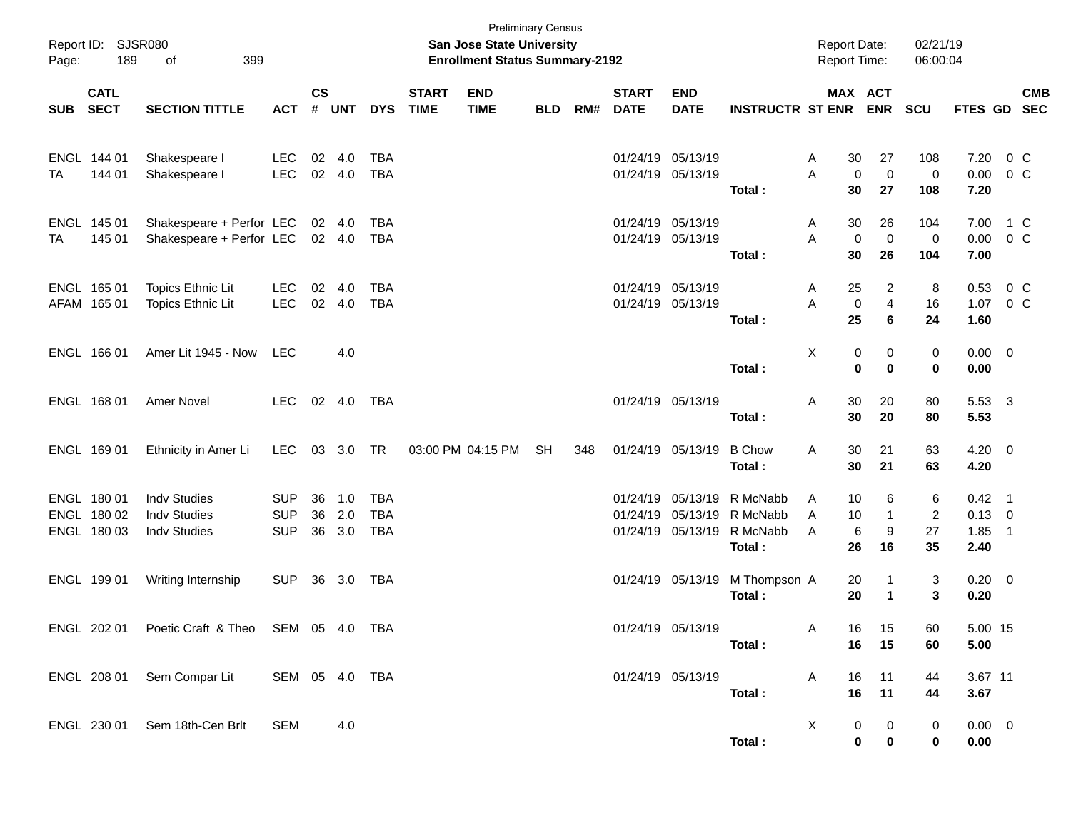Preliminary Census

**San Jose State University**

**Enrollment Status Summary-2192**

Report ID: SJSR080
Report Date: 02/21/19
Report Time: 06:00:04

| SUB | CATL SECT | SECTION TITTLE | ACT | CS # | UNT | DYS | START TIME | END TIME | BLD | RM# | START DATE | END DATE | INSTRUCTR | ST | MAX ENR | ACT ENR | SCU | FTES | GD | CMB SEC |
|---|---|---|---|---|---|---|---|---|---|---|---|---|---|---|---|---|---|---|---|---|
| ENGL | 144 01 | Shakespeare I | LEC | 02 | 4.0 | TBA | | | | | 01/24/19 | 05/13/19 | | A | 30 | 27 | 108 | 7.20 | 0 | C |
| TA | 144 01 | Shakespeare I | LEC | 02 | 4.0 | TBA | | | | | 01/24/19 | 05/13/19 | | A | 0 | 0 | 0 | 0.00 | 0 | C |
| | | | | | | | | | | | | | **Total :** | | **30** | **27** | **108** | **7.20** | | |
| ENGL | 145 01 | Shakespeare + Perfor | LEC | 02 | 4.0 | TBA | | | | | 01/24/19 | 05/13/19 | | A | 30 | 26 | 104 | 7.00 | 1 | C |
| TA | 145 01 | Shakespeare + Perfor | LEC | 02 | 4.0 | TBA | | | | | 01/24/19 | 05/13/19 | | A | 0 | 0 | 0 | 0.00 | 0 | C |
| | | | | | | | | | | | | | **Total :** | | **30** | **26** | **104** | **7.00** | | |
| ENGL | 165 01 | Topics Ethnic Lit | LEC | 02 | 4.0 | TBA | | | | | 01/24/19 | 05/13/19 | | A | 25 | 2 | 8 | 0.53 | 0 | C |
| AFAM | 165 01 | Topics Ethnic Lit | LEC | 02 | 4.0 | TBA | | | | | 01/24/19 | 05/13/19 | | A | 0 | 4 | 16 | 1.07 | 0 | C |
| | | | | | | | | | | | | | **Total :** | | **25** | **6** | **24** | **1.60** | | |
| ENGL | 166 01 | Amer Lit 1945 - Now | LEC | | 4.0 | | | | | | | | | X | 0 | 0 | 0 | 0.00 | 0 | |
| | | | | | | | | | | | | | **Total :** | | **0** | **0** | **0** | **0.00** | | |
| ENGL | 168 01 | Amer Novel | LEC | 02 | 4.0 | TBA | | | | | 01/24/19 | 05/13/19 | | A | 30 | 20 | 80 | 5.53 | 3 | |
| | | | | | | | | | | | | | **Total :** | | **30** | **20** | **80** | **5.53** | | |
| ENGL | 169 01 | Ethnicity in Amer Li | LEC | 03 | 3.0 | TR | 03:00 PM | 04:15 PM | SH | 348 | 01/24/19 | 05/13/19 | B Chow | A | 30 | 21 | 63 | 4.20 | 0 | |
| | | | | | | | | | | | | | **Total :** | | **30** | **21** | **63** | **4.20** | | |
| ENGL | 180 01 | Indv Studies | SUP | 36 | 1.0 | TBA | | | | | 01/24/19 | 05/13/19 | R McNabb | A | 10 | 6 | 6 | 0.42 | 1 | |
| ENGL | 180 02 | Indv Studies | SUP | 36 | 2.0 | TBA | | | | | 01/24/19 | 05/13/19 | R McNabb | A | 10 | 1 | 2 | 0.13 | 0 | |
| ENGL | 180 03 | Indv Studies | SUP | 36 | 3.0 | TBA | | | | | 01/24/19 | 05/13/19 | R McNabb | A | 6 | 9 | 27 | 1.85 | 1 | |
| | | | | | | | | | | | | | **Total :** | | **26** | **16** | **35** | **2.40** | | |
| ENGL | 199 01 | Writing Internship | SUP | 36 | 3.0 | TBA | | | | | 01/24/19 | 05/13/19 | M Thompson | A | 20 | 1 | 3 | 0.20 | 0 | |
| | | | | | | | | | | | | | **Total :** | | **20** | **1** | **3** | **0.20** | | |
| ENGL | 202 01 | Poetic Craft & Theo | SEM | 05 | 4.0 | TBA | | | | | 01/24/19 | 05/13/19 | | A | 16 | 15 | 60 | 5.00 | 15 | |
| | | | | | | | | | | | | | **Total :** | | **16** | **15** | **60** | **5.00** | | |
| ENGL | 208 01 | Sem Compar Lit | SEM | 05 | 4.0 | TBA | | | | | 01/24/19 | 05/13/19 | | A | 16 | 11 | 44 | 3.67 | 11 | |
| | | | | | | | | | | | | | **Total :** | | **16** | **11** | **44** | **3.67** | | |
| ENGL | 230 01 | Sem 18th-Cen Brlt | SEM | | 4.0 | | | | | | | | | X | 0 | 0 | 0 | 0.00 | 0 | |
| | | | | | | | | | | | | | **Total :** | | **0** | **0** | **0** | **0.00** | | |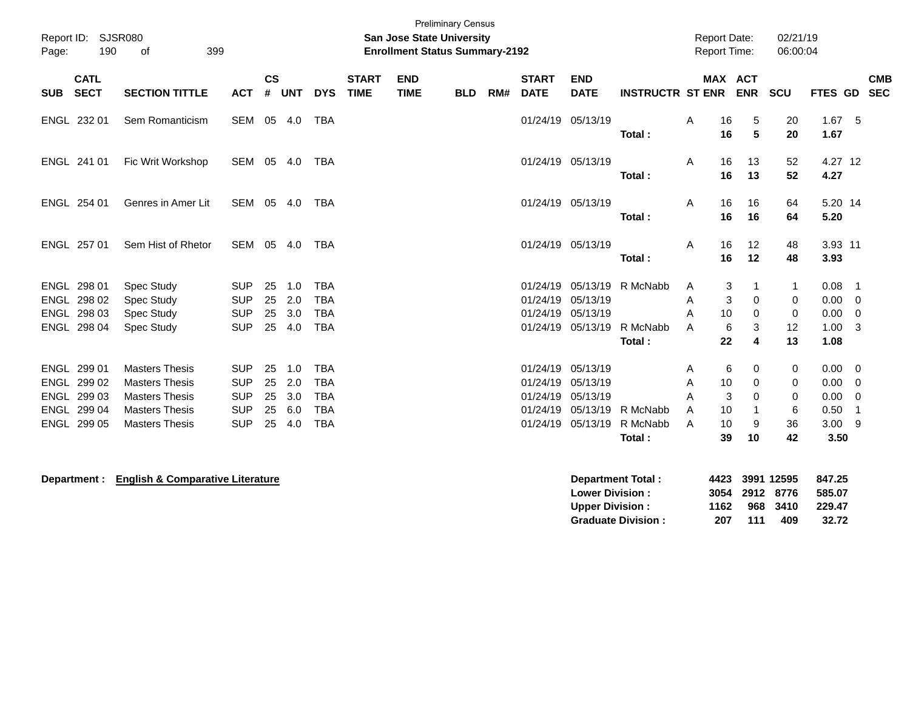Preliminary Census

Report ID: SJSR080 | **San Jose State University** | Report Date: 02/21/19
Page: 190 of 399 | **Enrollment Status Summary-2192** | Report Time: 06:00:04

| SUB | CATL SECT | SECTION TITTLE | ACT | CS # | UNT | DYS | START TIME | END TIME | BLD | RM# | START DATE | END DATE | INSTRUCTR | ST | MAX ENR | ACT ENR | SCU | FTES | GD | CMB SEC |
|---|---|---|---|---|---|---|---|---|---|---|---|---|---|---|---|---|---|---|---|---|
| ENGL | 232 01 | Sem Romanticism | SEM | 05 | 4.0 | TBA | | | | | 01/24/19 | 05/13/19 | | A | 16 | 5 | 20 | 1.67 | 5 | |
| | | | | | | | | | | | | | **Total :** | | **16** | **5** | **20** | **1.67** | | |
| ENGL | 241 01 | Fic Writ Workshop | SEM | 05 | 4.0 | TBA | | | | | 01/24/19 | 05/13/19 | | A | 16 | 13 | 52 | 4.27 | 12 | |
| | | | | | | | | | | | | | **Total :** | | **16** | **13** | **52** | **4.27** | | |
| ENGL | 254 01 | Genres in Amer Lit | SEM | 05 | 4.0 | TBA | | | | | 01/24/19 | 05/13/19 | | A | 16 | 16 | 64 | 5.20 | 14 | |
| | | | | | | | | | | | | | **Total :** | | **16** | **16** | **64** | **5.20** | | |
| ENGL | 257 01 | Sem Hist of Rhetor | SEM | 05 | 4.0 | TBA | | | | | 01/24/19 | 05/13/19 | | A | 16 | 12 | 48 | 3.93 | 11 | |
| | | | | | | | | | | | | | **Total :** | | **16** | **12** | **48** | **3.93** | | |
| ENGL | 298 01 | Spec Study | SUP | 25 | 1.0 | TBA | | | | | 01/24/19 | 05/13/19 | R McNabb | A | 3 | 1 | 1 | 0.08 | 1 | |
| ENGL | 298 02 | Spec Study | SUP | 25 | 2.0 | TBA | | | | | 01/24/19 | 05/13/19 | | A | 3 | 0 | 0 | 0.00 | 0 | |
| ENGL | 298 03 | Spec Study | SUP | 25 | 3.0 | TBA | | | | | 01/24/19 | 05/13/19 | | A | 10 | 0 | 0 | 0.00 | 0 | |
| ENGL | 298 04 | Spec Study | SUP | 25 | 4.0 | TBA | | | | | 01/24/19 | 05/13/19 | R McNabb | A | 6 | 3 | 12 | 1.00 | 3 | |
| | | | | | | | | | | | | | **Total :** | | **22** | **4** | **13** | **1.08** | | |
| ENGL | 299 01 | Masters Thesis | SUP | 25 | 1.0 | TBA | | | | | 01/24/19 | 05/13/19 | | A | 6 | 0 | 0 | 0.00 | 0 | |
| ENGL | 299 02 | Masters Thesis | SUP | 25 | 2.0 | TBA | | | | | 01/24/19 | 05/13/19 | | A | 10 | 0 | 0 | 0.00 | 0 | |
| ENGL | 299 03 | Masters Thesis | SUP | 25 | 3.0 | TBA | | | | | 01/24/19 | 05/13/19 | | A | 3 | 0 | 0 | 0.00 | 0 | |
| ENGL | 299 04 | Masters Thesis | SUP | 25 | 6.0 | TBA | | | | | 01/24/19 | 05/13/19 | R McNabb | A | 10 | 1 | 6 | 0.50 | 1 | |
| ENGL | 299 05 | Masters Thesis | SUP | 25 | 4.0 | TBA | | | | | 01/24/19 | 05/13/19 | R McNabb | A | 10 | 9 | 36 | 3.00 | 9 | |
| | | | | | | | | | | | | | **Total :** | | **39** | **10** | **42** | **3.50** | | |

**Department :** **English & Comparative Literature**

| | MAX ENR | ACT ENR | SCU | FTES |
|---|---|---|---|---|
| **Department Total :** | **4423** | **3991** | **12595** | **847.25** |
| **Lower Division :** | **3054** | **2912** | **8776** | **585.07** |
| **Upper Division :** | **1162** | **968** | **3410** | **229.47** |
| **Graduate Division :** | **207** | **111** | **409** | **32.72** |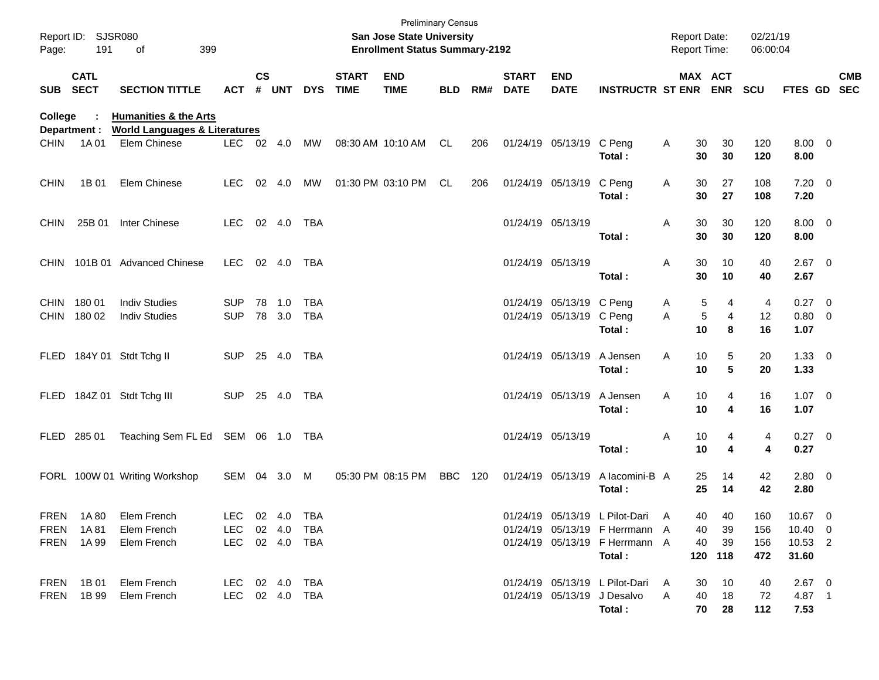Preliminary Census

**San Jose State University**

**Enrollment Status Summary-2192**

Report ID: SJSR080

Report Date: 02/21/19

Report Time: 06:00:04

**College : Humanities & the Arts**

**Department : World Languages & Literatures**

| SUB | CATL SECT | SECTION TITTLE | ACT | CS # | UNT | DYS | START TIME | END TIME | BLD | RM# | START DATE | END DATE | INSTRUCTR | ST | MAX ENR | ACT ENR | SCU | FTES | GD | CMB SEC |
|---|---|---|---|---|---|---|---|---|---|---|---|---|---|---|---|---|---|---|---|---|
| CHIN | 1A 01 | Elem Chinese | LEC | 02 | 4.0 | MW | 08:30 AM | 10:10 AM | CL | 206 | 01/24/19 | 05/13/19 | C Peng | A | 30 | 30 | 120 | 8.00 | 0 | |
| | | | | | | | | | | | | | **Total :** | | **30** | **30** | **120** | **8.00** | | |
| CHIN | 1B 01 | Elem Chinese | LEC | 02 | 4.0 | MW | 01:30 PM | 03:10 PM | CL | 206 | 01/24/19 | 05/13/19 | C Peng | A | 30 | 27 | 108 | 7.20 | 0 | |
| | | | | | | | | | | | | | **Total :** | | **30** | **27** | **108** | **7.20** | | |
| CHIN | 25B 01 | Inter Chinese | LEC | 02 | 4.0 | TBA | | | | | 01/24/19 | 05/13/19 | | A | 30 | 30 | 120 | 8.00 | 0 | |
| | | | | | | | | | | | | | **Total :** | | **30** | **30** | **120** | **8.00** | | |
| CHIN | 101B 01 | Advanced Chinese | LEC | 02 | 4.0 | TBA | | | | | 01/24/19 | 05/13/19 | | A | 30 | 10 | 40 | 2.67 | 0 | |
| | | | | | | | | | | | | | **Total :** | | **30** | **10** | **40** | **2.67** | | |
| CHIN | 180 01 | Indiv Studies | SUP | 78 | 1.0 | TBA | | | | | 01/24/19 | 05/13/19 | C Peng | A | 5 | 4 | 4 | 0.27 | 0 | |
| CHIN | 180 02 | Indiv Studies | SUP | 78 | 3.0 | TBA | | | | | 01/24/19 | 05/13/19 | C Peng | A | 5 | 4 | 12 | 0.80 | 0 | |
| | | | | | | | | | | | | | **Total :** | | **10** | **8** | **16** | **1.07** | | |
| FLED | 184Y 01 | Stdt Tchg II | SUP | 25 | 4.0 | TBA | | | | | 01/24/19 | 05/13/19 | A Jensen | A | 10 | 5 | 20 | 1.33 | 0 | |
| | | | | | | | | | | | | | **Total :** | | **10** | **5** | **20** | **1.33** | | |
| FLED | 184Z 01 | Stdt Tchg III | SUP | 25 | 4.0 | TBA | | | | | 01/24/19 | 05/13/19 | A Jensen | A | 10 | 4 | 16 | 1.07 | 0 | |
| | | | | | | | | | | | | | **Total :** | | **10** | **4** | **16** | **1.07** | | |
| FLED | 285 01 | Teaching Sem FL Ed | SEM | 06 | 1.0 | TBA | | | | | 01/24/19 | 05/13/19 | | A | 10 | 4 | 4 | 0.27 | 0 | |
| | | | | | | | | | | | | | **Total :** | | **10** | **4** | **4** | **0.27** | | |
| FORL | 100W 01 | Writing Workshop | SEM | 04 | 3.0 | M | 05:30 PM | 08:15 PM | BBC | 120 | 01/24/19 | 05/13/19 | A Iacomini-B | A | 25 | 14 | 42 | 2.80 | 0 | |
| | | | | | | | | | | | | | **Total :** | | **25** | **14** | **42** | **2.80** | | |
| FREN | 1A 80 | Elem French | LEC | 02 | 4.0 | TBA | | | | | 01/24/19 | 05/13/19 | L Pilot-Dari | A | 40 | 40 | 160 | 10.67 | 0 | |
| FREN | 1A 81 | Elem French | LEC | 02 | 4.0 | TBA | | | | | 01/24/19 | 05/13/19 | F Herrmann | A | 40 | 39 | 156 | 10.40 | 0 | |
| FREN | 1A 99 | Elem French | LEC | 02 | 4.0 | TBA | | | | | 01/24/19 | 05/13/19 | F Herrmann | A | 40 | 39 | 156 | 10.53 | 2 | |
| | | | | | | | | | | | | | **Total :** | | **120** | **118** | **472** | **31.60** | | |
| FREN | 1B 01 | Elem French | LEC | 02 | 4.0 | TBA | | | | | 01/24/19 | 05/13/19 | L Pilot-Dari | A | 30 | 10 | 40 | 2.67 | 0 | |
| FREN | 1B 99 | Elem French | LEC | 02 | 4.0 | TBA | | | | | 01/24/19 | 05/13/19 | J Desalvo | A | 40 | 18 | 72 | 4.87 | 1 | |
| | | | | | | | | | | | | | **Total :** | | **70** | **28** | **112** | **7.53** | | |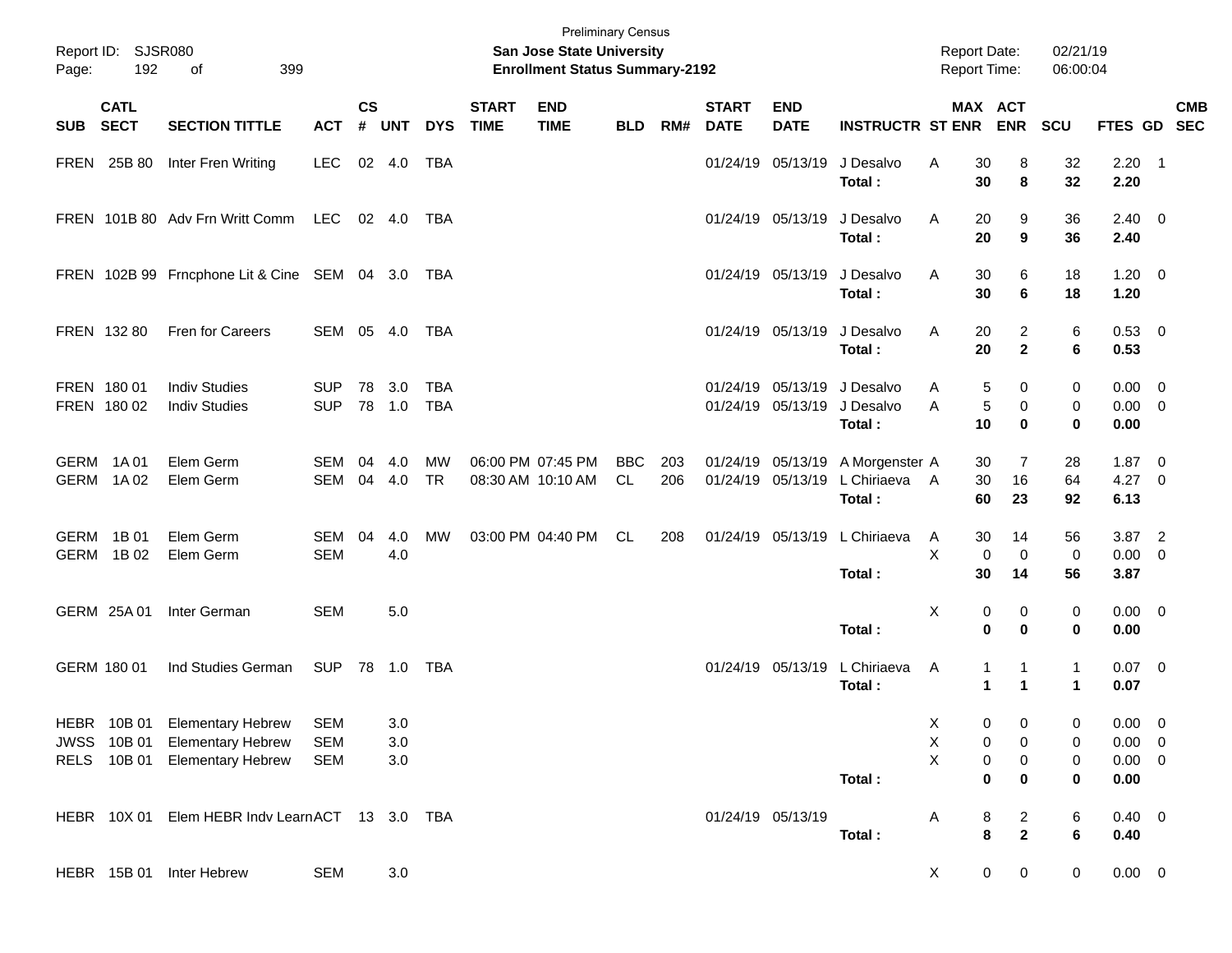Preliminary Census

**San Jose State University**

**Enrollment Status Summary-2192**

Report ID: SJSR080

Report Date: 02/21/19

Report Time: 06:00:04

| SUB | CATL SECT | SECTION TITTLE | ACT | CS # | UNT | DYS | START TIME | END TIME | BLD | RM# | START DATE | END DATE | INSTRUCTR | ST | MAX ENR | ACT ENR | SCU | FTES | GD | CMB SEC |
|---|---|---|---|---|---|---|---|---|---|---|---|---|---|---|---|---|---|---|---|---|
| FREN | 25B 80 | Inter Fren Writing | LEC | 02 | 4.0 | TBA | | | | | 01/24/19 | 05/13/19 | J Desalvo | A | 30 | 8 | 32 | 2.20 | 1 | |
| | | | | | | | | | | | | | **Total :** | | **30** | **8** | **32** | **2.20** | | |
| FREN | 101B 80 | Adv Frn Writt Comm | LEC | 02 | 4.0 | TBA | | | | | 01/24/19 | 05/13/19 | J Desalvo | A | 20 | 9 | 36 | 2.40 | 0 | |
| | | | | | | | | | | | | | **Total :** | | **20** | **9** | **36** | **2.40** | | |
| FREN | 102B 99 | Frncphone Lit & Cine | SEM | 04 | 3.0 | TBA | | | | | 01/24/19 | 05/13/19 | J Desalvo | A | 30 | 6 | 18 | 1.20 | 0 | |
| | | | | | | | | | | | | | **Total :** | | **30** | **6** | **18** | **1.20** | | |
| FREN | 132 80 | Fren for Careers | SEM | 05 | 4.0 | TBA | | | | | 01/24/19 | 05/13/19 | J Desalvo | A | 20 | 2 | 6 | 0.53 | 0 | |
| | | | | | | | | | | | | | **Total :** | | **20** | **2** | **6** | **0.53** | | |
| FREN | 180 01 | Indiv Studies | SUP | 78 | 3.0 | TBA | | | | | 01/24/19 | 05/13/19 | J Desalvo | A | 5 | 0 | 0 | 0.00 | 0 | |
| FREN | 180 02 | Indiv Studies | SUP | 78 | 1.0 | TBA | | | | | 01/24/19 | 05/13/19 | J Desalvo | A | 5 | 0 | 0 | 0.00 | 0 | |
| | | | | | | | | | | | | | **Total :** | | **10** | **0** | **0** | **0.00** | | |
| GERM | 1A 01 | Elem Germ | SEM | 04 | 4.0 | MW | 06:00 PM | 07:45 PM | BBC | 203 | 01/24/19 | 05/13/19 | A Morgenster | A | 30 | 7 | 28 | 1.87 | 0 | |
| GERM | 1A 02 | Elem Germ | SEM | 04 | 4.0 | TR | 08:30 AM | 10:10 AM | CL | 206 | 01/24/19 | 05/13/19 | L Chiriaeva | A | 30 | 16 | 64 | 4.27 | 0 | |
| | | | | | | | | | | | | | **Total :** | | **60** | **23** | **92** | **6.13** | | |
| GERM | 1B 01 | Elem Germ | SEM | 04 | 4.0 | MW | 03:00 PM | 04:40 PM | CL | 208 | 01/24/19 | 05/13/19 | L Chiriaeva | A | 30 | 14 | 56 | 3.87 | 2 | |
| GERM | 1B 02 | Elem Germ | SEM | | 4.0 | | | | | | | | | X | 0 | 0 | 0 | 0.00 | 0 | |
| | | | | | | | | | | | | | **Total :** | | **30** | **14** | **56** | **3.87** | | |
| GERM | 25A 01 | Inter German | SEM | | 5.0 | | | | | | | | | X | 0 | 0 | 0 | 0.00 | 0 | |
| | | | | | | | | | | | | | **Total :** | | **0** | **0** | **0** | **0.00** | | |
| GERM | 180 01 | Ind Studies German | SUP | 78 | 1.0 | TBA | | | | | 01/24/19 | 05/13/19 | L Chiriaeva | A | 1 | 1 | 1 | 0.07 | 0 | |
| | | | | | | | | | | | | | **Total :** | | **1** | **1** | **1** | **0.07** | | |
| HEBR | 10B 01 | Elementary Hebrew | SEM | | 3.0 | | | | | | | | | X | 0 | 0 | 0 | 0.00 | 0 | |
| JWSS | 10B 01 | Elementary Hebrew | SEM | | 3.0 | | | | | | | | | X | 0 | 0 | 0 | 0.00 | 0 | |
| RELS | 10B 01 | Elementary Hebrew | SEM | | 3.0 | | | | | | | | | X | 0 | 0 | 0 | 0.00 | 0 | |
| | | | | | | | | | | | | | **Total :** | | **0** | **0** | **0** | **0.00** | | |
| HEBR | 10X 01 | Elem HEBR Indv Learn | ACT | 13 | 3.0 | TBA | | | | | 01/24/19 | 05/13/19 | | A | 8 | 2 | 6 | 0.40 | 0 | |
| | | | | | | | | | | | | | **Total :** | | **8** | **2** | **6** | **0.40** | | |
| HEBR | 15B 01 | Inter Hebrew | SEM | | 3.0 | | | | | | | | | X | 0 | 0 | 0 | 0.00 | 0 | |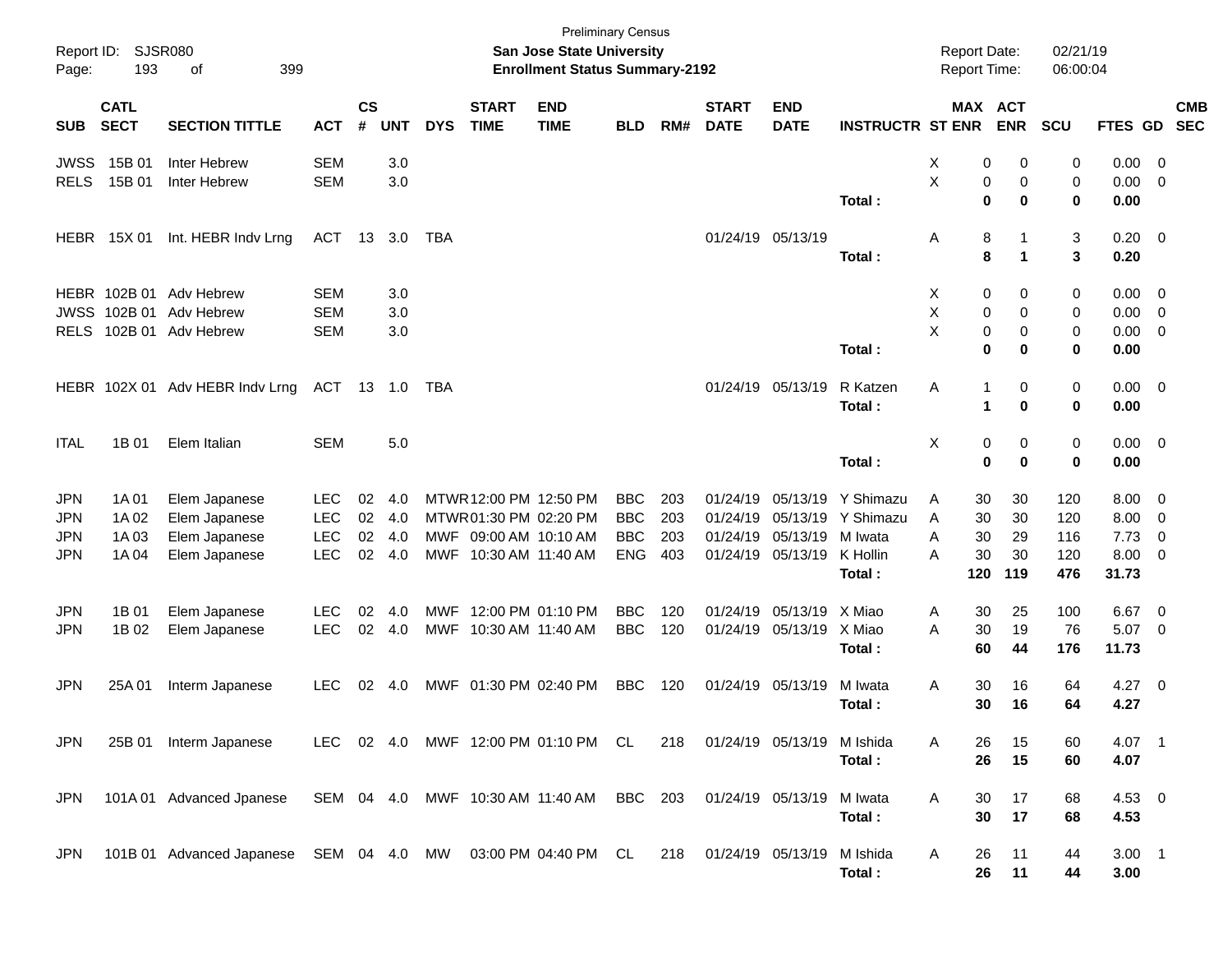Preliminary Census

**San Jose State University**

**Enrollment Status Summary-2192**

Report ID: SJSR080
Page: 193 of 399

Report Date: 02/21/19
Report Time: 06:00:04

| SUB | CATL SECT | SECTION TITTLE | ACT | CS # | UNT | DYS | START TIME | END TIME | BLD | RM# | START DATE | END DATE | INSTRUCTR | ST | MAX ENR | ACT ENR | SCU | FTES | GD | CMB SEC |
|---|---|---|---|---|---|---|---|---|---|---|---|---|---|---|---|---|---|---|---|---|
| JWSS | 15B 01 | Inter Hebrew | SEM | | 3.0 | | | | | | | | | X | 0 | 0 | 0 | 0.00 | 0 | |
| RELS | 15B 01 | Inter Hebrew | SEM | | 3.0 | | | | | | | | | X | 0 | 0 | 0 | 0.00 | 0 | |
| | | | | | | | | | | | | | **Total :** | | **0** | **0** | **0** | **0.00** | | |
| HEBR | 15X 01 | Int. HEBR Indv Lrng | ACT | 13 | 3.0 | TBA | | | | | 01/24/19 | 05/13/19 | | A | 8 | 1 | 3 | 0.20 | 0 | |
| | | | | | | | | | | | | | **Total :** | | **8** | **1** | **3** | **0.20** | | |
| HEBR | 102B 01 | Adv Hebrew | SEM | | 3.0 | | | | | | | | | X | 0 | 0 | 0 | 0.00 | 0 | |
| JWSS | 102B 01 | Adv Hebrew | SEM | | 3.0 | | | | | | | | | X | 0 | 0 | 0 | 0.00 | 0 | |
| RELS | 102B 01 | Adv Hebrew | SEM | | 3.0 | | | | | | | | | X | 0 | 0 | 0 | 0.00 | 0 | |
| | | | | | | | | | | | | | **Total :** | | **0** | **0** | **0** | **0.00** | | |
| HEBR | 102X 01 | Adv HEBR Indv Lrng | ACT | 13 | 1.0 | TBA | | | | | 01/24/19 | 05/13/19 | R Katzen | A | 1 | 0 | 0 | 0.00 | 0 | |
| | | | | | | | | | | | | | **Total :** | | **1** | **0** | **0** | **0.00** | | |
| ITAL | 1B 01 | Elem Italian | SEM | | 5.0 | | | | | | | | | X | 0 | 0 | 0 | 0.00 | 0 | |
| | | | | | | | | | | | | | **Total :** | | **0** | **0** | **0** | **0.00** | | |
| JPN | 1A 01 | Elem Japanese | LEC | 02 | 4.0 | MTWR | 12:00 PM | 12:50 PM | BBC | 203 | 01/24/19 | 05/13/19 | Y Shimazu | A | 30 | 30 | 120 | 8.00 | 0 | |
| JPN | 1A 02 | Elem Japanese | LEC | 02 | 4.0 | MTWR | 01:30 PM | 02:20 PM | BBC | 203 | 01/24/19 | 05/13/19 | Y Shimazu | A | 30 | 30 | 120 | 8.00 | 0 | |
| JPN | 1A 03 | Elem Japanese | LEC | 02 | 4.0 | MWF | 09:00 AM | 10:10 AM | BBC | 203 | 01/24/19 | 05/13/19 | M Iwata | A | 30 | 29 | 116 | 7.73 | 0 | |
| JPN | 1A 04 | Elem Japanese | LEC | 02 | 4.0 | MWF | 10:30 AM | 11:40 AM | ENG | 403 | 01/24/19 | 05/13/19 | K Hollin | A | 30 | 30 | 120 | 8.00 | 0 | |
| | | | | | | | | | | | | | **Total :** | | **120** | **119** | **476** | **31.73** | | |
| JPN | 1B 01 | Elem Japanese | LEC | 02 | 4.0 | MWF | 12:00 PM | 01:10 PM | BBC | 120 | 01/24/19 | 05/13/19 | X Miao | A | 30 | 25 | 100 | 6.67 | 0 | |
| JPN | 1B 02 | Elem Japanese | LEC | 02 | 4.0 | MWF | 10:30 AM | 11:40 AM | BBC | 120 | 01/24/19 | 05/13/19 | X Miao | A | 30 | 19 | 76 | 5.07 | 0 | |
| | | | | | | | | | | | | | **Total :** | | **60** | **44** | **176** | **11.73** | | |
| JPN | 25A 01 | Interm Japanese | LEC | 02 | 4.0 | MWF | 01:30 PM | 02:40 PM | BBC | 120 | 01/24/19 | 05/13/19 | M Iwata | A | 30 | 16 | 64 | 4.27 | 0 | |
| | | | | | | | | | | | | | **Total :** | | **30** | **16** | **64** | **4.27** | | |
| JPN | 25B 01 | Interm Japanese | LEC | 02 | 4.0 | MWF | 12:00 PM | 01:10 PM | CL | 218 | 01/24/19 | 05/13/19 | M Ishida | A | 26 | 15 | 60 | 4.07 | 1 | |
| | | | | | | | | | | | | | **Total :** | | **26** | **15** | **60** | **4.07** | | |
| JPN | 101A 01 | Advanced Jpanese | SEM | 04 | 4.0 | MWF | 10:30 AM | 11:40 AM | BBC | 203 | 01/24/19 | 05/13/19 | M Iwata | A | 30 | 17 | 68 | 4.53 | 0 | |
| | | | | | | | | | | | | | **Total :** | | **30** | **17** | **68** | **4.53** | | |
| JPN | 101B 01 | Advanced Japanese | SEM | 04 | 4.0 | MW | 03:00 PM | 04:40 PM | CL | 218 | 01/24/19 | 05/13/19 | M Ishida | A | 26 | 11 | 44 | 3.00 | 1 | |
| | | | | | | | | | | | | | **Total :** | | **26** | **11** | **44** | **3.00** | | |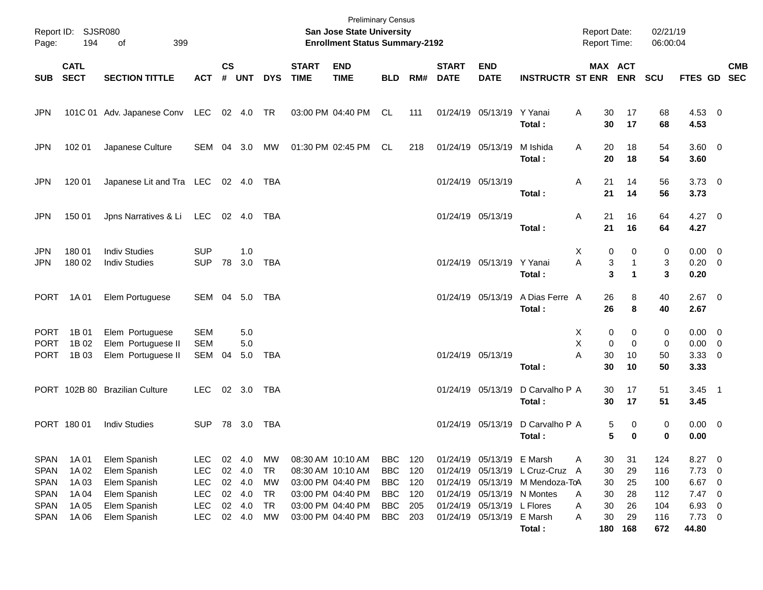Preliminary Census

**San Jose State University**

**Enrollment Status Summary-2192**

Report ID: SJSR080

Report Date: 02/21/19

Report Time: 06:00:04

| SUB | CATL SECT | SECTION TITTLE | ACT | CS # | UNT | DYS | START TIME | END TIME | BLD | RM# | START DATE | END DATE | INSTRUCTR | ST | MAX ENR | ACT ENR | SCU | FTES | GD | CMB SEC |
|---|---|---|---|---|---|---|---|---|---|---|---|---|---|---|---|---|---|---|---|---|
| JPN | 101C 01 | Adv. Japanese Conv | LEC | 02 | 4.0 | TR | 03:00 PM | 04:40 PM | CL | 111 | 01/24/19 | 05/13/19 | Y Yanai | A | 30 | 17 | 68 | 4.53 | 0 | |
| | | | | | | | | | | | | | **Total :** | | **30** | **17** | **68** | **4.53** | | |
| JPN | 102 01 | Japanese Culture | SEM | 04 | 3.0 | MW | 01:30 PM | 02:45 PM | CL | 218 | 01/24/19 | 05/13/19 | M Ishida | A | 20 | 18 | 54 | 3.60 | 0 | |
| | | | | | | | | | | | | | **Total :** | | **20** | **18** | **54** | **3.60** | | |
| JPN | 120 01 | Japanese Lit and Tra | LEC | 02 | 4.0 | TBA | | | | | 01/24/19 | 05/13/19 | | A | 21 | 14 | 56 | 3.73 | 0 | |
| | | | | | | | | | | | | | **Total :** | | **21** | **14** | **56** | **3.73** | | |
| JPN | 150 01 | Jpns Narratives & Li | LEC | 02 | 4.0 | TBA | | | | | 01/24/19 | 05/13/19 | | A | 21 | 16 | 64 | 4.27 | 0 | |
| | | | | | | | | | | | | | **Total :** | | **21** | **16** | **64** | **4.27** | | |
| JPN | 180 01 | Indiv Studies | SUP | | 1.0 | | | | | | | | | X | 0 | 0 | 0 | 0.00 | 0 | |
| JPN | 180 02 | Indiv Studies | SUP | 78 | 3.0 | TBA | | | | | 01/24/19 | 05/13/19 | Y Yanai | A | 3 | 1 | 3 | 0.20 | 0 | |
| | | | | | | | | | | | | | **Total :** | | **3** | **1** | **3** | **0.20** | | |
| PORT | 1A 01 | Elem Portuguese | SEM | 04 | 5.0 | TBA | | | | | 01/24/19 | 05/13/19 | A Dias Ferre | A | 26 | 8 | 40 | 2.67 | 0 | |
| | | | | | | | | | | | | | **Total :** | | **26** | **8** | **40** | **2.67** | | |
| PORT | 1B 01 | Elem Portuguese | SEM | | 5.0 | | | | | | | | | X | 0 | 0 | 0 | 0.00 | 0 | |
| PORT | 1B 02 | Elem Portuguese II | SEM | | 5.0 | | | | | | | | | X | 0 | 0 | 0 | 0.00 | 0 | |
| PORT | 1B 03 | Elem Portuguese II | SEM | 04 | 5.0 | TBA | | | | | 01/24/19 | 05/13/19 | | A | 30 | 10 | 50 | 3.33 | 0 | |
| | | | | | | | | | | | | | **Total :** | | **30** | **10** | **50** | **3.33** | | |
| PORT | 102B 80 | Brazilian Culture | LEC | 02 | 3.0 | TBA | | | | | 01/24/19 | 05/13/19 | D Carvalho P | A | 30 | 17 | 51 | 3.45 | 1 | |
| | | | | | | | | | | | | | **Total :** | | **30** | **17** | **51** | **3.45** | | |
| PORT | 180 01 | Indiv Studies | SUP | 78 | 3.0 | TBA | | | | | 01/24/19 | 05/13/19 | D Carvalho P | A | 5 | 0 | 0 | 0.00 | 0 | |
| | | | | | | | | | | | | | **Total :** | | **5** | **0** | **0** | **0.00** | | |
| SPAN | 1A 01 | Elem Spanish | LEC | 02 | 4.0 | MW | 08:30 AM | 10:10 AM | BBC | 120 | 01/24/19 | 05/13/19 | E Marsh | A | 30 | 31 | 124 | 8.27 | 0 | |
| SPAN | 1A 02 | Elem Spanish | LEC | 02 | 4.0 | TR | 08:30 AM | 10:10 AM | BBC | 120 | 01/24/19 | 05/13/19 | L Cruz-Cruz | A | 30 | 29 | 116 | 7.73 | 0 | |
| SPAN | 1A 03 | Elem Spanish | LEC | 02 | 4.0 | MW | 03:00 PM | 04:40 PM | BBC | 120 | 01/24/19 | 05/13/19 | M Mendoza-To | A | 30 | 25 | 100 | 6.67 | 0 | |
| SPAN | 1A 04 | Elem Spanish | LEC | 02 | 4.0 | TR | 03:00 PM | 04:40 PM | BBC | 120 | 01/24/19 | 05/13/19 | N Montes | A | 30 | 28 | 112 | 7.47 | 0 | |
| SPAN | 1A 05 | Elem Spanish | LEC | 02 | 4.0 | TR | 03:00 PM | 04:40 PM | BBC | 205 | 01/24/19 | 05/13/19 | L Flores | A | 30 | 26 | 104 | 6.93 | 0 | |
| SPAN | 1A 06 | Elem Spanish | LEC | 02 | 4.0 | MW | 03:00 PM | 04:40 PM | BBC | 203 | 01/24/19 | 05/13/19 | E Marsh | A | 30 | 29 | 116 | 7.73 | 0 | |
| | | | | | | | | | | | | | **Total :** | | **180** | **168** | **672** | **44.80** | | |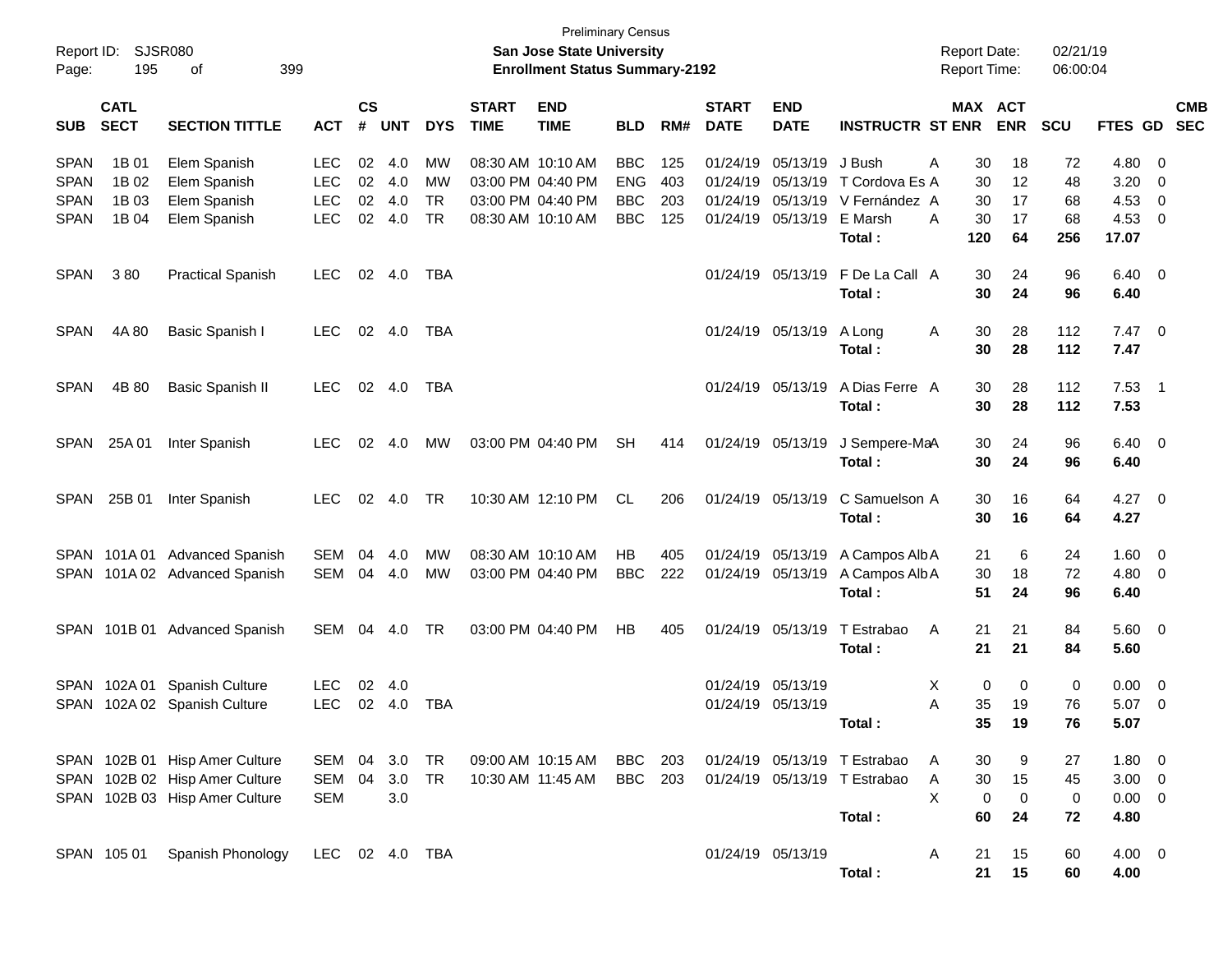Preliminary Census
**San Jose State University**
**Enrollment Status Summary-2192**

Report ID: SJSR080
Report Date: 02/21/19
Report Time: 06:00:04

| SUB | CATL SECT | SECTION TITTLE | ACT | CS # | UNT | DYS | START TIME | END TIME | BLD | RM# | START DATE | END DATE | INSTRUCTR | ST | MAX ENR | ACT ENR | SCU | FTES | GD | CMB SEC |
|---|---|---|---|---|---|---|---|---|---|---|---|---|---|---|---|---|---|---|---|---|
| SPAN | 1B 01 | Elem Spanish | LEC | 02 | 4.0 | MW | 08:30 AM | 10:10 AM | BBC | 125 | 01/24/19 | 05/13/19 | J Bush | A | 30 | 18 | 72 | 4.80 | 0 | |
| SPAN | 1B 02 | Elem Spanish | LEC | 02 | 4.0 | MW | 03:00 PM | 04:40 PM | ENG | 403 | 01/24/19 | 05/13/19 | T Cordova Es | A | 30 | 12 | 48 | 3.20 | 0 | |
| SPAN | 1B 03 | Elem Spanish | LEC | 02 | 4.0 | TR | 03:00 PM | 04:40 PM | BBC | 203 | 01/24/19 | 05/13/19 | V Fernández | A | 30 | 17 | 68 | 4.53 | 0 | |
| SPAN | 1B 04 | Elem Spanish | LEC | 02 | 4.0 | TR | 08:30 AM | 10:10 AM | BBC | 125 | 01/24/19 | 05/13/19 | E Marsh | A | 30 | 17 | 68 | 4.53 | 0 | |
| | | | | | | | | | | | | | **Total :** | | **120** | **64** | **256** | **17.07** | | |
| SPAN | 3 80 | Practical Spanish | LEC | 02 | 4.0 | TBA | | | | | 01/24/19 | 05/13/19 | F De La Call | A | 30 | 24 | 96 | 6.40 | 0 | |
| | | | | | | | | | | | | | **Total :** | | **30** | **24** | **96** | **6.40** | | |
| SPAN | 4A 80 | Basic Spanish I | LEC | 02 | 4.0 | TBA | | | | | 01/24/19 | 05/13/19 | A Long | A | 30 | 28 | 112 | 7.47 | 0 | |
| | | | | | | | | | | | | | **Total :** | | **30** | **28** | **112** | **7.47** | | |
| SPAN | 4B 80 | Basic Spanish II | LEC | 02 | 4.0 | TBA | | | | | 01/24/19 | 05/13/19 | A Dias Ferre | A | 30 | 28 | 112 | 7.53 | 1 | |
| | | | | | | | | | | | | | **Total :** | | **30** | **28** | **112** | **7.53** | | |
| SPAN | 25A 01 | Inter Spanish | LEC | 02 | 4.0 | MW | 03:00 PM | 04:40 PM | SH | 414 | 01/24/19 | 05/13/19 | J Sempere-Ma | A | 30 | 24 | 96 | 6.40 | 0 | |
| | | | | | | | | | | | | | **Total :** | | **30** | **24** | **96** | **6.40** | | |
| SPAN | 25B 01 | Inter Spanish | LEC | 02 | 4.0 | TR | 10:30 AM | 12:10 PM | CL | 206 | 01/24/19 | 05/13/19 | C Samuelson | A | 30 | 16 | 64 | 4.27 | 0 | |
| | | | | | | | | | | | | | **Total :** | | **30** | **16** | **64** | **4.27** | | |
| SPAN | 101A 01 | Advanced Spanish | SEM | 04 | 4.0 | MW | 08:30 AM | 10:10 AM | HB | 405 | 01/24/19 | 05/13/19 | A Campos Alb | A | 21 | 6 | 24 | 1.60 | 0 | |
| SPAN | 101A 02 | Advanced Spanish | SEM | 04 | 4.0 | MW | 03:00 PM | 04:40 PM | BBC | 222 | 01/24/19 | 05/13/19 | A Campos Alb | A | 30 | 18 | 72 | 4.80 | 0 | |
| | | | | | | | | | | | | | **Total :** | | **51** | **24** | **96** | **6.40** | | |
| SPAN | 101B 01 | Advanced Spanish | SEM | 04 | 4.0 | TR | 03:00 PM | 04:40 PM | HB | 405 | 01/24/19 | 05/13/19 | T Estrabao | A | 21 | 21 | 84 | 5.60 | 0 | |
| | | | | | | | | | | | | | **Total :** | | **21** | **21** | **84** | **5.60** | | |
| SPAN | 102A 01 | Spanish Culture | LEC | 02 | 4.0 | | | | | | 01/24/19 | 05/13/19 | | X | 0 | 0 | 0 | 0.00 | 0 | |
| SPAN | 102A 02 | Spanish Culture | LEC | 02 | 4.0 | TBA | | | | | 01/24/19 | 05/13/19 | | A | 35 | 19 | 76 | 5.07 | 0 | |
| | | | | | | | | | | | | | **Total :** | | **35** | **19** | **76** | **5.07** | | |
| SPAN | 102B 01 | Hisp Amer Culture | SEM | 04 | 3.0 | TR | 09:00 AM | 10:15 AM | BBC | 203 | 01/24/19 | 05/13/19 | T Estrabao | A | 30 | 9 | 27 | 1.80 | 0 | |
| SPAN | 102B 02 | Hisp Amer Culture | SEM | 04 | 3.0 | TR | 10:30 AM | 11:45 AM | BBC | 203 | 01/24/19 | 05/13/19 | T Estrabao | A | 30 | 15 | 45 | 3.00 | 0 | |
| SPAN | 102B 03 | Hisp Amer Culture | SEM | | 3.0 | | | | | | | | | X | 0 | 0 | 0 | 0.00 | 0 | |
| | | | | | | | | | | | | | **Total :** | | **60** | **24** | **72** | **4.80** | | |
| SPAN | 105 01 | Spanish Phonology | LEC | 02 | 4.0 | TBA | | | | | 01/24/19 | 05/13/19 | | A | 21 | 15 | 60 | 4.00 | 0 | |
| | | | | | | | | | | | | | **Total :** | | **21** | **15** | **60** | **4.00** | | |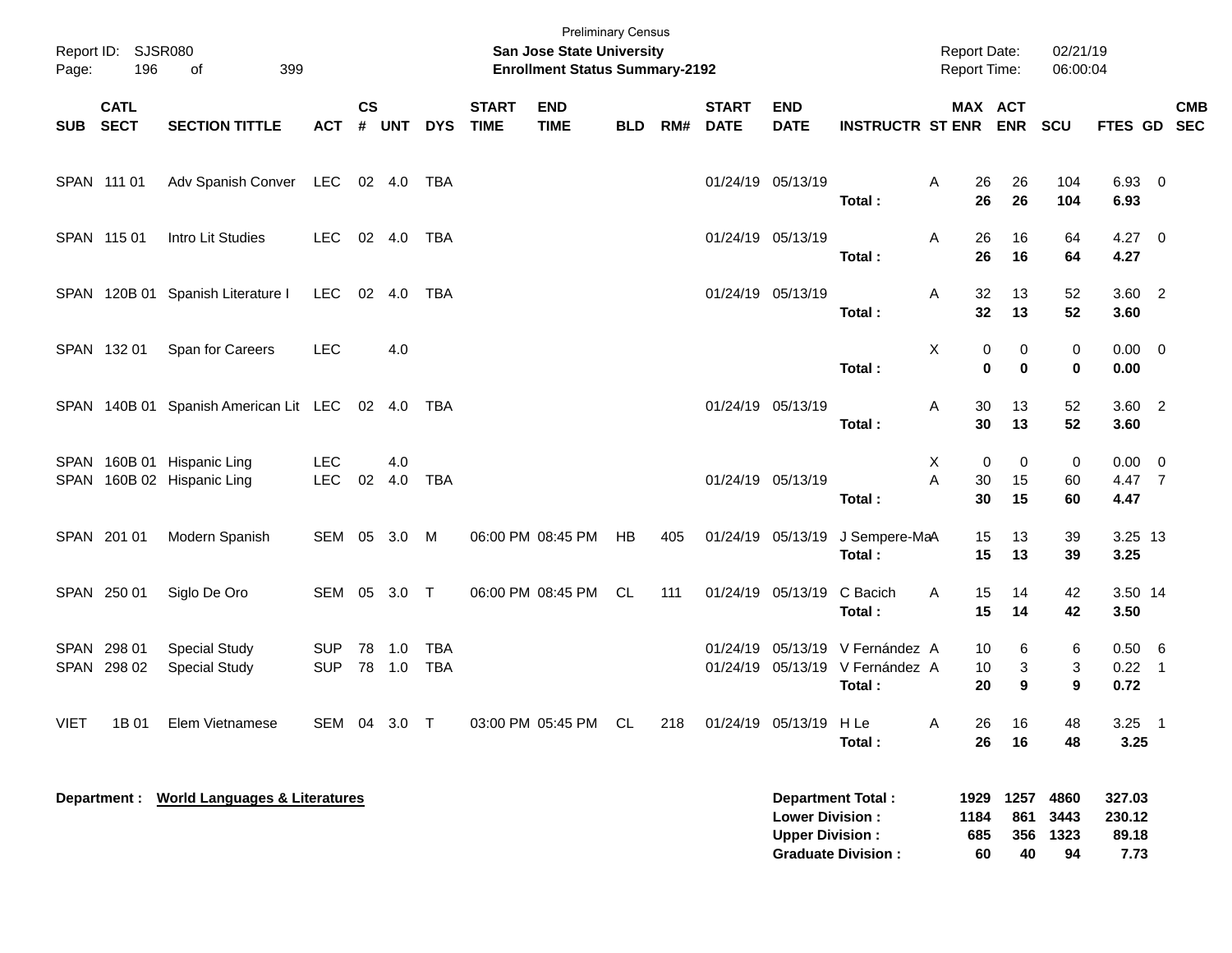Preliminary Census

**San Jose State University**

**Enrollment Status Summary-2192**

Report ID: SJSR080

Report Date: 02/21/19

Report Time: 06:00:04

| SUB | CATL SECT | SECTION TITTLE | ACT | CS # | UNT | DYS | START TIME | END TIME | BLD | RM# | START DATE | END DATE | INSTRUCTR | ST | MAX ENR | ACT ENR | SCU | FTES | GD | CMB SEC |
|---|---|---|---|---|---|---|---|---|---|---|---|---|---|---|---|---|---|---|---|---|
| SPAN | 111 01 | Adv Spanish Conver | LEC | 02 | 4.0 | TBA | | | | | 01/24/19 | 05/13/19 | | A | 26 | 26 | 104 | 6.93 | 0 | |
| | | | | | | | | | | | | | **Total :** | | **26** | **26** | **104** | **6.93** | | |
| SPAN | 115 01 | Intro Lit Studies | LEC | 02 | 4.0 | TBA | | | | | 01/24/19 | 05/13/19 | | A | 26 | 16 | 64 | 4.27 | 0 | |
| | | | | | | | | | | | | | **Total :** | | **26** | **16** | **64** | **4.27** | | |
| SPAN | 120B 01 | Spanish Literature I | LEC | 02 | 4.0 | TBA | | | | | 01/24/19 | 05/13/19 | | A | 32 | 13 | 52 | 3.60 | 2 | |
| | | | | | | | | | | | | | **Total :** | | **32** | **13** | **52** | **3.60** | | |
| SPAN | 132 01 | Span for Careers | LEC | | 4.0 | | | | | | | | | X | 0 | 0 | 0 | 0.00 | 0 | |
| | | | | | | | | | | | | | **Total :** | | **0** | **0** | **0** | **0.00** | | |
| SPAN | 140B 01 | Spanish American Lit | LEC | 02 | 4.0 | TBA | | | | | 01/24/19 | 05/13/19 | | A | 30 | 13 | 52 | 3.60 | 2 | |
| | | | | | | | | | | | | | **Total :** | | **30** | **13** | **52** | **3.60** | | |
| SPAN | 160B 01 | Hispanic Ling | LEC | | 4.0 | | | | | | | | | X | 0 | 0 | 0 | 0.00 | 0 | |
| SPAN | 160B 02 | Hispanic Ling | LEC | 02 | 4.0 | TBA | | | | | 01/24/19 | 05/13/19 | | A | 30 | 15 | 60 | 4.47 | 7 | |
| | | | | | | | | | | | | | **Total :** | | **30** | **15** | **60** | **4.47** | | |
| SPAN | 201 01 | Modern Spanish | SEM | 05 | 3.0 | M | 06:00 PM | 08:45 PM | HB | 405 | 01/24/19 | 05/13/19 | J Sempere-Ma | A | 15 | 13 | 39 | 3.25 | 13 | |
| | | | | | | | | | | | | | **Total :** | | **15** | **13** | **39** | **3.25** | | |
| SPAN | 250 01 | Siglo De Oro | SEM | 05 | 3.0 | T | 06:00 PM | 08:45 PM | CL | 111 | 01/24/19 | 05/13/19 | C Bacich | A | 15 | 14 | 42 | 3.50 | 14 | |
| | | | | | | | | | | | | | **Total :** | | **15** | **14** | **42** | **3.50** | | |
| SPAN | 298 01 | Special Study | SUP | 78 | 1.0 | TBA | | | | | 01/24/19 | 05/13/19 | V Fernández | A | 10 | 6 | 6 | 0.50 | 6 | |
| SPAN | 298 02 | Special Study | SUP | 78 | 1.0 | TBA | | | | | 01/24/19 | 05/13/19 | V Fernández | A | 10 | 3 | 3 | 0.22 | 1 | |
| | | | | | | | | | | | | | **Total :** | | **20** | **9** | **9** | **0.72** | | |
| VIET | 1B 01 | Elem Vietnamese | SEM | 04 | 3.0 | T | 03:00 PM | 05:45 PM | CL | 218 | 01/24/19 | 05/13/19 | H Le | A | 26 | 16 | 48 | 3.25 | 1 | |
| | | | | | | | | | | | | | **Total :** | | **26** | **16** | **48** | **3.25** | | |

**Department : World Languages & Literatures**

| | MAX ENR | ACT ENR | SCU | FTES |
|---|---|---|---|---|
| **Department Total :** | **1929** | **1257** | **4860** | **327.03** |
| **Lower Division :** | **1184** | **861** | **3443** | **230.12** |
| **Upper Division :** | **685** | **356** | **1323** | **89.18** |
| **Graduate Division :** | **60** | **40** | **94** | **7.73** |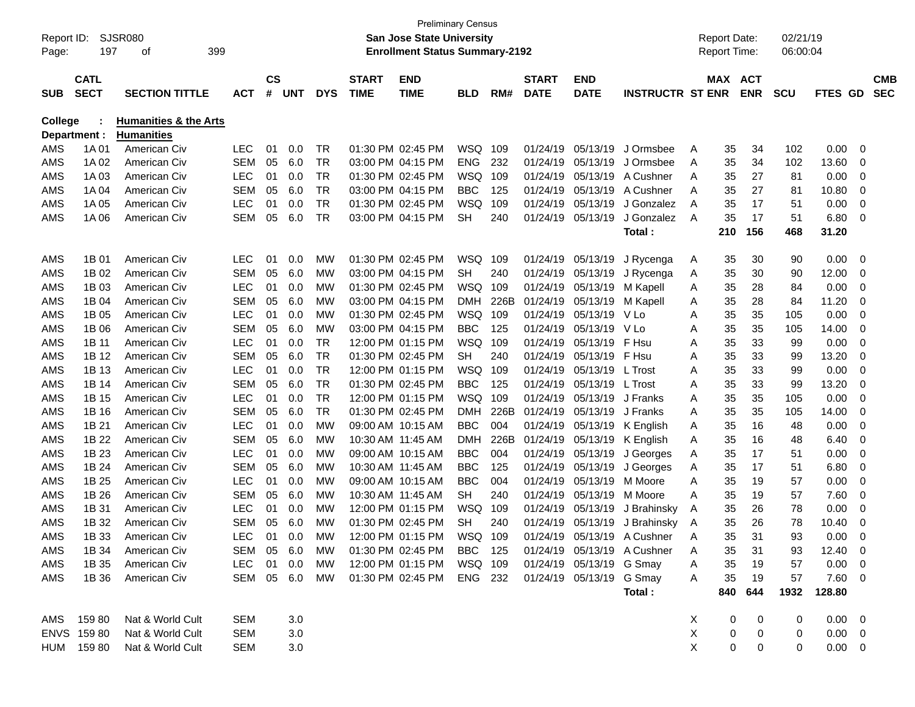Preliminary Census

**San Jose State University**

**Enrollment Status Summary-2192**

Report ID: SJSR080

Report Date: 02/21/19

Report Time: 06:00:04

**College : Humanities & the Arts**

**Department : Humanities**

| SUB | CATL SECT | SECTION TITTLE | ACT | CS # | UNT | DYS | START TIME | END TIME | BLD | RM# | START DATE | END DATE | INSTRUCTR | ST | MAX ENR | ACT ENR | SCU | FTES | GD | CMB SEC |
|---|---|---|---|---|---|---|---|---|---|---|---|---|---|---|---|---|---|---|---|---|
| AMS | 1A 01 | American Civ | LEC | 01 | 0.0 | TR | 01:30 PM | 02:45 PM | WSQ | 109 | 01/24/19 | 05/13/19 | J Ormsbee | A | 35 | 34 | 102 | 0.00 | 0 | |
| AMS | 1A 02 | American Civ | SEM | 05 | 6.0 | TR | 03:00 PM | 04:15 PM | ENG | 232 | 01/24/19 | 05/13/19 | J Ormsbee | A | 35 | 34 | 102 | 13.60 | 0 | |
| AMS | 1A 03 | American Civ | LEC | 01 | 0.0 | TR | 01:30 PM | 02:45 PM | WSQ | 109 | 01/24/19 | 05/13/19 | A Cushner | A | 35 | 27 | 81 | 0.00 | 0 | |
| AMS | 1A 04 | American Civ | SEM | 05 | 6.0 | TR | 03:00 PM | 04:15 PM | BBC | 125 | 01/24/19 | 05/13/19 | A Cushner | A | 35 | 27 | 81 | 10.80 | 0 | |
| AMS | 1A 05 | American Civ | LEC | 01 | 0.0 | TR | 01:30 PM | 02:45 PM | WSQ | 109 | 01/24/19 | 05/13/19 | J Gonzalez | A | 35 | 17 | 51 | 0.00 | 0 | |
| AMS | 1A 06 | American Civ | SEM | 05 | 6.0 | TR | 03:00 PM | 04:15 PM | SH | 240 | 01/24/19 | 05/13/19 | J Gonzalez | A | 35 | 17 | 51 | 6.80 | 0 | |
| | | | | | | | | | | | | | **Total :** | | **210** | **156** | **468** | **31.20** | | |
| AMS | 1B 01 | American Civ | LEC | 01 | 0.0 | MW | 01:30 PM | 02:45 PM | WSQ | 109 | 01/24/19 | 05/13/19 | J Rycenga | A | 35 | 30 | 90 | 0.00 | 0 | |
| AMS | 1B 02 | American Civ | SEM | 05 | 6.0 | MW | 03:00 PM | 04:15 PM | SH | 240 | 01/24/19 | 05/13/19 | J Rycenga | A | 35 | 30 | 90 | 12.00 | 0 | |
| AMS | 1B 03 | American Civ | LEC | 01 | 0.0 | MW | 01:30 PM | 02:45 PM | WSQ | 109 | 01/24/19 | 05/13/19 | M Kapell | A | 35 | 28 | 84 | 0.00 | 0 | |
| AMS | 1B 04 | American Civ | SEM | 05 | 6.0 | MW | 03:00 PM | 04:15 PM | DMH | 226B | 01/24/19 | 05/13/19 | M Kapell | A | 35 | 28 | 84 | 11.20 | 0 | |
| AMS | 1B 05 | American Civ | LEC | 01 | 0.0 | MW | 01:30 PM | 02:45 PM | WSQ | 109 | 01/24/19 | 05/13/19 | V Lo | A | 35 | 35 | 105 | 0.00 | 0 | |
| AMS | 1B 06 | American Civ | SEM | 05 | 6.0 | MW | 03:00 PM | 04:15 PM | BBC | 125 | 01/24/19 | 05/13/19 | V Lo | A | 35 | 35 | 105 | 14.00 | 0 | |
| AMS | 1B 11 | American Civ | LEC | 01 | 0.0 | TR | 12:00 PM | 01:15 PM | WSQ | 109 | 01/24/19 | 05/13/19 | F Hsu | A | 35 | 33 | 99 | 0.00 | 0 | |
| AMS | 1B 12 | American Civ | SEM | 05 | 6.0 | TR | 01:30 PM | 02:45 PM | SH | 240 | 01/24/19 | 05/13/19 | F Hsu | A | 35 | 33 | 99 | 13.20 | 0 | |
| AMS | 1B 13 | American Civ | LEC | 01 | 0.0 | TR | 12:00 PM | 01:15 PM | WSQ | 109 | 01/24/19 | 05/13/19 | L Trost | A | 35 | 33 | 99 | 0.00 | 0 | |
| AMS | 1B 14 | American Civ | SEM | 05 | 6.0 | TR | 01:30 PM | 02:45 PM | BBC | 125 | 01/24/19 | 05/13/19 | L Trost | A | 35 | 33 | 99 | 13.20 | 0 | |
| AMS | 1B 15 | American Civ | LEC | 01 | 0.0 | TR | 12:00 PM | 01:15 PM | WSQ | 109 | 01/24/19 | 05/13/19 | J Franks | A | 35 | 35 | 105 | 0.00 | 0 | |
| AMS | 1B 16 | American Civ | SEM | 05 | 6.0 | TR | 01:30 PM | 02:45 PM | DMH | 226B | 01/24/19 | 05/13/19 | J Franks | A | 35 | 35 | 105 | 14.00 | 0 | |
| AMS | 1B 21 | American Civ | LEC | 01 | 0.0 | MW | 09:00 AM | 10:15 AM | BBC | 004 | 01/24/19 | 05/13/19 | K English | A | 35 | 16 | 48 | 0.00 | 0 | |
| AMS | 1B 22 | American Civ | SEM | 05 | 6.0 | MW | 10:30 AM | 11:45 AM | DMH | 226B | 01/24/19 | 05/13/19 | K English | A | 35 | 16 | 48 | 6.40 | 0 | |
| AMS | 1B 23 | American Civ | LEC | 01 | 0.0 | MW | 09:00 AM | 10:15 AM | BBC | 004 | 01/24/19 | 05/13/19 | J Georges | A | 35 | 17 | 51 | 0.00 | 0 | |
| AMS | 1B 24 | American Civ | SEM | 05 | 6.0 | MW | 10:30 AM | 11:45 AM | BBC | 125 | 01/24/19 | 05/13/19 | J Georges | A | 35 | 17 | 51 | 6.80 | 0 | |
| AMS | 1B 25 | American Civ | LEC | 01 | 0.0 | MW | 09:00 AM | 10:15 AM | BBC | 004 | 01/24/19 | 05/13/19 | M Moore | A | 35 | 19 | 57 | 0.00 | 0 | |
| AMS | 1B 26 | American Civ | SEM | 05 | 6.0 | MW | 10:30 AM | 11:45 AM | SH | 240 | 01/24/19 | 05/13/19 | M Moore | A | 35 | 19 | 57 | 7.60 | 0 | |
| AMS | 1B 31 | American Civ | LEC | 01 | 0.0 | MW | 12:00 PM | 01:15 PM | WSQ | 109 | 01/24/19 | 05/13/19 | J Brahinsky | A | 35 | 26 | 78 | 0.00 | 0 | |
| AMS | 1B 32 | American Civ | SEM | 05 | 6.0 | MW | 01:30 PM | 02:45 PM | SH | 240 | 01/24/19 | 05/13/19 | J Brahinsky | A | 35 | 26 | 78 | 10.40 | 0 | |
| AMS | 1B 33 | American Civ | LEC | 01 | 0.0 | MW | 12:00 PM | 01:15 PM | WSQ | 109 | 01/24/19 | 05/13/19 | A Cushner | A | 35 | 31 | 93 | 0.00 | 0 | |
| AMS | 1B 34 | American Civ | SEM | 05 | 6.0 | MW | 01:30 PM | 02:45 PM | BBC | 125 | 01/24/19 | 05/13/19 | A Cushner | A | 35 | 31 | 93 | 12.40 | 0 | |
| AMS | 1B 35 | American Civ | LEC | 01 | 0.0 | MW | 12:00 PM | 01:15 PM | WSQ | 109 | 01/24/19 | 05/13/19 | G Smay | A | 35 | 19 | 57 | 0.00 | 0 | |
| AMS | 1B 36 | American Civ | SEM | 05 | 6.0 | MW | 01:30 PM | 02:45 PM | ENG | 232 | 01/24/19 | 05/13/19 | G Smay | A | 35 | 19 | 57 | 7.60 | 0 | |
| | | | | | | | | | | | | | **Total :** | | **840** | **644** | **1932** | **128.80** | | |
| AMS | 159 80 | Nat & World Cult | SEM | | 3.0 | | | | | | | | | X | 0 | 0 | 0 | 0.00 | 0 | |
| ENVS | 159 80 | Nat & World Cult | SEM | | 3.0 | | | | | | | | | X | 0 | 0 | 0 | 0.00 | 0 | |
| HUM | 159 80 | Nat & World Cult | SEM | | 3.0 | | | | | | | | | X | 0 | 0 | 0 | 0.00 | 0 | |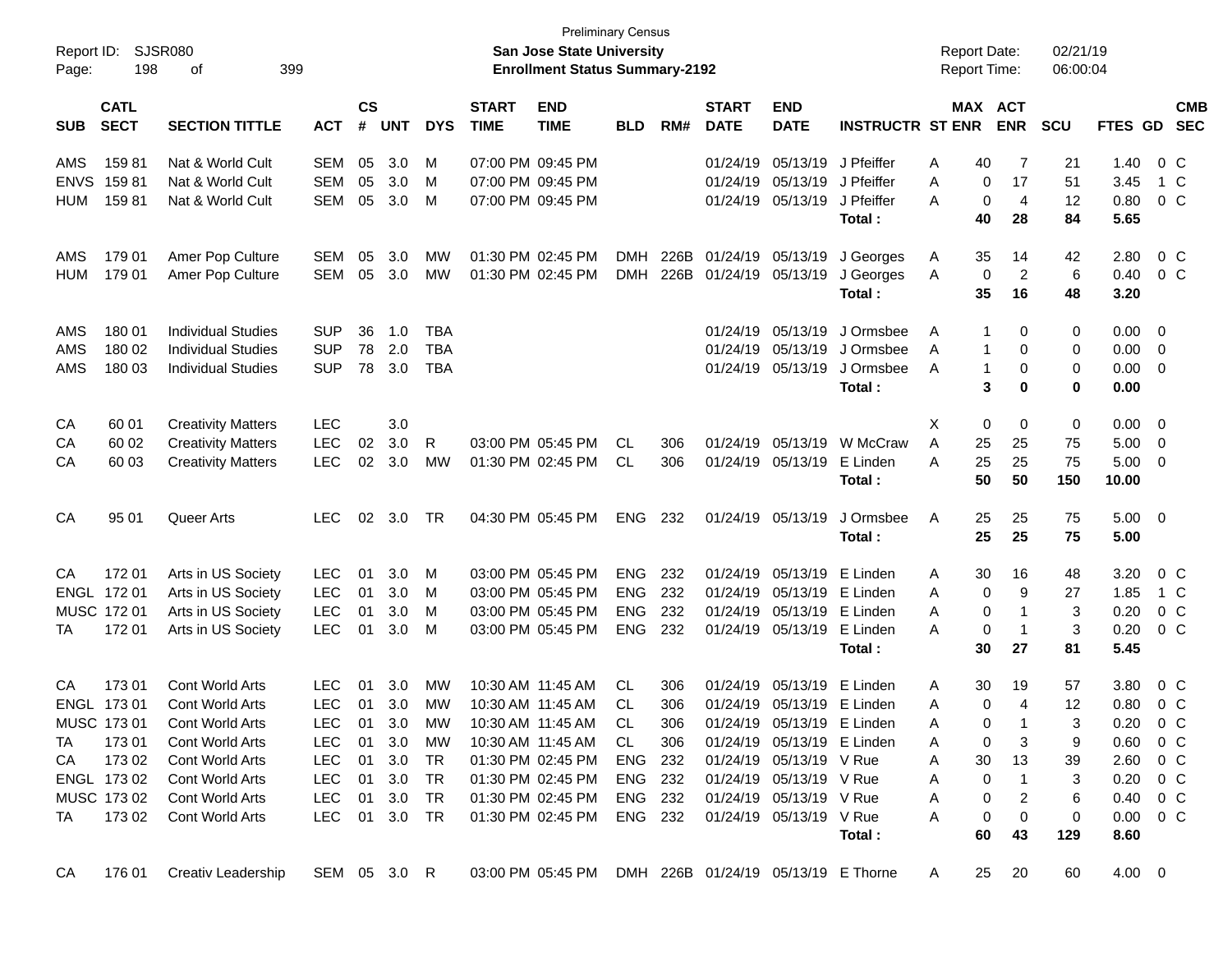Preliminary Census
**San Jose State University**
**Enrollment Status Summary-2192**

Report ID: SJSR080
Report Date: 02/21/19
Report Time: 06:00:04

| SUB | CATL SECT | SECTION TITTLE | ACT | CS # | UNT | DYS | START TIME | END TIME | BLD | RM# | START DATE | END DATE | INSTRUCTR | ST | MAX ENR | ACT ENR | SCU | FTES | GD | CMB SEC |
|---|---|---|---|---|---|---|---|---|---|---|---|---|---|---|---|---|---|---|---|---|
| AMS | 159 81 | Nat & World Cult | SEM | 05 | 3.0 | M | 07:00 PM | 09:45 PM | | | 01/24/19 | 05/13/19 | J Pfeiffer | A | 40 | 7 | 21 | 1.40 | 0 | C |
| ENVS | 159 81 | Nat & World Cult | SEM | 05 | 3.0 | M | 07:00 PM | 09:45 PM | | | 01/24/19 | 05/13/19 | J Pfeiffer | A | 0 | 17 | 51 | 3.45 | 1 | C |
| HUM | 159 81 | Nat & World Cult | SEM | 05 | 3.0 | M | 07:00 PM | 09:45 PM | | | 01/24/19 | 05/13/19 | J Pfeiffer | A | 0 | 4 | 12 | 0.80 | 0 | C |
| | | | | | | | | | | | | | **Total :** | | **40** | **28** | **84** | **5.65** | | |
| AMS | 179 01 | Amer Pop Culture | SEM | 05 | 3.0 | MW | 01:30 PM | 02:45 PM | DMH | 226B | 01/24/19 | 05/13/19 | J Georges | A | 35 | 14 | 42 | 2.80 | 0 | C |
| HUM | 179 01 | Amer Pop Culture | SEM | 05 | 3.0 | MW | 01:30 PM | 02:45 PM | DMH | 226B | 01/24/19 | 05/13/19 | J Georges | A | 0 | 2 | 6 | 0.40 | 0 | C |
| | | | | | | | | | | | | | **Total :** | | **35** | **16** | **48** | **3.20** | | |
| AMS | 180 01 | Individual Studies | SUP | 36 | 1.0 | TBA | | | | | 01/24/19 | 05/13/19 | J Ormsbee | A | 1 | 0 | 0 | 0.00 | 0 | |
| AMS | 180 02 | Individual Studies | SUP | 78 | 2.0 | TBA | | | | | 01/24/19 | 05/13/19 | J Ormsbee | A | 1 | 0 | 0 | 0.00 | 0 | |
| AMS | 180 03 | Individual Studies | SUP | 78 | 3.0 | TBA | | | | | 01/24/19 | 05/13/19 | J Ormsbee | A | 1 | 0 | 0 | 0.00 | 0 | |
| | | | | | | | | | | | | | **Total :** | | **3** | **0** | **0** | **0.00** | | |
| CA | 60 01 | Creativity Matters | LEC | | 3.0 | | | | | | | | | X | 0 | 0 | 0 | 0.00 | 0 | |
| CA | 60 02 | Creativity Matters | LEC | 02 | 3.0 | R | 03:00 PM | 05:45 PM | CL | 306 | 01/24/19 | 05/13/19 | W McCraw | A | 25 | 25 | 75 | 5.00 | 0 | |
| CA | 60 03 | Creativity Matters | LEC | 02 | 3.0 | MW | 01:30 PM | 02:45 PM | CL | 306 | 01/24/19 | 05/13/19 | E Linden | A | 25 | 25 | 75 | 5.00 | 0 | |
| | | | | | | | | | | | | | **Total :** | | **50** | **50** | **150** | **10.00** | | |
| CA | 95 01 | Queer Arts | LEC | 02 | 3.0 | TR | 04:30 PM | 05:45 PM | ENG | 232 | 01/24/19 | 05/13/19 | J Ormsbee | A | 25 | 25 | 75 | 5.00 | 0 | |
| | | | | | | | | | | | | | **Total :** | | **25** | **25** | **75** | **5.00** | | |
| CA | 172 01 | Arts in US Society | LEC | 01 | 3.0 | M | 03:00 PM | 05:45 PM | ENG | 232 | 01/24/19 | 05/13/19 | E Linden | A | 30 | 16 | 48 | 3.20 | 0 | C |
| ENGL | 172 01 | Arts in US Society | LEC | 01 | 3.0 | M | 03:00 PM | 05:45 PM | ENG | 232 | 01/24/19 | 05/13/19 | E Linden | A | 0 | 9 | 27 | 1.85 | 1 | C |
| MUSC | 172 01 | Arts in US Society | LEC | 01 | 3.0 | M | 03:00 PM | 05:45 PM | ENG | 232 | 01/24/19 | 05/13/19 | E Linden | A | 0 | 1 | 3 | 0.20 | 0 | C |
| TA | 172 01 | Arts in US Society | LEC | 01 | 3.0 | M | 03:00 PM | 05:45 PM | ENG | 232 | 01/24/19 | 05/13/19 | E Linden | A | 0 | 1 | 3 | 0.20 | 0 | C |
| | | | | | | | | | | | | | **Total :** | | **30** | **27** | **81** | **5.45** | | |
| CA | 173 01 | Cont World Arts | LEC | 01 | 3.0 | MW | 10:30 AM | 11:45 AM | CL | 306 | 01/24/19 | 05/13/19 | E Linden | A | 30 | 19 | 57 | 3.80 | 0 | C |
| ENGL | 173 01 | Cont World Arts | LEC | 01 | 3.0 | MW | 10:30 AM | 11:45 AM | CL | 306 | 01/24/19 | 05/13/19 | E Linden | A | 0 | 4 | 12 | 0.80 | 0 | C |
| MUSC | 173 01 | Cont World Arts | LEC | 01 | 3.0 | MW | 10:30 AM | 11:45 AM | CL | 306 | 01/24/19 | 05/13/19 | E Linden | A | 0 | 1 | 3 | 0.20 | 0 | C |
| TA | 173 01 | Cont World Arts | LEC | 01 | 3.0 | MW | 10:30 AM | 11:45 AM | CL | 306 | 01/24/19 | 05/13/19 | E Linden | A | 0 | 3 | 9 | 0.60 | 0 | C |
| CA | 173 02 | Cont World Arts | LEC | 01 | 3.0 | TR | 01:30 PM | 02:45 PM | ENG | 232 | 01/24/19 | 05/13/19 | V Rue | A | 30 | 13 | 39 | 2.60 | 0 | C |
| ENGL | 173 02 | Cont World Arts | LEC | 01 | 3.0 | TR | 01:30 PM | 02:45 PM | ENG | 232 | 01/24/19 | 05/13/19 | V Rue | A | 0 | 1 | 3 | 0.20 | 0 | C |
| MUSC | 173 02 | Cont World Arts | LEC | 01 | 3.0 | TR | 01:30 PM | 02:45 PM | ENG | 232 | 01/24/19 | 05/13/19 | V Rue | A | 0 | 2 | 6 | 0.40 | 0 | C |
| TA | 173 02 | Cont World Arts | LEC | 01 | 3.0 | TR | 01:30 PM | 02:45 PM | ENG | 232 | 01/24/19 | 05/13/19 | V Rue | A | 0 | 0 | 0 | 0.00 | 0 | C |
| | | | | | | | | | | | | | **Total :** | | **60** | **43** | **129** | **8.60** | | |
| CA | 176 01 | Creativ Leadership | SEM | 05 | 3.0 | R | 03:00 PM | 05:45 PM | DMH | 226B | 01/24/19 | 05/13/19 | E Thorne | A | 25 | 20 | 60 | 4.00 | 0 | |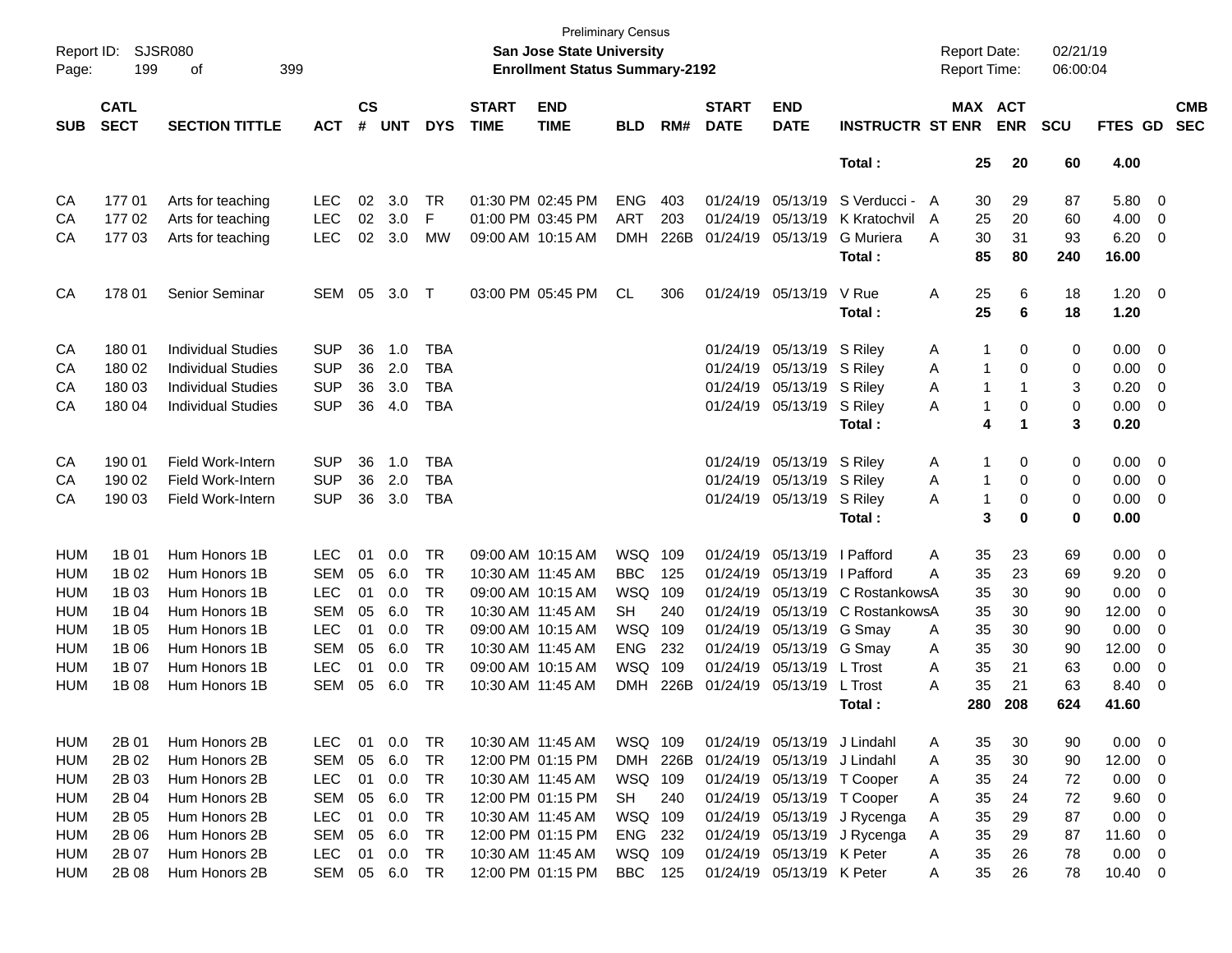Preliminary Census

**San Jose State University**

**Enrollment Status Summary-2192**

Report ID: SJSR080

Report Date: 02/21/19

Report Time: 06:00:04

| SUB | CATL SECT | SECTION TITTLE | ACT | CS # | UNT | DYS | START TIME | END TIME | BLD | RM# | START DATE | END DATE | INSTRUCTR | ST | MAX ENR | ACT ENR | SCU | FTES | GD | CMB SEC |
|---|---|---|---|---|---|---|---|---|---|---|---|---|---|---|---|---|---|---|---|---|
| | | | | | | | | | | | | | **Total :** | | **25** | **20** | **60** | **4.00** | | |
| CA | 177 01 | Arts for teaching | LEC | 02 | 3.0 | TR | 01:30 PM | 02:45 PM | ENG | 403 | 01/24/19 | 05/13/19 | S Verducci - | A | 30 | 29 | 87 | 5.80 | 0 | |
| CA | 177 02 | Arts for teaching | LEC | 02 | 3.0 | F | 01:00 PM | 03:45 PM | ART | 203 | 01/24/19 | 05/13/19 | K Kratochvil | A | 25 | 20 | 60 | 4.00 | 0 | |
| CA | 177 03 | Arts for teaching | LEC | 02 | 3.0 | MW | 09:00 AM | 10:15 AM | DMH | 226B | 01/24/19 | 05/13/19 | G Muriera | A | 30 | 31 | 93 | 6.20 | 0 | |
| | | | | | | | | | | | | | **Total :** | | **85** | **80** | **240** | **16.00** | | |
| CA | 178 01 | Senior Seminar | SEM | 05 | 3.0 | T | 03:00 PM | 05:45 PM | CL | 306 | 01/24/19 | 05/13/19 | V Rue | A | 25 | 6 | 18 | 1.20 | 0 | |
| | | | | | | | | | | | | | **Total :** | | **25** | **6** | **18** | **1.20** | | |
| CA | 180 01 | Individual Studies | SUP | 36 | 1.0 | TBA | | | | | 01/24/19 | 05/13/19 | S Riley | A | 1 | 0 | 0 | 0.00 | 0 | |
| CA | 180 02 | Individual Studies | SUP | 36 | 2.0 | TBA | | | | | 01/24/19 | 05/13/19 | S Riley | A | 1 | 0 | 0 | 0.00 | 0 | |
| CA | 180 03 | Individual Studies | SUP | 36 | 3.0 | TBA | | | | | 01/24/19 | 05/13/19 | S Riley | A | 1 | 1 | 3 | 0.20 | 0 | |
| CA | 180 04 | Individual Studies | SUP | 36 | 4.0 | TBA | | | | | 01/24/19 | 05/13/19 | S Riley | A | 1 | 0 | 0 | 0.00 | 0 | |
| | | | | | | | | | | | | | **Total :** | | **4** | **1** | **3** | **0.20** | | |
| CA | 190 01 | Field Work-Intern | SUP | 36 | 1.0 | TBA | | | | | 01/24/19 | 05/13/19 | S Riley | A | 1 | 0 | 0 | 0.00 | 0 | |
| CA | 190 02 | Field Work-Intern | SUP | 36 | 2.0 | TBA | | | | | 01/24/19 | 05/13/19 | S Riley | A | 1 | 0 | 0 | 0.00 | 0 | |
| CA | 190 03 | Field Work-Intern | SUP | 36 | 3.0 | TBA | | | | | 01/24/19 | 05/13/19 | S Riley | A | 1 | 0 | 0 | 0.00 | 0 | |
| | | | | | | | | | | | | | **Total :** | | **3** | **0** | **0** | **0.00** | | |
| HUM | 1B 01 | Hum Honors 1B | LEC | 01 | 0.0 | TR | 09:00 AM | 10:15 AM | WSQ | 109 | 01/24/19 | 05/13/19 | I Pafford | A | 35 | 23 | 69 | 0.00 | 0 | |
| HUM | 1B 02 | Hum Honors 1B | SEM | 05 | 6.0 | TR | 10:30 AM | 11:45 AM | BBC | 125 | 01/24/19 | 05/13/19 | I Pafford | A | 35 | 23 | 69 | 9.20 | 0 | |
| HUM | 1B 03 | Hum Honors 1B | LEC | 01 | 0.0 | TR | 09:00 AM | 10:15 AM | WSQ | 109 | 01/24/19 | 05/13/19 | C Rostankows | A | 35 | 30 | 90 | 0.00 | 0 | |
| HUM | 1B 04 | Hum Honors 1B | SEM | 05 | 6.0 | TR | 10:30 AM | 11:45 AM | SH | 240 | 01/24/19 | 05/13/19 | C Rostankows | A | 35 | 30 | 90 | 12.00 | 0 | |
| HUM | 1B 05 | Hum Honors 1B | LEC | 01 | 0.0 | TR | 09:00 AM | 10:15 AM | WSQ | 109 | 01/24/19 | 05/13/19 | G Smay | A | 35 | 30 | 90 | 0.00 | 0 | |
| HUM | 1B 06 | Hum Honors 1B | SEM | 05 | 6.0 | TR | 10:30 AM | 11:45 AM | ENG | 232 | 01/24/19 | 05/13/19 | G Smay | A | 35 | 30 | 90 | 12.00 | 0 | |
| HUM | 1B 07 | Hum Honors 1B | LEC | 01 | 0.0 | TR | 09:00 AM | 10:15 AM | WSQ | 109 | 01/24/19 | 05/13/19 | L Trost | A | 35 | 21 | 63 | 0.00 | 0 | |
| HUM | 1B 08 | Hum Honors 1B | SEM | 05 | 6.0 | TR | 10:30 AM | 11:45 AM | DMH | 226B | 01/24/19 | 05/13/19 | L Trost | A | 35 | 21 | 63 | 8.40 | 0 | |
| | | | | | | | | | | | | | **Total :** | | **280** | **208** | **624** | **41.60** | | |
| HUM | 2B 01 | Hum Honors 2B | LEC | 01 | 0.0 | TR | 10:30 AM | 11:45 AM | WSQ | 109 | 01/24/19 | 05/13/19 | J Lindahl | A | 35 | 30 | 90 | 0.00 | 0 | |
| HUM | 2B 02 | Hum Honors 2B | SEM | 05 | 6.0 | TR | 12:00 PM | 01:15 PM | DMH | 226B | 01/24/19 | 05/13/19 | J Lindahl | A | 35 | 30 | 90 | 12.00 | 0 | |
| HUM | 2B 03 | Hum Honors 2B | LEC | 01 | 0.0 | TR | 10:30 AM | 11:45 AM | WSQ | 109 | 01/24/19 | 05/13/19 | T Cooper | A | 35 | 24 | 72 | 0.00 | 0 | |
| HUM | 2B 04 | Hum Honors 2B | SEM | 05 | 6.0 | TR | 12:00 PM | 01:15 PM | SH | 240 | 01/24/19 | 05/13/19 | T Cooper | A | 35 | 24 | 72 | 9.60 | 0 | |
| HUM | 2B 05 | Hum Honors 2B | LEC | 01 | 0.0 | TR | 10:30 AM | 11:45 AM | WSQ | 109 | 01/24/19 | 05/13/19 | J Rycenga | A | 35 | 29 | 87 | 0.00 | 0 | |
| HUM | 2B 06 | Hum Honors 2B | SEM | 05 | 6.0 | TR | 12:00 PM | 01:15 PM | ENG | 232 | 01/24/19 | 05/13/19 | J Rycenga | A | 35 | 29 | 87 | 11.60 | 0 | |
| HUM | 2B 07 | Hum Honors 2B | LEC | 01 | 0.0 | TR | 10:30 AM | 11:45 AM | WSQ | 109 | 01/24/19 | 05/13/19 | K Peter | A | 35 | 26 | 78 | 0.00 | 0 | |
| HUM | 2B 08 | Hum Honors 2B | SEM | 05 | 6.0 | TR | 12:00 PM | 01:15 PM | BBC | 125 | 01/24/19 | 05/13/19 | K Peter | A | 35 | 26 | 78 | 10.40 | 0 | |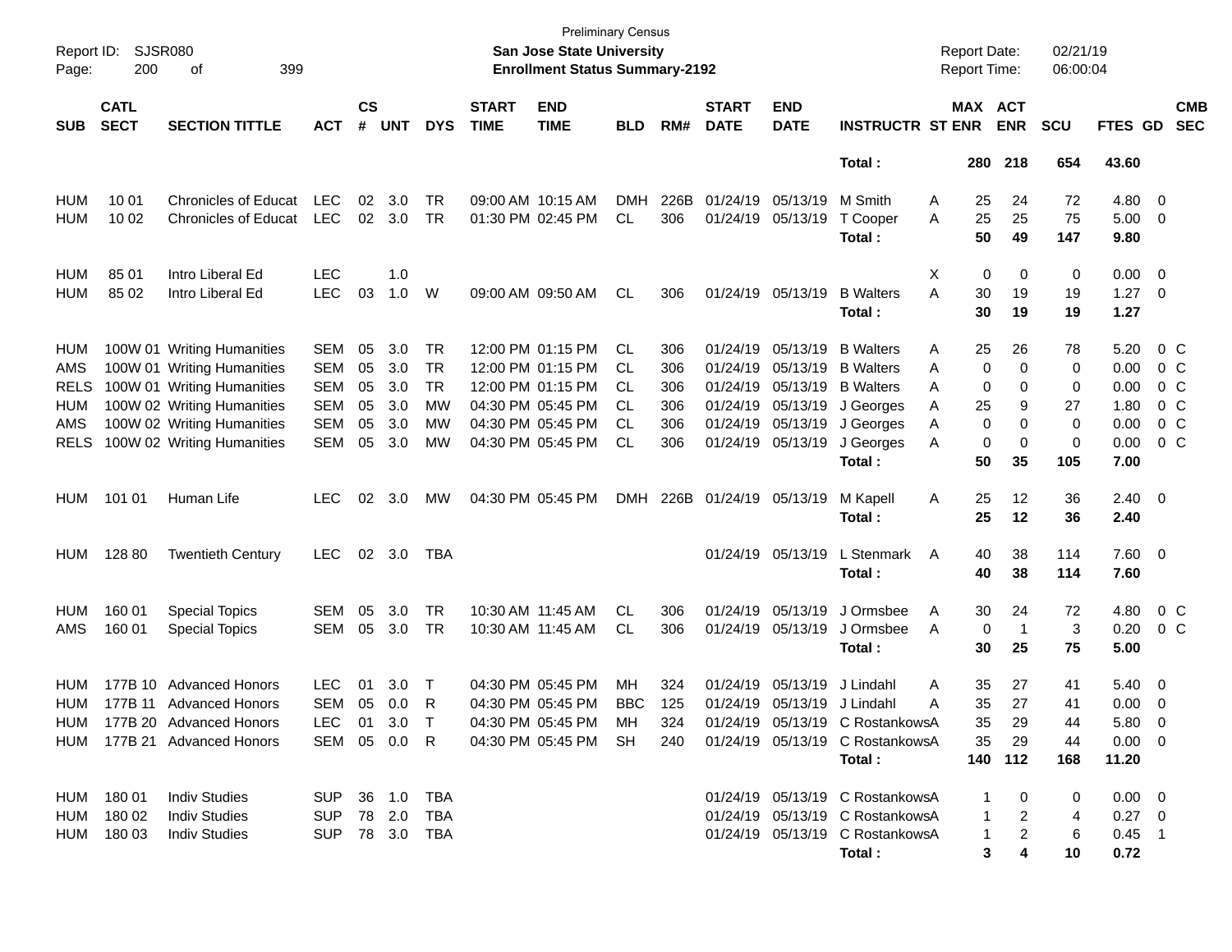Preliminary Census
**San Jose State University**
**Enrollment Status Summary-2192**

Report ID: SJSR080
Report Date: 02/21/19
Report Time: 06:00:04

| SUB | CATL SECT | SECTION TITTLE | ACT | CS # | UNT | DYS | START TIME | END TIME | BLD | RM# | START DATE | END DATE | INSTRUCTR | ST | MAX ENR | ACT ENR | SCU | FTES | GD | CMB SEC |
|---|---|---|---|---|---|---|---|---|---|---|---|---|---|---|---|---|---|---|---|---|
| | | | | | | | | | | | | | **Total :** | | **280** | **218** | **654** | **43.60** | | |
| HUM | 10 01 | Chronicles of Educat | LEC | 02 | 3.0 | TR | 09:00 AM | 10:15 AM | DMH | 226B | 01/24/19 | 05/13/19 | M Smith | A | 25 | 24 | 72 | 4.80 | 0 | |
| HUM | 10 02 | Chronicles of Educat | LEC | 02 | 3.0 | TR | 01:30 PM | 02:45 PM | CL | 306 | 01/24/19 | 05/13/19 | T Cooper | A | 25 | 25 | 75 | 5.00 | 0 | |
| | | | | | | | | | | | | | **Total :** | | **50** | **49** | **147** | **9.80** | | |
| HUM | 85 01 | Intro Liberal Ed | LEC | | 1.0 | | | | | | | | | X | 0 | 0 | 0 | 0.00 | 0 | |
| HUM | 85 02 | Intro Liberal Ed | LEC | 03 | 1.0 | W | 09:00 AM | 09:50 AM | CL | 306 | 01/24/19 | 05/13/19 | B Walters | A | 30 | 19 | 19 | 1.27 | 0 | |
| | | | | | | | | | | | | | **Total :** | | **30** | **19** | **19** | **1.27** | | |
| HUM | 100W 01 | Writing Humanities | SEM | 05 | 3.0 | TR | 12:00 PM | 01:15 PM | CL | 306 | 01/24/19 | 05/13/19 | B Walters | A | 25 | 26 | 78 | 5.20 | 0 | C |
| AMS | 100W 01 | Writing Humanities | SEM | 05 | 3.0 | TR | 12:00 PM | 01:15 PM | CL | 306 | 01/24/19 | 05/13/19 | B Walters | A | 0 | 0 | 0 | 0.00 | 0 | C |
| RELS | 100W 01 | Writing Humanities | SEM | 05 | 3.0 | TR | 12:00 PM | 01:15 PM | CL | 306 | 01/24/19 | 05/13/19 | B Walters | A | 0 | 0 | 0 | 0.00 | 0 | C |
| HUM | 100W 02 | Writing Humanities | SEM | 05 | 3.0 | MW | 04:30 PM | 05:45 PM | CL | 306 | 01/24/19 | 05/13/19 | J Georges | A | 25 | 9 | 27 | 1.80 | 0 | C |
| AMS | 100W 02 | Writing Humanities | SEM | 05 | 3.0 | MW | 04:30 PM | 05:45 PM | CL | 306 | 01/24/19 | 05/13/19 | J Georges | A | 0 | 0 | 0 | 0.00 | 0 | C |
| RELS | 100W 02 | Writing Humanities | SEM | 05 | 3.0 | MW | 04:30 PM | 05:45 PM | CL | 306 | 01/24/19 | 05/13/19 | J Georges | A | 0 | 0 | 0 | 0.00 | 0 | C |
| | | | | | | | | | | | | | **Total :** | | **50** | **35** | **105** | **7.00** | | |
| HUM | 101 01 | Human Life | LEC | 02 | 3.0 | MW | 04:30 PM | 05:45 PM | DMH | 226B | 01/24/19 | 05/13/19 | M Kapell | A | 25 | 12 | 36 | 2.40 | 0 | |
| | | | | | | | | | | | | | **Total :** | | **25** | **12** | **36** | **2.40** | | |
| HUM | 128 80 | Twentieth Century | LEC | 02 | 3.0 | TBA | | | | | 01/24/19 | 05/13/19 | L Stenmark | A | 40 | 38 | 114 | 7.60 | 0 | |
| | | | | | | | | | | | | | **Total :** | | **40** | **38** | **114** | **7.60** | | |
| HUM | 160 01 | Special Topics | SEM | 05 | 3.0 | TR | 10:30 AM | 11:45 AM | CL | 306 | 01/24/19 | 05/13/19 | J Ormsbee | A | 30 | 24 | 72 | 4.80 | 0 | C |
| AMS | 160 01 | Special Topics | SEM | 05 | 3.0 | TR | 10:30 AM | 11:45 AM | CL | 306 | 01/24/19 | 05/13/19 | J Ormsbee | A | 0 | 1 | 3 | 0.20 | 0 | C |
| | | | | | | | | | | | | | **Total :** | | **30** | **25** | **75** | **5.00** | | |
| HUM | 177B 10 | Advanced Honors | LEC | 01 | 3.0 | T | 04:30 PM | 05:45 PM | MH | 324 | 01/24/19 | 05/13/19 | J Lindahl | A | 35 | 27 | 41 | 5.40 | 0 | |
| HUM | 177B 11 | Advanced Honors | SEM | 05 | 0.0 | R | 04:30 PM | 05:45 PM | BBC | 125 | 01/24/19 | 05/13/19 | J Lindahl | A | 35 | 27 | 41 | 0.00 | 0 | |
| HUM | 177B 20 | Advanced Honors | LEC | 01 | 3.0 | T | 04:30 PM | 05:45 PM | MH | 324 | 01/24/19 | 05/13/19 | C Rostankows | A | 35 | 29 | 44 | 5.80 | 0 | |
| HUM | 177B 21 | Advanced Honors | SEM | 05 | 0.0 | R | 04:30 PM | 05:45 PM | SH | 240 | 01/24/19 | 05/13/19 | C Rostankows | A | 35 | 29 | 44 | 0.00 | 0 | |
| | | | | | | | | | | | | | **Total :** | | **140** | **112** | **168** | **11.20** | | |
| HUM | 180 01 | Indiv Studies | SUP | 36 | 1.0 | TBA | | | | | 01/24/19 | 05/13/19 | C Rostankows | A | 1 | 0 | 0 | 0.00 | 0 | |
| HUM | 180 02 | Indiv Studies | SUP | 78 | 2.0 | TBA | | | | | 01/24/19 | 05/13/19 | C Rostankows | A | 1 | 2 | 4 | 0.27 | 0 | |
| HUM | 180 03 | Indiv Studies | SUP | 78 | 3.0 | TBA | | | | | 01/24/19 | 05/13/19 | C Rostankows | A | 1 | 2 | 6 | 0.45 | 1 | |
| | | | | | | | | | | | | | **Total :** | | **3** | **4** | **10** | **0.72** | | |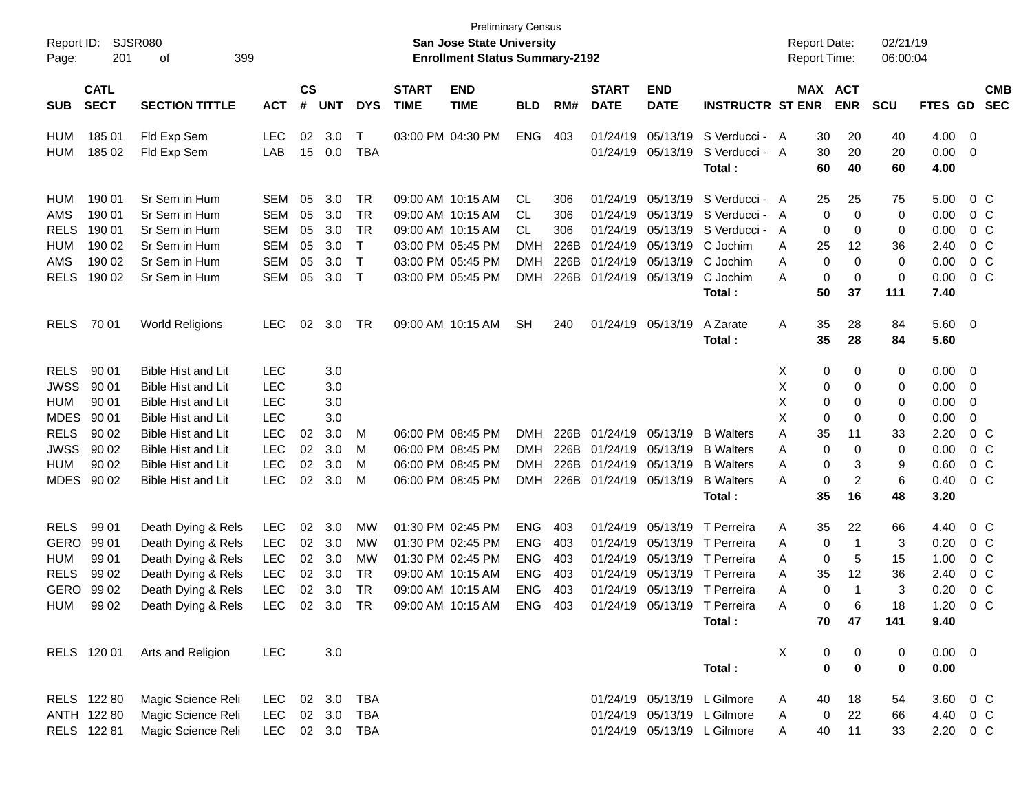Preliminary Census

**San Jose State University**

**Enrollment Status Summary-2192**

Report ID: SJSR080 | Report Date: 02/21/19 | Report Time: 06:00:04

| SUB | CATL SECT | SECTION TITTLE | ACT | CS # | UNT | DYS | START TIME | END TIME | BLD | RM# | START DATE | END DATE | INSTRUCTR | ST | MAX ENR | ACT ENR | SCU | FTES | GD | CMB SEC |
|---|---|---|---|---|---|---|---|---|---|---|---|---|---|---|---|---|---|---|---|---|
| HUM | 185 01 | Fld Exp Sem | LEC | 02 | 3.0 | T | 03:00 PM | 04:30 PM | ENG | 403 | 01/24/19 | 05/13/19 | S Verducci - | A | 30 | 20 | 40 | 4.00 | 0 | |
| HUM | 185 02 | Fld Exp Sem | LAB | 15 | 0.0 | TBA | | | | | 01/24/19 | 05/13/19 | S Verducci - | A | 30 | 20 | 20 | 0.00 | 0 | |
| | | | | | | | | | | | | | **Total :** | | **60** | **40** | **60** | **4.00** | | |
| HUM | 190 01 | Sr Sem in Hum | SEM | 05 | 3.0 | TR | 09:00 AM | 10:15 AM | CL | 306 | 01/24/19 | 05/13/19 | S Verducci - | A | 25 | 25 | 75 | 5.00 | 0 | C |
| AMS | 190 01 | Sr Sem in Hum | SEM | 05 | 3.0 | TR | 09:00 AM | 10:15 AM | CL | 306 | 01/24/19 | 05/13/19 | S Verducci - | A | 0 | 0 | 0 | 0.00 | 0 | C |
| RELS | 190 01 | Sr Sem in Hum | SEM | 05 | 3.0 | TR | 09:00 AM | 10:15 AM | CL | 306 | 01/24/19 | 05/13/19 | S Verducci - | A | 0 | 0 | 0 | 0.00 | 0 | C |
| HUM | 190 02 | Sr Sem in Hum | SEM | 05 | 3.0 | T | 03:00 PM | 05:45 PM | DMH | 226B | 01/24/19 | 05/13/19 | C Jochim | A | 25 | 12 | 36 | 2.40 | 0 | C |
| AMS | 190 02 | Sr Sem in Hum | SEM | 05 | 3.0 | T | 03:00 PM | 05:45 PM | DMH | 226B | 01/24/19 | 05/13/19 | C Jochim | A | 0 | 0 | 0 | 0.00 | 0 | C |
| RELS | 190 02 | Sr Sem in Hum | SEM | 05 | 3.0 | T | 03:00 PM | 05:45 PM | DMH | 226B | 01/24/19 | 05/13/19 | C Jochim | A | 0 | 0 | 0 | 0.00 | 0 | C |
| | | | | | | | | | | | | | **Total :** | | **50** | **37** | **111** | **7.40** | | |
| RELS | 70 01 | World Religions | LEC | 02 | 3.0 | TR | 09:00 AM | 10:15 AM | SH | 240 | 01/24/19 | 05/13/19 | A Zarate | A | 35 | 28 | 84 | 5.60 | 0 | |
| | | | | | | | | | | | | | **Total :** | | **35** | **28** | **84** | **5.60** | | |
| RELS | 90 01 | Bible Hist and Lit | LEC | | 3.0 | | | | | | | | | X | 0 | 0 | 0 | 0.00 | 0 | |
| JWSS | 90 01 | Bible Hist and Lit | LEC | | 3.0 | | | | | | | | | X | 0 | 0 | 0 | 0.00 | 0 | |
| HUM | 90 01 | Bible Hist and Lit | LEC | | 3.0 | | | | | | | | | X | 0 | 0 | 0 | 0.00 | 0 | |
| MDES | 90 01 | Bible Hist and Lit | LEC | | 3.0 | | | | | | | | | X | 0 | 0 | 0 | 0.00 | 0 | |
| RELS | 90 02 | Bible Hist and Lit | LEC | 02 | 3.0 | M | 06:00 PM | 08:45 PM | DMH | 226B | 01/24/19 | 05/13/19 | B Walters | A | 35 | 11 | 33 | 2.20 | 0 | C |
| JWSS | 90 02 | Bible Hist and Lit | LEC | 02 | 3.0 | M | 06:00 PM | 08:45 PM | DMH | 226B | 01/24/19 | 05/13/19 | B Walters | A | 0 | 0 | 0 | 0.00 | 0 | C |
| HUM | 90 02 | Bible Hist and Lit | LEC | 02 | 3.0 | M | 06:00 PM | 08:45 PM | DMH | 226B | 01/24/19 | 05/13/19 | B Walters | A | 0 | 3 | 9 | 0.60 | 0 | C |
| MDES | 90 02 | Bible Hist and Lit | LEC | 02 | 3.0 | M | 06:00 PM | 08:45 PM | DMH | 226B | 01/24/19 | 05/13/19 | B Walters | A | 0 | 2 | 6 | 0.40 | 0 | C |
| | | | | | | | | | | | | | **Total :** | | **35** | **16** | **48** | **3.20** | | |
| RELS | 99 01 | Death Dying & Rels | LEC | 02 | 3.0 | MW | 01:30 PM | 02:45 PM | ENG | 403 | 01/24/19 | 05/13/19 | T Perreira | A | 35 | 22 | 66 | 4.40 | 0 | C |
| GERO | 99 01 | Death Dying & Rels | LEC | 02 | 3.0 | MW | 01:30 PM | 02:45 PM | ENG | 403 | 01/24/19 | 05/13/19 | T Perreira | A | 0 | 1 | 3 | 0.20 | 0 | C |
| HUM | 99 01 | Death Dying & Rels | LEC | 02 | 3.0 | MW | 01:30 PM | 02:45 PM | ENG | 403 | 01/24/19 | 05/13/19 | T Perreira | A | 0 | 5 | 15 | 1.00 | 0 | C |
| RELS | 99 02 | Death Dying & Rels | LEC | 02 | 3.0 | TR | 09:00 AM | 10:15 AM | ENG | 403 | 01/24/19 | 05/13/19 | T Perreira | A | 35 | 12 | 36 | 2.40 | 0 | C |
| GERO | 99 02 | Death Dying & Rels | LEC | 02 | 3.0 | TR | 09:00 AM | 10:15 AM | ENG | 403 | 01/24/19 | 05/13/19 | T Perreira | A | 0 | 1 | 3 | 0.20 | 0 | C |
| HUM | 99 02 | Death Dying & Rels | LEC | 02 | 3.0 | TR | 09:00 AM | 10:15 AM | ENG | 403 | 01/24/19 | 05/13/19 | T Perreira | A | 0 | 6 | 18 | 1.20 | 0 | C |
| | | | | | | | | | | | | | **Total :** | | **70** | **47** | **141** | **9.40** | | |
| RELS | 120 01 | Arts and Religion | LEC | | 3.0 | | | | | | | | | X | 0 | 0 | 0 | 0.00 | 0 | |
| | | | | | | | | | | | | | **Total :** | | **0** | **0** | **0** | **0.00** | | |
| RELS | 122 80 | Magic Science Reli | LEC | 02 | 3.0 | TBA | | | | | 01/24/19 | 05/13/19 | L Gilmore | A | 40 | 18 | 54 | 3.60 | 0 | C |
| ANTH | 122 80 | Magic Science Reli | LEC | 02 | 3.0 | TBA | | | | | 01/24/19 | 05/13/19 | L Gilmore | A | 0 | 22 | 66 | 4.40 | 0 | C |
| RELS | 122 81 | Magic Science Reli | LEC | 02 | 3.0 | TBA | | | | | 01/24/19 | 05/13/19 | L Gilmore | A | 40 | 11 | 33 | 2.20 | 0 | C |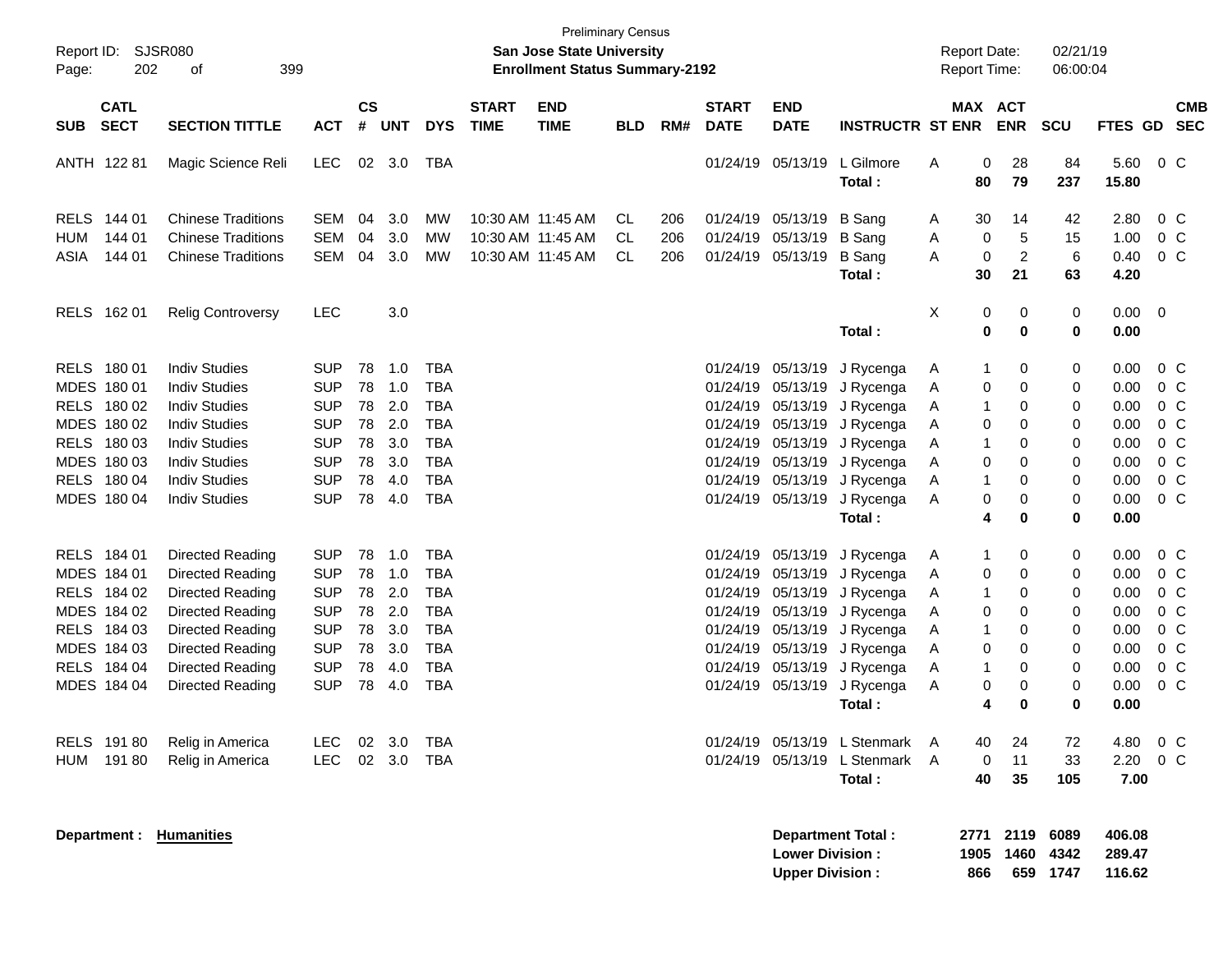Preliminary Census

**San Jose State University**
**Enrollment Status Summary-2192**

Report ID: SJSR080
Report Date: 02/21/19
Report Time: 06:00:04

| SUB | CATL SECT | SECTION TITTLE | ACT | CS # | UNT | DYS | START TIME | END TIME | BLD | RM# | START DATE | END DATE | INSTRUCTR | ST | MAX ENR | ACT ENR | SCU | FTES | GD | CMB SEC |
|---|---|---|---|---|---|---|---|---|---|---|---|---|---|---|---|---|---|---|---|---|
| ANTH | 122 81 | Magic Science Reli | LEC | 02 | 3.0 | TBA | | | | | 01/24/19 | 05/13/19 | L Gilmore | A | 0 | 28 | 84 | 5.60 | 0 | C |
| | | | | | | | | | | | | | **Total :** | | **80** | **79** | **237** | **15.80** | | |
| RELS | 144 01 | Chinese Traditions | SEM | 04 | 3.0 | MW | 10:30 AM | 11:45 AM | CL | 206 | 01/24/19 | 05/13/19 | B Sang | A | 30 | 14 | 42 | 2.80 | 0 | C |
| HUM | 144 01 | Chinese Traditions | SEM | 04 | 3.0 | MW | 10:30 AM | 11:45 AM | CL | 206 | 01/24/19 | 05/13/19 | B Sang | A | 0 | 5 | 15 | 1.00 | 0 | C |
| ASIA | 144 01 | Chinese Traditions | SEM | 04 | 3.0 | MW | 10:30 AM | 11:45 AM | CL | 206 | 01/24/19 | 05/13/19 | B Sang | A | 0 | 2 | 6 | 0.40 | 0 | C |
| | | | | | | | | | | | | | **Total :** | | **30** | **21** | **63** | **4.20** | | |
| RELS | 162 01 | Relig Controversy | LEC | | 3.0 | | | | | | | | | X | 0 | 0 | 0 | 0.00 | 0 | |
| | | | | | | | | | | | | | **Total :** | | **0** | **0** | **0** | **0.00** | | |
| RELS | 180 01 | Indiv Studies | SUP | 78 | 1.0 | TBA | | | | | 01/24/19 | 05/13/19 | J Rycenga | A | 1 | 0 | 0 | 0.00 | 0 | C |
| MDES | 180 01 | Indiv Studies | SUP | 78 | 1.0 | TBA | | | | | 01/24/19 | 05/13/19 | J Rycenga | A | 0 | 0 | 0 | 0.00 | 0 | C |
| RELS | 180 02 | Indiv Studies | SUP | 78 | 2.0 | TBA | | | | | 01/24/19 | 05/13/19 | J Rycenga | A | 1 | 0 | 0 | 0.00 | 0 | C |
| MDES | 180 02 | Indiv Studies | SUP | 78 | 2.0 | TBA | | | | | 01/24/19 | 05/13/19 | J Rycenga | A | 0 | 0 | 0 | 0.00 | 0 | C |
| RELS | 180 03 | Indiv Studies | SUP | 78 | 3.0 | TBA | | | | | 01/24/19 | 05/13/19 | J Rycenga | A | 1 | 0 | 0 | 0.00 | 0 | C |
| MDES | 180 03 | Indiv Studies | SUP | 78 | 3.0 | TBA | | | | | 01/24/19 | 05/13/19 | J Rycenga | A | 0 | 0 | 0 | 0.00 | 0 | C |
| RELS | 180 04 | Indiv Studies | SUP | 78 | 4.0 | TBA | | | | | 01/24/19 | 05/13/19 | J Rycenga | A | 1 | 0 | 0 | 0.00 | 0 | C |
| MDES | 180 04 | Indiv Studies | SUP | 78 | 4.0 | TBA | | | | | 01/24/19 | 05/13/19 | J Rycenga | A | 0 | 0 | 0 | 0.00 | 0 | C |
| | | | | | | | | | | | | | **Total :** | | **4** | **0** | **0** | **0.00** | | |
| RELS | 184 01 | Directed Reading | SUP | 78 | 1.0 | TBA | | | | | 01/24/19 | 05/13/19 | J Rycenga | A | 1 | 0 | 0 | 0.00 | 0 | C |
| MDES | 184 01 | Directed Reading | SUP | 78 | 1.0 | TBA | | | | | 01/24/19 | 05/13/19 | J Rycenga | A | 0 | 0 | 0 | 0.00 | 0 | C |
| RELS | 184 02 | Directed Reading | SUP | 78 | 2.0 | TBA | | | | | 01/24/19 | 05/13/19 | J Rycenga | A | 1 | 0 | 0 | 0.00 | 0 | C |
| MDES | 184 02 | Directed Reading | SUP | 78 | 2.0 | TBA | | | | | 01/24/19 | 05/13/19 | J Rycenga | A | 0 | 0 | 0 | 0.00 | 0 | C |
| RELS | 184 03 | Directed Reading | SUP | 78 | 3.0 | TBA | | | | | 01/24/19 | 05/13/19 | J Rycenga | A | 1 | 0 | 0 | 0.00 | 0 | C |
| MDES | 184 03 | Directed Reading | SUP | 78 | 3.0 | TBA | | | | | 01/24/19 | 05/13/19 | J Rycenga | A | 0 | 0 | 0 | 0.00 | 0 | C |
| RELS | 184 04 | Directed Reading | SUP | 78 | 4.0 | TBA | | | | | 01/24/19 | 05/13/19 | J Rycenga | A | 1 | 0 | 0 | 0.00 | 0 | C |
| MDES | 184 04 | Directed Reading | SUP | 78 | 4.0 | TBA | | | | | 01/24/19 | 05/13/19 | J Rycenga | A | 0 | 0 | 0 | 0.00 | 0 | C |
| | | | | | | | | | | | | | **Total :** | | **4** | **0** | **0** | **0.00** | | |
| RELS | 191 80 | Relig in America | LEC | 02 | 3.0 | TBA | | | | | 01/24/19 | 05/13/19 | L Stenmark | A | 40 | 24 | 72 | 4.80 | 0 | C |
| HUM | 191 80 | Relig in America | LEC | 02 | 3.0 | TBA | | | | | 01/24/19 | 05/13/19 | L Stenmark | A | 0 | 11 | 33 | 2.20 | 0 | C |
| | | | | | | | | | | | | | **Total :** | | **40** | **35** | **105** | **7.00** | | |

**Department :** **Humanities**

| | MAX ENR | ACT ENR | SCU | FTES |
|---|---|---|---|---|
| **Department Total :** | **2771** | **2119** | **6089** | **406.08** |
| **Lower Division :** | **1905** | **1460** | **4342** | **289.47** |
| **Upper Division :** | **866** | **659** | **1747** | **116.62** |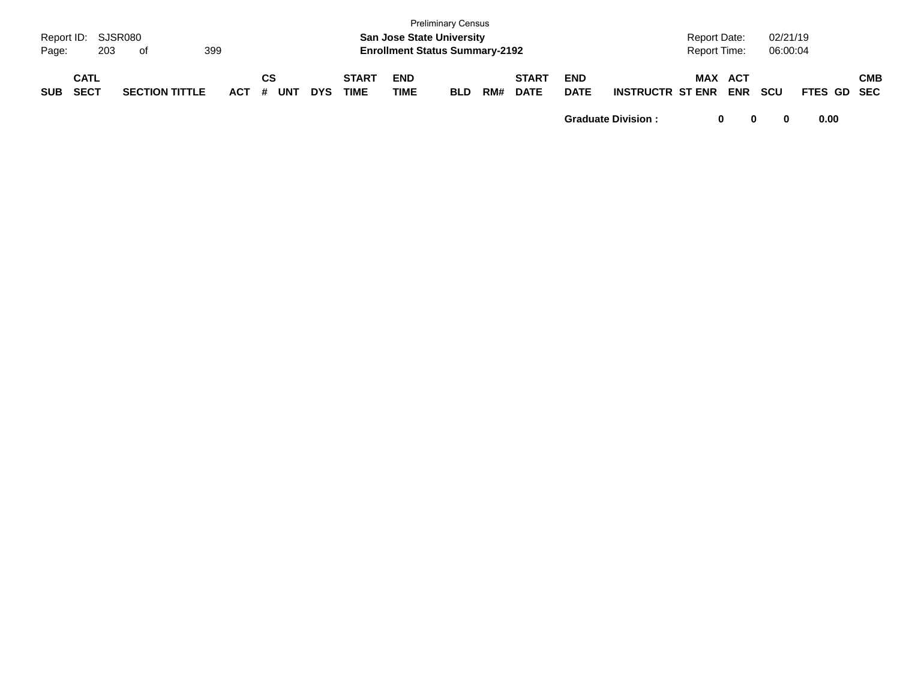| SUB | CATL SECT | SECTION TITTLE | ACT | CS # | UNT | DYS | START TIME | END TIME | BLD | RM# | START DATE | END DATE | INSTRUCTR | MAX ST ENR | ACT ENR | SCU | FTES | GD | CMB SEC |
|---|---|---|---|---|---|---|---|---|---|---|---|---|---|---|---|---|---|---|---|
| | | | | | | | | | | | | **Graduate Division :** | | **0** | **0** | **0** | **0.00** | | |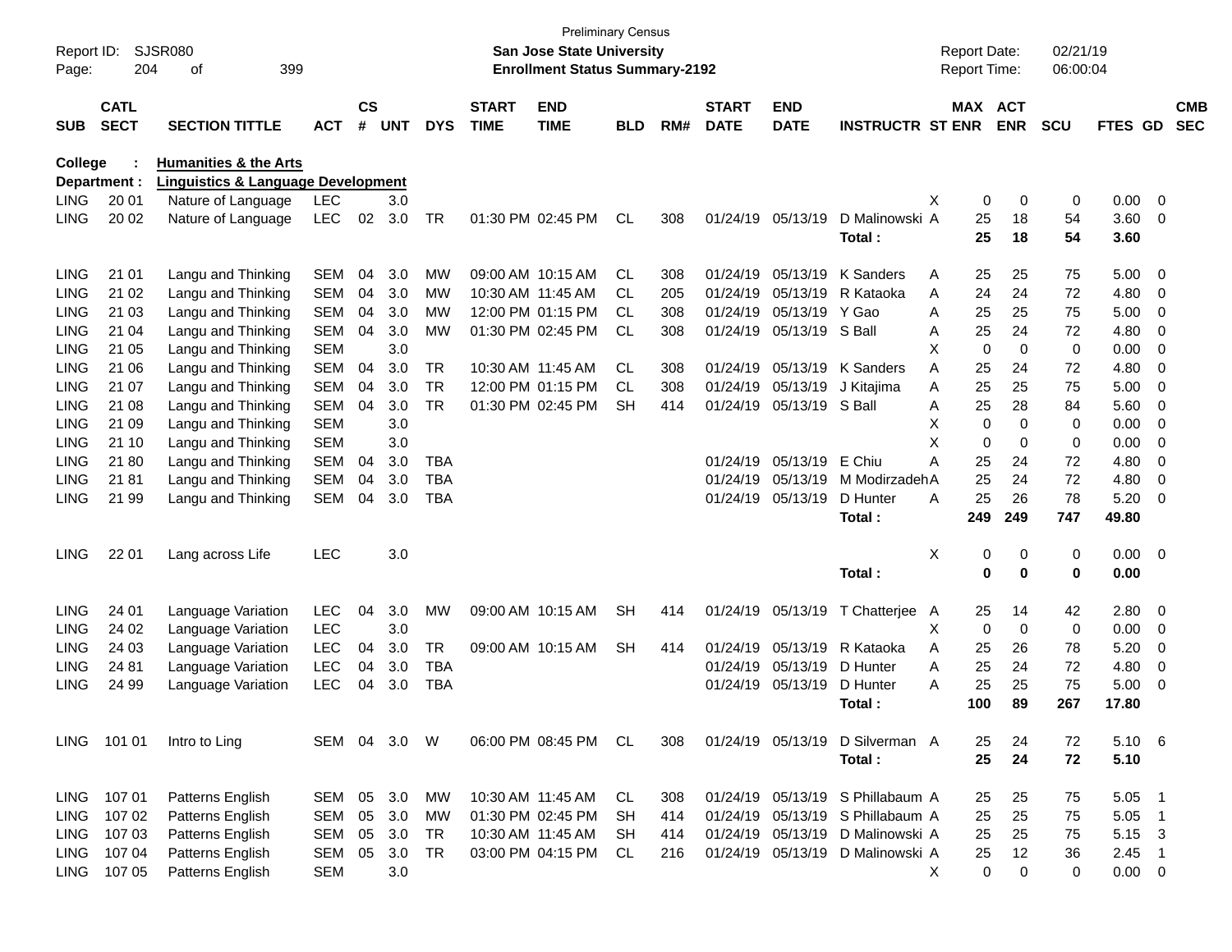Preliminary Census
**San Jose State University**
**Enrollment Status Summary-2192**

Report ID: SJSR080
Report Date: 02/21/19
Report Time: 06:00:04

**College : Humanities & the Arts**
**Department : Linguistics & Language Development**

| SUB | CATL SECT | SECTION TITTLE | ACT | CS # | UNT | DYS | START TIME | END TIME | BLD | RM# | START DATE | END DATE | INSTRUCTR | ST | MAX ENR | ACT ENR | SCU | FTES | GD | CMB SEC |
|---|---|---|---|---|---|---|---|---|---|---|---|---|---|---|---|---|---|---|---|---|
| LING | 20 01 | Nature of Language | LEC | | 3.0 | | | | | | | | | X | 0 | 0 | 0 | 0.00 | 0 | |
| LING | 20 02 | Nature of Language | LEC | 02 | 3.0 | TR | 01:30 PM | 02:45 PM | CL | 308 | 01/24/19 | 05/13/19 | D Malinowski | A | 25 | 18 | 54 | 3.60 | 0 | |
| | | | | | | | | | | | | | **Total :** | | **25** | **18** | **54** | **3.60** | | |
| LING | 21 01 | Langu and Thinking | SEM | 04 | 3.0 | MW | 09:00 AM | 10:15 AM | CL | 308 | 01/24/19 | 05/13/19 | K Sanders | A | 25 | 25 | 75 | 5.00 | 0 | |
| LING | 21 02 | Langu and Thinking | SEM | 04 | 3.0 | MW | 10:30 AM | 11:45 AM | CL | 205 | 01/24/19 | 05/13/19 | R Kataoka | A | 24 | 24 | 72 | 4.80 | 0 | |
| LING | 21 03 | Langu and Thinking | SEM | 04 | 3.0 | MW | 12:00 PM | 01:15 PM | CL | 308 | 01/24/19 | 05/13/19 | Y Gao | A | 25 | 25 | 75 | 5.00 | 0 | |
| LING | 21 04 | Langu and Thinking | SEM | 04 | 3.0 | MW | 01:30 PM | 02:45 PM | CL | 308 | 01/24/19 | 05/13/19 | S Ball | A | 25 | 24 | 72 | 4.80 | 0 | |
| LING | 21 05 | Langu and Thinking | SEM | | 3.0 | | | | | | | | | X | 0 | 0 | 0 | 0.00 | 0 | |
| LING | 21 06 | Langu and Thinking | SEM | 04 | 3.0 | TR | 10:30 AM | 11:45 AM | CL | 308 | 01/24/19 | 05/13/19 | K Sanders | A | 25 | 24 | 72 | 4.80 | 0 | |
| LING | 21 07 | Langu and Thinking | SEM | 04 | 3.0 | TR | 12:00 PM | 01:15 PM | CL | 308 | 01/24/19 | 05/13/19 | J Kitajima | A | 25 | 25 | 75 | 5.00 | 0 | |
| LING | 21 08 | Langu and Thinking | SEM | 04 | 3.0 | TR | 01:30 PM | 02:45 PM | SH | 414 | 01/24/19 | 05/13/19 | S Ball | A | 25 | 28 | 84 | 5.60 | 0 | |
| LING | 21 09 | Langu and Thinking | SEM | | 3.0 | | | | | | | | | X | 0 | 0 | 0 | 0.00 | 0 | |
| LING | 21 10 | Langu and Thinking | SEM | | 3.0 | | | | | | | | | X | 0 | 0 | 0 | 0.00 | 0 | |
| LING | 21 80 | Langu and Thinking | SEM | 04 | 3.0 | TBA | | | | | 01/24/19 | 05/13/19 | E Chiu | A | 25 | 24 | 72 | 4.80 | 0 | |
| LING | 21 81 | Langu and Thinking | SEM | 04 | 3.0 | TBA | | | | | 01/24/19 | 05/13/19 | M Modirzadeh | A | 25 | 24 | 72 | 4.80 | 0 | |
| LING | 21 99 | Langu and Thinking | SEM | 04 | 3.0 | TBA | | | | | 01/24/19 | 05/13/19 | D Hunter | A | 25 | 26 | 78 | 5.20 | 0 | |
| | | | | | | | | | | | | | **Total :** | | **249** | **249** | **747** | **49.80** | | |
| LING | 22 01 | Lang across Life | LEC | | 3.0 | | | | | | | | | X | 0 | 0 | 0 | 0.00 | 0 | |
| | | | | | | | | | | | | | **Total :** | | **0** | **0** | **0** | **0.00** | | |
| LING | 24 01 | Language Variation | LEC | 04 | 3.0 | MW | 09:00 AM | 10:15 AM | SH | 414 | 01/24/19 | 05/13/19 | T Chatterjee | A | 25 | 14 | 42 | 2.80 | 0 | |
| LING | 24 02 | Language Variation | LEC | | 3.0 | | | | | | | | | X | 0 | 0 | 0 | 0.00 | 0 | |
| LING | 24 03 | Language Variation | LEC | 04 | 3.0 | TR | 09:00 AM | 10:15 AM | SH | 414 | 01/24/19 | 05/13/19 | R Kataoka | A | 25 | 26 | 78 | 5.20 | 0 | |
| LING | 24 81 | Language Variation | LEC | 04 | 3.0 | TBA | | | | | 01/24/19 | 05/13/19 | D Hunter | A | 25 | 24 | 72 | 4.80 | 0 | |
| LING | 24 99 | Language Variation | LEC | 04 | 3.0 | TBA | | | | | 01/24/19 | 05/13/19 | D Hunter | A | 25 | 25 | 75 | 5.00 | 0 | |
| | | | | | | | | | | | | | **Total :** | | **100** | **89** | **267** | **17.80** | | |
| LING | 101 01 | Intro to Ling | SEM | 04 | 3.0 | W | 06:00 PM | 08:45 PM | CL | 308 | 01/24/19 | 05/13/19 | D Silverman | A | 25 | 24 | 72 | 5.10 | 6 | |
| | | | | | | | | | | | | | **Total :** | | **25** | **24** | **72** | **5.10** | | |
| LING | 107 01 | Patterns English | SEM | 05 | 3.0 | MW | 10:30 AM | 11:45 AM | CL | 308 | 01/24/19 | 05/13/19 | S Phillabaum | A | 25 | 25 | 75 | 5.05 | 1 | |
| LING | 107 02 | Patterns English | SEM | 05 | 3.0 | MW | 01:30 PM | 02:45 PM | SH | 414 | 01/24/19 | 05/13/19 | S Phillabaum | A | 25 | 25 | 75 | 5.05 | 1 | |
| LING | 107 03 | Patterns English | SEM | 05 | 3.0 | TR | 10:30 AM | 11:45 AM | SH | 414 | 01/24/19 | 05/13/19 | D Malinowski | A | 25 | 25 | 75 | 5.15 | 3 | |
| LING | 107 04 | Patterns English | SEM | 05 | 3.0 | TR | 03:00 PM | 04:15 PM | CL | 216 | 01/24/19 | 05/13/19 | D Malinowski | A | 25 | 12 | 36 | 2.45 | 1 | |
| LING | 107 05 | Patterns English | SEM | | 3.0 | | | | | | | | | X | 0 | 0 | 0 | 0.00 | 0 | |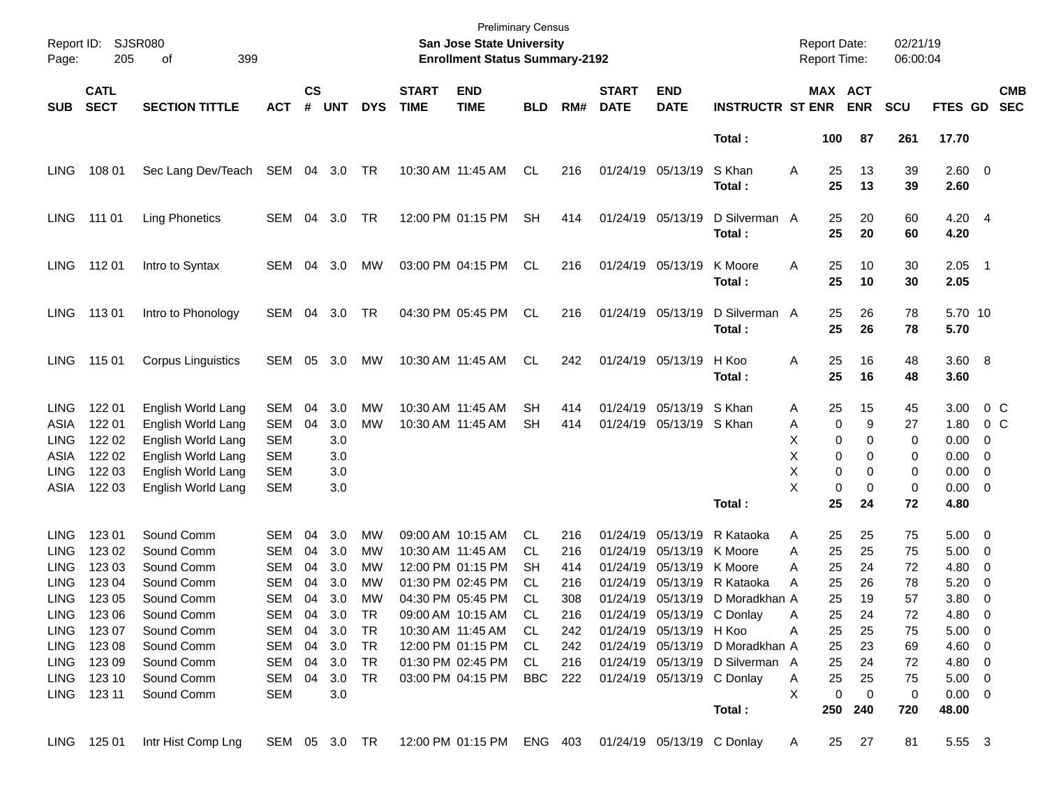Preliminary Census

**San Jose State University**

**Enrollment Status Summary-2192**

Report ID: SJSR080

Report Date: 02/21/19

Report Time: 06:00:04

| SUB | CATL SECT | SECTION TITTLE | ACT | CS # | UNT | DYS | START TIME | END TIME | BLD | RM# | START DATE | END DATE | INSTRUCTR | ST | MAX ENR | ACT ENR | SCU | FTES | GD | CMB SEC |
|---|---|---|---|---|---|---|---|---|---|---|---|---|---|---|---|---|---|---|---|---|
| | | | | | | | | | | | | | **Total :** | | **100** | **87** | **261** | **17.70** | | |
| LING | 108 01 | Sec Lang Dev/Teach | SEM | 04 | 3.0 | TR | 10:30 AM | 11:45 AM | CL | 216 | 01/24/19 | 05/13/19 | S Khan | A | 25 | 13 | 39 | 2.60 | 0 | |
| | | | | | | | | | | | | | **Total :** | | **25** | **13** | **39** | **2.60** | | |
| LING | 111 01 | Ling Phonetics | SEM | 04 | 3.0 | TR | 12:00 PM | 01:15 PM | SH | 414 | 01/24/19 | 05/13/19 | D Silverman | A | 25 | 20 | 60 | 4.20 | 4 | |
| | | | | | | | | | | | | | **Total :** | | **25** | **20** | **60** | **4.20** | | |
| LING | 112 01 | Intro to Syntax | SEM | 04 | 3.0 | MW | 03:00 PM | 04:15 PM | CL | 216 | 01/24/19 | 05/13/19 | K Moore | A | 25 | 10 | 30 | 2.05 | 1 | |
| | | | | | | | | | | | | | **Total :** | | **25** | **10** | **30** | **2.05** | | |
| LING | 113 01 | Intro to Phonology | SEM | 04 | 3.0 | TR | 04:30 PM | 05:45 PM | CL | 216 | 01/24/19 | 05/13/19 | D Silverman | A | 25 | 26 | 78 | 5.70 | 10 | |
| | | | | | | | | | | | | | **Total :** | | **25** | **26** | **78** | **5.70** | | |
| LING | 115 01 | Corpus Linguistics | SEM | 05 | 3.0 | MW | 10:30 AM | 11:45 AM | CL | 242 | 01/24/19 | 05/13/19 | H Koo | A | 25 | 16 | 48 | 3.60 | 8 | |
| | | | | | | | | | | | | | **Total :** | | **25** | **16** | **48** | **3.60** | | |
| LING | 122 01 | English World Lang | SEM | 04 | 3.0 | MW | 10:30 AM | 11:45 AM | SH | 414 | 01/24/19 | 05/13/19 | S Khan | A | 25 | 15 | 45 | 3.00 | 0 | C |
| ASIA | 122 01 | English World Lang | SEM | 04 | 3.0 | MW | 10:30 AM | 11:45 AM | SH | 414 | 01/24/19 | 05/13/19 | S Khan | A | 0 | 9 | 27 | 1.80 | 0 | C |
| LING | 122 02 | English World Lang | SEM | | 3.0 | | | | | | | | | X | 0 | 0 | 0 | 0.00 | 0 | |
| ASIA | 122 02 | English World Lang | SEM | | 3.0 | | | | | | | | | X | 0 | 0 | 0 | 0.00 | 0 | |
| LING | 122 03 | English World Lang | SEM | | 3.0 | | | | | | | | | X | 0 | 0 | 0 | 0.00 | 0 | |
| ASIA | 122 03 | English World Lang | SEM | | 3.0 | | | | | | | | | X | 0 | 0 | 0 | 0.00 | 0 | |
| | | | | | | | | | | | | | **Total :** | | **25** | **24** | **72** | **4.80** | | |
| LING | 123 01 | Sound Comm | SEM | 04 | 3.0 | MW | 09:00 AM | 10:15 AM | CL | 216 | 01/24/19 | 05/13/19 | R Kataoka | A | 25 | 25 | 75 | 5.00 | 0 | |
| LING | 123 02 | Sound Comm | SEM | 04 | 3.0 | MW | 10:30 AM | 11:45 AM | CL | 216 | 01/24/19 | 05/13/19 | K Moore | A | 25 | 25 | 75 | 5.00 | 0 | |
| LING | 123 03 | Sound Comm | SEM | 04 | 3.0 | MW | 12:00 PM | 01:15 PM | SH | 414 | 01/24/19 | 05/13/19 | K Moore | A | 25 | 24 | 72 | 4.80 | 0 | |
| LING | 123 04 | Sound Comm | SEM | 04 | 3.0 | MW | 01:30 PM | 02:45 PM | CL | 216 | 01/24/19 | 05/13/19 | R Kataoka | A | 25 | 26 | 78 | 5.20 | 0 | |
| LING | 123 05 | Sound Comm | SEM | 04 | 3.0 | MW | 04:30 PM | 05:45 PM | CL | 308 | 01/24/19 | 05/13/19 | D Moradkhan | A | 25 | 19 | 57 | 3.80 | 0 | |
| LING | 123 06 | Sound Comm | SEM | 04 | 3.0 | TR | 09:00 AM | 10:15 AM | CL | 216 | 01/24/19 | 05/13/19 | C Donlay | A | 25 | 24 | 72 | 4.80 | 0 | |
| LING | 123 07 | Sound Comm | SEM | 04 | 3.0 | TR | 10:30 AM | 11:45 AM | CL | 242 | 01/24/19 | 05/13/19 | H Koo | A | 25 | 25 | 75 | 5.00 | 0 | |
| LING | 123 08 | Sound Comm | SEM | 04 | 3.0 | TR | 12:00 PM | 01:15 PM | CL | 242 | 01/24/19 | 05/13/19 | D Moradkhan | A | 25 | 23 | 69 | 4.60 | 0 | |
| LING | 123 09 | Sound Comm | SEM | 04 | 3.0 | TR | 01:30 PM | 02:45 PM | CL | 216 | 01/24/19 | 05/13/19 | D Silverman | A | 25 | 24 | 72 | 4.80 | 0 | |
| LING | 123 10 | Sound Comm | SEM | 04 | 3.0 | TR | 03:00 PM | 04:15 PM | BBC | 222 | 01/24/19 | 05/13/19 | C Donlay | A | 25 | 25 | 75 | 5.00 | 0 | |
| LING | 123 11 | Sound Comm | SEM | | 3.0 | | | | | | | | | X | 0 | 0 | 0 | 0.00 | 0 | |
| | | | | | | | | | | | | | **Total :** | | **250** | **240** | **720** | **48.00** | | |
| LING | 125 01 | Intr Hist Comp Lng | SEM | 05 | 3.0 | TR | 12:00 PM | 01:15 PM | ENG | 403 | 01/24/19 | 05/13/19 | C Donlay | A | 25 | 27 | 81 | 5.55 | 3 | |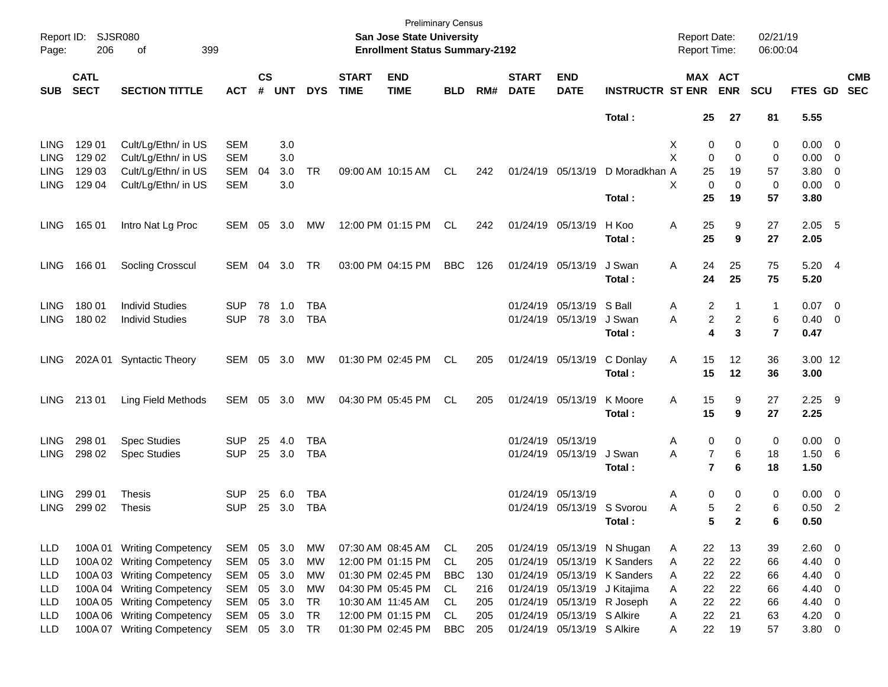Preliminary Census
San Jose State University
Enrollment Status Summary-2192

Report ID: SJSR080
Report Date: 02/21/19
Report Time: 06:00:04

| SUB | CATL SECT | SECTION TITTLE | ACT | CS # | UNT | DYS | START TIME | END TIME | BLD | RM# | START DATE | END DATE | INSTRUCTR | ST | MAX ENR | ACT ENR | SCU | FTES | GD | CMB SEC |
|---|---|---|---|---|---|---|---|---|---|---|---|---|---|---|---|---|---|---|---|---|
| | | | | | | | | | | | | | Total : | | 25 | 27 | 81 | 5.55 | | |
| LING | 129 01 | Cult/Lg/Ethn/ in US | SEM | | 3.0 | | | | | | | | | X | 0 | 0 | 0 | 0.00 | 0 | |
| LING | 129 02 | Cult/Lg/Ethn/ in US | SEM | | 3.0 | | | | | | | | | X | 0 | 0 | 0 | 0.00 | 0 | |
| LING | 129 03 | Cult/Lg/Ethn/ in US | SEM | 04 | 3.0 | TR | 09:00 AM | 10:15 AM | CL | 242 | 01/24/19 | 05/13/19 | D Moradkhan | A | 25 | 19 | 57 | 3.80 | 0 | |
| LING | 129 04 | Cult/Lg/Ethn/ in US | SEM | | 3.0 | | | | | | | | | X | 0 | 0 | 0 | 0.00 | 0 | |
| | | | | | | | | | | | | | Total : | | 25 | 19 | 57 | 3.80 | | |
| LING | 165 01 | Intro Nat Lg Proc | SEM | 05 | 3.0 | MW | 12:00 PM | 01:15 PM | CL | 242 | 01/24/19 | 05/13/19 | H Koo | A | 25 | 9 | 27 | 2.05 | 5 | |
| | | | | | | | | | | | | | Total : | | 25 | 9 | 27 | 2.05 | | |
| LING | 166 01 | Socling Crosscul | SEM | 04 | 3.0 | TR | 03:00 PM | 04:15 PM | BBC | 126 | 01/24/19 | 05/13/19 | J Swan | A | 24 | 25 | 75 | 5.20 | 4 | |
| | | | | | | | | | | | | | Total : | | 24 | 25 | 75 | 5.20 | | |
| LING | 180 01 | Individ Studies | SUP | 78 | 1.0 | TBA | | | | | 01/24/19 | 05/13/19 | S Ball | A | 2 | 1 | 1 | 0.07 | 0 | |
| LING | 180 02 | Individ Studies | SUP | 78 | 3.0 | TBA | | | | | 01/24/19 | 05/13/19 | J Swan | A | 2 | 2 | 6 | 0.40 | 0 | |
| | | | | | | | | | | | | | Total : | | 4 | 3 | 7 | 0.47 | | |
| LING | 202A 01 | Syntactic Theory | SEM | 05 | 3.0 | MW | 01:30 PM | 02:45 PM | CL | 205 | 01/24/19 | 05/13/19 | C Donlay | A | 15 | 12 | 36 | 3.00 | 12 | |
| | | | | | | | | | | | | | Total : | | 15 | 12 | 36 | 3.00 | | |
| LING | 213 01 | Ling Field Methods | SEM | 05 | 3.0 | MW | 04:30 PM | 05:45 PM | CL | 205 | 01/24/19 | 05/13/19 | K Moore | A | 15 | 9 | 27 | 2.25 | 9 | |
| | | | | | | | | | | | | | Total : | | 15 | 9 | 27 | 2.25 | | |
| LING | 298 01 | Spec Studies | SUP | 25 | 4.0 | TBA | | | | | 01/24/19 | 05/13/19 | | A | 0 | 0 | 0 | 0.00 | 0 | |
| LING | 298 02 | Spec Studies | SUP | 25 | 3.0 | TBA | | | | | 01/24/19 | 05/13/19 | J Swan | A | 7 | 6 | 18 | 1.50 | 6 | |
| | | | | | | | | | | | | | Total : | | 7 | 6 | 18 | 1.50 | | |
| LING | 299 01 | Thesis | SUP | 25 | 6.0 | TBA | | | | | 01/24/19 | 05/13/19 | | A | 0 | 0 | 0 | 0.00 | 0 | |
| LING | 299 02 | Thesis | SUP | 25 | 3.0 | TBA | | | | | 01/24/19 | 05/13/19 | S Svorou | A | 5 | 2 | 6 | 0.50 | 2 | |
| | | | | | | | | | | | | | Total : | | 5 | 2 | 6 | 0.50 | | |
| LLD | 100A 01 | Writing Competency | SEM | 05 | 3.0 | MW | 07:30 AM | 08:45 AM | CL | 205 | 01/24/19 | 05/13/19 | N Shugan | A | 22 | 13 | 39 | 2.60 | 0 | |
| LLD | 100A 02 | Writing Competency | SEM | 05 | 3.0 | MW | 12:00 PM | 01:15 PM | CL | 205 | 01/24/19 | 05/13/19 | K Sanders | A | 22 | 22 | 66 | 4.40 | 0 | |
| LLD | 100A 03 | Writing Competency | SEM | 05 | 3.0 | MW | 01:30 PM | 02:45 PM | BBC | 130 | 01/24/19 | 05/13/19 | K Sanders | A | 22 | 22 | 66 | 4.40 | 0 | |
| LLD | 100A 04 | Writing Competency | SEM | 05 | 3.0 | MW | 04:30 PM | 05:45 PM | CL | 216 | 01/24/19 | 05/13/19 | J Kitajima | A | 22 | 22 | 66 | 4.40 | 0 | |
| LLD | 100A 05 | Writing Competency | SEM | 05 | 3.0 | TR | 10:30 AM | 11:45 AM | CL | 205 | 01/24/19 | 05/13/19 | R Joseph | A | 22 | 22 | 66 | 4.40 | 0 | |
| LLD | 100A 06 | Writing Competency | SEM | 05 | 3.0 | TR | 12:00 PM | 01:15 PM | CL | 205 | 01/24/19 | 05/13/19 | S Alkire | A | 22 | 21 | 63 | 4.20 | 0 | |
| LLD | 100A 07 | Writing Competency | SEM | 05 | 3.0 | TR | 01:30 PM | 02:45 PM | BBC | 205 | 01/24/19 | 05/13/19 | S Alkire | A | 22 | 19 | 57 | 3.80 | 0 | |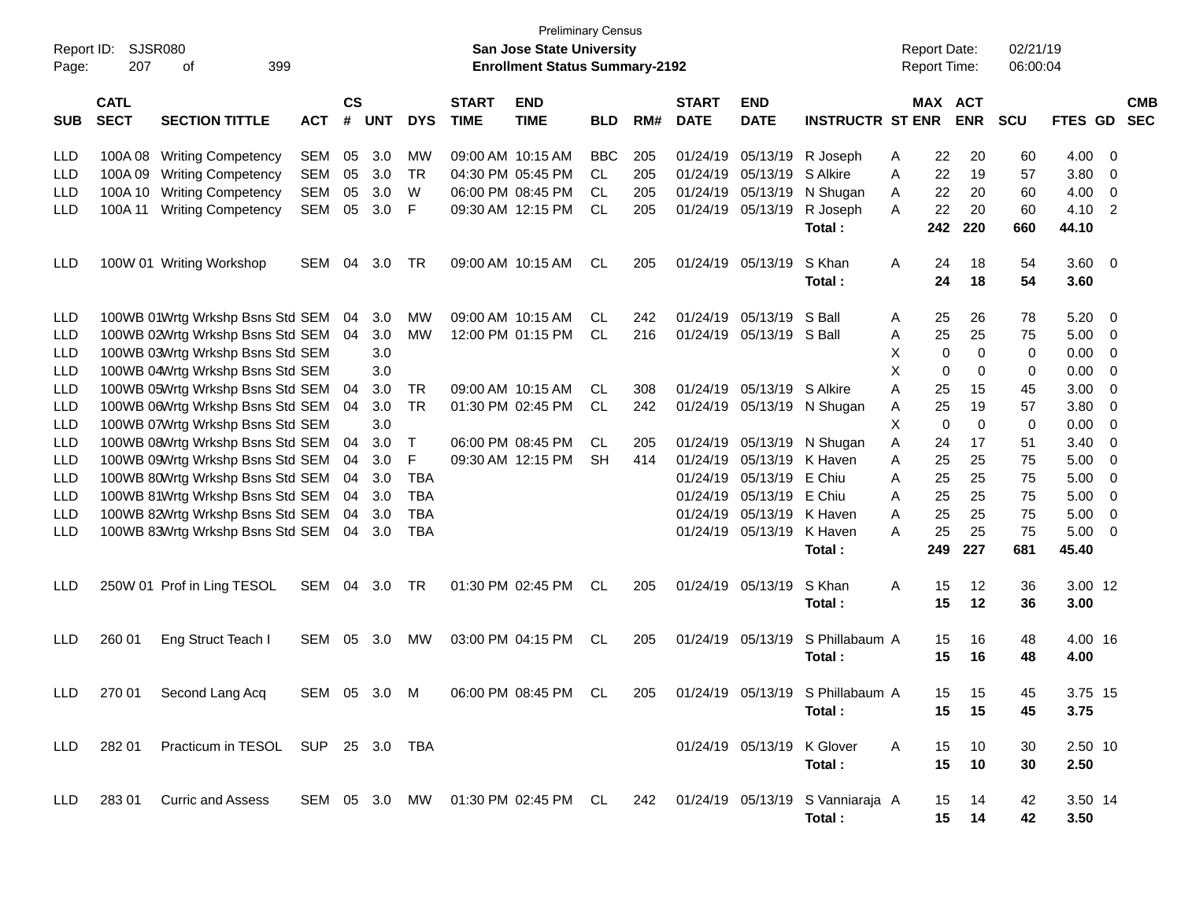Preliminary Census

**San Jose State University**

**Enrollment Status Summary-2192**

Report ID: SJSR080

Report Date: 02/21/19

Report Time: 06:00:04

| SUB | CATL SECT | SECTION TITTLE | ACT | CS # | UNT | DYS | START TIME | END TIME | BLD | RM# | START DATE | END DATE | INSTRUCTR | ST | MAX ENR | ACT ENR | SCU | FTES | GD | CMB SEC |
|---|---|---|---|---|---|---|---|---|---|---|---|---|---|---|---|---|---|---|---|---|
| LLD | 100A 08 | Writing Competency | SEM | 05 | 3.0 | MW | 09:00 AM | 10:15 AM | BBC | 205 | 01/24/19 | 05/13/19 | R Joseph | A | 22 | 20 | 60 | 4.00 | 0 | |
| LLD | 100A 09 | Writing Competency | SEM | 05 | 3.0 | TR | 04:30 PM | 05:45 PM | CL | 205 | 01/24/19 | 05/13/19 | S Alkire | A | 22 | 19 | 57 | 3.80 | 0 | |
| LLD | 100A 10 | Writing Competency | SEM | 05 | 3.0 | W | 06:00 PM | 08:45 PM | CL | 205 | 01/24/19 | 05/13/19 | N Shugan | A | 22 | 20 | 60 | 4.00 | 0 | |
| LLD | 100A 11 | Writing Competency | SEM | 05 | 3.0 | F | 09:30 AM | 12:15 PM | CL | 205 | 01/24/19 | 05/13/19 | R Joseph | A | 22 | 20 | 60 | 4.10 | 2 | |
| | | | | | | | | | | | | | **Total :** | | **242** | **220** | **660** | **44.10** | | |
| LLD | 100W 01 | Writing Workshop | SEM | 04 | 3.0 | TR | 09:00 AM | 10:15 AM | CL | 205 | 01/24/19 | 05/13/19 | S Khan | A | 24 | 18 | 54 | 3.60 | 0 | |
| | | | | | | | | | | | | | **Total :** | | **24** | **18** | **54** | **3.60** | | |
| LLD | 100WB 01 | Wrtg Wrkshp Bsns Std | SEM | 04 | 3.0 | MW | 09:00 AM | 10:15 AM | CL | 242 | 01/24/19 | 05/13/19 | S Ball | A | 25 | 26 | 78 | 5.20 | 0 | |
| LLD | 100WB 02 | Wrtg Wrkshp Bsns Std | SEM | 04 | 3.0 | MW | 12:00 PM | 01:15 PM | CL | 216 | 01/24/19 | 05/13/19 | S Ball | A | 25 | 25 | 75 | 5.00 | 0 | |
| LLD | 100WB 03 | Wrtg Wrkshp Bsns Std | SEM | | 3.0 | | | | | | | | | X | 0 | 0 | 0 | 0.00 | 0 | |
| LLD | 100WB 04 | Wrtg Wrkshp Bsns Std | SEM | | 3.0 | | | | | | | | | X | 0 | 0 | 0 | 0.00 | 0 | |
| LLD | 100WB 05 | Wrtg Wrkshp Bsns Std | SEM | 04 | 3.0 | TR | 09:00 AM | 10:15 AM | CL | 308 | 01/24/19 | 05/13/19 | S Alkire | A | 25 | 15 | 45 | 3.00 | 0 | |
| LLD | 100WB 06 | Wrtg Wrkshp Bsns Std | SEM | 04 | 3.0 | TR | 01:30 PM | 02:45 PM | CL | 242 | 01/24/19 | 05/13/19 | N Shugan | A | 25 | 19 | 57 | 3.80 | 0 | |
| LLD | 100WB 07 | Wrtg Wrkshp Bsns Std | SEM | | 3.0 | | | | | | | | | X | 0 | 0 | 0 | 0.00 | 0 | |
| LLD | 100WB 08 | Wrtg Wrkshp Bsns Std | SEM | 04 | 3.0 | T | 06:00 PM | 08:45 PM | CL | 205 | 01/24/19 | 05/13/19 | N Shugan | A | 24 | 17 | 51 | 3.40 | 0 | |
| LLD | 100WB 09 | Wrtg Wrkshp Bsns Std | SEM | 04 | 3.0 | F | 09:30 AM | 12:15 PM | SH | 414 | 01/24/19 | 05/13/19 | K Haven | A | 25 | 25 | 75 | 5.00 | 0 | |
| LLD | 100WB 80 | Wrtg Wrkshp Bsns Std | SEM | 04 | 3.0 | TBA | | | | | 01/24/19 | 05/13/19 | E Chiu | A | 25 | 25 | 75 | 5.00 | 0 | |
| LLD | 100WB 81 | Wrtg Wrkshp Bsns Std | SEM | 04 | 3.0 | TBA | | | | | 01/24/19 | 05/13/19 | E Chiu | A | 25 | 25 | 75 | 5.00 | 0 | |
| LLD | 100WB 82 | Wrtg Wrkshp Bsns Std | SEM | 04 | 3.0 | TBA | | | | | 01/24/19 | 05/13/19 | K Haven | A | 25 | 25 | 75 | 5.00 | 0 | |
| LLD | 100WB 83 | Wrtg Wrkshp Bsns Std | SEM | 04 | 3.0 | TBA | | | | | 01/24/19 | 05/13/19 | K Haven | A | 25 | 25 | 75 | 5.00 | 0 | |
| | | | | | | | | | | | | | **Total :** | | **249** | **227** | **681** | **45.40** | | |
| LLD | 250W 01 | Prof in Ling TESOL | SEM | 04 | 3.0 | TR | 01:30 PM | 02:45 PM | CL | 205 | 01/24/19 | 05/13/19 | S Khan | A | 15 | 12 | 36 | 3.00 | 12 | |
| | | | | | | | | | | | | | **Total :** | | **15** | **12** | **36** | **3.00** | | |
| LLD | 260 01 | Eng Struct Teach I | SEM | 05 | 3.0 | MW | 03:00 PM | 04:15 PM | CL | 205 | 01/24/19 | 05/13/19 | S Phillabaum | A | 15 | 16 | 48 | 4.00 | 16 | |
| | | | | | | | | | | | | | **Total :** | | **15** | **16** | **48** | **4.00** | | |
| LLD | 270 01 | Second Lang Acq | SEM | 05 | 3.0 | M | 06:00 PM | 08:45 PM | CL | 205 | 01/24/19 | 05/13/19 | S Phillabaum | A | 15 | 15 | 45 | 3.75 | 15 | |
| | | | | | | | | | | | | | **Total :** | | **15** | **15** | **45** | **3.75** | | |
| LLD | 282 01 | Practicum in TESOL | SUP | 25 | 3.0 | TBA | | | | | 01/24/19 | 05/13/19 | K Glover | A | 15 | 10 | 30 | 2.50 | 10 | |
| | | | | | | | | | | | | | **Total :** | | **15** | **10** | **30** | **2.50** | | |
| LLD | 283 01 | Curric and Assess | SEM | 05 | 3.0 | MW | 01:30 PM | 02:45 PM | CL | 242 | 01/24/19 | 05/13/19 | S Vanniaraja | A | 15 | 14 | 42 | 3.50 | 14 | |
| | | | | | | | | | | | | | **Total :** | | **15** | **14** | **42** | **3.50** | | |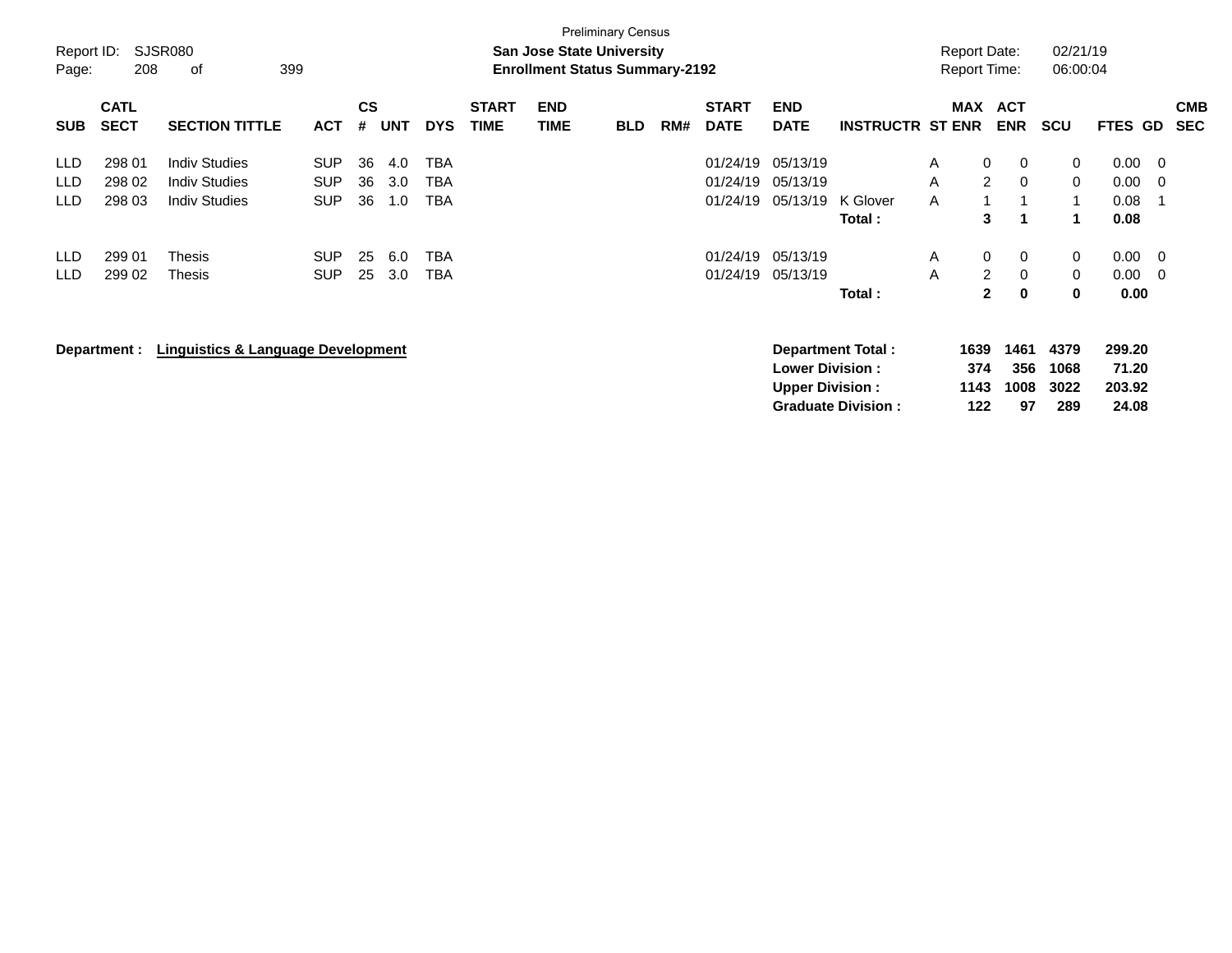Preliminary Census

**San Jose State University**
**Enrollment Status Summary-2192**

Report ID: SJSR080
Report Date: 02/21/19
Report Time: 06:00:04

| SUB | CATL SECT | SECTION TITTLE | ACT | CS # | UNT | DYS | START TIME | END TIME | BLD | RM# | START DATE | END DATE | INSTRUCTR | ST | MAX ENR | ACT ENR | SCU | FTES | GD | CMB SEC |
|---|---|---|---|---|---|---|---|---|---|---|---|---|---|---|---|---|---|---|---|---|
| LLD | 298 01 | Indiv Studies | SUP | 36 | 4.0 | TBA | | | | | 01/24/19 | 05/13/19 | | A | 0 | 0 | 0 | 0.00 | 0 | |
| LLD | 298 02 | Indiv Studies | SUP | 36 | 3.0 | TBA | | | | | 01/24/19 | 05/13/19 | | A | 2 | 0 | 0 | 0.00 | 0 | |
| LLD | 298 03 | Indiv Studies | SUP | 36 | 1.0 | TBA | | | | | 01/24/19 | 05/13/19 | K Glover | A | 1 | 1 | 1 | 0.08 | 1 | |
| | | | | | | | | | | | | | **Total :** | | **3** | **1** | **1** | **0.08** | | |
| LLD | 299 01 | Thesis | SUP | 25 | 6.0 | TBA | | | | | 01/24/19 | 05/13/19 | | A | 0 | 0 | 0 | 0.00 | 0 | |
| LLD | 299 02 | Thesis | SUP | 25 | 3.0 | TBA | | | | | 01/24/19 | 05/13/19 | | A | 2 | 0 | 0 | 0.00 | 0 | |
| | | | | | | | | | | | | | **Total :** | | **2** | **0** | **0** | **0.00** | | |

**Department : Linguistics & Language Development**

| | MAX ENR | ACT ENR | SCU | FTES |
|---|---|---|---|---|
| **Department Total :** | **1639** | **1461** | **4379** | **299.20** |
| **Lower Division :** | **374** | **356** | **1068** | **71.20** |
| **Upper Division :** | **1143** | **1008** | **3022** | **203.92** |
| **Graduate Division :** | **122** | **97** | **289** | **24.08** |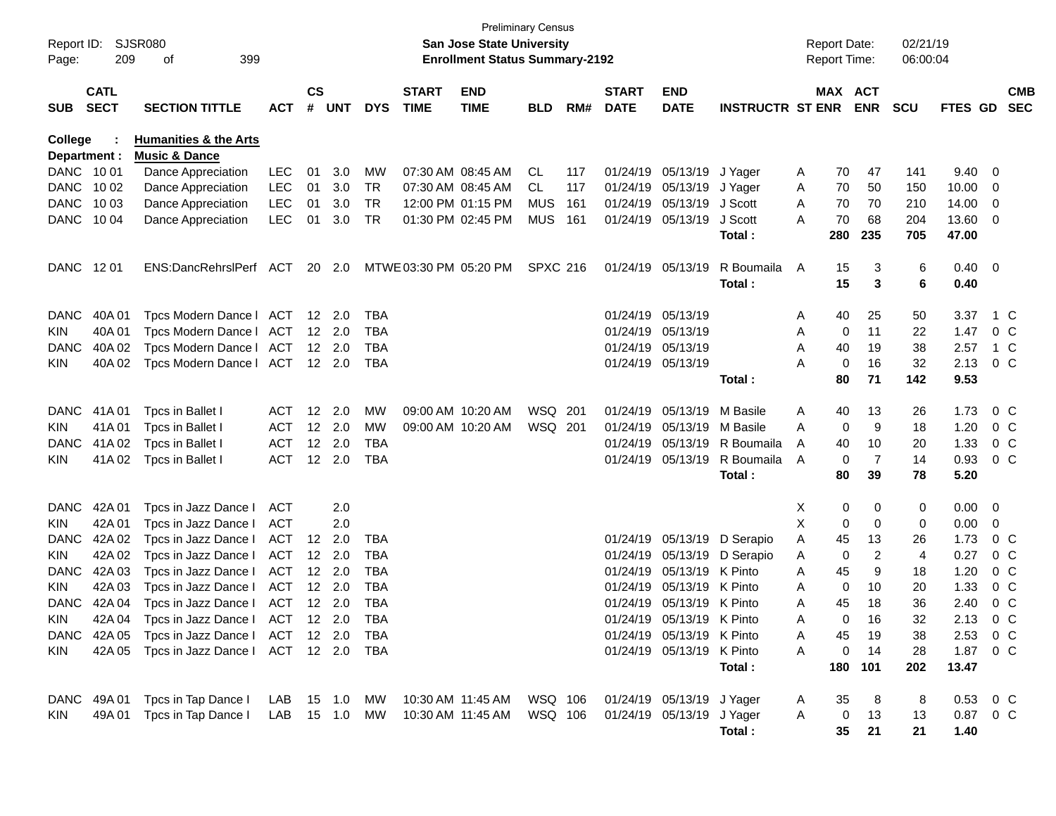Preliminary Census

Report ID: SJSR080

**San Jose State University**

**Enrollment Status Summary-2192**

Report Date: 02/21/19

Report Time: 06:00:04

**College : Humanities & the Arts**

**Department : Music & Dance**

| SUB | CATL SECT | SECTION TITTLE | ACT | CS # | UNT | DYS | START TIME | END TIME | BLD | RM# | START DATE | END DATE | INSTRUCTR | ST | MAX ENR | ACT ENR | SCU | FTES | GD | CMB SEC |
|---|---|---|---|---|---|---|---|---|---|---|---|---|---|---|---|---|---|---|---|---|
| DANC | 10 01 | Dance Appreciation | LEC | 01 | 3.0 | MW | 07:30 AM | 08:45 AM | CL | 117 | 01/24/19 | 05/13/19 | J Yager | A | 70 | 47 | 141 | 9.40 | 0 | |
| DANC | 10 02 | Dance Appreciation | LEC | 01 | 3.0 | TR | 07:30 AM | 08:45 AM | CL | 117 | 01/24/19 | 05/13/19 | J Yager | A | 70 | 50 | 150 | 10.00 | 0 | |
| DANC | 10 03 | Dance Appreciation | LEC | 01 | 3.0 | TR | 12:00 PM | 01:15 PM | MUS | 161 | 01/24/19 | 05/13/19 | J Scott | A | 70 | 70 | 210 | 14.00 | 0 | |
| DANC | 10 04 | Dance Appreciation | LEC | 01 | 3.0 | TR | 01:30 PM | 02:45 PM | MUS | 161 | 01/24/19 | 05/13/19 | J Scott | A | 70 | 68 | 204 | 13.60 | 0 | |
| | | | | | | | | | | | | | **Total :** | | **280** | **235** | **705** | **47.00** | | |
| DANC | 12 01 | ENS:DancRehrslPerf | ACT | 20 | 2.0 | MTWE | 03:30 PM | 05:20 PM | SPXC | 216 | 01/24/19 | 05/13/19 | R Boumaila | A | 15 | 3 | 6 | 0.40 | 0 | |
| | | | | | | | | | | | | | **Total :** | | **15** | **3** | **6** | **0.40** | | |
| DANC | 40A 01 | Tpcs Modern Dance I | ACT | 12 | 2.0 | TBA | | | | | 01/24/19 | 05/13/19 | | A | 40 | 25 | 50 | 3.37 | 1 | C |
| KIN | 40A 01 | Tpcs Modern Dance I | ACT | 12 | 2.0 | TBA | | | | | 01/24/19 | 05/13/19 | | A | 0 | 11 | 22 | 1.47 | 0 | C |
| DANC | 40A 02 | Tpcs Modern Dance I | ACT | 12 | 2.0 | TBA | | | | | 01/24/19 | 05/13/19 | | A | 40 | 19 | 38 | 2.57 | 1 | C |
| KIN | 40A 02 | Tpcs Modern Dance I | ACT | 12 | 2.0 | TBA | | | | | 01/24/19 | 05/13/19 | | A | 0 | 16 | 32 | 2.13 | 0 | C |
| | | | | | | | | | | | | | **Total :** | | **80** | **71** | **142** | **9.53** | | |
| DANC | 41A 01 | Tpcs in Ballet I | ACT | 12 | 2.0 | MW | 09:00 AM | 10:20 AM | WSQ | 201 | 01/24/19 | 05/13/19 | M Basile | A | 40 | 13 | 26 | 1.73 | 0 | C |
| KIN | 41A 01 | Tpcs in Ballet I | ACT | 12 | 2.0 | MW | 09:00 AM | 10:20 AM | WSQ | 201 | 01/24/19 | 05/13/19 | M Basile | A | 0 | 9 | 18 | 1.20 | 0 | C |
| DANC | 41A 02 | Tpcs in Ballet I | ACT | 12 | 2.0 | TBA | | | | | 01/24/19 | 05/13/19 | R Boumaila | A | 40 | 10 | 20 | 1.33 | 0 | C |
| KIN | 41A 02 | Tpcs in Ballet I | ACT | 12 | 2.0 | TBA | | | | | 01/24/19 | 05/13/19 | R Boumaila | A | 0 | 7 | 14 | 0.93 | 0 | C |
| | | | | | | | | | | | | | **Total :** | | **80** | **39** | **78** | **5.20** | | |
| DANC | 42A 01 | Tpcs in Jazz Dance I | ACT | | 2.0 | | | | | | | | | X | 0 | 0 | 0 | 0.00 | 0 | |
| KIN | 42A 01 | Tpcs in Jazz Dance I | ACT | | 2.0 | | | | | | | | | X | 0 | 0 | 0 | 0.00 | 0 | |
| DANC | 42A 02 | Tpcs in Jazz Dance I | ACT | 12 | 2.0 | TBA | | | | | 01/24/19 | 05/13/19 | D Serapio | A | 45 | 13 | 26 | 1.73 | 0 | C |
| KIN | 42A 02 | Tpcs in Jazz Dance I | ACT | 12 | 2.0 | TBA | | | | | 01/24/19 | 05/13/19 | D Serapio | A | 0 | 2 | 4 | 0.27 | 0 | C |
| DANC | 42A 03 | Tpcs in Jazz Dance I | ACT | 12 | 2.0 | TBA | | | | | 01/24/19 | 05/13/19 | K Pinto | A | 45 | 9 | 18 | 1.20 | 0 | C |
| KIN | 42A 03 | Tpcs in Jazz Dance I | ACT | 12 | 2.0 | TBA | | | | | 01/24/19 | 05/13/19 | K Pinto | A | 0 | 10 | 20 | 1.33 | 0 | C |
| DANC | 42A 04 | Tpcs in Jazz Dance I | ACT | 12 | 2.0 | TBA | | | | | 01/24/19 | 05/13/19 | K Pinto | A | 45 | 18 | 36 | 2.40 | 0 | C |
| KIN | 42A 04 | Tpcs in Jazz Dance I | ACT | 12 | 2.0 | TBA | | | | | 01/24/19 | 05/13/19 | K Pinto | A | 0 | 16 | 32 | 2.13 | 0 | C |
| DANC | 42A 05 | Tpcs in Jazz Dance I | ACT | 12 | 2.0 | TBA | | | | | 01/24/19 | 05/13/19 | K Pinto | A | 45 | 19 | 38 | 2.53 | 0 | C |
| KIN | 42A 05 | Tpcs in Jazz Dance I | ACT | 12 | 2.0 | TBA | | | | | 01/24/19 | 05/13/19 | K Pinto | A | 0 | 14 | 28 | 1.87 | 0 | C |
| | | | | | | | | | | | | | **Total :** | | **180** | **101** | **202** | **13.47** | | |
| DANC | 49A 01 | Tpcs in Tap Dance I | LAB | 15 | 1.0 | MW | 10:30 AM | 11:45 AM | WSQ | 106 | 01/24/19 | 05/13/19 | J Yager | A | 35 | 8 | 8 | 0.53 | 0 | C |
| KIN | 49A 01 | Tpcs in Tap Dance I | LAB | 15 | 1.0 | MW | 10:30 AM | 11:45 AM | WSQ | 106 | 01/24/19 | 05/13/19 | J Yager | A | 0 | 13 | 13 | 0.87 | 0 | C |
| | | | | | | | | | | | | | **Total :** | | **35** | **21** | **21** | **1.40** | | |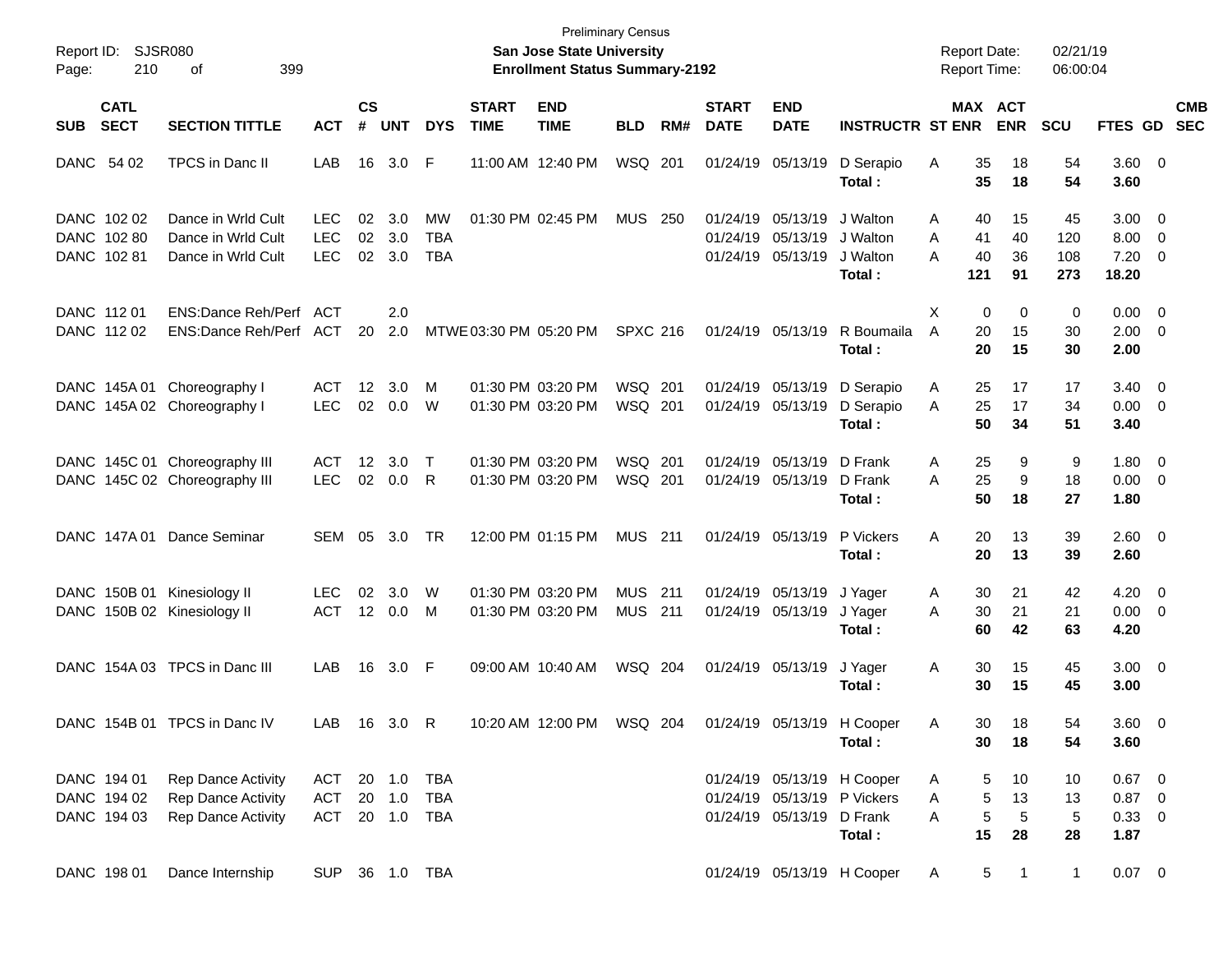Preliminary Census

**San Jose State University**

**Enrollment Status Summary-2192**

Report ID: SJSR080
Report Date: 02/21/19
Report Time: 06:00:04

| SUB | CATL SECT | SECTION TITTLE | ACT | CS # | UNT | DYS | START TIME | END TIME | BLD | RM# | START DATE | END DATE | INSTRUCTR | ST | MAX ENR | ACT ENR | SCU | FTES | GD | CMB SEC |
|---|---|---|---|---|---|---|---|---|---|---|---|---|---|---|---|---|---|---|---|---|
| DANC | 54 02 | TPCS in Danc II | LAB | 16 | 3.0 | F | 11:00 AM | 12:40 PM | WSQ | 201 | 01/24/19 | 05/13/19 | D Serapio | A | 35 | 18 | 54 | 3.60 | 0 | |
| | | | | | | | | | | | | | **Total :** | | **35** | **18** | **54** | **3.60** | | |
| DANC | 102 02 | Dance in Wrld Cult | LEC | 02 | 3.0 | MW | 01:30 PM | 02:45 PM | MUS | 250 | 01/24/19 | 05/13/19 | J Walton | A | 40 | 15 | 45 | 3.00 | 0 | |
| DANC | 102 80 | Dance in Wrld Cult | LEC | 02 | 3.0 | TBA | | | | | 01/24/19 | 05/13/19 | J Walton | A | 41 | 40 | 120 | 8.00 | 0 | |
| DANC | 102 81 | Dance in Wrld Cult | LEC | 02 | 3.0 | TBA | | | | | 01/24/19 | 05/13/19 | J Walton | A | 40 | 36 | 108 | 7.20 | 0 | |
| | | | | | | | | | | | | | **Total :** | | **121** | **91** | **273** | **18.20** | | |
| DANC | 112 01 | ENS:Dance Reh/Perf | ACT | | 2.0 | | | | | | | | | X | 0 | 0 | 0 | 0.00 | 0 | |
| DANC | 112 02 | ENS:Dance Reh/Perf | ACT | 20 | 2.0 | MTWE | 03:30 PM | 05:20 PM | SPXC | 216 | 01/24/19 | 05/13/19 | R Boumaila | A | 20 | 15 | 30 | 2.00 | 0 | |
| | | | | | | | | | | | | | **Total :** | | **20** | **15** | **30** | **2.00** | | |
| DANC | 145A 01 | Choreography I | ACT | 12 | 3.0 | M | 01:30 PM | 03:20 PM | WSQ | 201 | 01/24/19 | 05/13/19 | D Serapio | A | 25 | 17 | 17 | 3.40 | 0 | |
| DANC | 145A 02 | Choreography I | LEC | 02 | 0.0 | W | 01:30 PM | 03:20 PM | WSQ | 201 | 01/24/19 | 05/13/19 | D Serapio | A | 25 | 17 | 34 | 0.00 | 0 | |
| | | | | | | | | | | | | | **Total :** | | **50** | **34** | **51** | **3.40** | | |
| DANC | 145C 01 | Choreography III | ACT | 12 | 3.0 | T | 01:30 PM | 03:20 PM | WSQ | 201 | 01/24/19 | 05/13/19 | D Frank | A | 25 | 9 | 9 | 1.80 | 0 | |
| DANC | 145C 02 | Choreography III | LEC | 02 | 0.0 | R | 01:30 PM | 03:20 PM | WSQ | 201 | 01/24/19 | 05/13/19 | D Frank | A | 25 | 9 | 18 | 0.00 | 0 | |
| | | | | | | | | | | | | | **Total :** | | **50** | **18** | **27** | **1.80** | | |
| DANC | 147A 01 | Dance Seminar | SEM | 05 | 3.0 | TR | 12:00 PM | 01:15 PM | MUS | 211 | 01/24/19 | 05/13/19 | P Vickers | A | 20 | 13 | 39 | 2.60 | 0 | |
| | | | | | | | | | | | | | **Total :** | | **20** | **13** | **39** | **2.60** | | |
| DANC | 150B 01 | Kinesiology II | LEC | 02 | 3.0 | W | 01:30 PM | 03:20 PM | MUS | 211 | 01/24/19 | 05/13/19 | J Yager | A | 30 | 21 | 42 | 4.20 | 0 | |
| DANC | 150B 02 | Kinesiology II | ACT | 12 | 0.0 | M | 01:30 PM | 03:20 PM | MUS | 211 | 01/24/19 | 05/13/19 | J Yager | A | 30 | 21 | 21 | 0.00 | 0 | |
| | | | | | | | | | | | | | **Total :** | | **60** | **42** | **63** | **4.20** | | |
| DANC | 154A 03 | TPCS in Danc III | LAB | 16 | 3.0 | F | 09:00 AM | 10:40 AM | WSQ | 204 | 01/24/19 | 05/13/19 | J Yager | A | 30 | 15 | 45 | 3.00 | 0 | |
| | | | | | | | | | | | | | **Total :** | | **30** | **15** | **45** | **3.00** | | |
| DANC | 154B 01 | TPCS in Danc IV | LAB | 16 | 3.0 | R | 10:20 AM | 12:00 PM | WSQ | 204 | 01/24/19 | 05/13/19 | H Cooper | A | 30 | 18 | 54 | 3.60 | 0 | |
| | | | | | | | | | | | | | **Total :** | | **30** | **18** | **54** | **3.60** | | |
| DANC | 194 01 | Rep Dance Activity | ACT | 20 | 1.0 | TBA | | | | | 01/24/19 | 05/13/19 | H Cooper | A | 5 | 10 | 10 | 0.67 | 0 | |
| DANC | 194 02 | Rep Dance Activity | ACT | 20 | 1.0 | TBA | | | | | 01/24/19 | 05/13/19 | P Vickers | A | 5 | 13 | 13 | 0.87 | 0 | |
| DANC | 194 03 | Rep Dance Activity | ACT | 20 | 1.0 | TBA | | | | | 01/24/19 | 05/13/19 | D Frank | A | 5 | 5 | 5 | 0.33 | 0 | |
| | | | | | | | | | | | | | **Total :** | | **15** | **28** | **28** | **1.87** | | |
| DANC | 198 01 | Dance Internship | SUP | 36 | 1.0 | TBA | | | | | 01/24/19 | 05/13/19 | H Cooper | A | 5 | 1 | 1 | 0.07 | 0 | |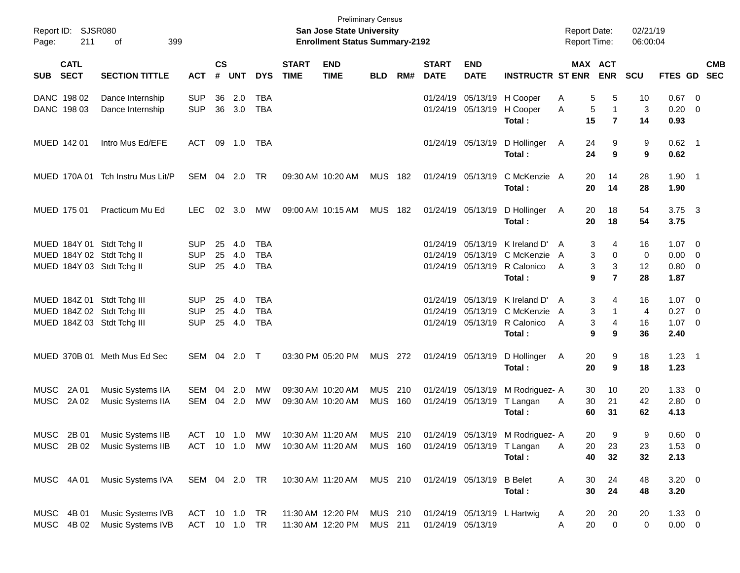Preliminary Census
**San Jose State University**
**Enrollment Status Summary-2192**

Report ID: SJSR080
Report Date: 02/21/19
Report Time: 06:00:04

| SUB | CATL SECT | SECTION TITTLE | ACT | CS # | UNT | DYS | START TIME | END TIME | BLD | RM# | START DATE | END DATE | INSTRUCTR | ST | MAX ENR | ACT ENR | SCU | FTES | GD | CMB SEC |
|---|---|---|---|---|---|---|---|---|---|---|---|---|---|---|---|---|---|---|---|---|
| DANC | 198 02 | Dance Internship | SUP | 36 | 2.0 | TBA | | | | | 01/24/19 | 05/13/19 | H Cooper | A | 5 | 5 | 10 | 0.67 | 0 | |
| DANC | 198 03 | Dance Internship | SUP | 36 | 3.0 | TBA | | | | | 01/24/19 | 05/13/19 | H Cooper | A | 5 | 1 | 3 | 0.20 | 0 | |
| | | | | | | | | | | | | | **Total :** | | **15** | **7** | **14** | **0.93** | | |
| MUED | 142 01 | Intro Mus Ed/EFE | ACT | 09 | 1.0 | TBA | | | | | 01/24/19 | 05/13/19 | D Hollinger | A | 24 | 9 | 9 | 0.62 | 1 | |
| | | | | | | | | | | | | | **Total :** | | **24** | **9** | **9** | **0.62** | | |
| MUED | 170A 01 | Tch Instru Mus Lit/P | SEM | 04 | 2.0 | TR | 09:30 AM | 10:20 AM | MUS | 182 | 01/24/19 | 05/13/19 | C McKenzie | A | 20 | 14 | 28 | 1.90 | 1 | |
| | | | | | | | | | | | | | **Total :** | | **20** | **14** | **28** | **1.90** | | |
| MUED | 175 01 | Practicum Mu Ed | LEC | 02 | 3.0 | MW | 09:00 AM | 10:15 AM | MUS | 182 | 01/24/19 | 05/13/19 | D Hollinger | A | 20 | 18 | 54 | 3.75 | 3 | |
| | | | | | | | | | | | | | **Total :** | | **20** | **18** | **54** | **3.75** | | |
| MUED | 184Y 01 | Stdt Tchg II | SUP | 25 | 4.0 | TBA | | | | | 01/24/19 | 05/13/19 | K Ireland D' | A | 3 | 4 | 16 | 1.07 | 0 | |
| MUED | 184Y 02 | Stdt Tchg II | SUP | 25 | 4.0 | TBA | | | | | 01/24/19 | 05/13/19 | C McKenzie | A | 3 | 0 | 0 | 0.00 | 0 | |
| MUED | 184Y 03 | Stdt Tchg II | SUP | 25 | 4.0 | TBA | | | | | 01/24/19 | 05/13/19 | R Calonico | A | 3 | 3 | 12 | 0.80 | 0 | |
| | | | | | | | | | | | | | **Total :** | | **9** | **7** | **28** | **1.87** | | |
| MUED | 184Z 01 | Stdt Tchg III | SUP | 25 | 4.0 | TBA | | | | | 01/24/19 | 05/13/19 | K Ireland D' | A | 3 | 4 | 16 | 1.07 | 0 | |
| MUED | 184Z 02 | Stdt Tchg III | SUP | 25 | 4.0 | TBA | | | | | 01/24/19 | 05/13/19 | C McKenzie | A | 3 | 1 | 4 | 0.27 | 0 | |
| MUED | 184Z 03 | Stdt Tchg III | SUP | 25 | 4.0 | TBA | | | | | 01/24/19 | 05/13/19 | R Calonico | A | 3 | 4 | 16 | 1.07 | 0 | |
| | | | | | | | | | | | | | **Total :** | | **9** | **9** | **36** | **2.40** | | |
| MUED | 370B 01 | Meth Mus Ed Sec | SEM | 04 | 2.0 | T | 03:30 PM | 05:20 PM | MUS | 272 | 01/24/19 | 05/13/19 | D Hollinger | A | 20 | 9 | 18 | 1.23 | 1 | |
| | | | | | | | | | | | | | **Total :** | | **20** | **9** | **18** | **1.23** | | |
| MUSC | 2A 01 | Music Systems IIA | SEM | 04 | 2.0 | MW | 09:30 AM | 10:20 AM | MUS | 210 | 01/24/19 | 05/13/19 | M Rodriguez- | A | 30 | 10 | 20 | 1.33 | 0 | |
| MUSC | 2A 02 | Music Systems IIA | SEM | 04 | 2.0 | MW | 09:30 AM | 10:20 AM | MUS | 160 | 01/24/19 | 05/13/19 | T Langan | A | 30 | 21 | 42 | 2.80 | 0 | |
| | | | | | | | | | | | | | **Total :** | | **60** | **31** | **62** | **4.13** | | |
| MUSC | 2B 01 | Music Systems IIB | ACT | 10 | 1.0 | MW | 10:30 AM | 11:20 AM | MUS | 210 | 01/24/19 | 05/13/19 | M Rodriguez- | A | 20 | 9 | 9 | 0.60 | 0 | |
| MUSC | 2B 02 | Music Systems IIB | ACT | 10 | 1.0 | MW | 10:30 AM | 11:20 AM | MUS | 160 | 01/24/19 | 05/13/19 | T Langan | A | 20 | 23 | 23 | 1.53 | 0 | |
| | | | | | | | | | | | | | **Total :** | | **40** | **32** | **32** | **2.13** | | |
| MUSC | 4A 01 | Music Systems IVA | SEM | 04 | 2.0 | TR | 10:30 AM | 11:20 AM | MUS | 210 | 01/24/19 | 05/13/19 | B Belet | A | 30 | 24 | 48 | 3.20 | 0 | |
| | | | | | | | | | | | | | **Total :** | | **30** | **24** | **48** | **3.20** | | |
| MUSC | 4B 01 | Music Systems IVB | ACT | 10 | 1.0 | TR | 11:30 AM | 12:20 PM | MUS | 210 | 01/24/19 | 05/13/19 | L Hartwig | A | 20 | 20 | 20 | 1.33 | 0 | |
| MUSC | 4B 02 | Music Systems IVB | ACT | 10 | 1.0 | TR | 11:30 AM | 12:20 PM | MUS | 211 | 01/24/19 | 05/13/19 | | A | 20 | 0 | 0 | 0.00 | 0 | |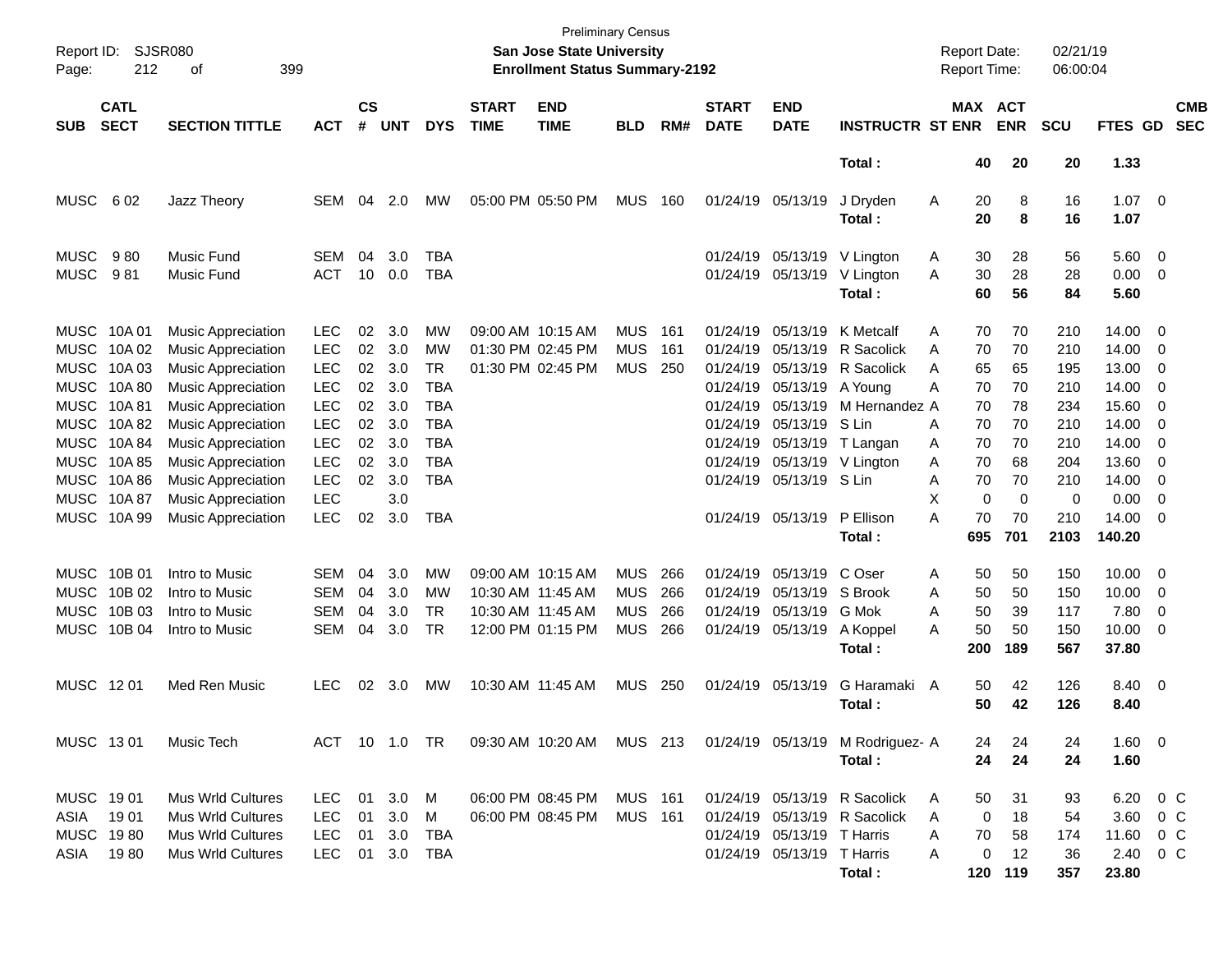Preliminary Census

**San Jose State University**

**Enrollment Status Summary-2192**

Report ID: SJSR080

Report Date: 02/21/19
Report Time: 06:00:04

| SUB | CATL SECT | SECTION TITTLE | ACT | CS # | UNT | DYS | START TIME | END TIME | BLD | RM# | START DATE | END DATE | INSTRUCTR | ST | MAX ENR | ACT ENR | SCU | FTES | GD | CMB SEC |
|---|---|---|---|---|---|---|---|---|---|---|---|---|---|---|---|---|---|---|---|---|
| | | | | | | | | | | | | | **Total :** | | **40** | **20** | **20** | **1.33** | | |
| MUSC | 6 02 | Jazz Theory | SEM | 04 | 2.0 | MW | 05:00 PM | 05:50 PM | MUS | 160 | 01/24/19 | 05/13/19 | J Dryden | A | 20 | 8 | 16 | 1.07 | 0 | |
| | | | | | | | | | | | | | **Total :** | | **20** | **8** | **16** | **1.07** | | |
| MUSC | 9 80 | Music Fund | SEM | 04 | 3.0 | TBA | | | | | 01/24/19 | 05/13/19 | V Lington | A | 30 | 28 | 56 | 5.60 | 0 | |
| MUSC | 9 81 | Music Fund | ACT | 10 | 0.0 | TBA | | | | | 01/24/19 | 05/13/19 | V Lington | A | 30 | 28 | 28 | 0.00 | 0 | |
| | | | | | | | | | | | | | **Total :** | | **60** | **56** | **84** | **5.60** | | |
| MUSC | 10A 01 | Music Appreciation | LEC | 02 | 3.0 | MW | 09:00 AM | 10:15 AM | MUS | 161 | 01/24/19 | 05/13/19 | K Metcalf | A | 70 | 70 | 210 | 14.00 | 0 | |
| MUSC | 10A 02 | Music Appreciation | LEC | 02 | 3.0 | MW | 01:30 PM | 02:45 PM | MUS | 161 | 01/24/19 | 05/13/19 | R Sacolick | A | 70 | 70 | 210 | 14.00 | 0 | |
| MUSC | 10A 03 | Music Appreciation | LEC | 02 | 3.0 | TR | 01:30 PM | 02:45 PM | MUS | 250 | 01/24/19 | 05/13/19 | R Sacolick | A | 65 | 65 | 195 | 13.00 | 0 | |
| MUSC | 10A 80 | Music Appreciation | LEC | 02 | 3.0 | TBA | | | | | 01/24/19 | 05/13/19 | A Young | A | 70 | 70 | 210 | 14.00 | 0 | |
| MUSC | 10A 81 | Music Appreciation | LEC | 02 | 3.0 | TBA | | | | | 01/24/19 | 05/13/19 | M Hernandez | A | 70 | 78 | 234 | 15.60 | 0 | |
| MUSC | 10A 82 | Music Appreciation | LEC | 02 | 3.0 | TBA | | | | | 01/24/19 | 05/13/19 | S Lin | A | 70 | 70 | 210 | 14.00 | 0 | |
| MUSC | 10A 84 | Music Appreciation | LEC | 02 | 3.0 | TBA | | | | | 01/24/19 | 05/13/19 | T Langan | A | 70 | 70 | 210 | 14.00 | 0 | |
| MUSC | 10A 85 | Music Appreciation | LEC | 02 | 3.0 | TBA | | | | | 01/24/19 | 05/13/19 | V Lington | A | 70 | 68 | 204 | 13.60 | 0 | |
| MUSC | 10A 86 | Music Appreciation | LEC | 02 | 3.0 | TBA | | | | | 01/24/19 | 05/13/19 | S Lin | A | 70 | 70 | 210 | 14.00 | 0 | |
| MUSC | 10A 87 | Music Appreciation | LEC | | 3.0 | | | | | | | | | X | 0 | 0 | 0 | 0.00 | 0 | |
| MUSC | 10A 99 | Music Appreciation | LEC | 02 | 3.0 | TBA | | | | | 01/24/19 | 05/13/19 | P Ellison | A | 70 | 70 | 210 | 14.00 | 0 | |
| | | | | | | | | | | | | | **Total :** | | **695** | **701** | **2103** | **140.20** | | |
| MUSC | 10B 01 | Intro to Music | SEM | 04 | 3.0 | MW | 09:00 AM | 10:15 AM | MUS | 266 | 01/24/19 | 05/13/19 | C Oser | A | 50 | 50 | 150 | 10.00 | 0 | |
| MUSC | 10B 02 | Intro to Music | SEM | 04 | 3.0 | MW | 10:30 AM | 11:45 AM | MUS | 266 | 01/24/19 | 05/13/19 | S Brook | A | 50 | 50 | 150 | 10.00 | 0 | |
| MUSC | 10B 03 | Intro to Music | SEM | 04 | 3.0 | TR | 10:30 AM | 11:45 AM | MUS | 266 | 01/24/19 | 05/13/19 | G Mok | A | 50 | 39 | 117 | 7.80 | 0 | |
| MUSC | 10B 04 | Intro to Music | SEM | 04 | 3.0 | TR | 12:00 PM | 01:15 PM | MUS | 266 | 01/24/19 | 05/13/19 | A Koppel | A | 50 | 50 | 150 | 10.00 | 0 | |
| | | | | | | | | | | | | | **Total :** | | **200** | **189** | **567** | **37.80** | | |
| MUSC | 12 01 | Med Ren Music | LEC | 02 | 3.0 | MW | 10:30 AM | 11:45 AM | MUS | 250 | 01/24/19 | 05/13/19 | G Haramaki | A | 50 | 42 | 126 | 8.40 | 0 | |
| | | | | | | | | | | | | | **Total :** | | **50** | **42** | **126** | **8.40** | | |
| MUSC | 13 01 | Music Tech | ACT | 10 | 1.0 | TR | 09:30 AM | 10:20 AM | MUS | 213 | 01/24/19 | 05/13/19 | M Rodriguez- | A | 24 | 24 | 24 | 1.60 | 0 | |
| | | | | | | | | | | | | | **Total :** | | **24** | **24** | **24** | **1.60** | | |
| MUSC | 19 01 | Mus Wrld Cultures | LEC | 01 | 3.0 | M | 06:00 PM | 08:45 PM | MUS | 161 | 01/24/19 | 05/13/19 | R Sacolick | A | 50 | 31 | 93 | 6.20 | 0 | C |
| ASIA | 19 01 | Mus Wrld Cultures | LEC | 01 | 3.0 | M | 06:00 PM | 08:45 PM | MUS | 161 | 01/24/19 | 05/13/19 | R Sacolick | A | 0 | 18 | 54 | 3.60 | 0 | C |
| MUSC | 19 80 | Mus Wrld Cultures | LEC | 01 | 3.0 | TBA | | | | | 01/24/19 | 05/13/19 | T Harris | A | 70 | 58 | 174 | 11.60 | 0 | C |
| ASIA | 19 80 | Mus Wrld Cultures | LEC | 01 | 3.0 | TBA | | | | | 01/24/19 | 05/13/19 | T Harris | A | 0 | 12 | 36 | 2.40 | 0 | C |
| | | | | | | | | | | | | | **Total :** | | **120** | **119** | **357** | **23.80** | | |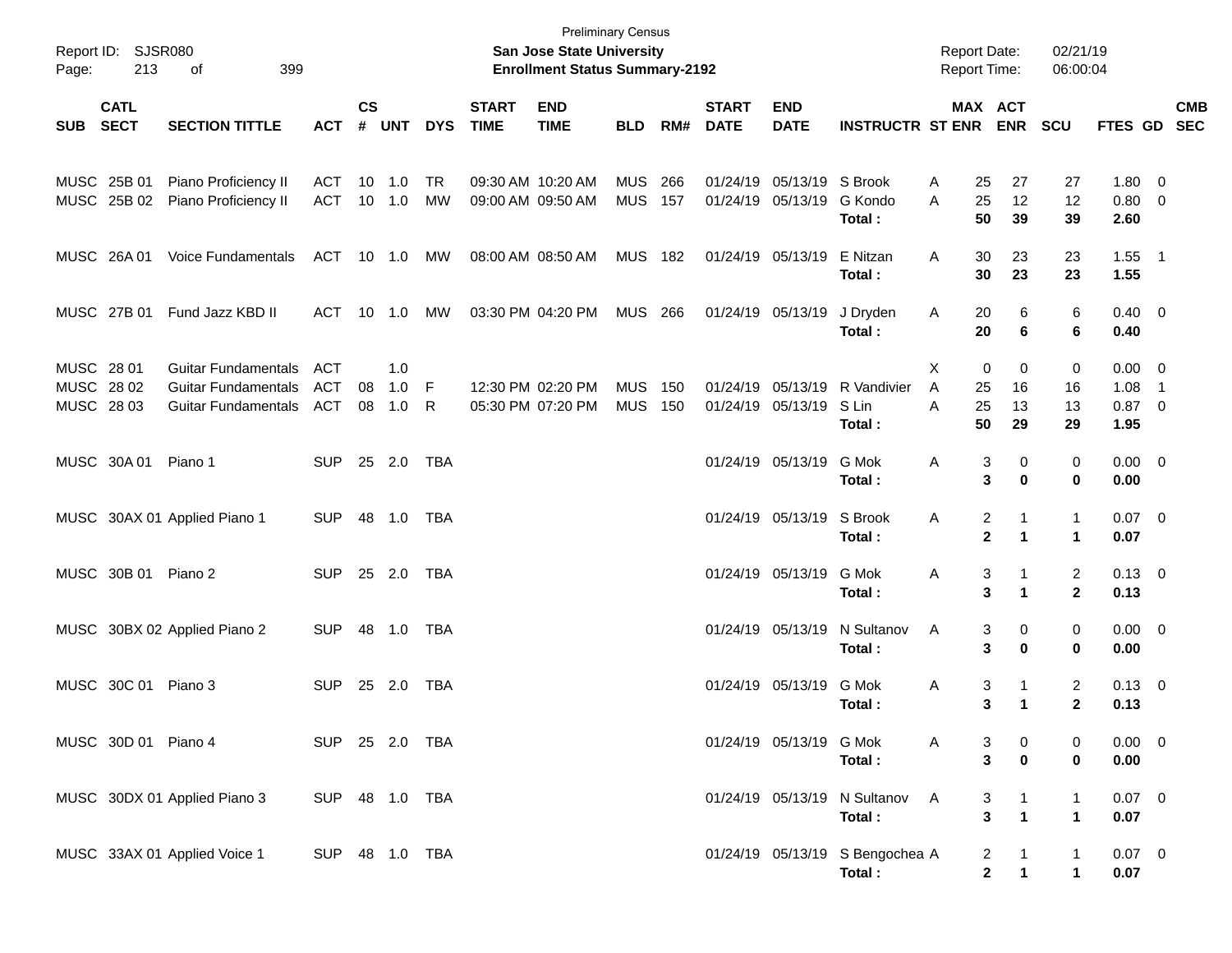Preliminary Census
**San Jose State University**
**Enrollment Status Summary-2192**

Report ID: SJSR080
Report Date: 02/21/19
Report Time: 06:00:04

| SUB | CATL SECT | SECTION TITTLE | ACT | CS # | UNT | DYS | START TIME | END TIME | BLD | RM# | START DATE | END DATE | INSTRUCTR | ST | MAX ENR | ACT ENR | SCU | FTES | GD | CMB SEC |
|---|---|---|---|---|---|---|---|---|---|---|---|---|---|---|---|---|---|---|---|---|
| MUSC | 25B 01 | Piano Proficiency II | ACT | 10 | 1.0 | TR | 09:30 AM | 10:20 AM | MUS | 266 | 01/24/19 | 05/13/19 | S Brook | A | 25 | 27 | 27 | 1.80 | 0 | |
| MUSC | 25B 02 | Piano Proficiency II | ACT | 10 | 1.0 | MW | 09:00 AM | 09:50 AM | MUS | 157 | 01/24/19 | 05/13/19 | G Kondo | A | 25 | 12 | 12 | 0.80 | 0 | |
| | | | | | | | | | | | | | **Total :** | | **50** | **39** | **39** | **2.60** | | |
| MUSC | 26A 01 | Voice Fundamentals | ACT | 10 | 1.0 | MW | 08:00 AM | 08:50 AM | MUS | 182 | 01/24/19 | 05/13/19 | E Nitzan | A | 30 | 23 | 23 | 1.55 | 1 | |
| | | | | | | | | | | | | | **Total :** | | **30** | **23** | **23** | **1.55** | | |
| MUSC | 27B 01 | Fund Jazz KBD II | ACT | 10 | 1.0 | MW | 03:30 PM | 04:20 PM | MUS | 266 | 01/24/19 | 05/13/19 | J Dryden | A | 20 | 6 | 6 | 0.40 | 0 | |
| | | | | | | | | | | | | | **Total :** | | **20** | **6** | **6** | **0.40** | | |
| MUSC | 28 01 | Guitar Fundamentals | ACT | | 1.0 | | | | | | | | | X | 0 | 0 | 0 | 0.00 | 0 | |
| MUSC | 28 02 | Guitar Fundamentals | ACT | 08 | 1.0 | F | 12:30 PM | 02:20 PM | MUS | 150 | 01/24/19 | 05/13/19 | R Vandivier | A | 25 | 16 | 16 | 1.08 | 1 | |
| MUSC | 28 03 | Guitar Fundamentals | ACT | 08 | 1.0 | R | 05:30 PM | 07:20 PM | MUS | 150 | 01/24/19 | 05/13/19 | S Lin | A | 25 | 13 | 13 | 0.87 | 0 | |
| | | | | | | | | | | | | | **Total :** | | **50** | **29** | **29** | **1.95** | | |
| MUSC | 30A 01 | Piano 1 | SUP | 25 | 2.0 | TBA | | | | | 01/24/19 | 05/13/19 | G Mok | A | 3 | 0 | 0 | 0.00 | 0 | |
| | | | | | | | | | | | | | **Total :** | | **3** | **0** | **0** | **0.00** | | |
| MUSC | 30AX 01 | Applied Piano 1 | SUP | 48 | 1.0 | TBA | | | | | 01/24/19 | 05/13/19 | S Brook | A | 2 | 1 | 1 | 0.07 | 0 | |
| | | | | | | | | | | | | | **Total :** | | **2** | **1** | **1** | **0.07** | | |
| MUSC | 30B 01 | Piano 2 | SUP | 25 | 2.0 | TBA | | | | | 01/24/19 | 05/13/19 | G Mok | A | 3 | 1 | 2 | 0.13 | 0 | |
| | | | | | | | | | | | | | **Total :** | | **3** | **1** | **2** | **0.13** | | |
| MUSC | 30BX 02 | Applied Piano 2 | SUP | 48 | 1.0 | TBA | | | | | 01/24/19 | 05/13/19 | N Sultanov | A | 3 | 0 | 0 | 0.00 | 0 | |
| | | | | | | | | | | | | | **Total :** | | **3** | **0** | **0** | **0.00** | | |
| MUSC | 30C 01 | Piano 3 | SUP | 25 | 2.0 | TBA | | | | | 01/24/19 | 05/13/19 | G Mok | A | 3 | 1 | 2 | 0.13 | 0 | |
| | | | | | | | | | | | | | **Total :** | | **3** | **1** | **2** | **0.13** | | |
| MUSC | 30D 01 | Piano 4 | SUP | 25 | 2.0 | TBA | | | | | 01/24/19 | 05/13/19 | G Mok | A | 3 | 0 | 0 | 0.00 | 0 | |
| | | | | | | | | | | | | | **Total :** | | **3** | **0** | **0** | **0.00** | | |
| MUSC | 30DX 01 | Applied Piano 3 | SUP | 48 | 1.0 | TBA | | | | | 01/24/19 | 05/13/19 | N Sultanov | A | 3 | 1 | 1 | 0.07 | 0 | |
| | | | | | | | | | | | | | **Total :** | | **3** | **1** | **1** | **0.07** | | |
| MUSC | 33AX 01 | Applied Voice 1 | SUP | 48 | 1.0 | TBA | | | | | 01/24/19 | 05/13/19 | S Bengochea | A | 2 | 1 | 1 | 0.07 | 0 | |
| | | | | | | | | | | | | | **Total :** | | **2** | **1** | **1** | **0.07** | | |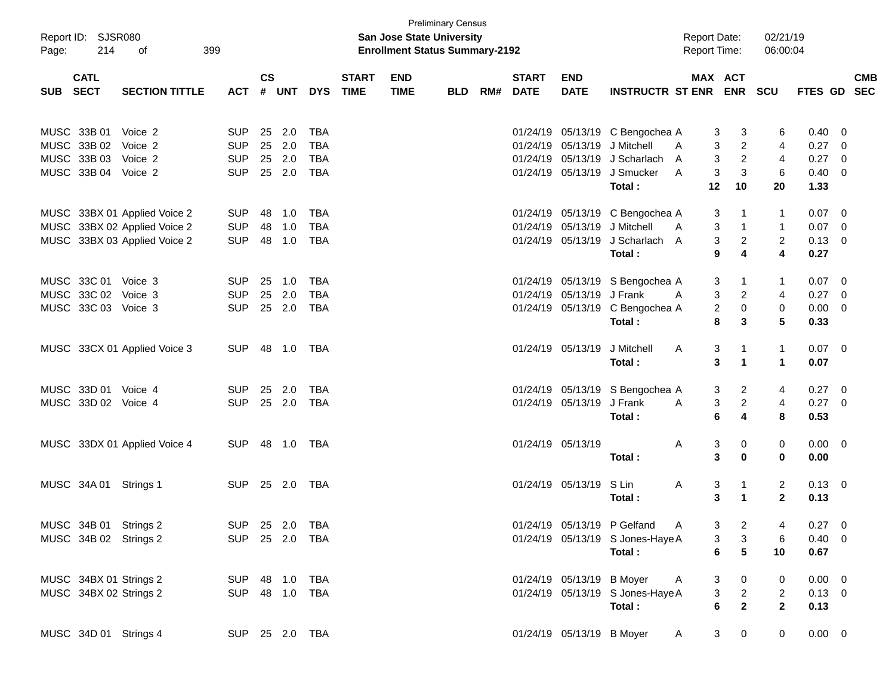Preliminary Census

**San Jose State University**

**Enrollment Status Summary-2192**

Report ID: SJSR080

Report Date: 02/21/19

Report Time: 06:00:04

| SUB | CATL SECT | SECTION TITTLE | ACT | CS # | UNT | DYS | START TIME | END TIME | BLD | RM# | START DATE | END DATE | INSTRUCTR | ST | MAX ENR | ACT ENR | SCU | FTES | GD | CMB SEC |
|---|---|---|---|---|---|---|---|---|---|---|---|---|---|---|---|---|---|---|---|---|
| MUSC | 33B 01 | Voice 2 | SUP | 25 | 2.0 | TBA | | | | | 01/24/19 | 05/13/19 | C Bengochea | A | 3 | 3 | 6 | 0.40 | 0 | |
| MUSC | 33B 02 | Voice 2 | SUP | 25 | 2.0 | TBA | | | | | 01/24/19 | 05/13/19 | J Mitchell | A | 3 | 2 | 4 | 0.27 | 0 | |
| MUSC | 33B 03 | Voice 2 | SUP | 25 | 2.0 | TBA | | | | | 01/24/19 | 05/13/19 | J Scharlach | A | 3 | 2 | 4 | 0.27 | 0 | |
| MUSC | 33B 04 | Voice 2 | SUP | 25 | 2.0 | TBA | | | | | 01/24/19 | 05/13/19 | J Smucker | A | 3 | 3 | 6 | 0.40 | 0 | |
| | | | | | | | | | | | | | **Total :** | | **12** | **10** | **20** | **1.33** | | |
| MUSC | 33BX 01 | Applied Voice 2 | SUP | 48 | 1.0 | TBA | | | | | 01/24/19 | 05/13/19 | C Bengochea | A | 3 | 1 | 1 | 0.07 | 0 | |
| MUSC | 33BX 02 | Applied Voice 2 | SUP | 48 | 1.0 | TBA | | | | | 01/24/19 | 05/13/19 | J Mitchell | A | 3 | 1 | 1 | 0.07 | 0 | |
| MUSC | 33BX 03 | Applied Voice 2 | SUP | 48 | 1.0 | TBA | | | | | 01/24/19 | 05/13/19 | J Scharlach | A | 3 | 2 | 2 | 0.13 | 0 | |
| | | | | | | | | | | | | | **Total :** | | **9** | **4** | **4** | **0.27** | | |
| MUSC | 33C 01 | Voice 3 | SUP | 25 | 1.0 | TBA | | | | | 01/24/19 | 05/13/19 | S Bengochea | A | 3 | 1 | 1 | 0.07 | 0 | |
| MUSC | 33C 02 | Voice 3 | SUP | 25 | 2.0 | TBA | | | | | 01/24/19 | 05/13/19 | J Frank | A | 3 | 2 | 4 | 0.27 | 0 | |
| MUSC | 33C 03 | Voice 3 | SUP | 25 | 2.0 | TBA | | | | | 01/24/19 | 05/13/19 | C Bengochea | A | 2 | 0 | 0 | 0.00 | 0 | |
| | | | | | | | | | | | | | **Total :** | | **8** | **3** | **5** | **0.33** | | |
| MUSC | 33CX 01 | Applied Voice 3 | SUP | 48 | 1.0 | TBA | | | | | 01/24/19 | 05/13/19 | J Mitchell | A | 3 | 1 | 1 | 0.07 | 0 | |
| | | | | | | | | | | | | | **Total :** | | **3** | **1** | **1** | **0.07** | | |
| MUSC | 33D 01 | Voice 4 | SUP | 25 | 2.0 | TBA | | | | | 01/24/19 | 05/13/19 | S Bengochea | A | 3 | 2 | 4 | 0.27 | 0 | |
| MUSC | 33D 02 | Voice 4 | SUP | 25 | 2.0 | TBA | | | | | 01/24/19 | 05/13/19 | J Frank | A | 3 | 2 | 4 | 0.27 | 0 | |
| | | | | | | | | | | | | | **Total :** | | **6** | **4** | **8** | **0.53** | | |
| MUSC | 33DX 01 | Applied Voice 4 | SUP | 48 | 1.0 | TBA | | | | | 01/24/19 | 05/13/19 | | A | 3 | 0 | 0 | 0.00 | 0 | |
| | | | | | | | | | | | | | **Total :** | | **3** | **0** | **0** | **0.00** | | |
| MUSC | 34A 01 | Strings 1 | SUP | 25 | 2.0 | TBA | | | | | 01/24/19 | 05/13/19 | S Lin | A | 3 | 1 | 2 | 0.13 | 0 | |
| | | | | | | | | | | | | | **Total :** | | **3** | **1** | **2** | **0.13** | | |
| MUSC | 34B 01 | Strings 2 | SUP | 25 | 2.0 | TBA | | | | | 01/24/19 | 05/13/19 | P Gelfand | A | 3 | 2 | 4 | 0.27 | 0 | |
| MUSC | 34B 02 | Strings 2 | SUP | 25 | 2.0 | TBA | | | | | 01/24/19 | 05/13/19 | S Jones-Haye | A | 3 | 3 | 6 | 0.40 | 0 | |
| | | | | | | | | | | | | | **Total :** | | **6** | **5** | **10** | **0.67** | | |
| MUSC | 34BX 01 | Strings 2 | SUP | 48 | 1.0 | TBA | | | | | 01/24/19 | 05/13/19 | B Moyer | A | 3 | 0 | 0 | 0.00 | 0 | |
| MUSC | 34BX 02 | Strings 2 | SUP | 48 | 1.0 | TBA | | | | | 01/24/19 | 05/13/19 | S Jones-Haye | A | 3 | 2 | 2 | 0.13 | 0 | |
| | | | | | | | | | | | | | **Total :** | | **6** | **2** | **2** | **0.13** | | |
| MUSC | 34D 01 | Strings 4 | SUP | 25 | 2.0 | TBA | | | | | 01/24/19 | 05/13/19 | B Moyer | A | 3 | 0 | 0 | 0.00 | 0 | |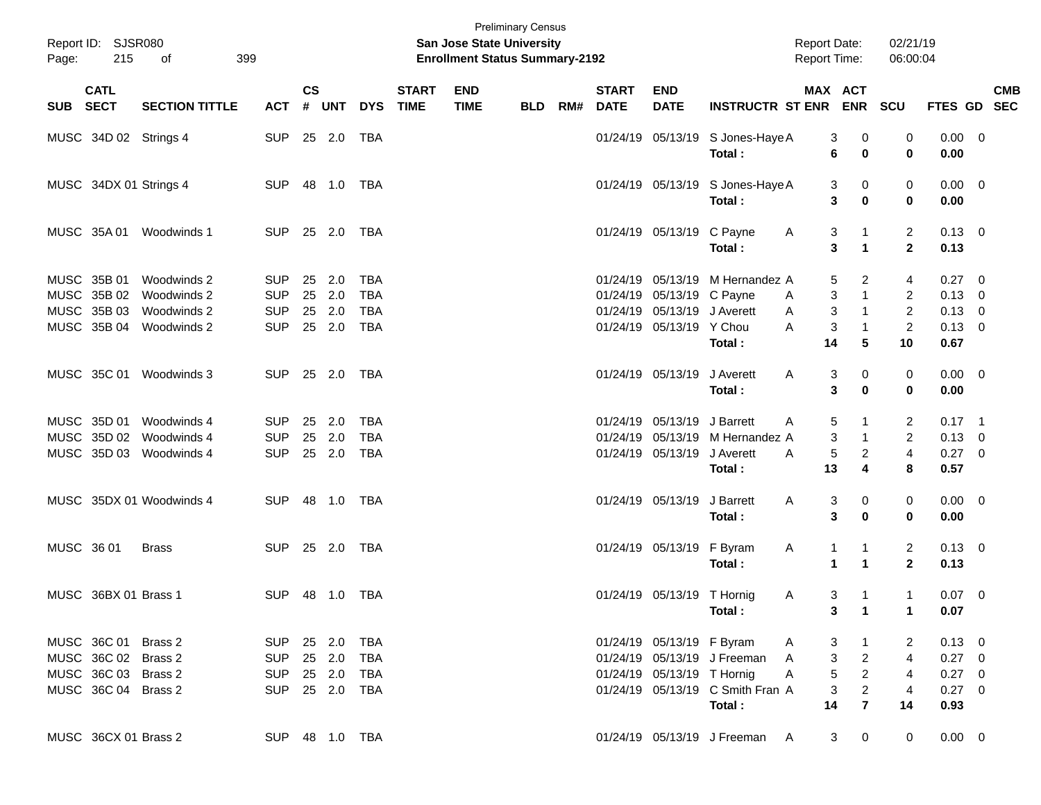Preliminary Census

**San Jose State University**

**Enrollment Status Summary-2192**

Report ID: SJSR080
Report Date: 02/21/19
Report Time: 06:00:04

| SUB | CATL SECT | SECTION TITTLE | ACT | CS # | UNT | DYS | START TIME | END TIME | BLD | RM# | START DATE | END DATE | INSTRUCTR | ST | MAX ENR | ACT ENR | SCU | FTES | GD | CMB SEC |
|---|---|---|---|---|---|---|---|---|---|---|---|---|---|---|---|---|---|---|---|---|
| MUSC | 34D 02 | Strings 4 | SUP | 25 | 2.0 | TBA | | | | | 01/24/19 | 05/13/19 | S Jones-Haye | A | 3 | 0 | 0 | 0.00 | 0 | |
| | | | | | | | | | | | | | **Total :** | | **6** | **0** | **0** | **0.00** | | |
| MUSC | 34DX 01 | Strings 4 | SUP | 48 | 1.0 | TBA | | | | | 01/24/19 | 05/13/19 | S Jones-Haye | A | 3 | 0 | 0 | 0.00 | 0 | |
| | | | | | | | | | | | | | **Total :** | | **3** | **0** | **0** | **0.00** | | |
| MUSC | 35A 01 | Woodwinds 1 | SUP | 25 | 2.0 | TBA | | | | | 01/24/19 | 05/13/19 | C Payne | A | 3 | 1 | 2 | 0.13 | 0 | |
| | | | | | | | | | | | | | **Total :** | | **3** | **1** | **2** | **0.13** | | |
| MUSC | 35B 01 | Woodwinds 2 | SUP | 25 | 2.0 | TBA | | | | | 01/24/19 | 05/13/19 | M Hernandez | A | 5 | 2 | 4 | 0.27 | 0 | |
| MUSC | 35B 02 | Woodwinds 2 | SUP | 25 | 2.0 | TBA | | | | | 01/24/19 | 05/13/19 | C Payne | A | 3 | 1 | 2 | 0.13 | 0 | |
| MUSC | 35B 03 | Woodwinds 2 | SUP | 25 | 2.0 | TBA | | | | | 01/24/19 | 05/13/19 | J Averett | A | 3 | 1 | 2 | 0.13 | 0 | |
| MUSC | 35B 04 | Woodwinds 2 | SUP | 25 | 2.0 | TBA | | | | | 01/24/19 | 05/13/19 | Y Chou | A | 3 | 1 | 2 | 0.13 | 0 | |
| | | | | | | | | | | | | | **Total :** | | **14** | **5** | **10** | **0.67** | | |
| MUSC | 35C 01 | Woodwinds 3 | SUP | 25 | 2.0 | TBA | | | | | 01/24/19 | 05/13/19 | J Averett | A | 3 | 0 | 0 | 0.00 | 0 | |
| | | | | | | | | | | | | | **Total :** | | **3** | **0** | **0** | **0.00** | | |
| MUSC | 35D 01 | Woodwinds 4 | SUP | 25 | 2.0 | TBA | | | | | 01/24/19 | 05/13/19 | J Barrett | A | 5 | 1 | 2 | 0.17 | 1 | |
| MUSC | 35D 02 | Woodwinds 4 | SUP | 25 | 2.0 | TBA | | | | | 01/24/19 | 05/13/19 | M Hernandez | A | 3 | 1 | 2 | 0.13 | 0 | |
| MUSC | 35D 03 | Woodwinds 4 | SUP | 25 | 2.0 | TBA | | | | | 01/24/19 | 05/13/19 | J Averett | A | 5 | 2 | 4 | 0.27 | 0 | |
| | | | | | | | | | | | | | **Total :** | | **13** | **4** | **8** | **0.57** | | |
| MUSC | 35DX 01 | Woodwinds 4 | SUP | 48 | 1.0 | TBA | | | | | 01/24/19 | 05/13/19 | J Barrett | A | 3 | 0 | 0 | 0.00 | 0 | |
| | | | | | | | | | | | | | **Total :** | | **3** | **0** | **0** | **0.00** | | |
| MUSC | 36 01 | Brass | SUP | 25 | 2.0 | TBA | | | | | 01/24/19 | 05/13/19 | F Byram | A | 1 | 1 | 2 | 0.13 | 0 | |
| | | | | | | | | | | | | | **Total :** | | **1** | **1** | **2** | **0.13** | | |
| MUSC | 36BX 01 | Brass 1 | SUP | 48 | 1.0 | TBA | | | | | 01/24/19 | 05/13/19 | T Hornig | A | 3 | 1 | 1 | 0.07 | 0 | |
| | | | | | | | | | | | | | **Total :** | | **3** | **1** | **1** | **0.07** | | |
| MUSC | 36C 01 | Brass 2 | SUP | 25 | 2.0 | TBA | | | | | 01/24/19 | 05/13/19 | F Byram | A | 3 | 1 | 2 | 0.13 | 0 | |
| MUSC | 36C 02 | Brass 2 | SUP | 25 | 2.0 | TBA | | | | | 01/24/19 | 05/13/19 | J Freeman | A | 3 | 2 | 4 | 0.27 | 0 | |
| MUSC | 36C 03 | Brass 2 | SUP | 25 | 2.0 | TBA | | | | | 01/24/19 | 05/13/19 | T Hornig | A | 5 | 2 | 4 | 0.27 | 0 | |
| MUSC | 36C 04 | Brass 2 | SUP | 25 | 2.0 | TBA | | | | | 01/24/19 | 05/13/19 | C Smith Fran | A | 3 | 2 | 4 | 0.27 | 0 | |
| | | | | | | | | | | | | | **Total :** | | **14** | **7** | **14** | **0.93** | | |
| MUSC | 36CX 01 | Brass 2 | SUP | 48 | 1.0 | TBA | | | | | 01/24/19 | 05/13/19 | J Freeman | A | 3 | 0 | 0 | 0.00 | 0 | |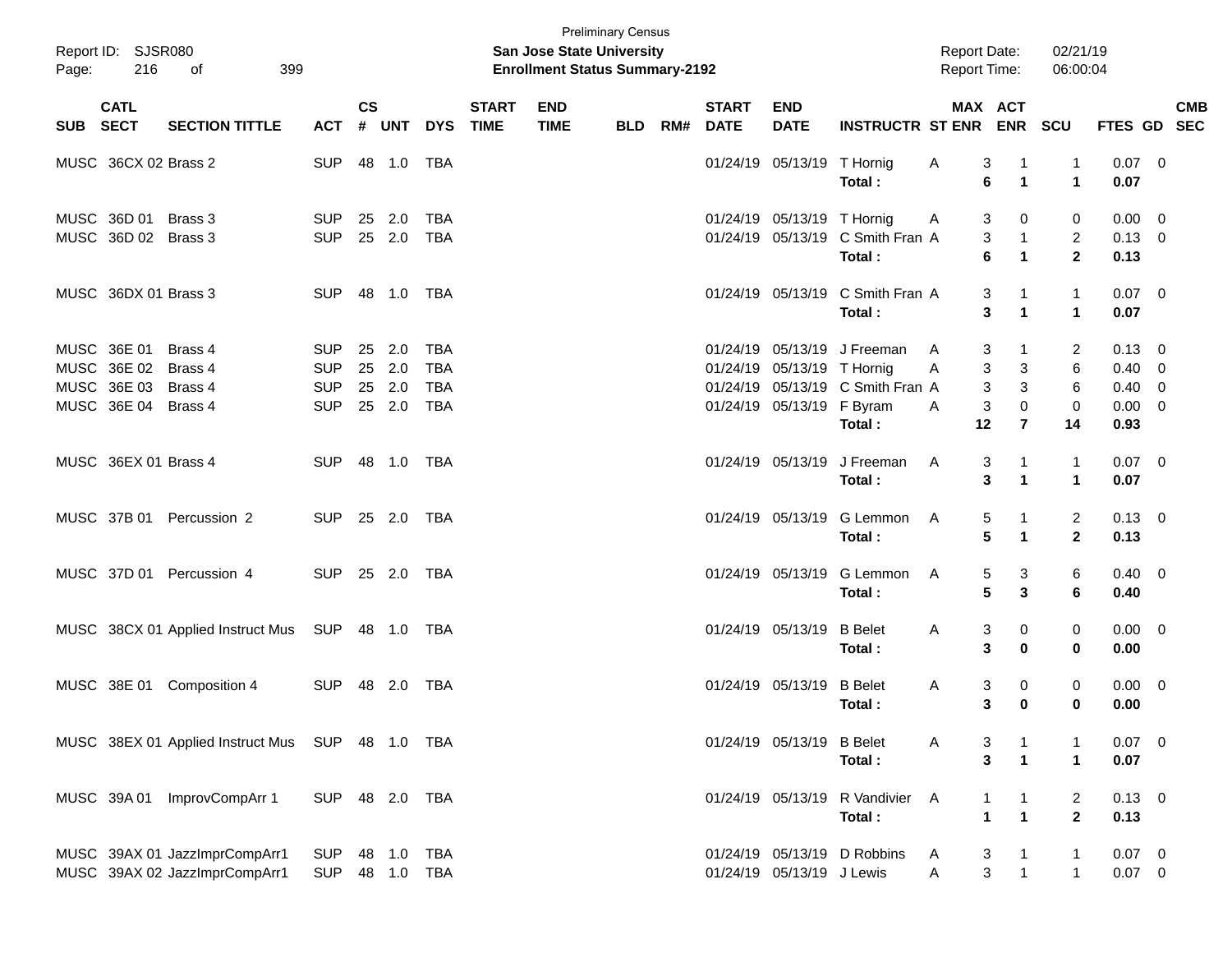Preliminary Census

**San Jose State University**

**Enrollment Status Summary-2192**

Report ID: SJSR080

Report Date: 02/21/19

Report Time: 06:00:04

| SUB | CATL SECT | SECTION TITTLE | ACT | CS # | UNT | DYS | START TIME | END TIME | BLD | RM# | START DATE | END DATE | INSTRUCTR | ST | MAX ENR | ACT ENR | SCU | FTES | GD | CMB SEC |
|---|---|---|---|---|---|---|---|---|---|---|---|---|---|---|---|---|---|---|---|---|
| MUSC | 36CX 02 | Brass 2 | SUP | 48 | 1.0 | TBA | | | | | 01/24/19 | 05/13/19 | T Hornig | A | 3 | 1 | 1 | 0.07 | 0 | |
| | | | | | | | | | | | | | **Total :** | | **6** | **1** | **1** | **0.07** | | |
| MUSC | 36D 01 | Brass 3 | SUP | 25 | 2.0 | TBA | | | | | 01/24/19 | 05/13/19 | T Hornig | A | 3 | 0 | 0 | 0.00 | 0 | |
| MUSC | 36D 02 | Brass 3 | SUP | 25 | 2.0 | TBA | | | | | 01/24/19 | 05/13/19 | C Smith Fran | A | 3 | 1 | 2 | 0.13 | 0 | |
| | | | | | | | | | | | | | **Total :** | | **6** | **1** | **2** | **0.13** | | |
| MUSC | 36DX 01 | Brass 3 | SUP | 48 | 1.0 | TBA | | | | | 01/24/19 | 05/13/19 | C Smith Fran | A | 3 | 1 | 1 | 0.07 | 0 | |
| | | | | | | | | | | | | | **Total :** | | **3** | **1** | **1** | **0.07** | | |
| MUSC | 36E 01 | Brass 4 | SUP | 25 | 2.0 | TBA | | | | | 01/24/19 | 05/13/19 | J Freeman | A | 3 | 1 | 2 | 0.13 | 0 | |
| MUSC | 36E 02 | Brass 4 | SUP | 25 | 2.0 | TBA | | | | | 01/24/19 | 05/13/19 | T Hornig | A | 3 | 3 | 6 | 0.40 | 0 | |
| MUSC | 36E 03 | Brass 4 | SUP | 25 | 2.0 | TBA | | | | | 01/24/19 | 05/13/19 | C Smith Fran | A | 3 | 3 | 6 | 0.40 | 0 | |
| MUSC | 36E 04 | Brass 4 | SUP | 25 | 2.0 | TBA | | | | | 01/24/19 | 05/13/19 | F Byram | A | 3 | 0 | 0 | 0.00 | 0 | |
| | | | | | | | | | | | | | **Total :** | | **12** | **7** | **14** | **0.93** | | |
| MUSC | 36EX 01 | Brass 4 | SUP | 48 | 1.0 | TBA | | | | | 01/24/19 | 05/13/19 | J Freeman | A | 3 | 1 | 1 | 0.07 | 0 | |
| | | | | | | | | | | | | | **Total :** | | **3** | **1** | **1** | **0.07** | | |
| MUSC | 37B 01 | Percussion 2 | SUP | 25 | 2.0 | TBA | | | | | 01/24/19 | 05/13/19 | G Lemmon | A | 5 | 1 | 2 | 0.13 | 0 | |
| | | | | | | | | | | | | | **Total :** | | **5** | **1** | **2** | **0.13** | | |
| MUSC | 37D 01 | Percussion 4 | SUP | 25 | 2.0 | TBA | | | | | 01/24/19 | 05/13/19 | G Lemmon | A | 5 | 3 | 6 | 0.40 | 0 | |
| | | | | | | | | | | | | | **Total :** | | **5** | **3** | **6** | **0.40** | | |
| MUSC | 38CX 01 | Applied Instruct Mus | SUP | 48 | 1.0 | TBA | | | | | 01/24/19 | 05/13/19 | B Belet | A | 3 | 0 | 0 | 0.00 | 0 | |
| | | | | | | | | | | | | | **Total :** | | **3** | **0** | **0** | **0.00** | | |
| MUSC | 38E 01 | Composition 4 | SUP | 48 | 2.0 | TBA | | | | | 01/24/19 | 05/13/19 | B Belet | A | 3 | 0 | 0 | 0.00 | 0 | |
| | | | | | | | | | | | | | **Total :** | | **3** | **0** | **0** | **0.00** | | |
| MUSC | 38EX 01 | Applied Instruct Mus | SUP | 48 | 1.0 | TBA | | | | | 01/24/19 | 05/13/19 | B Belet | A | 3 | 1 | 1 | 0.07 | 0 | |
| | | | | | | | | | | | | | **Total :** | | **3** | **1** | **1** | **0.07** | | |
| MUSC | 39A 01 | ImprovCompArr 1 | SUP | 48 | 2.0 | TBA | | | | | 01/24/19 | 05/13/19 | R Vandivier | A | 1 | 1 | 2 | 0.13 | 0 | |
| | | | | | | | | | | | | | **Total :** | | **1** | **1** | **2** | **0.13** | | |
| MUSC | 39AX 01 | JazzImprCompArr1 | SUP | 48 | 1.0 | TBA | | | | | 01/24/19 | 05/13/19 | D Robbins | A | 3 | 1 | 1 | 0.07 | 0 | |
| MUSC | 39AX 02 | JazzImprCompArr1 | SUP | 48 | 1.0 | TBA | | | | | 01/24/19 | 05/13/19 | J Lewis | A | 3 | 1 | 1 | 0.07 | 0 | |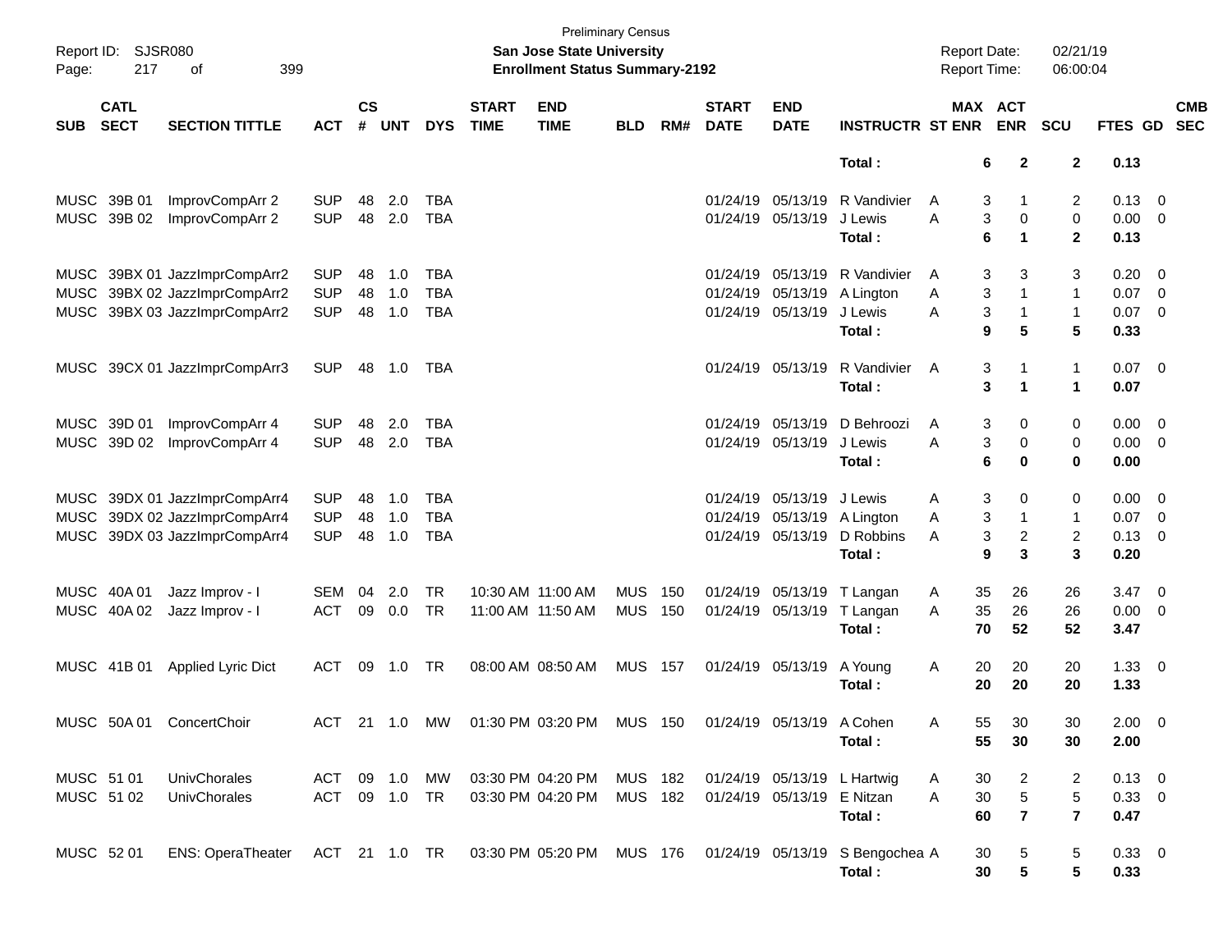Preliminary Census

**San Jose State University**

**Enrollment Status Summary-2192**

Report ID: SJSR080 | Report Date: 02/21/19 | Report Time: 06:00:04

| SUB | CATL SECT | SECTION TITTLE | ACT | CS # | UNT | DYS | START TIME | END TIME | BLD | RM# | START DATE | END DATE | INSTRUCTR | ST | MAX ENR | ACT ENR | SCU | FTES | GD | CMB SEC |
|---|---|---|---|---|---|---|---|---|---|---|---|---|---|---|---|---|---|---|---|---|
| | | | | | | | | | | | | | **Total :** | | **6** | **2** | **2** | **0.13** | | |
| MUSC | 39B 01 | ImprovCompArr 2 | SUP | 48 | 2.0 | TBA | | | | | 01/24/19 | 05/13/19 | R Vandivier | A | 3 | 1 | 2 | 0.13 | 0 | |
| MUSC | 39B 02 | ImprovCompArr 2 | SUP | 48 | 2.0 | TBA | | | | | 01/24/19 | 05/13/19 | J Lewis | A | 3 | 0 | 0 | 0.00 | 0 | |
| | | | | | | | | | | | | | **Total :** | | **6** | **1** | **2** | **0.13** | | |
| MUSC | 39BX 01 | JazzImprCompArr2 | SUP | 48 | 1.0 | TBA | | | | | 01/24/19 | 05/13/19 | R Vandivier | A | 3 | 3 | 3 | 0.20 | 0 | |
| MUSC | 39BX 02 | JazzImprCompArr2 | SUP | 48 | 1.0 | TBA | | | | | 01/24/19 | 05/13/19 | A Lington | A | 3 | 1 | 1 | 0.07 | 0 | |
| MUSC | 39BX 03 | JazzImprCompArr2 | SUP | 48 | 1.0 | TBA | | | | | 01/24/19 | 05/13/19 | J Lewis | A | 3 | 1 | 1 | 0.07 | 0 | |
| | | | | | | | | | | | | | **Total :** | | **9** | **5** | **5** | **0.33** | | |
| MUSC | 39CX 01 | JazzImprCompArr3 | SUP | 48 | 1.0 | TBA | | | | | 01/24/19 | 05/13/19 | R Vandivier | A | 3 | 1 | 1 | 0.07 | 0 | |
| | | | | | | | | | | | | | **Total :** | | **3** | **1** | **1** | **0.07** | | |
| MUSC | 39D 01 | ImprovCompArr 4 | SUP | 48 | 2.0 | TBA | | | | | 01/24/19 | 05/13/19 | D Behroozi | A | 3 | 0 | 0 | 0.00 | 0 | |
| MUSC | 39D 02 | ImprovCompArr 4 | SUP | 48 | 2.0 | TBA | | | | | 01/24/19 | 05/13/19 | J Lewis | A | 3 | 0 | 0 | 0.00 | 0 | |
| | | | | | | | | | | | | | **Total :** | | **6** | **0** | **0** | **0.00** | | |
| MUSC | 39DX 01 | JazzImprCompArr4 | SUP | 48 | 1.0 | TBA | | | | | 01/24/19 | 05/13/19 | J Lewis | A | 3 | 0 | 0 | 0.00 | 0 | |
| MUSC | 39DX 02 | JazzImprCompArr4 | SUP | 48 | 1.0 | TBA | | | | | 01/24/19 | 05/13/19 | A Lington | A | 3 | 1 | 1 | 0.07 | 0 | |
| MUSC | 39DX 03 | JazzImprCompArr4 | SUP | 48 | 1.0 | TBA | | | | | 01/24/19 | 05/13/19 | D Robbins | A | 3 | 2 | 2 | 0.13 | 0 | |
| | | | | | | | | | | | | | **Total :** | | **9** | **3** | **3** | **0.20** | | |
| MUSC | 40A 01 | Jazz Improv - I | SEM | 04 | 2.0 | TR | 10:30 AM | 11:00 AM | MUS | 150 | 01/24/19 | 05/13/19 | T Langan | A | 35 | 26 | 26 | 3.47 | 0 | |
| MUSC | 40A 02 | Jazz Improv - I | ACT | 09 | 0.0 | TR | 11:00 AM | 11:50 AM | MUS | 150 | 01/24/19 | 05/13/19 | T Langan | A | 35 | 26 | 26 | 0.00 | 0 | |
| | | | | | | | | | | | | | **Total :** | | **70** | **52** | **52** | **3.47** | | |
| MUSC | 41B 01 | Applied Lyric Dict | ACT | 09 | 1.0 | TR | 08:00 AM | 08:50 AM | MUS | 157 | 01/24/19 | 05/13/19 | A Young | A | 20 | 20 | 20 | 1.33 | 0 | |
| | | | | | | | | | | | | | **Total :** | | **20** | **20** | **20** | **1.33** | | |
| MUSC | 50A 01 | ConcertChoir | ACT | 21 | 1.0 | MW | 01:30 PM | 03:20 PM | MUS | 150 | 01/24/19 | 05/13/19 | A Cohen | A | 55 | 30 | 30 | 2.00 | 0 | |
| | | | | | | | | | | | | | **Total :** | | **55** | **30** | **30** | **2.00** | | |
| MUSC | 51 01 | UnivChorales | ACT | 09 | 1.0 | MW | 03:30 PM | 04:20 PM | MUS | 182 | 01/24/19 | 05/13/19 | L Hartwig | A | 30 | 2 | 2 | 0.13 | 0 | |
| MUSC | 51 02 | UnivChorales | ACT | 09 | 1.0 | TR | 03:30 PM | 04:20 PM | MUS | 182 | 01/24/19 | 05/13/19 | E Nitzan | A | 30 | 5 | 5 | 0.33 | 0 | |
| | | | | | | | | | | | | | **Total :** | | **60** | **7** | **7** | **0.47** | | |
| MUSC | 52 01 | ENS: OperaTheater | ACT | 21 | 1.0 | TR | 03:30 PM | 05:20 PM | MUS | 176 | 01/24/19 | 05/13/19 | S Bengochea | A | 30 | 5 | 5 | 0.33 | 0 | |
| | | | | | | | | | | | | | **Total :** | | **30** | **5** | **5** | **0.33** | | |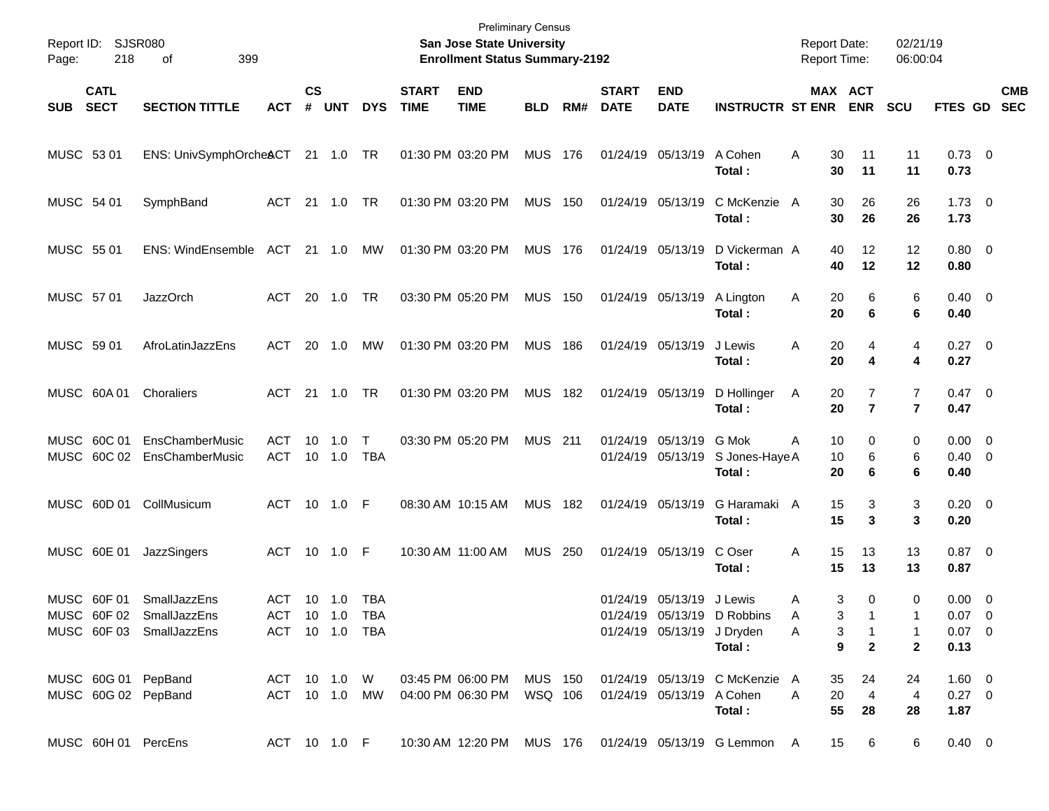Preliminary Census

**San Jose State University**

**Enrollment Status Summary-2192**

Report ID: SJSR080
Report Date: 02/21/19
Report Time: 06:00:04

| SUB | CATL SECT | SECTION TITTLE | ACT | CS # | UNT | DYS | START TIME | END TIME | BLD | RM# | START DATE | END DATE | INSTRUCTR | ST | MAX ENR | ACT ENR | SCU | FTES | GD | CMB SEC |
|---|---|---|---|---|---|---|---|---|---|---|---|---|---|---|---|---|---|---|---|---|
| MUSC | 53 01 | ENS: UnivSymphOrches | ACT | 21 | 1.0 | TR | 01:30 PM | 03:20 PM | MUS | 176 | 01/24/19 | 05/13/19 | A Cohen | A | 30 | 11 | 11 | 0.73 | 0 | |
| | | | | | | | | | | | | | **Total :** | | **30** | **11** | **11** | **0.73** | | |
| MUSC | 54 01 | SymphBand | ACT | 21 | 1.0 | TR | 01:30 PM | 03:20 PM | MUS | 150 | 01/24/19 | 05/13/19 | C McKenzie | A | 30 | 26 | 26 | 1.73 | 0 | |
| | | | | | | | | | | | | | **Total :** | | **30** | **26** | **26** | **1.73** | | |
| MUSC | 55 01 | ENS: WindEnsemble | ACT | 21 | 1.0 | MW | 01:30 PM | 03:20 PM | MUS | 176 | 01/24/19 | 05/13/19 | D Vickerman | A | 40 | 12 | 12 | 0.80 | 0 | |
| | | | | | | | | | | | | | **Total :** | | **40** | **12** | **12** | **0.80** | | |
| MUSC | 57 01 | JazzOrch | ACT | 20 | 1.0 | TR | 03:30 PM | 05:20 PM | MUS | 150 | 01/24/19 | 05/13/19 | A Lington | A | 20 | 6 | 6 | 0.40 | 0 | |
| | | | | | | | | | | | | | **Total :** | | **20** | **6** | **6** | **0.40** | | |
| MUSC | 59 01 | AfroLatinJazzEns | ACT | 20 | 1.0 | MW | 01:30 PM | 03:20 PM | MUS | 186 | 01/24/19 | 05/13/19 | J Lewis | A | 20 | 4 | 4 | 0.27 | 0 | |
| | | | | | | | | | | | | | **Total :** | | **20** | **4** | **4** | **0.27** | | |
| MUSC | 60A 01 | Choraliers | ACT | 21 | 1.0 | TR | 01:30 PM | 03:20 PM | MUS | 182 | 01/24/19 | 05/13/19 | D Hollinger | A | 20 | 7 | 7 | 0.47 | 0 | |
| | | | | | | | | | | | | | **Total :** | | **20** | **7** | **7** | **0.47** | | |
| MUSC | 60C 01 | EnsChamberMusic | ACT | 10 | 1.0 | T | 03:30 PM | 05:20 PM | MUS | 211 | 01/24/19 | 05/13/19 | G Mok | A | 10 | 0 | 0 | 0.00 | 0 | |
| MUSC | 60C 02 | EnsChamberMusic | ACT | 10 | 1.0 | TBA | | | | | 01/24/19 | 05/13/19 | S Jones-Haye | A | 10 | 6 | 6 | 0.40 | 0 | |
| | | | | | | | | | | | | | **Total :** | | **20** | **6** | **6** | **0.40** | | |
| MUSC | 60D 01 | CollMusicum | ACT | 10 | 1.0 | F | 08:30 AM | 10:15 AM | MUS | 182 | 01/24/19 | 05/13/19 | G Haramaki | A | 15 | 3 | 3 | 0.20 | 0 | |
| | | | | | | | | | | | | | **Total :** | | **15** | **3** | **3** | **0.20** | | |
| MUSC | 60E 01 | JazzSingers | ACT | 10 | 1.0 | F | 10:30 AM | 11:00 AM | MUS | 250 | 01/24/19 | 05/13/19 | C Oser | A | 15 | 13 | 13 | 0.87 | 0 | |
| | | | | | | | | | | | | | **Total :** | | **15** | **13** | **13** | **0.87** | | |
| MUSC | 60F 01 | SmallJazzEns | ACT | 10 | 1.0 | TBA | | | | | 01/24/19 | 05/13/19 | J Lewis | A | 3 | 0 | 0 | 0.00 | 0 | |
| MUSC | 60F 02 | SmallJazzEns | ACT | 10 | 1.0 | TBA | | | | | 01/24/19 | 05/13/19 | D Robbins | A | 3 | 1 | 1 | 0.07 | 0 | |
| MUSC | 60F 03 | SmallJazzEns | ACT | 10 | 1.0 | TBA | | | | | 01/24/19 | 05/13/19 | J Dryden | A | 3 | 1 | 1 | 0.07 | 0 | |
| | | | | | | | | | | | | | **Total :** | | **9** | **2** | **2** | **0.13** | | |
| MUSC | 60G 01 | PepBand | ACT | 10 | 1.0 | W | 03:45 PM | 06:00 PM | MUS | 150 | 01/24/19 | 05/13/19 | C McKenzie | A | 35 | 24 | 24 | 1.60 | 0 | |
| MUSC | 60G 02 | PepBand | ACT | 10 | 1.0 | MW | 04:00 PM | 06:30 PM | WSQ | 106 | 01/24/19 | 05/13/19 | A Cohen | A | 20 | 4 | 4 | 0.27 | 0 | |
| | | | | | | | | | | | | | **Total :** | | **55** | **28** | **28** | **1.87** | | |
| MUSC | 60H 01 | PercEns | ACT | 10 | 1.0 | F | 10:30 AM | 12:20 PM | MUS | 176 | 01/24/19 | 05/13/19 | G Lemmon | A | 15 | 6 | 6 | 0.40 | 0 | |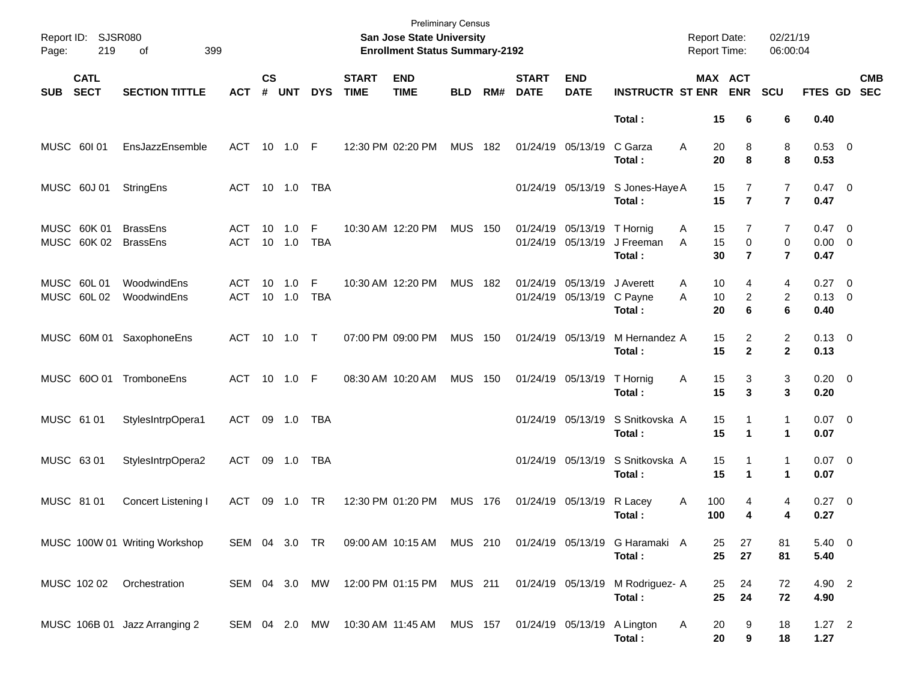| SUB | CATL SECT | SECTION TITTLE | ACT | CS # | UNT | DYS | START TIME | END TIME | BLD | RM# | START DATE | END DATE | INSTRUCTR | ST | MAX ENR | ACT ENR | SCU | FTES | GD | CMB SEC |
|---|---|---|---|---|---|---|---|---|---|---|---|---|---|---|---|---|---|---|---|---|
| | | | | | | | | | | | | | **Total :** | | **15** | **6** | **6** | **0.40** | | |
| MUSC | 60I 01 | EnsJazzEnsemble | ACT | 10 | 1.0 | F | 12:30 PM | 02:20 PM | MUS | 182 | 01/24/19 | 05/13/19 | C Garza | A | 20 | 8 | 8 | 0.53 | 0 | |
| | | | | | | | | | | | | | **Total :** | | **20** | **8** | **8** | **0.53** | | |
| MUSC | 60J 01 | StringEns | ACT | 10 | 1.0 | TBA | | | | | 01/24/19 | 05/13/19 | S Jones-Haye | A | 15 | 7 | 7 | 0.47 | 0 | |
| | | | | | | | | | | | | | **Total :** | | **15** | **7** | **7** | **0.47** | | |
| MUSC | 60K 01 | BrassEns | ACT | 10 | 1.0 | F | 10:30 AM | 12:20 PM | MUS | 150 | 01/24/19 | 05/13/19 | T Hornig | A | 15 | 7 | 7 | 0.47 | 0 | |
| MUSC | 60K 02 | BrassEns | ACT | 10 | 1.0 | TBA | | | | | 01/24/19 | 05/13/19 | J Freeman | A | 15 | 0 | 0 | 0.00 | 0 | |
| | | | | | | | | | | | | | **Total :** | | **30** | **7** | **7** | **0.47** | | |
| MUSC | 60L 01 | WoodwindEns | ACT | 10 | 1.0 | F | 10:30 AM | 12:20 PM | MUS | 182 | 01/24/19 | 05/13/19 | J Averett | A | 10 | 4 | 4 | 0.27 | 0 | |
| MUSC | 60L 02 | WoodwindEns | ACT | 10 | 1.0 | TBA | | | | | 01/24/19 | 05/13/19 | C Payne | A | 10 | 2 | 2 | 0.13 | 0 | |
| | | | | | | | | | | | | | **Total :** | | **20** | **6** | **6** | **0.40** | | |
| MUSC | 60M 01 | SaxophoneEns | ACT | 10 | 1.0 | T | 07:00 PM | 09:00 PM | MUS | 150 | 01/24/19 | 05/13/19 | M Hernandez | A | 15 | 2 | 2 | 0.13 | 0 | |
| | | | | | | | | | | | | | **Total :** | | **15** | **2** | **2** | **0.13** | | |
| MUSC | 60O 01 | TromboneEns | ACT | 10 | 1.0 | F | 08:30 AM | 10:20 AM | MUS | 150 | 01/24/19 | 05/13/19 | T Hornig | A | 15 | 3 | 3 | 0.20 | 0 | |
| | | | | | | | | | | | | | **Total :** | | **15** | **3** | **3** | **0.20** | | |
| MUSC | 61 01 | StylesIntrpOpera1 | ACT | 09 | 1.0 | TBA | | | | | 01/24/19 | 05/13/19 | S Snitkovska | A | 15 | 1 | 1 | 0.07 | 0 | |
| | | | | | | | | | | | | | **Total :** | | **15** | **1** | **1** | **0.07** | | |
| MUSC | 63 01 | StylesIntrpOpera2 | ACT | 09 | 1.0 | TBA | | | | | 01/24/19 | 05/13/19 | S Snitkovska | A | 15 | 1 | 1 | 0.07 | 0 | |
| | | | | | | | | | | | | | **Total :** | | **15** | **1** | **1** | **0.07** | | |
| MUSC | 81 01 | Concert Listening I | ACT | 09 | 1.0 | TR | 12:30 PM | 01:20 PM | MUS | 176 | 01/24/19 | 05/13/19 | R Lacey | A | 100 | 4 | 4 | 0.27 | 0 | |
| | | | | | | | | | | | | | **Total :** | | **100** | **4** | **4** | **0.27** | | |
| MUSC | 100W 01 | Writing Workshop | SEM | 04 | 3.0 | TR | 09:00 AM | 10:15 AM | MUS | 210 | 01/24/19 | 05/13/19 | G Haramaki | A | 25 | 27 | 81 | 5.40 | 0 | |
| | | | | | | | | | | | | | **Total :** | | **25** | **27** | **81** | **5.40** | | |
| MUSC | 102 02 | Orchestration | SEM | 04 | 3.0 | MW | 12:00 PM | 01:15 PM | MUS | 211 | 01/24/19 | 05/13/19 | M Rodriguez- | A | 25 | 24 | 72 | 4.90 | 2 | |
| | | | | | | | | | | | | | **Total :** | | **25** | **24** | **72** | **4.90** | | |
| MUSC | 106B 01 | Jazz Arranging 2 | SEM | 04 | 2.0 | MW | 10:30 AM | 11:45 AM | MUS | 157 | 01/24/19 | 05/13/19 | A Lington | A | 20 | 9 | 18 | 1.27 | 2 | |
| | | | | | | | | | | | | | **Total :** | | **20** | **9** | **18** | **1.27** | | |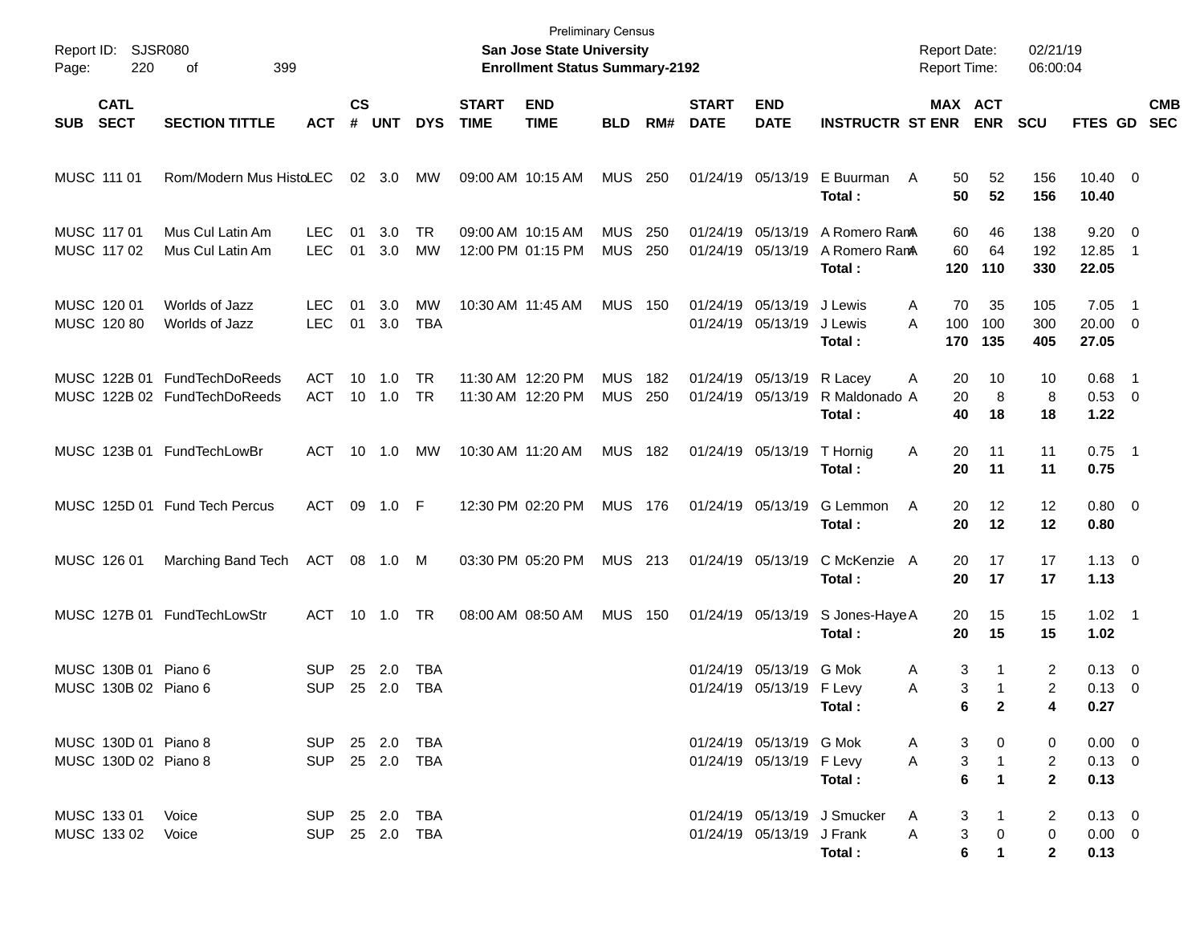Preliminary Census

**San Jose State University**

**Enrollment Status Summary-2192**

Report ID: SJSR080

Report Date: 02/21/19

Report Time: 06:00:04

| SUB | CATL SECT | SECTION TITTLE | ACT | CS # | UNT | DYS | START TIME | END TIME | BLD | RM# | START DATE | END DATE | INSTRUCTR | ST | MAX ENR | ACT ENR | SCU | FTES | GD | CMB SEC |
|---|---|---|---|---|---|---|---|---|---|---|---|---|---|---|---|---|---|---|---|---|
| MUSC | 111 01 | Rom/Modern Mus Histo | LEC | 02 | 3.0 | MW | 09:00 AM | 10:15 AM | MUS | 250 | 01/24/19 | 05/13/19 | E Buurman | A | 50 | 52 | 156 | 10.40 | 0 | |
| | | | | | | | | | | | | | **Total :** | | **50** | **52** | **156** | **10.40** | | |
| MUSC | 117 01 | Mus Cul Latin Am | LEC | 01 | 3.0 | TR | 09:00 AM | 10:15 AM | MUS | 250 | 01/24/19 | 05/13/19 | A Romero Ram | A | 60 | 46 | 138 | 9.20 | 0 | |
| MUSC | 117 02 | Mus Cul Latin Am | LEC | 01 | 3.0 | MW | 12:00 PM | 01:15 PM | MUS | 250 | 01/24/19 | 05/13/19 | A Romero Ram | A | 60 | 64 | 192 | 12.85 | 1 | |
| | | | | | | | | | | | | | **Total :** | | **120** | **110** | **330** | **22.05** | | |
| MUSC | 120 01 | Worlds of Jazz | LEC | 01 | 3.0 | MW | 10:30 AM | 11:45 AM | MUS | 150 | 01/24/19 | 05/13/19 | J Lewis | A | 70 | 35 | 105 | 7.05 | 1 | |
| MUSC | 120 80 | Worlds of Jazz | LEC | 01 | 3.0 | TBA | | | | | 01/24/19 | 05/13/19 | J Lewis | A | 100 | 100 | 300 | 20.00 | 0 | |
| | | | | | | | | | | | | | **Total :** | | **170** | **135** | **405** | **27.05** | | |
| MUSC | 122B 01 | FundTechDoReeds | ACT | 10 | 1.0 | TR | 11:30 AM | 12:20 PM | MUS | 182 | 01/24/19 | 05/13/19 | R Lacey | A | 20 | 10 | 10 | 0.68 | 1 | |
| MUSC | 122B 02 | FundTechDoReeds | ACT | 10 | 1.0 | TR | 11:30 AM | 12:20 PM | MUS | 250 | 01/24/19 | 05/13/19 | R Maldonado | A | 20 | 8 | 8 | 0.53 | 0 | |
| | | | | | | | | | | | | | **Total :** | | **40** | **18** | **18** | **1.22** | | |
| MUSC | 123B 01 | FundTechLowBr | ACT | 10 | 1.0 | MW | 10:30 AM | 11:20 AM | MUS | 182 | 01/24/19 | 05/13/19 | T Hornig | A | 20 | 11 | 11 | 0.75 | 1 | |
| | | | | | | | | | | | | | **Total :** | | **20** | **11** | **11** | **0.75** | | |
| MUSC | 125D 01 | Fund Tech Percus | ACT | 09 | 1.0 | F | 12:30 PM | 02:20 PM | MUS | 176 | 01/24/19 | 05/13/19 | G Lemmon | A | 20 | 12 | 12 | 0.80 | 0 | |
| | | | | | | | | | | | | | **Total :** | | **20** | **12** | **12** | **0.80** | | |
| MUSC | 126 01 | Marching Band Tech | ACT | 08 | 1.0 | M | 03:30 PM | 05:20 PM | MUS | 213 | 01/24/19 | 05/13/19 | C McKenzie | A | 20 | 17 | 17 | 1.13 | 0 | |
| | | | | | | | | | | | | | **Total :** | | **20** | **17** | **17** | **1.13** | | |
| MUSC | 127B 01 | FundTechLowStr | ACT | 10 | 1.0 | TR | 08:00 AM | 08:50 AM | MUS | 150 | 01/24/19 | 05/13/19 | S Jones-Haye | A | 20 | 15 | 15 | 1.02 | 1 | |
| | | | | | | | | | | | | | **Total :** | | **20** | **15** | **15** | **1.02** | | |
| MUSC | 130B 01 | Piano 6 | SUP | 25 | 2.0 | TBA | | | | | 01/24/19 | 05/13/19 | G Mok | A | 3 | 1 | 2 | 0.13 | 0 | |
| MUSC | 130B 02 | Piano 6 | SUP | 25 | 2.0 | TBA | | | | | 01/24/19 | 05/13/19 | F Levy | A | 3 | 1 | 2 | 0.13 | 0 | |
| | | | | | | | | | | | | | **Total :** | | **6** | **2** | **4** | **0.27** | | |
| MUSC | 130D 01 | Piano 8 | SUP | 25 | 2.0 | TBA | | | | | 01/24/19 | 05/13/19 | G Mok | A | 3 | 0 | 0 | 0.00 | 0 | |
| MUSC | 130D 02 | Piano 8 | SUP | 25 | 2.0 | TBA | | | | | 01/24/19 | 05/13/19 | F Levy | A | 3 | 1 | 2 | 0.13 | 0 | |
| | | | | | | | | | | | | | **Total :** | | **6** | **1** | **2** | **0.13** | | |
| MUSC | 133 01 | Voice | SUP | 25 | 2.0 | TBA | | | | | 01/24/19 | 05/13/19 | J Smucker | A | 3 | 1 | 2 | 0.13 | 0 | |
| MUSC | 133 02 | Voice | SUP | 25 | 2.0 | TBA | | | | | 01/24/19 | 05/13/19 | J Frank | A | 3 | 0 | 0 | 0.00 | 0 | |
| | | | | | | | | | | | | | **Total :** | | **6** | **1** | **2** | **0.13** | | |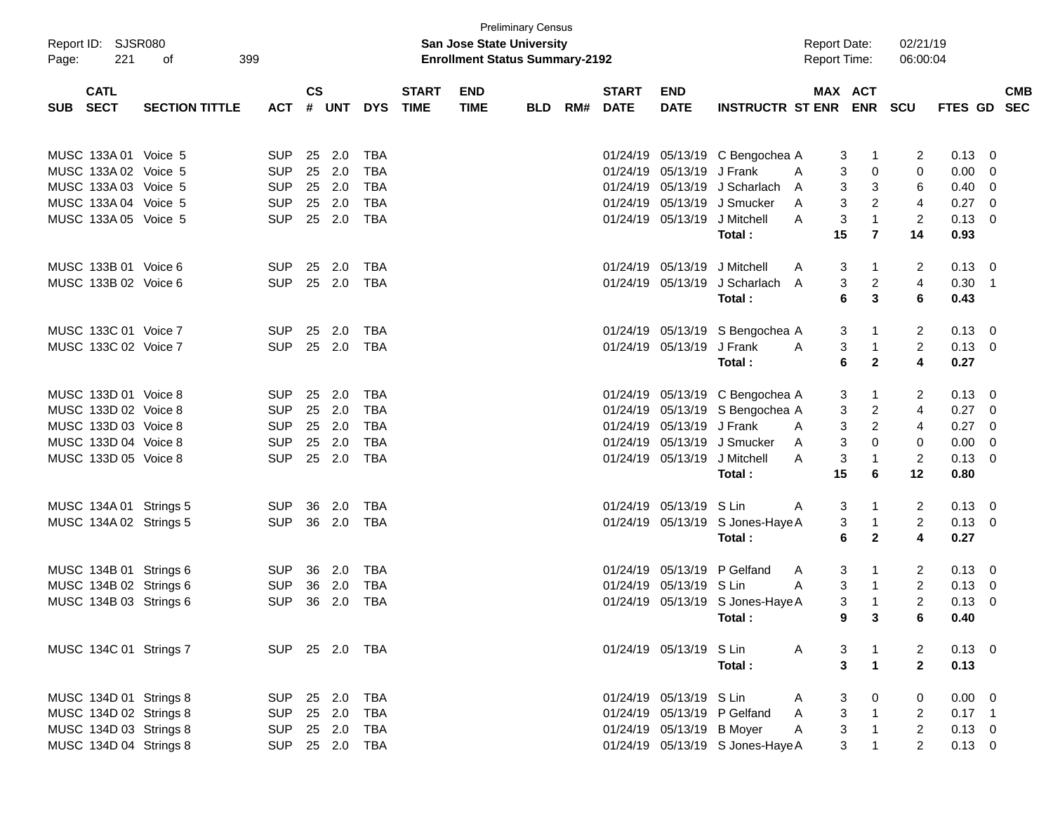Preliminary Census

**San Jose State University**

**Enrollment Status Summary-2192**

Report ID: SJSR080

Report Date: 02/21/19

Report Time: 06:00:04

| SUB | CATL SECT | SECTION TITTLE | ACT | CS # | UNT | DYS | START TIME | END TIME | BLD | RM# | START DATE | END DATE | INSTRUCTR | ST | MAX ENR | ACT ENR | SCU | FTES | GD | CMB SEC |
|---|---|---|---|---|---|---|---|---|---|---|---|---|---|---|---|---|---|---|---|---|
| MUSC | 133A 01 | Voice 5 | SUP | 25 | 2.0 | TBA | | | | | 01/24/19 | 05/13/19 | C Bengochea | A | 3 | 1 | 2 | 0.13 | 0 | |
| MUSC | 133A 02 | Voice 5 | SUP | 25 | 2.0 | TBA | | | | | 01/24/19 | 05/13/19 | J Frank | A | 3 | 0 | 0 | 0.00 | 0 | |
| MUSC | 133A 03 | Voice 5 | SUP | 25 | 2.0 | TBA | | | | | 01/24/19 | 05/13/19 | J Scharlach | A | 3 | 3 | 6 | 0.40 | 0 | |
| MUSC | 133A 04 | Voice 5 | SUP | 25 | 2.0 | TBA | | | | | 01/24/19 | 05/13/19 | J Smucker | A | 3 | 2 | 4 | 0.27 | 0 | |
| MUSC | 133A 05 | Voice 5 | SUP | 25 | 2.0 | TBA | | | | | 01/24/19 | 05/13/19 | J Mitchell | A | 3 | 1 | 2 | 0.13 | 0 | |
| | | | | | | | | | | | | | **Total :** | | **15** | **7** | **14** | **0.93** | | |
| MUSC | 133B 01 | Voice 6 | SUP | 25 | 2.0 | TBA | | | | | 01/24/19 | 05/13/19 | J Mitchell | A | 3 | 1 | 2 | 0.13 | 0 | |
| MUSC | 133B 02 | Voice 6 | SUP | 25 | 2.0 | TBA | | | | | 01/24/19 | 05/13/19 | J Scharlach | A | 3 | 2 | 4 | 0.30 | 1 | |
| | | | | | | | | | | | | | **Total :** | | **6** | **3** | **6** | **0.43** | | |
| MUSC | 133C 01 | Voice 7 | SUP | 25 | 2.0 | TBA | | | | | 01/24/19 | 05/13/19 | S Bengochea | A | 3 | 1 | 2 | 0.13 | 0 | |
| MUSC | 133C 02 | Voice 7 | SUP | 25 | 2.0 | TBA | | | | | 01/24/19 | 05/13/19 | J Frank | A | 3 | 1 | 2 | 0.13 | 0 | |
| | | | | | | | | | | | | | **Total :** | | **6** | **2** | **4** | **0.27** | | |
| MUSC | 133D 01 | Voice 8 | SUP | 25 | 2.0 | TBA | | | | | 01/24/19 | 05/13/19 | C Bengochea | A | 3 | 1 | 2 | 0.13 | 0 | |
| MUSC | 133D 02 | Voice 8 | SUP | 25 | 2.0 | TBA | | | | | 01/24/19 | 05/13/19 | S Bengochea | A | 3 | 2 | 4 | 0.27 | 0 | |
| MUSC | 133D 03 | Voice 8 | SUP | 25 | 2.0 | TBA | | | | | 01/24/19 | 05/13/19 | J Frank | A | 3 | 2 | 4 | 0.27 | 0 | |
| MUSC | 133D 04 | Voice 8 | SUP | 25 | 2.0 | TBA | | | | | 01/24/19 | 05/13/19 | J Smucker | A | 3 | 0 | 0 | 0.00 | 0 | |
| MUSC | 133D 05 | Voice 8 | SUP | 25 | 2.0 | TBA | | | | | 01/24/19 | 05/13/19 | J Mitchell | A | 3 | 1 | 2 | 0.13 | 0 | |
| | | | | | | | | | | | | | **Total :** | | **15** | **6** | **12** | **0.80** | | |
| MUSC | 134A 01 | Strings 5 | SUP | 36 | 2.0 | TBA | | | | | 01/24/19 | 05/13/19 | S Lin | A | 3 | 1 | 2 | 0.13 | 0 | |
| MUSC | 134A 02 | Strings 5 | SUP | 36 | 2.0 | TBA | | | | | 01/24/19 | 05/13/19 | S Jones-Haye | A | 3 | 1 | 2 | 0.13 | 0 | |
| | | | | | | | | | | | | | **Total :** | | **6** | **2** | **4** | **0.27** | | |
| MUSC | 134B 01 | Strings 6 | SUP | 36 | 2.0 | TBA | | | | | 01/24/19 | 05/13/19 | P Gelfand | A | 3 | 1 | 2 | 0.13 | 0 | |
| MUSC | 134B 02 | Strings 6 | SUP | 36 | 2.0 | TBA | | | | | 01/24/19 | 05/13/19 | S Lin | A | 3 | 1 | 2 | 0.13 | 0 | |
| MUSC | 134B 03 | Strings 6 | SUP | 36 | 2.0 | TBA | | | | | 01/24/19 | 05/13/19 | S Jones-Haye | A | 3 | 1 | 2 | 0.13 | 0 | |
| | | | | | | | | | | | | | **Total :** | | **9** | **3** | **6** | **0.40** | | |
| MUSC | 134C 01 | Strings 7 | SUP | 25 | 2.0 | TBA | | | | | 01/24/19 | 05/13/19 | S Lin | A | 3 | 1 | 2 | 0.13 | 0 | |
| | | | | | | | | | | | | | **Total :** | | **3** | **1** | **2** | **0.13** | | |
| MUSC | 134D 01 | Strings 8 | SUP | 25 | 2.0 | TBA | | | | | 01/24/19 | 05/13/19 | S Lin | A | 3 | 0 | 0 | 0.00 | 0 | |
| MUSC | 134D 02 | Strings 8 | SUP | 25 | 2.0 | TBA | | | | | 01/24/19 | 05/13/19 | P Gelfand | A | 3 | 1 | 2 | 0.17 | 1 | |
| MUSC | 134D 03 | Strings 8 | SUP | 25 | 2.0 | TBA | | | | | 01/24/19 | 05/13/19 | B Moyer | A | 3 | 1 | 2 | 0.13 | 0 | |
| MUSC | 134D 04 | Strings 8 | SUP | 25 | 2.0 | TBA | | | | | 01/24/19 | 05/13/19 | S Jones-Haye | A | 3 | 1 | 2 | 0.13 | 0 | |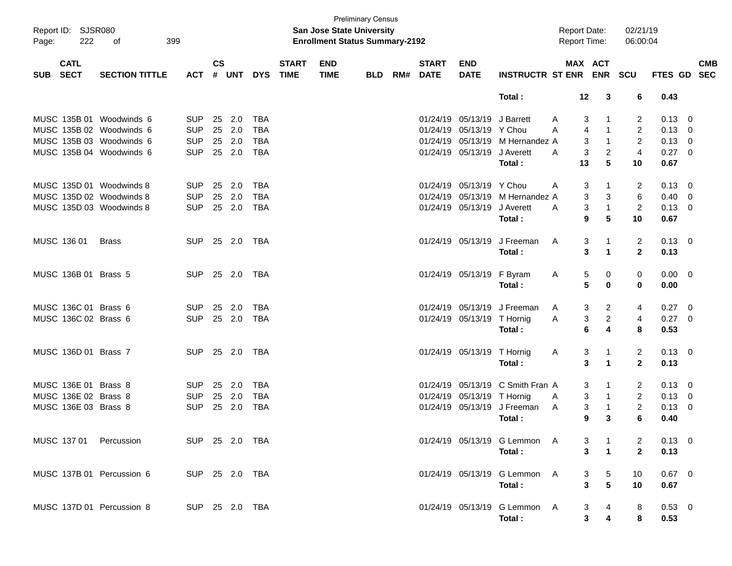Preliminary Census

**San Jose State University**

**Enrollment Status Summary-2192**

Report ID: SJSR080

Report Date: 02/21/19

Report Time: 06:00:04

| SUB | CATL SECT | SECTION TITTLE | ACT | CS # | UNT | DYS | START TIME | END TIME | BLD | RM# | START DATE | END DATE | INSTRUCTR | ST | MAX ENR | ACT ENR | SCU | FTES | GD | CMB SEC |
|---|---|---|---|---|---|---|---|---|---|---|---|---|---|---|---|---|---|---|---|---|
| | | | | | | | | | | | | | **Total :** | | **12** | **3** | **6** | **0.43** | | |
| MUSC | 135B 01 | Woodwinds 6 | SUP | 25 | 2.0 | TBA | | | | | 01/24/19 | 05/13/19 | J Barrett | A | 3 | 1 | 2 | 0.13 | 0 | |
| MUSC | 135B 02 | Woodwinds 6 | SUP | 25 | 2.0 | TBA | | | | | 01/24/19 | 05/13/19 | Y Chou | A | 4 | 1 | 2 | 0.13 | 0 | |
| MUSC | 135B 03 | Woodwinds 6 | SUP | 25 | 2.0 | TBA | | | | | 01/24/19 | 05/13/19 | M Hernandez | A | 3 | 1 | 2 | 0.13 | 0 | |
| MUSC | 135B 04 | Woodwinds 6 | SUP | 25 | 2.0 | TBA | | | | | 01/24/19 | 05/13/19 | J Averett | A | 3 | 2 | 4 | 0.27 | 0 | |
| | | | | | | | | | | | | | **Total :** | | **13** | **5** | **10** | **0.67** | | |
| MUSC | 135D 01 | Woodwinds 8 | SUP | 25 | 2.0 | TBA | | | | | 01/24/19 | 05/13/19 | Y Chou | A | 3 | 1 | 2 | 0.13 | 0 | |
| MUSC | 135D 02 | Woodwinds 8 | SUP | 25 | 2.0 | TBA | | | | | 01/24/19 | 05/13/19 | M Hernandez | A | 3 | 3 | 6 | 0.40 | 0 | |
| MUSC | 135D 03 | Woodwinds 8 | SUP | 25 | 2.0 | TBA | | | | | 01/24/19 | 05/13/19 | J Averett | A | 3 | 1 | 2 | 0.13 | 0 | |
| | | | | | | | | | | | | | **Total :** | | **9** | **5** | **10** | **0.67** | | |
| MUSC | 136 01 | Brass | SUP | 25 | 2.0 | TBA | | | | | 01/24/19 | 05/13/19 | J Freeman | A | 3 | 1 | 2 | 0.13 | 0 | |
| | | | | | | | | | | | | | **Total :** | | **3** | **1** | **2** | **0.13** | | |
| MUSC | 136B 01 | Brass 5 | SUP | 25 | 2.0 | TBA | | | | | 01/24/19 | 05/13/19 | F Byram | A | 5 | 0 | 0 | 0.00 | 0 | |
| | | | | | | | | | | | | | **Total :** | | **5** | **0** | **0** | **0.00** | | |
| MUSC | 136C 01 | Brass 6 | SUP | 25 | 2.0 | TBA | | | | | 01/24/19 | 05/13/19 | J Freeman | A | 3 | 2 | 4 | 0.27 | 0 | |
| MUSC | 136C 02 | Brass 6 | SUP | 25 | 2.0 | TBA | | | | | 01/24/19 | 05/13/19 | T Hornig | A | 3 | 2 | 4 | 0.27 | 0 | |
| | | | | | | | | | | | | | **Total :** | | **6** | **4** | **8** | **0.53** | | |
| MUSC | 136D 01 | Brass 7 | SUP | 25 | 2.0 | TBA | | | | | 01/24/19 | 05/13/19 | T Hornig | A | 3 | 1 | 2 | 0.13 | 0 | |
| | | | | | | | | | | | | | **Total :** | | **3** | **1** | **2** | **0.13** | | |
| MUSC | 136E 01 | Brass 8 | SUP | 25 | 2.0 | TBA | | | | | 01/24/19 | 05/13/19 | C Smith Fran | A | 3 | 1 | 2 | 0.13 | 0 | |
| MUSC | 136E 02 | Brass 8 | SUP | 25 | 2.0 | TBA | | | | | 01/24/19 | 05/13/19 | T Hornig | A | 3 | 1 | 2 | 0.13 | 0 | |
| MUSC | 136E 03 | Brass 8 | SUP | 25 | 2.0 | TBA | | | | | 01/24/19 | 05/13/19 | J Freeman | A | 3 | 1 | 2 | 0.13 | 0 | |
| | | | | | | | | | | | | | **Total :** | | **9** | **3** | **6** | **0.40** | | |
| MUSC | 137 01 | Percussion | SUP | 25 | 2.0 | TBA | | | | | 01/24/19 | 05/13/19 | G Lemmon | A | 3 | 1 | 2 | 0.13 | 0 | |
| | | | | | | | | | | | | | **Total :** | | **3** | **1** | **2** | **0.13** | | |
| MUSC | 137B 01 | Percussion 6 | SUP | 25 | 2.0 | TBA | | | | | 01/24/19 | 05/13/19 | G Lemmon | A | 3 | 5 | 10 | 0.67 | 0 | |
| | | | | | | | | | | | | | **Total :** | | **3** | **5** | **10** | **0.67** | | |
| MUSC | 137D 01 | Percussion 8 | SUP | 25 | 2.0 | TBA | | | | | 01/24/19 | 05/13/19 | G Lemmon | A | 3 | 4 | 8 | 0.53 | 0 | |
| | | | | | | | | | | | | | **Total :** | | **3** | **4** | **8** | **0.53** | | |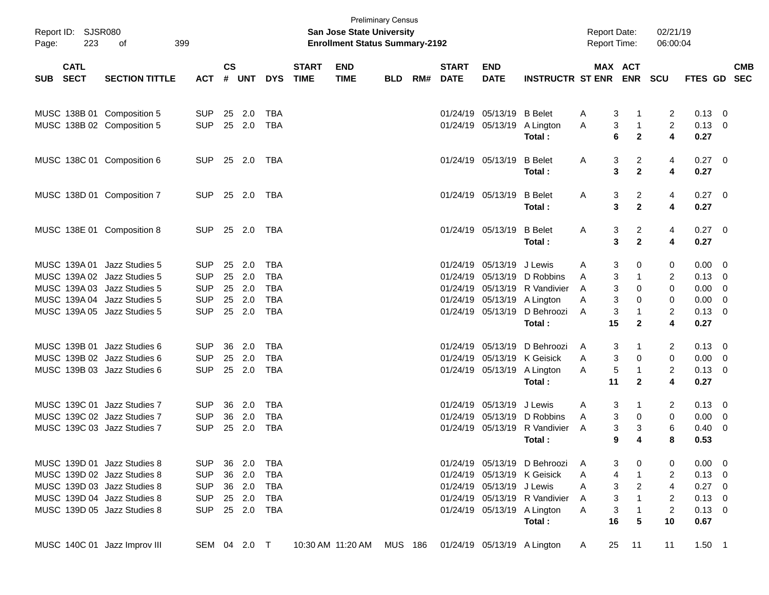Preliminary Census

**San Jose State University**

**Enrollment Status Summary-2192**

Report ID: SJSR080

Report Date: 02/21/19

Report Time: 06:00:04

| SUB | CATL SECT | SECTION TITTLE | ACT | CS # | UNT | DYS | START TIME | END TIME | BLD | RM# | START DATE | END DATE | INSTRUCTR | ST | MAX ENR | ACT ENR | SCU | FTES | GD | CMB SEC |
|---|---|---|---|---|---|---|---|---|---|---|---|---|---|---|---|---|---|---|---|---|
| MUSC | 138B 01 | Composition 5 | SUP | 25 | 2.0 | TBA | | | | | 01/24/19 | 05/13/19 | B Belet | A | 3 | 1 | 2 | 0.13 | 0 | |
| MUSC | 138B 02 | Composition 5 | SUP | 25 | 2.0 | TBA | | | | | 01/24/19 | 05/13/19 | A Lington | A | 3 | 1 | 2 | 0.13 | 0 | |
| | | | | | | | | | | | | | **Total :** | | **6** | **2** | **4** | **0.27** | | |
| MUSC | 138C 01 | Composition 6 | SUP | 25 | 2.0 | TBA | | | | | 01/24/19 | 05/13/19 | B Belet | A | 3 | 2 | 4 | 0.27 | 0 | |
| | | | | | | | | | | | | | **Total :** | | **3** | **2** | **4** | **0.27** | | |
| MUSC | 138D 01 | Composition 7 | SUP | 25 | 2.0 | TBA | | | | | 01/24/19 | 05/13/19 | B Belet | A | 3 | 2 | 4 | 0.27 | 0 | |
| | | | | | | | | | | | | | **Total :** | | **3** | **2** | **4** | **0.27** | | |
| MUSC | 138E 01 | Composition 8 | SUP | 25 | 2.0 | TBA | | | | | 01/24/19 | 05/13/19 | B Belet | A | 3 | 2 | 4 | 0.27 | 0 | |
| | | | | | | | | | | | | | **Total :** | | **3** | **2** | **4** | **0.27** | | |
| MUSC | 139A 01 | Jazz Studies 5 | SUP | 25 | 2.0 | TBA | | | | | 01/24/19 | 05/13/19 | J Lewis | A | 3 | 0 | 0 | 0.00 | 0 | |
| MUSC | 139A 02 | Jazz Studies 5 | SUP | 25 | 2.0 | TBA | | | | | 01/24/19 | 05/13/19 | D Robbins | A | 3 | 1 | 2 | 0.13 | 0 | |
| MUSC | 139A 03 | Jazz Studies 5 | SUP | 25 | 2.0 | TBA | | | | | 01/24/19 | 05/13/19 | R Vandivier | A | 3 | 0 | 0 | 0.00 | 0 | |
| MUSC | 139A 04 | Jazz Studies 5 | SUP | 25 | 2.0 | TBA | | | | | 01/24/19 | 05/13/19 | A Lington | A | 3 | 0 | 0 | 0.00 | 0 | |
| MUSC | 139A 05 | Jazz Studies 5 | SUP | 25 | 2.0 | TBA | | | | | 01/24/19 | 05/13/19 | D Behroozi | A | 3 | 1 | 2 | 0.13 | 0 | |
| | | | | | | | | | | | | | **Total :** | | **15** | **2** | **4** | **0.27** | | |
| MUSC | 139B 01 | Jazz Studies 6 | SUP | 36 | 2.0 | TBA | | | | | 01/24/19 | 05/13/19 | D Behroozi | A | 3 | 1 | 2 | 0.13 | 0 | |
| MUSC | 139B 02 | Jazz Studies 6 | SUP | 25 | 2.0 | TBA | | | | | 01/24/19 | 05/13/19 | K Geisick | A | 3 | 0 | 0 | 0.00 | 0 | |
| MUSC | 139B 03 | Jazz Studies 6 | SUP | 25 | 2.0 | TBA | | | | | 01/24/19 | 05/13/19 | A Lington | A | 5 | 1 | 2 | 0.13 | 0 | |
| | | | | | | | | | | | | | **Total :** | | **11** | **2** | **4** | **0.27** | | |
| MUSC | 139C 01 | Jazz Studies 7 | SUP | 36 | 2.0 | TBA | | | | | 01/24/19 | 05/13/19 | J Lewis | A | 3 | 1 | 2 | 0.13 | 0 | |
| MUSC | 139C 02 | Jazz Studies 7 | SUP | 36 | 2.0 | TBA | | | | | 01/24/19 | 05/13/19 | D Robbins | A | 3 | 0 | 0 | 0.00 | 0 | |
| MUSC | 139C 03 | Jazz Studies 7 | SUP | 25 | 2.0 | TBA | | | | | 01/24/19 | 05/13/19 | R Vandivier | A | 3 | 3 | 6 | 0.40 | 0 | |
| | | | | | | | | | | | | | **Total :** | | **9** | **4** | **8** | **0.53** | | |
| MUSC | 139D 01 | Jazz Studies 8 | SUP | 36 | 2.0 | TBA | | | | | 01/24/19 | 05/13/19 | D Behroozi | A | 3 | 0 | 0 | 0.00 | 0 | |
| MUSC | 139D 02 | Jazz Studies 8 | SUP | 36 | 2.0 | TBA | | | | | 01/24/19 | 05/13/19 | K Geisick | A | 4 | 1 | 2 | 0.13 | 0 | |
| MUSC | 139D 03 | Jazz Studies 8 | SUP | 36 | 2.0 | TBA | | | | | 01/24/19 | 05/13/19 | J Lewis | A | 3 | 2 | 4 | 0.27 | 0 | |
| MUSC | 139D 04 | Jazz Studies 8 | SUP | 25 | 2.0 | TBA | | | | | 01/24/19 | 05/13/19 | R Vandivier | A | 3 | 1 | 2 | 0.13 | 0 | |
| MUSC | 139D 05 | Jazz Studies 8 | SUP | 25 | 2.0 | TBA | | | | | 01/24/19 | 05/13/19 | A Lington | A | 3 | 1 | 2 | 0.13 | 0 | |
| | | | | | | | | | | | | | **Total :** | | **16** | **5** | **10** | **0.67** | | |
| MUSC | 140C 01 | Jazz Improv III | SEM | 04 | 2.0 | T | 10:30 AM | 11:20 AM | MUS | 186 | 01/24/19 | 05/13/19 | A Lington | A | 25 | 11 | 11 | 1.50 | 1 | |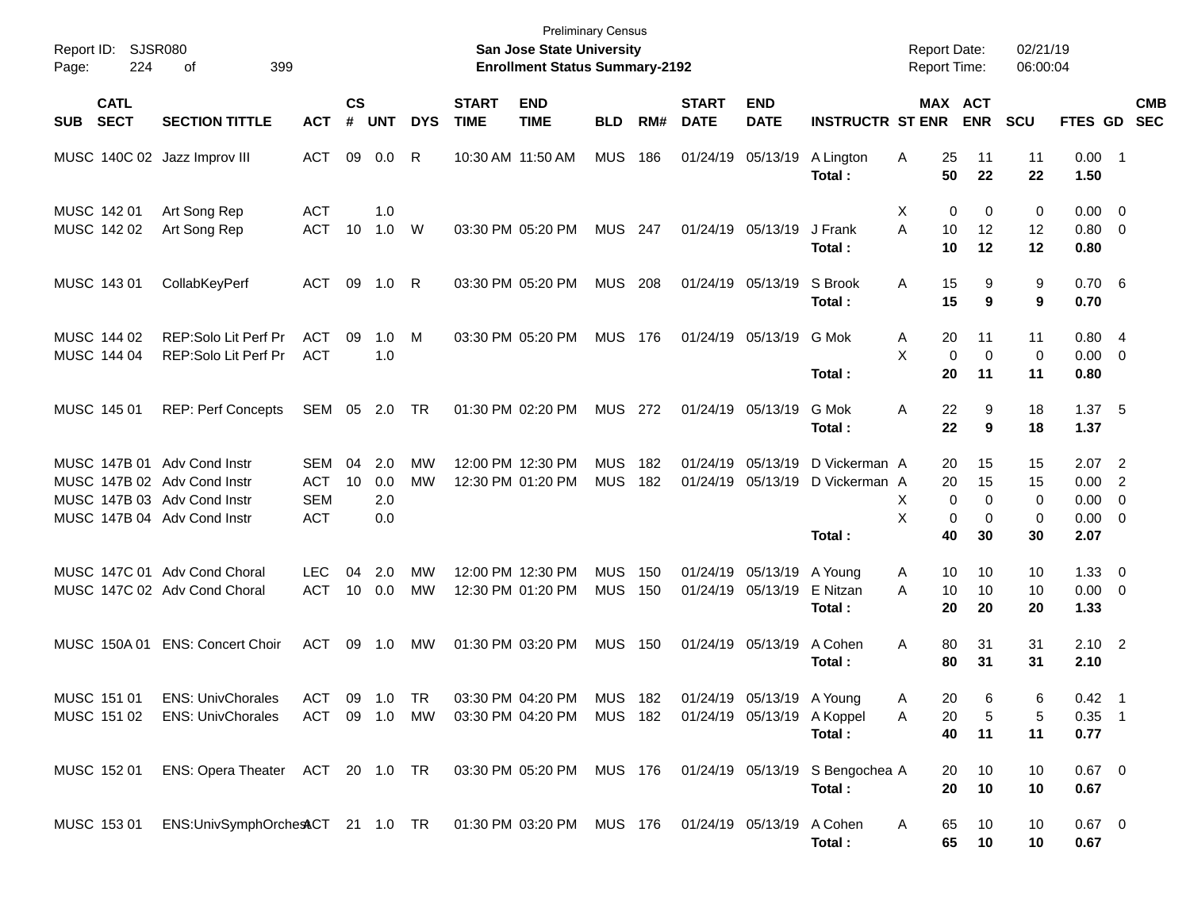Preliminary Census

**San Jose State University**

**Enrollment Status Summary-2192**

Report ID: SJSR080
Page: 224 of 399

Report Date: 02/21/19
Report Time: 06:00:04

| SUB | CATL SECT | SECTION TITTLE | ACT | CS # | UNT | DYS | START TIME | END TIME | BLD | RM# | START DATE | END DATE | INSTRUCTR | ST | MAX ENR | ACT ENR | SCU | FTES | GD | CMB SEC |
|---|---|---|---|---|---|---|---|---|---|---|---|---|---|---|---|---|---|---|---|---|
| MUSC | 140C 02 | Jazz Improv III | ACT | 09 | 0.0 | R | 10:30 AM | 11:50 AM | MUS | 186 | 01/24/19 | 05/13/19 | A Lington | A | 25 | 11 | 11 | 0.00 | 1 | |
| | | | | | | | | | | | | | **Total :** | | **50** | **22** | **22** | **1.50** | | |
| MUSC | 142 01 | Art Song Rep | ACT | | 1.0 | | | | | | | | | X | 0 | 0 | 0 | 0.00 | 0 | |
| MUSC | 142 02 | Art Song Rep | ACT | 10 | 1.0 | W | 03:30 PM | 05:20 PM | MUS | 247 | 01/24/19 | 05/13/19 | J Frank | A | 10 | 12 | 12 | 0.80 | 0 | |
| | | | | | | | | | | | | | **Total :** | | **10** | **12** | **12** | **0.80** | | |
| MUSC | 143 01 | CollabKeyPerf | ACT | 09 | 1.0 | R | 03:30 PM | 05:20 PM | MUS | 208 | 01/24/19 | 05/13/19 | S Brook | A | 15 | 9 | 9 | 0.70 | 6 | |
| | | | | | | | | | | | | | **Total :** | | **15** | **9** | **9** | **0.70** | | |
| MUSC | 144 02 | REP:Solo Lit Perf Pr | ACT | 09 | 1.0 | M | 03:30 PM | 05:20 PM | MUS | 176 | 01/24/19 | 05/13/19 | G Mok | A | 20 | 11 | 11 | 0.80 | 4 | |
| MUSC | 144 04 | REP:Solo Lit Perf Pr | ACT | | 1.0 | | | | | | | | | X | 0 | 0 | 0 | 0.00 | 0 | |
| | | | | | | | | | | | | | **Total :** | | **20** | **11** | **11** | **0.80** | | |
| MUSC | 145 01 | REP: Perf Concepts | SEM | 05 | 2.0 | TR | 01:30 PM | 02:20 PM | MUS | 272 | 01/24/19 | 05/13/19 | G Mok | A | 22 | 9 | 18 | 1.37 | 5 | |
| | | | | | | | | | | | | | **Total :** | | **22** | **9** | **18** | **1.37** | | |
| MUSC | 147B 01 | Adv Cond Instr | SEM | 04 | 2.0 | MW | 12:00 PM | 12:30 PM | MUS | 182 | 01/24/19 | 05/13/19 | D Vickerman | A | 20 | 15 | 15 | 2.07 | 2 | |
| MUSC | 147B 02 | Adv Cond Instr | ACT | 10 | 0.0 | MW | 12:30 PM | 01:20 PM | MUS | 182 | 01/24/19 | 05/13/19 | D Vickerman | A | 20 | 15 | 15 | 0.00 | 2 | |
| MUSC | 147B 03 | Adv Cond Instr | SEM | | 2.0 | | | | | | | | | X | 0 | 0 | 0 | 0.00 | 0 | |
| MUSC | 147B 04 | Adv Cond Instr | ACT | | 0.0 | | | | | | | | | X | 0 | 0 | 0 | 0.00 | 0 | |
| | | | | | | | | | | | | | **Total :** | | **40** | **30** | **30** | **2.07** | | |
| MUSC | 147C 01 | Adv Cond Choral | LEC | 04 | 2.0 | MW | 12:00 PM | 12:30 PM | MUS | 150 | 01/24/19 | 05/13/19 | A Young | A | 10 | 10 | 10 | 1.33 | 0 | |
| MUSC | 147C 02 | Adv Cond Choral | ACT | 10 | 0.0 | MW | 12:30 PM | 01:20 PM | MUS | 150 | 01/24/19 | 05/13/19 | E Nitzan | A | 10 | 10 | 10 | 0.00 | 0 | |
| | | | | | | | | | | | | | **Total :** | | **20** | **20** | **20** | **1.33** | | |
| MUSC | 150A 01 | ENS: Concert Choir | ACT | 09 | 1.0 | MW | 01:30 PM | 03:20 PM | MUS | 150 | 01/24/19 | 05/13/19 | A Cohen | A | 80 | 31 | 31 | 2.10 | 2 | |
| | | | | | | | | | | | | | **Total :** | | **80** | **31** | **31** | **2.10** | | |
| MUSC | 151 01 | ENS: UnivChorales | ACT | 09 | 1.0 | TR | 03:30 PM | 04:20 PM | MUS | 182 | 01/24/19 | 05/13/19 | A Young | A | 20 | 6 | 6 | 0.42 | 1 | |
| MUSC | 151 02 | ENS: UnivChorales | ACT | 09 | 1.0 | MW | 03:30 PM | 04:20 PM | MUS | 182 | 01/24/19 | 05/13/19 | A Koppel | A | 20 | 5 | 5 | 0.35 | 1 | |
| | | | | | | | | | | | | | **Total :** | | **40** | **11** | **11** | **0.77** | | |
| MUSC | 152 01 | ENS: Opera Theater | ACT | 20 | 1.0 | TR | 03:30 PM | 05:20 PM | MUS | 176 | 01/24/19 | 05/13/19 | S Bengochea | A | 20 | 10 | 10 | 0.67 | 0 | |
| | | | | | | | | | | | | | **Total :** | | **20** | **10** | **10** | **0.67** | | |
| MUSC | 153 01 | ENS:UnivSymphOrchest | ACT | 21 | 1.0 | TR | 01:30 PM | 03:20 PM | MUS | 176 | 01/24/19 | 05/13/19 | A Cohen | A | 65 | 10 | 10 | 0.67 | 0 | |
| | | | | | | | | | | | | | **Total :** | | **65** | **10** | **10** | **0.67** | | |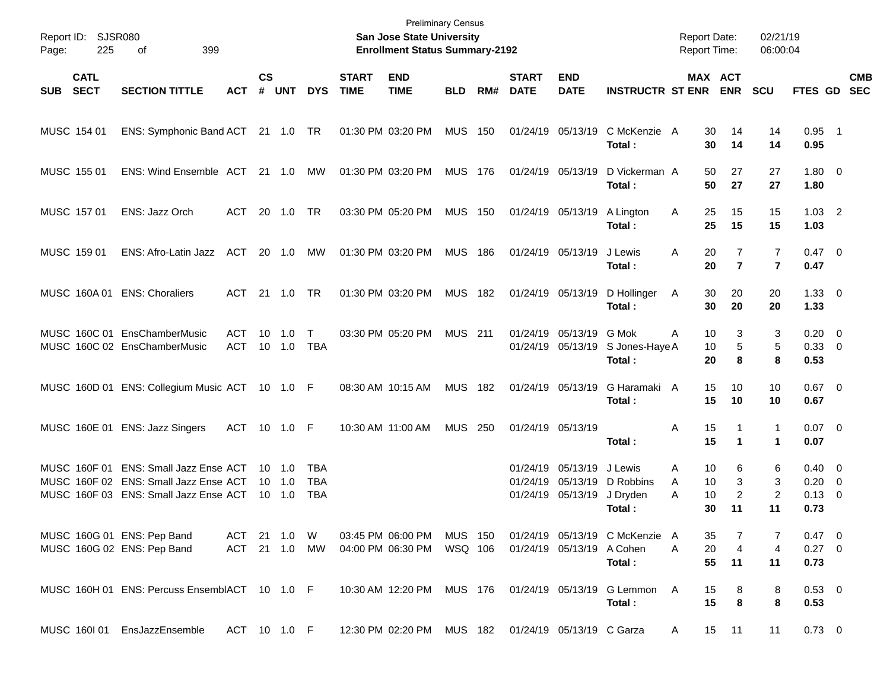Preliminary Census
**San Jose State University**
**Enrollment Status Summary-2192**

Report ID: SJSR080
Report Date: 02/21/19
Report Time: 06:00:04

| SUB | CATL SECT | SECTION TITTLE | ACT | CS # | UNT | DYS | START TIME | END TIME | BLD | RM# | START DATE | END DATE | INSTRUCTR | ST | MAX ENR | ACT ENR | SCU | FTES | GD | CMB SEC |
|---|---|---|---|---|---|---|---|---|---|---|---|---|---|---|---|---|---|---|---|---|
| MUSC | 154 01 | ENS: Symphonic Band | ACT | 21 | 1.0 | TR | 01:30 PM | 03:20 PM | MUS | 150 | 01/24/19 | 05/13/19 | C McKenzie | A | 30 | 14 | 14 | 0.95 | 1 | |
| | | | | | | | | | | | | | **Total :** | | **30** | **14** | **14** | **0.95** | | |
| MUSC | 155 01 | ENS: Wind Ensemble | ACT | 21 | 1.0 | MW | 01:30 PM | 03:20 PM | MUS | 176 | 01/24/19 | 05/13/19 | D Vickerman | A | 50 | 27 | 27 | 1.80 | 0 | |
| | | | | | | | | | | | | | **Total :** | | **50** | **27** | **27** | **1.80** | | |
| MUSC | 157 01 | ENS: Jazz Orch | ACT | 20 | 1.0 | TR | 03:30 PM | 05:20 PM | MUS | 150 | 01/24/19 | 05/13/19 | A Lington | A | 25 | 15 | 15 | 1.03 | 2 | |
| | | | | | | | | | | | | | **Total :** | | **25** | **15** | **15** | **1.03** | | |
| MUSC | 159 01 | ENS: Afro-Latin Jazz | ACT | 20 | 1.0 | MW | 01:30 PM | 03:20 PM | MUS | 186 | 01/24/19 | 05/13/19 | J Lewis | A | 20 | 7 | 7 | 0.47 | 0 | |
| | | | | | | | | | | | | | **Total :** | | **20** | **7** | **7** | **0.47** | | |
| MUSC | 160A 01 | ENS: Choraliers | ACT | 21 | 1.0 | TR | 01:30 PM | 03:20 PM | MUS | 182 | 01/24/19 | 05/13/19 | D Hollinger | A | 30 | 20 | 20 | 1.33 | 0 | |
| | | | | | | | | | | | | | **Total :** | | **30** | **20** | **20** | **1.33** | | |
| MUSC | 160C 01 | EnsChamberMusic | ACT | 10 | 1.0 | T | 03:30 PM | 05:20 PM | MUS | 211 | 01/24/19 | 05/13/19 | G Mok | A | 10 | 3 | 3 | 0.20 | 0 | |
| MUSC | 160C 02 | EnsChamberMusic | ACT | 10 | 1.0 | TBA | | | | | 01/24/19 | 05/13/19 | S Jones-Haye | A | 10 | 5 | 5 | 0.33 | 0 | |
| | | | | | | | | | | | | | **Total :** | | **20** | **8** | **8** | **0.53** | | |
| MUSC | 160D 01 | ENS: Collegium Music | ACT | 10 | 1.0 | F | 08:30 AM | 10:15 AM | MUS | 182 | 01/24/19 | 05/13/19 | G Haramaki | A | 15 | 10 | 10 | 0.67 | 0 | |
| | | | | | | | | | | | | | **Total :** | | **15** | **10** | **10** | **0.67** | | |
| MUSC | 160E 01 | ENS: Jazz Singers | ACT | 10 | 1.0 | F | 10:30 AM | 11:00 AM | MUS | 250 | 01/24/19 | 05/13/19 | | A | 15 | 1 | 1 | 0.07 | 0 | |
| | | | | | | | | | | | | | **Total :** | | **15** | **1** | **1** | **0.07** | | |
| MUSC | 160F 01 | ENS: Small Jazz Ense | ACT | 10 | 1.0 | TBA | | | | | 01/24/19 | 05/13/19 | J Lewis | A | 10 | 6 | 6 | 0.40 | 0 | |
| MUSC | 160F 02 | ENS: Small Jazz Ense | ACT | 10 | 1.0 | TBA | | | | | 01/24/19 | 05/13/19 | D Robbins | A | 10 | 3 | 3 | 0.20 | 0 | |
| MUSC | 160F 03 | ENS: Small Jazz Ense | ACT | 10 | 1.0 | TBA | | | | | 01/24/19 | 05/13/19 | J Dryden | A | 10 | 2 | 2 | 0.13 | 0 | |
| | | | | | | | | | | | | | **Total :** | | **30** | **11** | **11** | **0.73** | | |
| MUSC | 160G 01 | ENS: Pep Band | ACT | 21 | 1.0 | W | 03:45 PM | 06:00 PM | MUS | 150 | 01/24/19 | 05/13/19 | C McKenzie | A | 35 | 7 | 7 | 0.47 | 0 | |
| MUSC | 160G 02 | ENS: Pep Band | ACT | 21 | 1.0 | MW | 04:00 PM | 06:30 PM | WSQ | 106 | 01/24/19 | 05/13/19 | A Cohen | A | 20 | 4 | 4 | 0.27 | 0 | |
| | | | | | | | | | | | | | **Total :** | | **55** | **11** | **11** | **0.73** | | |
| MUSC | 160H 01 | ENS: Percuss Ensembl | ACT | 10 | 1.0 | F | 10:30 AM | 12:20 PM | MUS | 176 | 01/24/19 | 05/13/19 | G Lemmon | A | 15 | 8 | 8 | 0.53 | 0 | |
| | | | | | | | | | | | | | **Total :** | | **15** | **8** | **8** | **0.53** | | |
| MUSC | 160I 01 | EnsJazzEnsemble | ACT | 10 | 1.0 | F | 12:30 PM | 02:20 PM | MUS | 182 | 01/24/19 | 05/13/19 | C Garza | A | 15 | 11 | 11 | 0.73 | 0 | |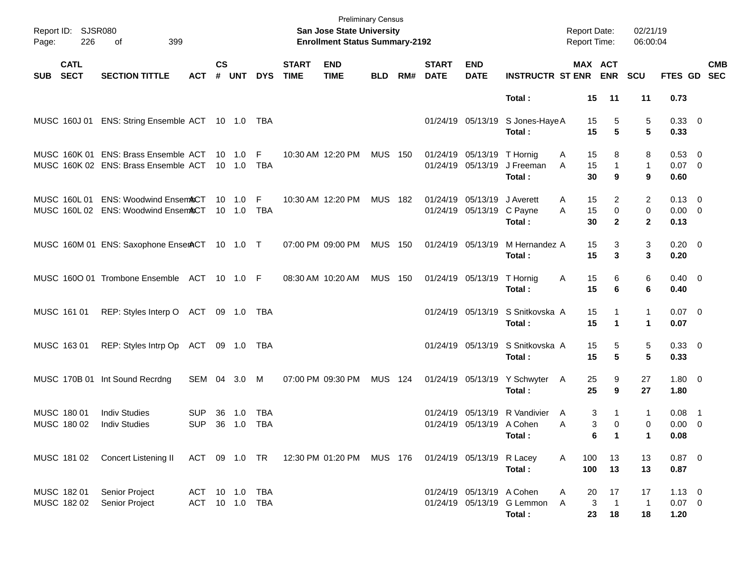| SUB | CATL SECT | SECTION TITTLE | ACT | CS # | UNT | DYS | START TIME | END TIME | BLD | RM# | START DATE | END DATE | INSTRUCTR | ST | MAX ENR | ACT ENR | SCU | FTES | GD | CMB SEC |
|---|---|---|---|---|---|---|---|---|---|---|---|---|---|---|---|---|---|---|---|---|
| | | | | | | | | | | | | | **Total :** | | **15** | **11** | **11** | **0.73** | | |
| MUSC | 160J 01 | ENS: String Ensemble | ACT | 10 | 1.0 | TBA | | | | | 01/24/19 | 05/13/19 | S Jones-Haye | A | 15 | 5 | 5 | 0.33 | 0 | |
| | | | | | | | | | | | | | **Total :** | | **15** | **5** | **5** | **0.33** | | |
| MUSC | 160K 01 | ENS: Brass Ensemble | ACT | 10 | 1.0 | F | 10:30 AM | 12:20 PM | MUS | 150 | 01/24/19 | 05/13/19 | T Hornig | A | 15 | 8 | 8 | 0.53 | 0 | |
| MUSC | 160K 02 | ENS: Brass Ensemble | ACT | 10 | 1.0 | TBA | | | | | 01/24/19 | 05/13/19 | J Freeman | A | 15 | 1 | 1 | 0.07 | 0 | |
| | | | | | | | | | | | | | **Total :** | | **30** | **9** | **9** | **0.60** | | |
| MUSC | 160L 01 | ENS: Woodwind Ensem | ACT | 10 | 1.0 | F | 10:30 AM | 12:20 PM | MUS | 182 | 01/24/19 | 05/13/19 | J Averett | A | 15 | 2 | 2 | 0.13 | 0 | |
| MUSC | 160L 02 | ENS: Woodwind Ensem | ACT | 10 | 1.0 | TBA | | | | | 01/24/19 | 05/13/19 | C Payne | A | 15 | 0 | 0 | 0.00 | 0 | |
| | | | | | | | | | | | | | **Total :** | | **30** | **2** | **2** | **0.13** | | |
| MUSC | 160M 01 | ENS: Saxophone Ensem | ACT | 10 | 1.0 | T | 07:00 PM | 09:00 PM | MUS | 150 | 01/24/19 | 05/13/19 | M Hernandez | A | 15 | 3 | 3 | 0.20 | 0 | |
| | | | | | | | | | | | | | **Total :** | | **15** | **3** | **3** | **0.20** | | |
| MUSC | 160O 01 | Trombone Ensemble | ACT | 10 | 1.0 | F | 08:30 AM | 10:20 AM | MUS | 150 | 01/24/19 | 05/13/19 | T Hornig | A | 15 | 6 | 6 | 0.40 | 0 | |
| | | | | | | | | | | | | | **Total :** | | **15** | **6** | **6** | **0.40** | | |
| MUSC | 161 01 | REP: Styles Interp O | ACT | 09 | 1.0 | TBA | | | | | 01/24/19 | 05/13/19 | S Snitkovska | A | 15 | 1 | 1 | 0.07 | 0 | |
| | | | | | | | | | | | | | **Total :** | | **15** | **1** | **1** | **0.07** | | |
| MUSC | 163 01 | REP: Styles Intrp Op | ACT | 09 | 1.0 | TBA | | | | | 01/24/19 | 05/13/19 | S Snitkovska | A | 15 | 5 | 5 | 0.33 | 0 | |
| | | | | | | | | | | | | | **Total :** | | **15** | **5** | **5** | **0.33** | | |
| MUSC | 170B 01 | Int Sound Recrdng | SEM | 04 | 3.0 | M | 07:00 PM | 09:30 PM | MUS | 124 | 01/24/19 | 05/13/19 | Y Schwyter | A | 25 | 9 | 27 | 1.80 | 0 | |
| | | | | | | | | | | | | | **Total :** | | **25** | **9** | **27** | **1.80** | | |
| MUSC | 180 01 | Indiv Studies | SUP | 36 | 1.0 | TBA | | | | | 01/24/19 | 05/13/19 | R Vandivier | A | 3 | 1 | 1 | 0.08 | 1 | |
| MUSC | 180 02 | Indiv Studies | SUP | 36 | 1.0 | TBA | | | | | 01/24/19 | 05/13/19 | A Cohen | A | 3 | 0 | 0 | 0.00 | 0 | |
| | | | | | | | | | | | | | **Total :** | | **6** | **1** | **1** | **0.08** | | |
| MUSC | 181 02 | Concert Listening II | ACT | 09 | 1.0 | TR | 12:30 PM | 01:20 PM | MUS | 176 | 01/24/19 | 05/13/19 | R Lacey | A | 100 | 13 | 13 | 0.87 | 0 | |
| | | | | | | | | | | | | | **Total :** | | **100** | **13** | **13** | **0.87** | | |
| MUSC | 182 01 | Senior Project | ACT | 10 | 1.0 | TBA | | | | | 01/24/19 | 05/13/19 | A Cohen | A | 20 | 17 | 17 | 1.13 | 0 | |
| MUSC | 182 02 | Senior Project | ACT | 10 | 1.0 | TBA | | | | | 01/24/19 | 05/13/19 | G Lemmon | A | 3 | 1 | 1 | 0.07 | 0 | |
| | | | | | | | | | | | | | **Total :** | | **23** | **18** | **18** | **1.20** | | |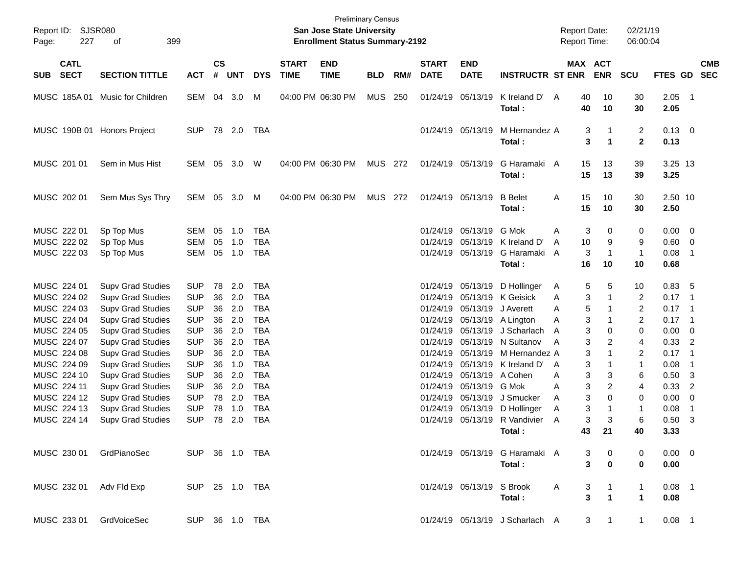Preliminary Census

**San Jose State University**

**Enrollment Status Summary-2192**

Report ID: SJSR080

Report Date: 02/21/19

Report Time: 06:00:04

| SUB | CATL SECT | SECTION TITTLE | ACT | CS # | UNT | DYS | START TIME | END TIME | BLD | RM# | START DATE | END DATE | INSTRUCTR | ST | MAX ENR | ACT ENR | SCU | FTES | GD | CMB SEC |
|---|---|---|---|---|---|---|---|---|---|---|---|---|---|---|---|---|---|---|---|---|
| MUSC | 185A 01 | Music for Children | SEM | 04 | 3.0 | M | 04:00 PM | 06:30 PM | MUS | 250 | 01/24/19 | 05/13/19 | K Ireland D' | A | 40 | 10 | 30 | 2.05 | 1 | |
| | | | | | | | | | | | | | **Total :** | | **40** | **10** | **30** | **2.05** | | |
| MUSC | 190B 01 | Honors Project | SUP | 78 | 2.0 | TBA | | | | | 01/24/19 | 05/13/19 | M Hernandez | A | 3 | 1 | 2 | 0.13 | 0 | |
| | | | | | | | | | | | | | **Total :** | | **3** | **1** | **2** | **0.13** | | |
| MUSC | 201 01 | Sem in Mus Hist | SEM | 05 | 3.0 | W | 04:00 PM | 06:30 PM | MUS | 272 | 01/24/19 | 05/13/19 | G Haramaki | A | 15 | 13 | 39 | 3.25 | 13 | |
| | | | | | | | | | | | | | **Total :** | | **15** | **13** | **39** | **3.25** | | |
| MUSC | 202 01 | Sem Mus Sys Thry | SEM | 05 | 3.0 | M | 04:00 PM | 06:30 PM | MUS | 272 | 01/24/19 | 05/13/19 | B Belet | A | 15 | 10 | 30 | 2.50 | 10 | |
| | | | | | | | | | | | | | **Total :** | | **15** | **10** | **30** | **2.50** | | |
| MUSC | 222 01 | Sp Top Mus | SEM | 05 | 1.0 | TBA | | | | | 01/24/19 | 05/13/19 | G Mok | A | 3 | 0 | 0 | 0.00 | 0 | |
| MUSC | 222 02 | Sp Top Mus | SEM | 05 | 1.0 | TBA | | | | | 01/24/19 | 05/13/19 | K Ireland D' | A | 10 | 9 | 9 | 0.60 | 0 | |
| MUSC | 222 03 | Sp Top Mus | SEM | 05 | 1.0 | TBA | | | | | 01/24/19 | 05/13/19 | G Haramaki | A | 3 | 1 | 1 | 0.08 | 1 | |
| | | | | | | | | | | | | | **Total :** | | **16** | **10** | **10** | **0.68** | | |
| MUSC | 224 01 | Supv Grad Studies | SUP | 78 | 2.0 | TBA | | | | | 01/24/19 | 05/13/19 | D Hollinger | A | 5 | 5 | 10 | 0.83 | 5 | |
| MUSC | 224 02 | Supv Grad Studies | SUP | 36 | 2.0 | TBA | | | | | 01/24/19 | 05/13/19 | K Geisick | A | 3 | 1 | 2 | 0.17 | 1 | |
| MUSC | 224 03 | Supv Grad Studies | SUP | 36 | 2.0 | TBA | | | | | 01/24/19 | 05/13/19 | J Averett | A | 5 | 1 | 2 | 0.17 | 1 | |
| MUSC | 224 04 | Supv Grad Studies | SUP | 36 | 2.0 | TBA | | | | | 01/24/19 | 05/13/19 | A Lington | A | 3 | 1 | 2 | 0.17 | 1 | |
| MUSC | 224 05 | Supv Grad Studies | SUP | 36 | 2.0 | TBA | | | | | 01/24/19 | 05/13/19 | J Scharlach | A | 3 | 0 | 0 | 0.00 | 0 | |
| MUSC | 224 07 | Supv Grad Studies | SUP | 36 | 2.0 | TBA | | | | | 01/24/19 | 05/13/19 | N Sultanov | A | 3 | 2 | 4 | 0.33 | 2 | |
| MUSC | 224 08 | Supv Grad Studies | SUP | 36 | 2.0 | TBA | | | | | 01/24/19 | 05/13/19 | M Hernandez | A | 3 | 1 | 2 | 0.17 | 1 | |
| MUSC | 224 09 | Supv Grad Studies | SUP | 36 | 1.0 | TBA | | | | | 01/24/19 | 05/13/19 | K Ireland D' | A | 3 | 1 | 1 | 0.08 | 1 | |
| MUSC | 224 10 | Supv Grad Studies | SUP | 36 | 2.0 | TBA | | | | | 01/24/19 | 05/13/19 | A Cohen | A | 3 | 3 | 6 | 0.50 | 3 | |
| MUSC | 224 11 | Supv Grad Studies | SUP | 36 | 2.0 | TBA | | | | | 01/24/19 | 05/13/19 | G Mok | A | 3 | 2 | 4 | 0.33 | 2 | |
| MUSC | 224 12 | Supv Grad Studies | SUP | 78 | 2.0 | TBA | | | | | 01/24/19 | 05/13/19 | J Smucker | A | 3 | 0 | 0 | 0.00 | 0 | |
| MUSC | 224 13 | Supv Grad Studies | SUP | 78 | 1.0 | TBA | | | | | 01/24/19 | 05/13/19 | D Hollinger | A | 3 | 1 | 1 | 0.08 | 1 | |
| MUSC | 224 14 | Supv Grad Studies | SUP | 78 | 2.0 | TBA | | | | | 01/24/19 | 05/13/19 | R Vandivier | A | 3 | 3 | 6 | 0.50 | 3 | |
| | | | | | | | | | | | | | **Total :** | | **43** | **21** | **40** | **3.33** | | |
| MUSC | 230 01 | GrdPianoSec | SUP | 36 | 1.0 | TBA | | | | | 01/24/19 | 05/13/19 | G Haramaki | A | 3 | 0 | 0 | 0.00 | 0 | |
| | | | | | | | | | | | | | **Total :** | | **3** | **0** | **0** | **0.00** | | |
| MUSC | 232 01 | Adv Fld Exp | SUP | 25 | 1.0 | TBA | | | | | 01/24/19 | 05/13/19 | S Brook | A | 3 | 1 | 1 | 0.08 | 1 | |
| | | | | | | | | | | | | | **Total :** | | **3** | **1** | **1** | **0.08** | | |
| MUSC | 233 01 | GrdVoiceSec | SUP | 36 | 1.0 | TBA | | | | | 01/24/19 | 05/13/19 | J Scharlach | A | 3 | 1 | 1 | 0.08 | 1 | |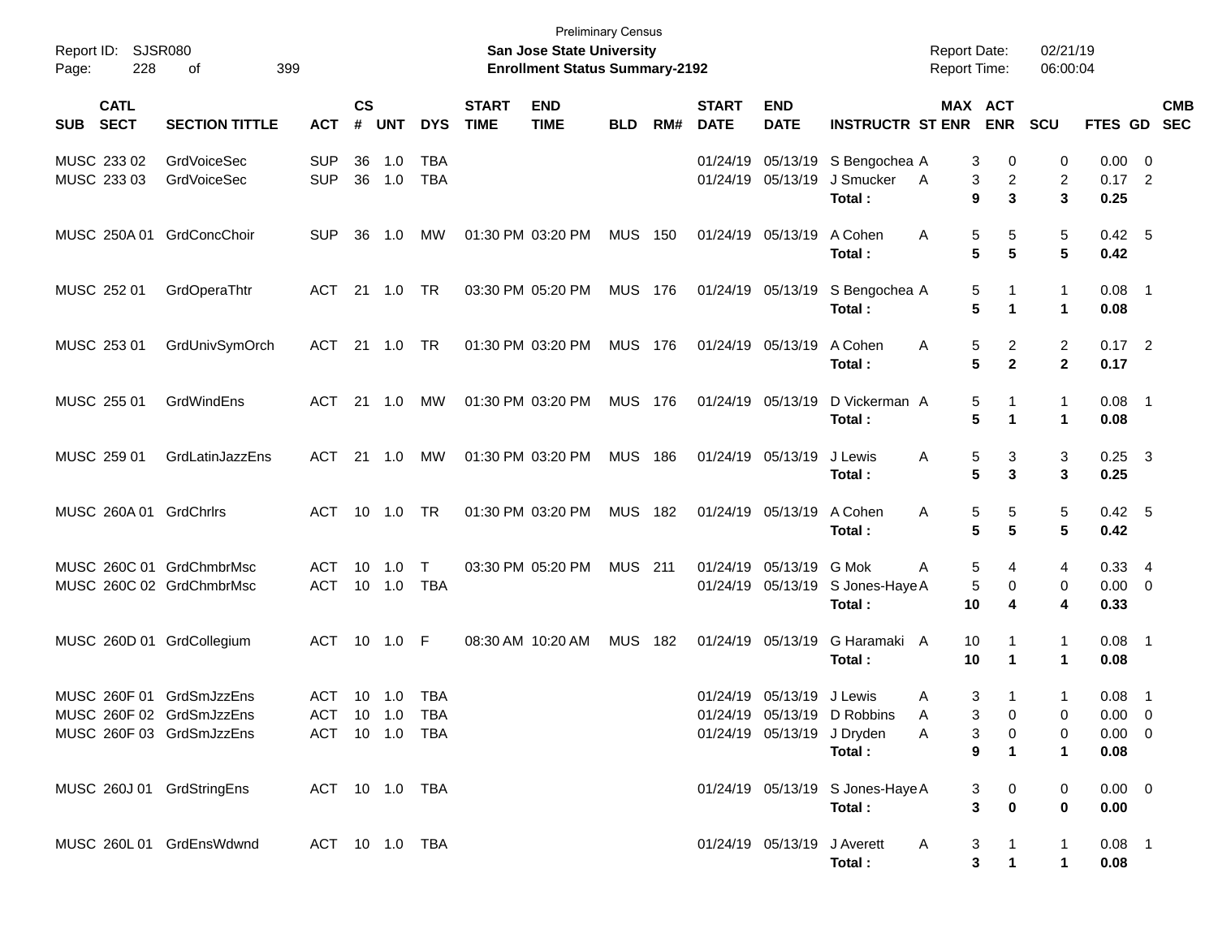Preliminary Census

**San Jose State University**

**Enrollment Status Summary-2192**

Report ID: SJSR080
Page: 228 of 399

Report Date: 02/21/19
Report Time: 06:00:04

| SUB | CATL SECT | SECTION TITTLE | ACT | CS # | UNT | DYS | START TIME | END TIME | BLD | RM# | START DATE | END DATE | INSTRUCTR | ST | MAX ENR | ACT ENR | SCU | FTES | GD | CMB SEC |
|---|---|---|---|---|---|---|---|---|---|---|---|---|---|---|---|---|---|---|---|---|
| MUSC | 233 02 | GrdVoiceSec | SUP | 36 | 1.0 | TBA | | | | | 01/24/19 | 05/13/19 | S Bengochea | A | 3 | 0 | 0 | 0.00 | 0 | |
| MUSC | 233 03 | GrdVoiceSec | SUP | 36 | 1.0 | TBA | | | | | 01/24/19 | 05/13/19 | J Smucker | A | 3 | 2 | 2 | 0.17 | 2 | |
| | | | | | | | | | | | | | **Total :** | | **9** | **3** | **3** | **0.25** | | |
| MUSC | 250A 01 | GrdConcChoir | SUP | 36 | 1.0 | MW | 01:30 PM | 03:20 PM | MUS | 150 | 01/24/19 | 05/13/19 | A Cohen | A | 5 | 5 | 5 | 0.42 | 5 | |
| | | | | | | | | | | | | | **Total :** | | **5** | **5** | **5** | **0.42** | | |
| MUSC | 252 01 | GrdOperaThtr | ACT | 21 | 1.0 | TR | 03:30 PM | 05:20 PM | MUS | 176 | 01/24/19 | 05/13/19 | S Bengochea | A | 5 | 1 | 1 | 0.08 | 1 | |
| | | | | | | | | | | | | | **Total :** | | **5** | **1** | **1** | **0.08** | | |
| MUSC | 253 01 | GrdUnivSymOrch | ACT | 21 | 1.0 | TR | 01:30 PM | 03:20 PM | MUS | 176 | 01/24/19 | 05/13/19 | A Cohen | A | 5 | 2 | 2 | 0.17 | 2 | |
| | | | | | | | | | | | | | **Total :** | | **5** | **2** | **2** | **0.17** | | |
| MUSC | 255 01 | GrdWindEns | ACT | 21 | 1.0 | MW | 01:30 PM | 03:20 PM | MUS | 176 | 01/24/19 | 05/13/19 | D Vickerman | A | 5 | 1 | 1 | 0.08 | 1 | |
| | | | | | | | | | | | | | **Total :** | | **5** | **1** | **1** | **0.08** | | |
| MUSC | 259 01 | GrdLatinJazzEns | ACT | 21 | 1.0 | MW | 01:30 PM | 03:20 PM | MUS | 186 | 01/24/19 | 05/13/19 | J Lewis | A | 5 | 3 | 3 | 0.25 | 3 | |
| | | | | | | | | | | | | | **Total :** | | **5** | **3** | **3** | **0.25** | | |
| MUSC | 260A 01 | GrdChrlrs | ACT | 10 | 1.0 | TR | 01:30 PM | 03:20 PM | MUS | 182 | 01/24/19 | 05/13/19 | A Cohen | A | 5 | 5 | 5 | 0.42 | 5 | |
| | | | | | | | | | | | | | **Total :** | | **5** | **5** | **5** | **0.42** | | |
| MUSC | 260C 01 | GrdChmbrMsc | ACT | 10 | 1.0 | T | 03:30 PM | 05:20 PM | MUS | 211 | 01/24/19 | 05/13/19 | G Mok | A | 5 | 4 | 4 | 0.33 | 4 | |
| MUSC | 260C 02 | GrdChmbrMsc | ACT | 10 | 1.0 | TBA | | | | | 01/24/19 | 05/13/19 | S Jones-Haye | A | 5 | 0 | 0 | 0.00 | 0 | |
| | | | | | | | | | | | | | **Total :** | | **10** | **4** | **4** | **0.33** | | |
| MUSC | 260D 01 | GrdCollegium | ACT | 10 | 1.0 | F | 08:30 AM | 10:20 AM | MUS | 182 | 01/24/19 | 05/13/19 | G Haramaki | A | 10 | 1 | 1 | 0.08 | 1 | |
| | | | | | | | | | | | | | **Total :** | | **10** | **1** | **1** | **0.08** | | |
| MUSC | 260F 01 | GrdSmJzzEns | ACT | 10 | 1.0 | TBA | | | | | 01/24/19 | 05/13/19 | J Lewis | A | 3 | 1 | 1 | 0.08 | 1 | |
| MUSC | 260F 02 | GrdSmJzzEns | ACT | 10 | 1.0 | TBA | | | | | 01/24/19 | 05/13/19 | D Robbins | A | 3 | 0 | 0 | 0.00 | 0 | |
| MUSC | 260F 03 | GrdSmJzzEns | ACT | 10 | 1.0 | TBA | | | | | 01/24/19 | 05/13/19 | J Dryden | A | 3 | 0 | 0 | 0.00 | 0 | |
| | | | | | | | | | | | | | **Total :** | | **9** | **1** | **1** | **0.08** | | |
| MUSC | 260J 01 | GrdStringEns | ACT | 10 | 1.0 | TBA | | | | | 01/24/19 | 05/13/19 | S Jones-Haye | A | 3 | 0 | 0 | 0.00 | 0 | |
| | | | | | | | | | | | | | **Total :** | | **3** | **0** | **0** | **0.00** | | |
| MUSC | 260L 01 | GrdEnsWdwnd | ACT | 10 | 1.0 | TBA | | | | | 01/24/19 | 05/13/19 | J Averett | A | 3 | 1 | 1 | 0.08 | 1 | |
| | | | | | | | | | | | | | **Total :** | | **3** | **1** | **1** | **0.08** | | |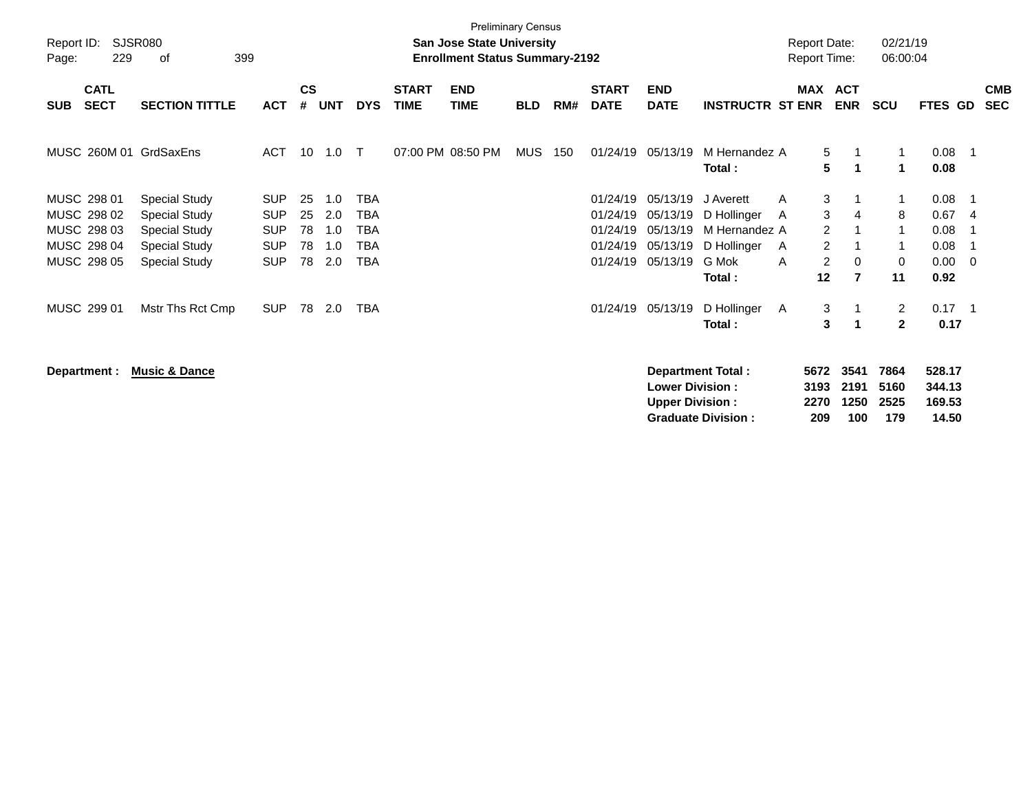Preliminary Census

Report ID: SJSR080

**San Jose State University**

**Enrollment Status Summary-2192**

Report Date: 02/21/19

Report Time: 06:00:04

| SUB | CATL SECT | SECTION TITTLE | ACT | CS # | UNT | DYS | START TIME | END TIME | BLD | RM# | START DATE | END DATE | INSTRUCTR | ST | MAX ENR | ACT ENR | SCU | FTES | GD | CMB SEC |
|---|---|---|---|---|---|---|---|---|---|---|---|---|---|---|---|---|---|---|---|---|
| MUSC | 260M 01 | GrdSaxEns | ACT | 10 | 1.0 | T | 07:00 PM | 08:50 PM | MUS | 150 | 01/24/19 | 05/13/19 | M Hernandez | A | 5 | 1 | 1 | 0.08 | 1 | |
| | | | | | | | | | | | | | **Total :** | | **5** | **1** | **1** | **0.08** | | |
| MUSC | 298 01 | Special Study | SUP | 25 | 1.0 | TBA | | | | | 01/24/19 | 05/13/19 | J Averett | A | 3 | 1 | 1 | 0.08 | 1 | |
| MUSC | 298 02 | Special Study | SUP | 25 | 2.0 | TBA | | | | | 01/24/19 | 05/13/19 | D Hollinger | A | 3 | 4 | 8 | 0.67 | 4 | |
| MUSC | 298 03 | Special Study | SUP | 78 | 1.0 | TBA | | | | | 01/24/19 | 05/13/19 | M Hernandez | A | 2 | 1 | 1 | 0.08 | 1 | |
| MUSC | 298 04 | Special Study | SUP | 78 | 1.0 | TBA | | | | | 01/24/19 | 05/13/19 | D Hollinger | A | 2 | 1 | 1 | 0.08 | 1 | |
| MUSC | 298 05 | Special Study | SUP | 78 | 2.0 | TBA | | | | | 01/24/19 | 05/13/19 | G Mok | A | 2 | 0 | 0 | 0.00 | 0 | |
| | | | | | | | | | | | | | **Total :** | | **12** | **7** | **11** | **0.92** | | |
| MUSC | 299 01 | Mstr Ths Rct Cmp | SUP | 78 | 2.0 | TBA | | | | | 01/24/19 | 05/13/19 | D Hollinger | A | 3 | 1 | 2 | 0.17 | 1 | |
| | | | | | | | | | | | | | **Total :** | | **3** | **1** | **2** | **0.17** | | |

**Department :** **Music & Dance**

| | MAX ENR | ACT ENR | SCU | FTES |
|---|---|---|---|---|
| **Department Total :** | **5672** | **3541** | **7864** | **528.17** |
| **Lower Division :** | **3193** | **2191** | **5160** | **344.13** |
| **Upper Division :** | **2270** | **1250** | **2525** | **169.53** |
| **Graduate Division :** | **209** | **100** | **179** | **14.50** |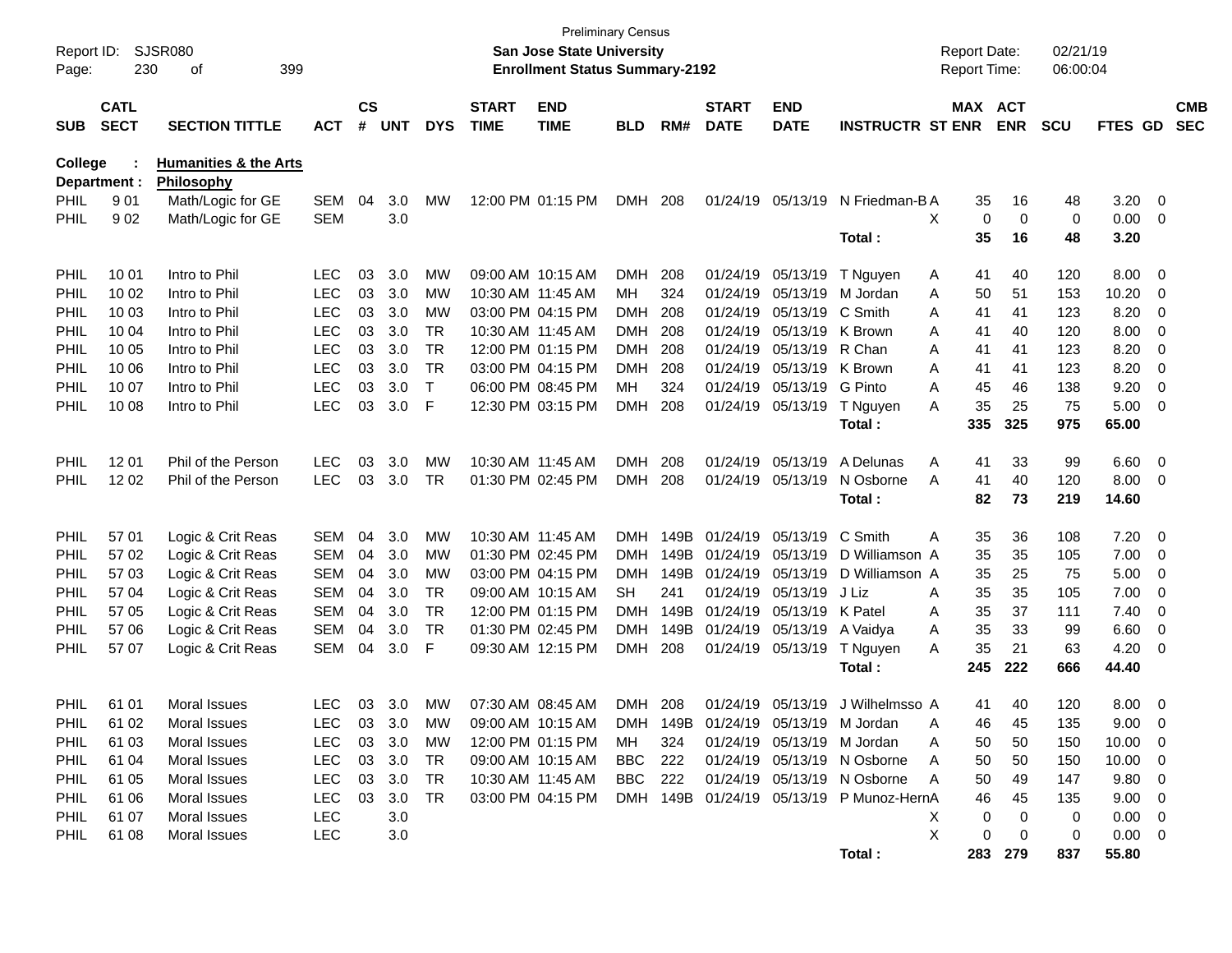Preliminary Census

**San Jose State University**

**Enrollment Status Summary-2192**

Report ID: SJSR080
Report Date: 02/21/19
Report Time: 06:00:04

| SUB | CATL SECT | SECTION TITTLE | ACT | CS # | UNT | DYS | START TIME | END TIME | BLD | RM# | START DATE | END DATE | INSTRUCTR | ST | MAX ENR | ACT ENR | SCU | FTES | GD | CMB SEC |
|---|---|---|---|---|---|---|---|---|---|---|---|---|---|---|---|---|---|---|---|---|
| **College :** | | **Humanities & the Arts** | | | | | | | | | | | | | | | | | | |
| **Department :** | | **Philosophy** | | | | | | | | | | | | | | | | | | |
| PHIL | 9 01 | Math/Logic for GE | SEM | 04 | 3.0 | MW | 12:00 PM | 01:15 PM | DMH | 208 | 01/24/19 | 05/13/19 | N Friedman-B | A | 35 | 16 | 48 | 3.20 | 0 | |
| PHIL | 9 02 | Math/Logic for GE | SEM | | 3.0 | | | | | | | | | X | 0 | 0 | 0 | 0.00 | 0 | |
| | | | | | | | | | | | | | **Total :** | | **35** | **16** | **48** | **3.20** | | |
| PHIL | 10 01 | Intro to Phil | LEC | 03 | 3.0 | MW | 09:00 AM | 10:15 AM | DMH | 208 | 01/24/19 | 05/13/19 | T Nguyen | A | 41 | 40 | 120 | 8.00 | 0 | |
| PHIL | 10 02 | Intro to Phil | LEC | 03 | 3.0 | MW | 10:30 AM | 11:45 AM | MH | 324 | 01/24/19 | 05/13/19 | M Jordan | A | 50 | 51 | 153 | 10.20 | 0 | |
| PHIL | 10 03 | Intro to Phil | LEC | 03 | 3.0 | MW | 03:00 PM | 04:15 PM | DMH | 208 | 01/24/19 | 05/13/19 | C Smith | A | 41 | 41 | 123 | 8.20 | 0 | |
| PHIL | 10 04 | Intro to Phil | LEC | 03 | 3.0 | TR | 10:30 AM | 11:45 AM | DMH | 208 | 01/24/19 | 05/13/19 | K Brown | A | 41 | 40 | 120 | 8.00 | 0 | |
| PHIL | 10 05 | Intro to Phil | LEC | 03 | 3.0 | TR | 12:00 PM | 01:15 PM | DMH | 208 | 01/24/19 | 05/13/19 | R Chan | A | 41 | 41 | 123 | 8.20 | 0 | |
| PHIL | 10 06 | Intro to Phil | LEC | 03 | 3.0 | TR | 03:00 PM | 04:15 PM | DMH | 208 | 01/24/19 | 05/13/19 | K Brown | A | 41 | 41 | 123 | 8.20 | 0 | |
| PHIL | 10 07 | Intro to Phil | LEC | 03 | 3.0 | T | 06:00 PM | 08:45 PM | MH | 324 | 01/24/19 | 05/13/19 | G Pinto | A | 45 | 46 | 138 | 9.20 | 0 | |
| PHIL | 10 08 | Intro to Phil | LEC | 03 | 3.0 | F | 12:30 PM | 03:15 PM | DMH | 208 | 01/24/19 | 05/13/19 | T Nguyen | A | 35 | 25 | 75 | 5.00 | 0 | |
| | | | | | | | | | | | | | **Total :** | | **335** | **325** | **975** | **65.00** | | |
| PHIL | 12 01 | Phil of the Person | LEC | 03 | 3.0 | MW | 10:30 AM | 11:45 AM | DMH | 208 | 01/24/19 | 05/13/19 | A Delunas | A | 41 | 33 | 99 | 6.60 | 0 | |
| PHIL | 12 02 | Phil of the Person | LEC | 03 | 3.0 | TR | 01:30 PM | 02:45 PM | DMH | 208 | 01/24/19 | 05/13/19 | N Osborne | A | 41 | 40 | 120 | 8.00 | 0 | |
| | | | | | | | | | | | | | **Total :** | | **82** | **73** | **219** | **14.60** | | |
| PHIL | 57 01 | Logic & Crit Reas | SEM | 04 | 3.0 | MW | 10:30 AM | 11:45 AM | DMH | 149B | 01/24/19 | 05/13/19 | C Smith | A | 35 | 36 | 108 | 7.20 | 0 | |
| PHIL | 57 02 | Logic & Crit Reas | SEM | 04 | 3.0 | MW | 01:30 PM | 02:45 PM | DMH | 149B | 01/24/19 | 05/13/19 | D Williamson | A | 35 | 35 | 105 | 7.00 | 0 | |
| PHIL | 57 03 | Logic & Crit Reas | SEM | 04 | 3.0 | MW | 03:00 PM | 04:15 PM | DMH | 149B | 01/24/19 | 05/13/19 | D Williamson | A | 35 | 25 | 75 | 5.00 | 0 | |
| PHIL | 57 04 | Logic & Crit Reas | SEM | 04 | 3.0 | TR | 09:00 AM | 10:15 AM | SH | 241 | 01/24/19 | 05/13/19 | J Liz | A | 35 | 35 | 105 | 7.00 | 0 | |
| PHIL | 57 05 | Logic & Crit Reas | SEM | 04 | 3.0 | TR | 12:00 PM | 01:15 PM | DMH | 149B | 01/24/19 | 05/13/19 | K Patel | A | 35 | 37 | 111 | 7.40 | 0 | |
| PHIL | 57 06 | Logic & Crit Reas | SEM | 04 | 3.0 | TR | 01:30 PM | 02:45 PM | DMH | 149B | 01/24/19 | 05/13/19 | A Vaidya | A | 35 | 33 | 99 | 6.60 | 0 | |
| PHIL | 57 07 | Logic & Crit Reas | SEM | 04 | 3.0 | F | 09:30 AM | 12:15 PM | DMH | 208 | 01/24/19 | 05/13/19 | T Nguyen | A | 35 | 21 | 63 | 4.20 | 0 | |
| | | | | | | | | | | | | | **Total :** | | **245** | **222** | **666** | **44.40** | | |
| PHIL | 61 01 | Moral Issues | LEC | 03 | 3.0 | MW | 07:30 AM | 08:45 AM | DMH | 208 | 01/24/19 | 05/13/19 | J Wilhelmsso | A | 41 | 40 | 120 | 8.00 | 0 | |
| PHIL | 61 02 | Moral Issues | LEC | 03 | 3.0 | MW | 09:00 AM | 10:15 AM | DMH | 149B | 01/24/19 | 05/13/19 | M Jordan | A | 46 | 45 | 135 | 9.00 | 0 | |
| PHIL | 61 03 | Moral Issues | LEC | 03 | 3.0 | MW | 12:00 PM | 01:15 PM | MH | 324 | 01/24/19 | 05/13/19 | M Jordan | A | 50 | 50 | 150 | 10.00 | 0 | |
| PHIL | 61 04 | Moral Issues | LEC | 03 | 3.0 | TR | 09:00 AM | 10:15 AM | BBC | 222 | 01/24/19 | 05/13/19 | N Osborne | A | 50 | 50 | 150 | 10.00 | 0 | |
| PHIL | 61 05 | Moral Issues | LEC | 03 | 3.0 | TR | 10:30 AM | 11:45 AM | BBC | 222 | 01/24/19 | 05/13/19 | N Osborne | A | 50 | 49 | 147 | 9.80 | 0 | |
| PHIL | 61 06 | Moral Issues | LEC | 03 | 3.0 | TR | 03:00 PM | 04:15 PM | DMH | 149B | 01/24/19 | 05/13/19 | P Munoz-Hern | A | 46 | 45 | 135 | 9.00 | 0 | |
| PHIL | 61 07 | Moral Issues | LEC | | 3.0 | | | | | | | | | X | 0 | 0 | 0 | 0.00 | 0 | |
| PHIL | 61 08 | Moral Issues | LEC | | 3.0 | | | | | | | | | X | 0 | 0 | 0 | 0.00 | 0 | |
| | | | | | | | | | | | | | **Total :** | | **283** | **279** | **837** | **55.80** | | |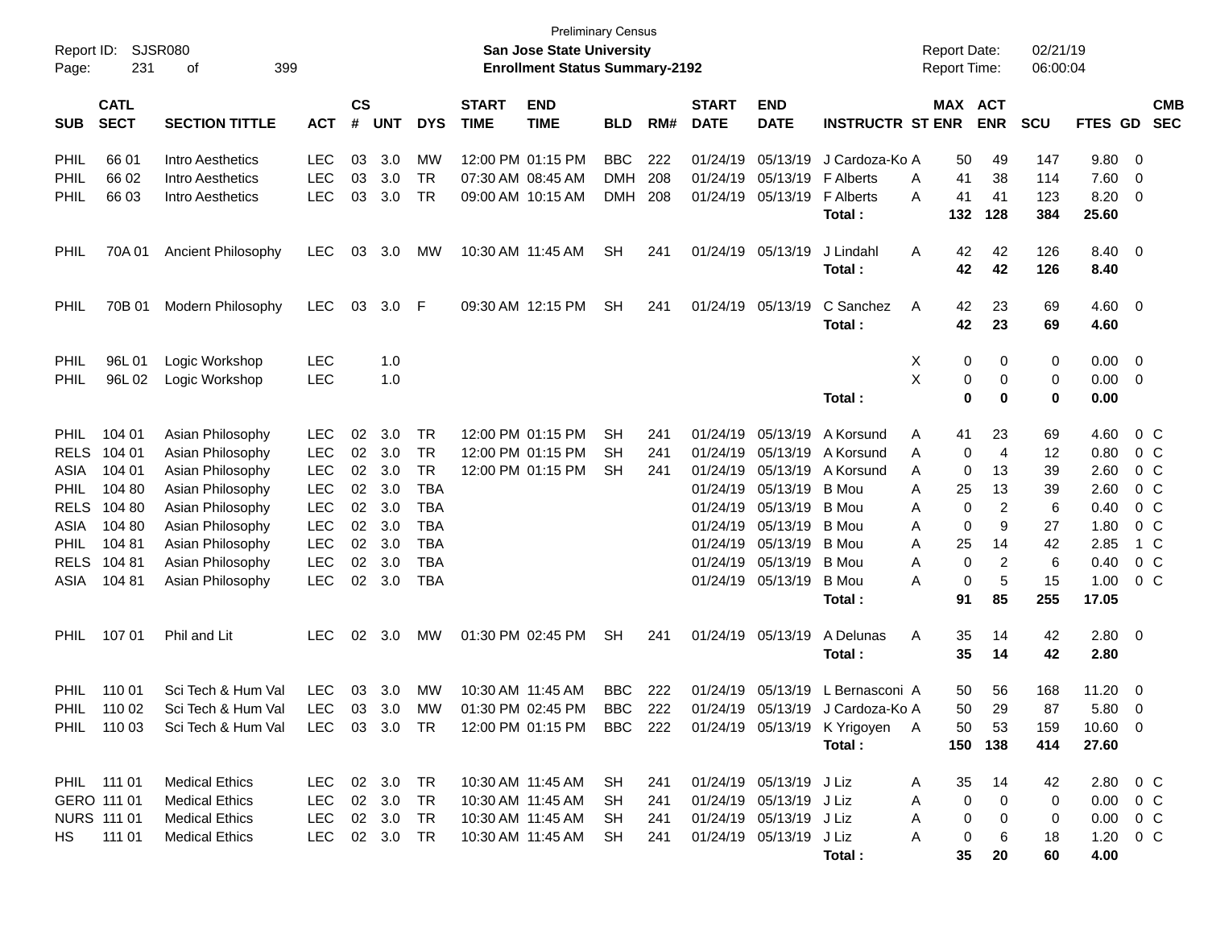Preliminary Census

Report ID: SJSR080 **San Jose State University** Report Date: 02/21/19

**Enrollment Status Summary-2192** Report Time: 06:00:04

| SUB | CATL SECT | SECTION TITTLE | ACT | CS # | UNT | DYS | START TIME | END TIME | BLD | RM# | START DATE | END DATE | INSTRUCTR | ST | MAX ENR | ACT ENR | SCU | FTES | GD | CMB SEC |
|---|---|---|---|---|---|---|---|---|---|---|---|---|---|---|---|---|---|---|---|---|
| PHIL | 66 01 | Intro Aesthetics | LEC | 03 | 3.0 | MW | 12:00 PM | 01:15 PM | BBC | 222 | 01/24/19 | 05/13/19 | J Cardoza-Ko | A | 50 | 49 | 147 | 9.80 | 0 | |
| PHIL | 66 02 | Intro Aesthetics | LEC | 03 | 3.0 | TR | 07:30 AM | 08:45 AM | DMH | 208 | 01/24/19 | 05/13/19 | F Alberts | A | 41 | 38 | 114 | 7.60 | 0 | |
| PHIL | 66 03 | Intro Aesthetics | LEC | 03 | 3.0 | TR | 09:00 AM | 10:15 AM | DMH | 208 | 01/24/19 | 05/13/19 | F Alberts | A | 41 | 41 | 123 | 8.20 | 0 | |
| | | | | | | | | | | | | | **Total :** | | **132** | **128** | **384** | **25.60** | | |
| PHIL | 70A 01 | Ancient Philosophy | LEC | 03 | 3.0 | MW | 10:30 AM | 11:45 AM | SH | 241 | 01/24/19 | 05/13/19 | J Lindahl | A | 42 | 42 | 126 | 8.40 | 0 | |
| | | | | | | | | | | | | | **Total :** | | **42** | **42** | **126** | **8.40** | | |
| PHIL | 70B 01 | Modern Philosophy | LEC | 03 | 3.0 | F | 09:30 AM | 12:15 PM | SH | 241 | 01/24/19 | 05/13/19 | C Sanchez | A | 42 | 23 | 69 | 4.60 | 0 | |
| | | | | | | | | | | | | | **Total :** | | **42** | **23** | **69** | **4.60** | | |
| PHIL | 96L 01 | Logic Workshop | LEC | | 1.0 | | | | | | | | | X | 0 | 0 | 0 | 0.00 | 0 | |
| PHIL | 96L 02 | Logic Workshop | LEC | | 1.0 | | | | | | | | | X | 0 | 0 | 0 | 0.00 | 0 | |
| | | | | | | | | | | | | | **Total :** | | **0** | **0** | **0** | **0.00** | | |
| PHIL | 104 01 | Asian Philosophy | LEC | 02 | 3.0 | TR | 12:00 PM | 01:15 PM | SH | 241 | 01/24/19 | 05/13/19 | A Korsund | A | 41 | 23 | 69 | 4.60 | 0 | C |
| RELS | 104 01 | Asian Philosophy | LEC | 02 | 3.0 | TR | 12:00 PM | 01:15 PM | SH | 241 | 01/24/19 | 05/13/19 | A Korsund | A | 0 | 4 | 12 | 0.80 | 0 | C |
| ASIA | 104 01 | Asian Philosophy | LEC | 02 | 3.0 | TR | 12:00 PM | 01:15 PM | SH | 241 | 01/24/19 | 05/13/19 | A Korsund | A | 0 | 13 | 39 | 2.60 | 0 | C |
| PHIL | 104 80 | Asian Philosophy | LEC | 02 | 3.0 | TBA | | | | | 01/24/19 | 05/13/19 | B Mou | A | 25 | 13 | 39 | 2.60 | 0 | C |
| RELS | 104 80 | Asian Philosophy | LEC | 02 | 3.0 | TBA | | | | | 01/24/19 | 05/13/19 | B Mou | A | 0 | 2 | 6 | 0.40 | 0 | C |
| ASIA | 104 80 | Asian Philosophy | LEC | 02 | 3.0 | TBA | | | | | 01/24/19 | 05/13/19 | B Mou | A | 0 | 9 | 27 | 1.80 | 0 | C |
| PHIL | 104 81 | Asian Philosophy | LEC | 02 | 3.0 | TBA | | | | | 01/24/19 | 05/13/19 | B Mou | A | 25 | 14 | 42 | 2.85 | 1 | C |
| RELS | 104 81 | Asian Philosophy | LEC | 02 | 3.0 | TBA | | | | | 01/24/19 | 05/13/19 | B Mou | A | 0 | 2 | 6 | 0.40 | 0 | C |
| ASIA | 104 81 | Asian Philosophy | LEC | 02 | 3.0 | TBA | | | | | 01/24/19 | 05/13/19 | B Mou | A | 0 | 5 | 15 | 1.00 | 0 | C |
| | | | | | | | | | | | | | **Total :** | | **91** | **85** | **255** | **17.05** | | |
| PHIL | 107 01 | Phil and Lit | LEC | 02 | 3.0 | MW | 01:30 PM | 02:45 PM | SH | 241 | 01/24/19 | 05/13/19 | A Delunas | A | 35 | 14 | 42 | 2.80 | 0 | |
| | | | | | | | | | | | | | **Total :** | | **35** | **14** | **42** | **2.80** | | |
| PHIL | 110 01 | Sci Tech & Hum Val | LEC | 03 | 3.0 | MW | 10:30 AM | 11:45 AM | BBC | 222 | 01/24/19 | 05/13/19 | L Bernasconi | A | 50 | 56 | 168 | 11.20 | 0 | |
| PHIL | 110 02 | Sci Tech & Hum Val | LEC | 03 | 3.0 | MW | 01:30 PM | 02:45 PM | BBC | 222 | 01/24/19 | 05/13/19 | J Cardoza-Ko | A | 50 | 29 | 87 | 5.80 | 0 | |
| PHIL | 110 03 | Sci Tech & Hum Val | LEC | 03 | 3.0 | TR | 12:00 PM | 01:15 PM | BBC | 222 | 01/24/19 | 05/13/19 | K Yrigoyen | A | 50 | 53 | 159 | 10.60 | 0 | |
| | | | | | | | | | | | | | **Total :** | | **150** | **138** | **414** | **27.60** | | |
| PHIL | 111 01 | Medical Ethics | LEC | 02 | 3.0 | TR | 10:30 AM | 11:45 AM | SH | 241 | 01/24/19 | 05/13/19 | J Liz | A | 35 | 14 | 42 | 2.80 | 0 | C |
| GERO | 111 01 | Medical Ethics | LEC | 02 | 3.0 | TR | 10:30 AM | 11:45 AM | SH | 241 | 01/24/19 | 05/13/19 | J Liz | A | 0 | 0 | 0 | 0.00 | 0 | C |
| NURS | 111 01 | Medical Ethics | LEC | 02 | 3.0 | TR | 10:30 AM | 11:45 AM | SH | 241 | 01/24/19 | 05/13/19 | J Liz | A | 0 | 0 | 0 | 0.00 | 0 | C |
| HS | 111 01 | Medical Ethics | LEC | 02 | 3.0 | TR | 10:30 AM | 11:45 AM | SH | 241 | 01/24/19 | 05/13/19 | J Liz | A | 0 | 6 | 18 | 1.20 | 0 | C |
| | | | | | | | | | | | | | **Total :** | | **35** | **20** | **60** | **4.00** | | |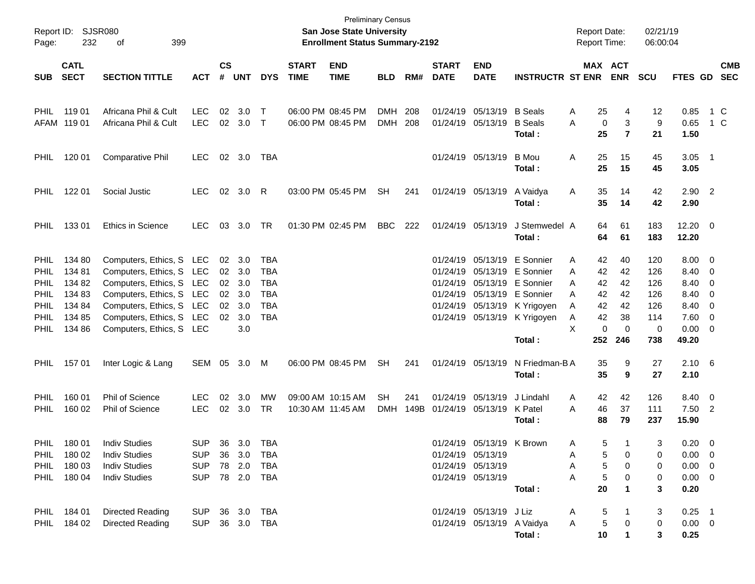Preliminary Census
**San Jose State University**
**Enrollment Status Summary-2192**

| SUB | CATL SECT | SECTION TITTLE | ACT | CS # | UNT | DYS | START TIME | END TIME | BLD | RM# | START DATE | END DATE | INSTRUCTR | ST | MAX ENR | ACT ENR | SCU | FTES | GD | CMB SEC |
|---|---|---|---|---|---|---|---|---|---|---|---|---|---|---|---|---|---|---|---|---|
| PHIL | 119 01 | Africana Phil & Cult | LEC | 02 | 3.0 | T | 06:00 PM | 08:45 PM | DMH | 208 | 01/24/19 | 05/13/19 | B Seals | A | 25 | 4 | 12 | 0.85 | 1 | C |
| AFAM | 119 01 | Africana Phil & Cult | LEC | 02 | 3.0 | T | 06:00 PM | 08:45 PM | DMH | 208 | 01/24/19 | 05/13/19 | B Seals | A | 0 | 3 | 9 | 0.65 | 1 | C |
| | | | | | | | | | | | | | **Total :** | | **25** | **7** | **21** | **1.50** | | |
| PHIL | 120 01 | Comparative Phil | LEC | 02 | 3.0 | TBA | | | | | 01/24/19 | 05/13/19 | B Mou | A | 25 | 15 | 45 | 3.05 | 1 | |
| | | | | | | | | | | | | | **Total :** | | **25** | **15** | **45** | **3.05** | | |
| PHIL | 122 01 | Social Justic | LEC | 02 | 3.0 | R | 03:00 PM | 05:45 PM | SH | 241 | 01/24/19 | 05/13/19 | A Vaidya | A | 35 | 14 | 42 | 2.90 | 2 | |
| | | | | | | | | | | | | | **Total :** | | **35** | **14** | **42** | **2.90** | | |
| PHIL | 133 01 | Ethics in Science | LEC | 03 | 3.0 | TR | 01:30 PM | 02:45 PM | BBC | 222 | 01/24/19 | 05/13/19 | J Stemwedel | A | 64 | 61 | 183 | 12.20 | 0 | |
| | | | | | | | | | | | | | **Total :** | | **64** | **61** | **183** | **12.20** | | |
| PHIL | 134 80 | Computers, Ethics, S | LEC | 02 | 3.0 | TBA | | | | | 01/24/19 | 05/13/19 | E Sonnier | A | 42 | 40 | 120 | 8.00 | 0 | |
| PHIL | 134 81 | Computers, Ethics, S | LEC | 02 | 3.0 | TBA | | | | | 01/24/19 | 05/13/19 | E Sonnier | A | 42 | 42 | 126 | 8.40 | 0 | |
| PHIL | 134 82 | Computers, Ethics, S | LEC | 02 | 3.0 | TBA | | | | | 01/24/19 | 05/13/19 | E Sonnier | A | 42 | 42 | 126 | 8.40 | 0 | |
| PHIL | 134 83 | Computers, Ethics, S | LEC | 02 | 3.0 | TBA | | | | | 01/24/19 | 05/13/19 | E Sonnier | A | 42 | 42 | 126 | 8.40 | 0 | |
| PHIL | 134 84 | Computers, Ethics, S | LEC | 02 | 3.0 | TBA | | | | | 01/24/19 | 05/13/19 | K Yrigoyen | A | 42 | 42 | 126 | 8.40 | 0 | |
| PHIL | 134 85 | Computers, Ethics, S | LEC | 02 | 3.0 | TBA | | | | | 01/24/19 | 05/13/19 | K Yrigoyen | A | 42 | 38 | 114 | 7.60 | 0 | |
| PHIL | 134 86 | Computers, Ethics, S | LEC | | 3.0 | | | | | | | | | X | 0 | 0 | 0 | 0.00 | 0 | |
| | | | | | | | | | | | | | **Total :** | | **252** | **246** | **738** | **49.20** | | |
| PHIL | 157 01 | Inter Logic & Lang | SEM | 05 | 3.0 | M | 06:00 PM | 08:45 PM | SH | 241 | 01/24/19 | 05/13/19 | N Friedman-B | A | 35 | 9 | 27 | 2.10 | 6 | |
| | | | | | | | | | | | | | **Total :** | | **35** | **9** | **27** | **2.10** | | |
| PHIL | 160 01 | Phil of Science | LEC | 02 | 3.0 | MW | 09:00 AM | 10:15 AM | SH | 241 | 01/24/19 | 05/13/19 | J Lindahl | A | 42 | 42 | 126 | 8.40 | 0 | |
| PHIL | 160 02 | Phil of Science | LEC | 02 | 3.0 | TR | 10:30 AM | 11:45 AM | DMH | 149B | 01/24/19 | 05/13/19 | K Patel | A | 46 | 37 | 111 | 7.50 | 2 | |
| | | | | | | | | | | | | | **Total :** | | **88** | **79** | **237** | **15.90** | | |
| PHIL | 180 01 | Indiv Studies | SUP | 36 | 3.0 | TBA | | | | | 01/24/19 | 05/13/19 | K Brown | A | 5 | 1 | 3 | 0.20 | 0 | |
| PHIL | 180 02 | Indiv Studies | SUP | 36 | 3.0 | TBA | | | | | 01/24/19 | 05/13/19 | | A | 5 | 0 | 0 | 0.00 | 0 | |
| PHIL | 180 03 | Indiv Studies | SUP | 78 | 2.0 | TBA | | | | | 01/24/19 | 05/13/19 | | A | 5 | 0 | 0 | 0.00 | 0 | |
| PHIL | 180 04 | Indiv Studies | SUP | 78 | 2.0 | TBA | | | | | 01/24/19 | 05/13/19 | | A | 5 | 0 | 0 | 0.00 | 0 | |
| | | | | | | | | | | | | | **Total :** | | **20** | **1** | **3** | **0.20** | | |
| PHIL | 184 01 | Directed Reading | SUP | 36 | 3.0 | TBA | | | | | 01/24/19 | 05/13/19 | J Liz | A | 5 | 1 | 3 | 0.25 | 1 | |
| PHIL | 184 02 | Directed Reading | SUP | 36 | 3.0 | TBA | | | | | 01/24/19 | 05/13/19 | A Vaidya | A | 5 | 0 | 0 | 0.00 | 0 | |
| | | | | | | | | | | | | | **Total :** | | **10** | **1** | **3** | **0.25** | | |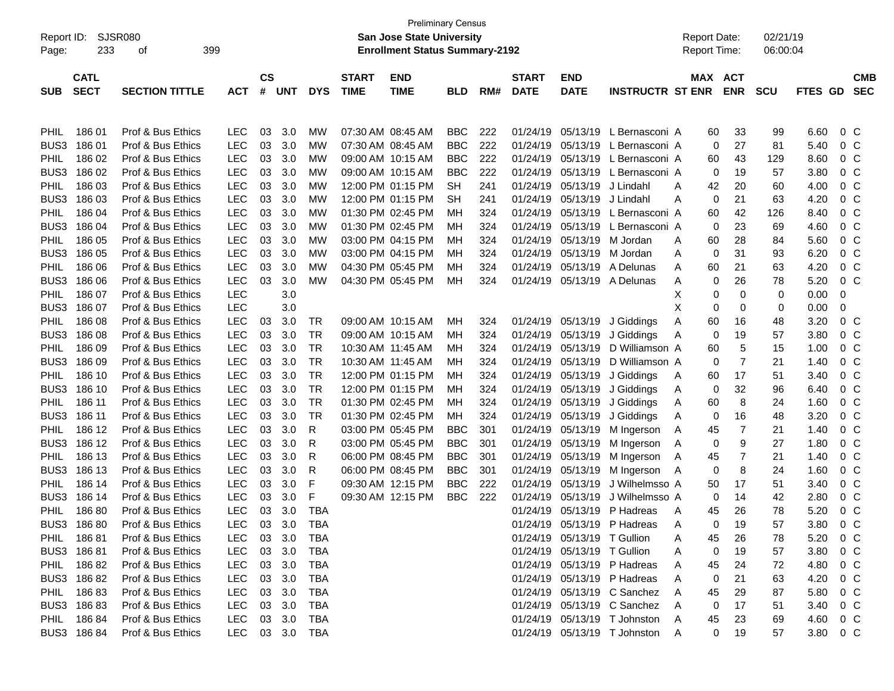Preliminary Census

Report ID: SJSR080

**San Jose State University**

**Enrollment Status Summary-2192**

Report Date: 02/21/19

Report Time: 06:00:04

| SUB | CATL SECT | SECTION TITTLE | ACT | CS # | UNT | DYS | START TIME | END TIME | BLD | RM# | START DATE | END DATE | INSTRUCTR | ST | MAX ENR | ACT ENR | SCU | FTES | GD | CMB SEC |
|---|---|---|---|---|---|---|---|---|---|---|---|---|---|---|---|---|---|---|---|---|
| PHIL | 186 01 | Prof & Bus Ethics | LEC | 03 | 3.0 | MW | 07:30 AM | 08:45 AM | BBC | 222 | 01/24/19 | 05/13/19 | L Bernasconi | A | 60 | 33 | 99 | 6.60 | 0 | C |
| BUS3 | 186 01 | Prof & Bus Ethics | LEC | 03 | 3.0 | MW | 07:30 AM | 08:45 AM | BBC | 222 | 01/24/19 | 05/13/19 | L Bernasconi | A | 0 | 27 | 81 | 5.40 | 0 | C |
| PHIL | 186 02 | Prof & Bus Ethics | LEC | 03 | 3.0 | MW | 09:00 AM | 10:15 AM | BBC | 222 | 01/24/19 | 05/13/19 | L Bernasconi | A | 60 | 43 | 129 | 8.60 | 0 | C |
| BUS3 | 186 02 | Prof & Bus Ethics | LEC | 03 | 3.0 | MW | 09:00 AM | 10:15 AM | BBC | 222 | 01/24/19 | 05/13/19 | L Bernasconi | A | 0 | 19 | 57 | 3.80 | 0 | C |
| PHIL | 186 03 | Prof & Bus Ethics | LEC | 03 | 3.0 | MW | 12:00 PM | 01:15 PM | SH | 241 | 01/24/19 | 05/13/19 | J Lindahl | A | 42 | 20 | 60 | 4.00 | 0 | C |
| BUS3 | 186 03 | Prof & Bus Ethics | LEC | 03 | 3.0 | MW | 12:00 PM | 01:15 PM | SH | 241 | 01/24/19 | 05/13/19 | J Lindahl | A | 0 | 21 | 63 | 4.20 | 0 | C |
| PHIL | 186 04 | Prof & Bus Ethics | LEC | 03 | 3.0 | MW | 01:30 PM | 02:45 PM | MH | 324 | 01/24/19 | 05/13/19 | L Bernasconi | A | 60 | 42 | 126 | 8.40 | 0 | C |
| BUS3 | 186 04 | Prof & Bus Ethics | LEC | 03 | 3.0 | MW | 01:30 PM | 02:45 PM | MH | 324 | 01/24/19 | 05/13/19 | L Bernasconi | A | 0 | 23 | 69 | 4.60 | 0 | C |
| PHIL | 186 05 | Prof & Bus Ethics | LEC | 03 | 3.0 | MW | 03:00 PM | 04:15 PM | MH | 324 | 01/24/19 | 05/13/19 | M Jordan | A | 60 | 28 | 84 | 5.60 | 0 | C |
| BUS3 | 186 05 | Prof & Bus Ethics | LEC | 03 | 3.0 | MW | 03:00 PM | 04:15 PM | MH | 324 | 01/24/19 | 05/13/19 | M Jordan | A | 0 | 31 | 93 | 6.20 | 0 | C |
| PHIL | 186 06 | Prof & Bus Ethics | LEC | 03 | 3.0 | MW | 04:30 PM | 05:45 PM | MH | 324 | 01/24/19 | 05/13/19 | A Delunas | A | 60 | 21 | 63 | 4.20 | 0 | C |
| BUS3 | 186 06 | Prof & Bus Ethics | LEC | 03 | 3.0 | MW | 04:30 PM | 05:45 PM | MH | 324 | 01/24/19 | 05/13/19 | A Delunas | A | 0 | 26 | 78 | 5.20 | 0 | C |
| PHIL | 186 07 | Prof & Bus Ethics | LEC | | 3.0 | | | | | | | | | X | 0 | 0 | 0 | 0.00 | 0 | |
| BUS3 | 186 07 | Prof & Bus Ethics | LEC | | 3.0 | | | | | | | | | X | 0 | 0 | 0 | 0.00 | 0 | |
| PHIL | 186 08 | Prof & Bus Ethics | LEC | 03 | 3.0 | TR | 09:00 AM | 10:15 AM | MH | 324 | 01/24/19 | 05/13/19 | J Giddings | A | 60 | 16 | 48 | 3.20 | 0 | C |
| BUS3 | 186 08 | Prof & Bus Ethics | LEC | 03 | 3.0 | TR | 09:00 AM | 10:15 AM | MH | 324 | 01/24/19 | 05/13/19 | J Giddings | A | 0 | 19 | 57 | 3.80 | 0 | C |
| PHIL | 186 09 | Prof & Bus Ethics | LEC | 03 | 3.0 | TR | 10:30 AM | 11:45 AM | MH | 324 | 01/24/19 | 05/13/19 | D Williamson | A | 60 | 5 | 15 | 1.00 | 0 | C |
| BUS3 | 186 09 | Prof & Bus Ethics | LEC | 03 | 3.0 | TR | 10:30 AM | 11:45 AM | MH | 324 | 01/24/19 | 05/13/19 | D Williamson | A | 0 | 7 | 21 | 1.40 | 0 | C |
| PHIL | 186 10 | Prof & Bus Ethics | LEC | 03 | 3.0 | TR | 12:00 PM | 01:15 PM | MH | 324 | 01/24/19 | 05/13/19 | J Giddings | A | 60 | 17 | 51 | 3.40 | 0 | C |
| BUS3 | 186 10 | Prof & Bus Ethics | LEC | 03 | 3.0 | TR | 12:00 PM | 01:15 PM | MH | 324 | 01/24/19 | 05/13/19 | J Giddings | A | 0 | 32 | 96 | 6.40 | 0 | C |
| PHIL | 186 11 | Prof & Bus Ethics | LEC | 03 | 3.0 | TR | 01:30 PM | 02:45 PM | MH | 324 | 01/24/19 | 05/13/19 | J Giddings | A | 60 | 8 | 24 | 1.60 | 0 | C |
| BUS3 | 186 11 | Prof & Bus Ethics | LEC | 03 | 3.0 | TR | 01:30 PM | 02:45 PM | MH | 324 | 01/24/19 | 05/13/19 | J Giddings | A | 0 | 16 | 48 | 3.20 | 0 | C |
| PHIL | 186 12 | Prof & Bus Ethics | LEC | 03 | 3.0 | R | 03:00 PM | 05:45 PM | BBC | 301 | 01/24/19 | 05/13/19 | M Ingerson | A | 45 | 7 | 21 | 1.40 | 0 | C |
| BUS3 | 186 12 | Prof & Bus Ethics | LEC | 03 | 3.0 | R | 03:00 PM | 05:45 PM | BBC | 301 | 01/24/19 | 05/13/19 | M Ingerson | A | 0 | 9 | 27 | 1.80 | 0 | C |
| PHIL | 186 13 | Prof & Bus Ethics | LEC | 03 | 3.0 | R | 06:00 PM | 08:45 PM | BBC | 301 | 01/24/19 | 05/13/19 | M Ingerson | A | 45 | 7 | 21 | 1.40 | 0 | C |
| BUS3 | 186 13 | Prof & Bus Ethics | LEC | 03 | 3.0 | R | 06:00 PM | 08:45 PM | BBC | 301 | 01/24/19 | 05/13/19 | M Ingerson | A | 0 | 8 | 24 | 1.60 | 0 | C |
| PHIL | 186 14 | Prof & Bus Ethics | LEC | 03 | 3.0 | F | 09:30 AM | 12:15 PM | BBC | 222 | 01/24/19 | 05/13/19 | J Wilhelmsso | A | 50 | 17 | 51 | 3.40 | 0 | C |
| BUS3 | 186 14 | Prof & Bus Ethics | LEC | 03 | 3.0 | F | 09:30 AM | 12:15 PM | BBC | 222 | 01/24/19 | 05/13/19 | J Wilhelmsso | A | 0 | 14 | 42 | 2.80 | 0 | C |
| PHIL | 186 80 | Prof & Bus Ethics | LEC | 03 | 3.0 | TBA | | | | | 01/24/19 | 05/13/19 | P Hadreas | A | 45 | 26 | 78 | 5.20 | 0 | C |
| BUS3 | 186 80 | Prof & Bus Ethics | LEC | 03 | 3.0 | TBA | | | | | 01/24/19 | 05/13/19 | P Hadreas | A | 0 | 19 | 57 | 3.80 | 0 | C |
| PHIL | 186 81 | Prof & Bus Ethics | LEC | 03 | 3.0 | TBA | | | | | 01/24/19 | 05/13/19 | T Gullion | A | 45 | 26 | 78 | 5.20 | 0 | C |
| BUS3 | 186 81 | Prof & Bus Ethics | LEC | 03 | 3.0 | TBA | | | | | 01/24/19 | 05/13/19 | T Gullion | A | 0 | 19 | 57 | 3.80 | 0 | C |
| PHIL | 186 82 | Prof & Bus Ethics | LEC | 03 | 3.0 | TBA | | | | | 01/24/19 | 05/13/19 | P Hadreas | A | 45 | 24 | 72 | 4.80 | 0 | C |
| BUS3 | 186 82 | Prof & Bus Ethics | LEC | 03 | 3.0 | TBA | | | | | 01/24/19 | 05/13/19 | P Hadreas | A | 0 | 21 | 63 | 4.20 | 0 | C |
| PHIL | 186 83 | Prof & Bus Ethics | LEC | 03 | 3.0 | TBA | | | | | 01/24/19 | 05/13/19 | C Sanchez | A | 45 | 29 | 87 | 5.80 | 0 | C |
| BUS3 | 186 83 | Prof & Bus Ethics | LEC | 03 | 3.0 | TBA | | | | | 01/24/19 | 05/13/19 | C Sanchez | A | 0 | 17 | 51 | 3.40 | 0 | C |
| PHIL | 186 84 | Prof & Bus Ethics | LEC | 03 | 3.0 | TBA | | | | | 01/24/19 | 05/13/19 | T Johnston | A | 45 | 23 | 69 | 4.60 | 0 | C |
| BUS3 | 186 84 | Prof & Bus Ethics | LEC | 03 | 3.0 | TBA | | | | | 01/24/19 | 05/13/19 | T Johnston | A | 0 | 19 | 57 | 3.80 | 0 | C |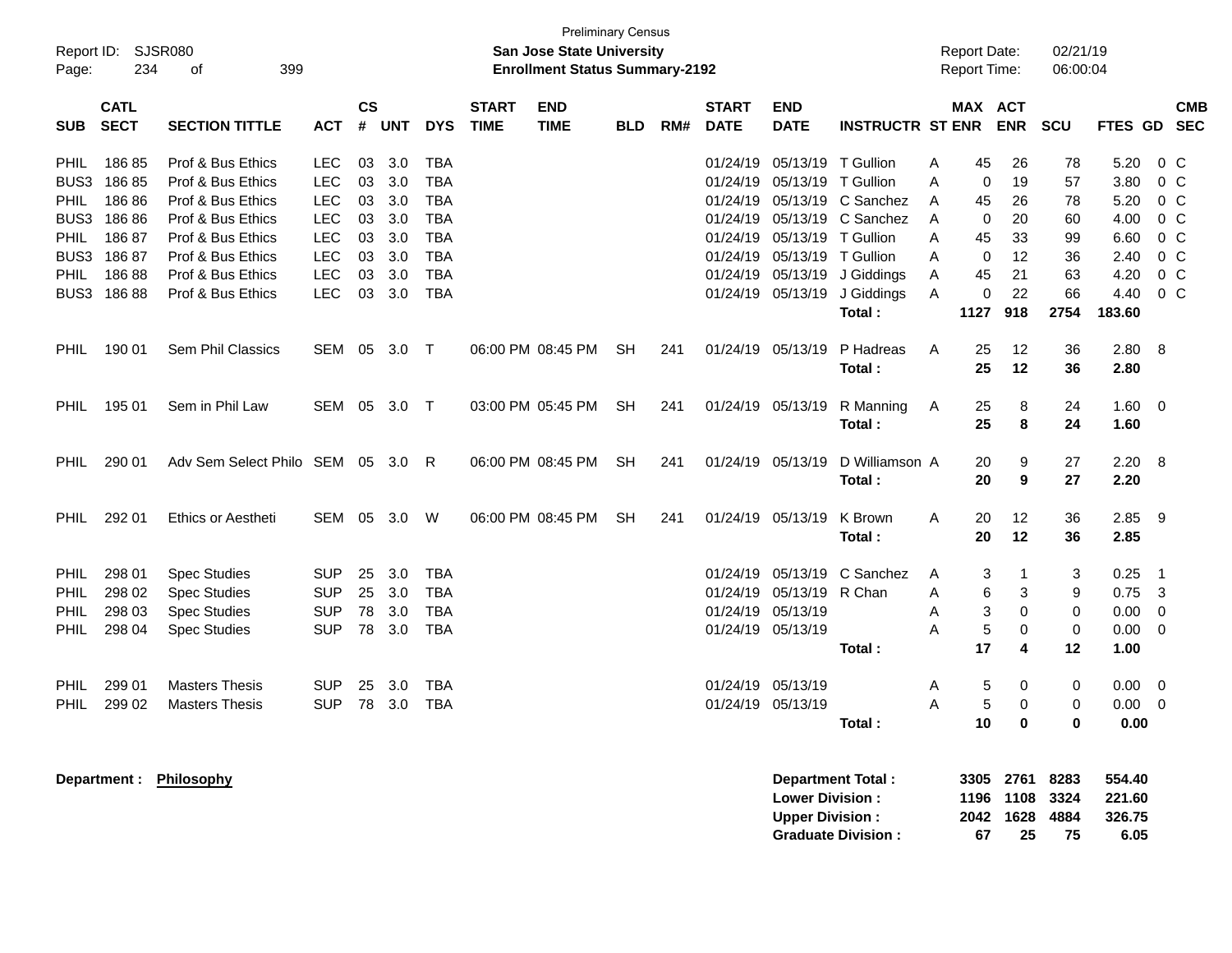Preliminary Census
**San Jose State University**
**Enrollment Status Summary-2192**

Report ID: SJSR080
Report Date: 02/21/19
Report Time: 06:00:04

| SUB | CATL SECT | SECTION TITTLE | ACT | CS # | UNT | DYS | START TIME | END TIME | BLD | RM# | START DATE | END DATE | INSTRUCTR | ST | MAX ENR | ACT ENR | SCU | FTES | GD | CMB SEC |
|---|---|---|---|---|---|---|---|---|---|---|---|---|---|---|---|---|---|---|---|---|
| PHIL | 186 85 | Prof & Bus Ethics | LEC | 03 | 3.0 | TBA | | | | | 01/24/19 | 05/13/19 | T Gullion | A | 45 | 26 | 78 | 5.20 | 0 | C |
| BUS3 | 186 85 | Prof & Bus Ethics | LEC | 03 | 3.0 | TBA | | | | | 01/24/19 | 05/13/19 | T Gullion | A | 0 | 19 | 57 | 3.80 | 0 | C |
| PHIL | 186 86 | Prof & Bus Ethics | LEC | 03 | 3.0 | TBA | | | | | 01/24/19 | 05/13/19 | C Sanchez | A | 45 | 26 | 78 | 5.20 | 0 | C |
| BUS3 | 186 86 | Prof & Bus Ethics | LEC | 03 | 3.0 | TBA | | | | | 01/24/19 | 05/13/19 | C Sanchez | A | 0 | 20 | 60 | 4.00 | 0 | C |
| PHIL | 186 87 | Prof & Bus Ethics | LEC | 03 | 3.0 | TBA | | | | | 01/24/19 | 05/13/19 | T Gullion | A | 45 | 33 | 99 | 6.60 | 0 | C |
| BUS3 | 186 87 | Prof & Bus Ethics | LEC | 03 | 3.0 | TBA | | | | | 01/24/19 | 05/13/19 | T Gullion | A | 0 | 12 | 36 | 2.40 | 0 | C |
| PHIL | 186 88 | Prof & Bus Ethics | LEC | 03 | 3.0 | TBA | | | | | 01/24/19 | 05/13/19 | J Giddings | A | 45 | 21 | 63 | 4.20 | 0 | C |
| BUS3 | 186 88 | Prof & Bus Ethics | LEC | 03 | 3.0 | TBA | | | | | 01/24/19 | 05/13/19 | J Giddings | A | 0 | 22 | 66 | 4.40 | 0 | C |
| | | | | | | | | | | | | | **Total :** | | **1127** | **918** | **2754** | **183.60** | | |
| PHIL | 190 01 | Sem Phil Classics | SEM | 05 | 3.0 | T | 06:00 PM | 08:45 PM | SH | 241 | 01/24/19 | 05/13/19 | P Hadreas | A | 25 | 12 | 36 | 2.80 | 8 | |
| | | | | | | | | | | | | | **Total :** | | **25** | **12** | **36** | **2.80** | | |
| PHIL | 195 01 | Sem in Phil Law | SEM | 05 | 3.0 | T | 03:00 PM | 05:45 PM | SH | 241 | 01/24/19 | 05/13/19 | R Manning | A | 25 | 8 | 24 | 1.60 | 0 | |
| | | | | | | | | | | | | | **Total :** | | **25** | **8** | **24** | **1.60** | | |
| PHIL | 290 01 | Adv Sem Select Philo | SEM | 05 | 3.0 | R | 06:00 PM | 08:45 PM | SH | 241 | 01/24/19 | 05/13/19 | D Williamson | A | 20 | 9 | 27 | 2.20 | 8 | |
| | | | | | | | | | | | | | **Total :** | | **20** | **9** | **27** | **2.20** | | |
| PHIL | 292 01 | Ethics or Aestheti | SEM | 05 | 3.0 | W | 06:00 PM | 08:45 PM | SH | 241 | 01/24/19 | 05/13/19 | K Brown | A | 20 | 12 | 36 | 2.85 | 9 | |
| | | | | | | | | | | | | | **Total :** | | **20** | **12** | **36** | **2.85** | | |
| PHIL | 298 01 | Spec Studies | SUP | 25 | 3.0 | TBA | | | | | 01/24/19 | 05/13/19 | C Sanchez | A | 3 | 1 | 3 | 0.25 | 1 | |
| PHIL | 298 02 | Spec Studies | SUP | 25 | 3.0 | TBA | | | | | 01/24/19 | 05/13/19 | R Chan | A | 6 | 3 | 9 | 0.75 | 3 | |
| PHIL | 298 03 | Spec Studies | SUP | 78 | 3.0 | TBA | | | | | 01/24/19 | 05/13/19 | | A | 3 | 0 | 0 | 0.00 | 0 | |
| PHIL | 298 04 | Spec Studies | SUP | 78 | 3.0 | TBA | | | | | 01/24/19 | 05/13/19 | | A | 5 | 0 | 0 | 0.00 | 0 | |
| | | | | | | | | | | | | | **Total :** | | **17** | **4** | **12** | **1.00** | | |
| PHIL | 299 01 | Masters Thesis | SUP | 25 | 3.0 | TBA | | | | | 01/24/19 | 05/13/19 | | A | 5 | 0 | 0 | 0.00 | 0 | |
| PHIL | 299 02 | Masters Thesis | SUP | 78 | 3.0 | TBA | | | | | 01/24/19 | 05/13/19 | | A | 5 | 0 | 0 | 0.00 | 0 | |
| | | | | | | | | | | | | | **Total :** | | **10** | **0** | **0** | **0.00** | | |

**Department : Philosophy**

| | MAX ENR | ACT ENR | SCU | FTES |
|---|---|---|---|---|
| **Department Total :** | **3305** | **2761** | **8283** | **554.40** |
| **Lower Division :** | **1196** | **1108** | **3324** | **221.60** |
| **Upper Division :** | **2042** | **1628** | **4884** | **326.75** |
| **Graduate Division :** | **67** | **25** | **75** | **6.05** |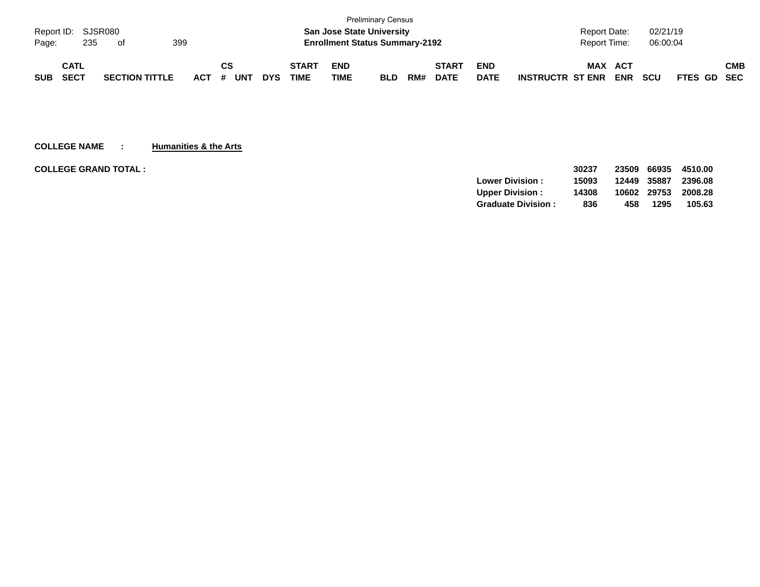| SUB | CATL SECT | SECTION TITTLE | ACT | CS # | UNT | DYS | START TIME | END TIME | BLD | RM# | START DATE | END DATE | INSTRUCTR | MAX ST ENR | ACT ENR | SCU | FTES | GD | CMB SEC |
|---|---|---|---|---|---|---|---|---|---|---|---|---|---|---|---|---|---|---|---|

**COLLEGE NAME : Humanities & the Arts**

**COLLEGE GRAND TOTAL :**

| | MAX ST ENR | ACT ENR | SCU | FTES |
|---|---|---|---|---|
| | 30237 | 23509 | 66935 | 4510.00 |
| Lower Division : | 15093 | 12449 | 35887 | 2396.08 |
| Upper Division : | 14308 | 10602 | 29753 | 2008.28 |
| Graduate Division : | 836 | 458 | 1295 | 105.63 |